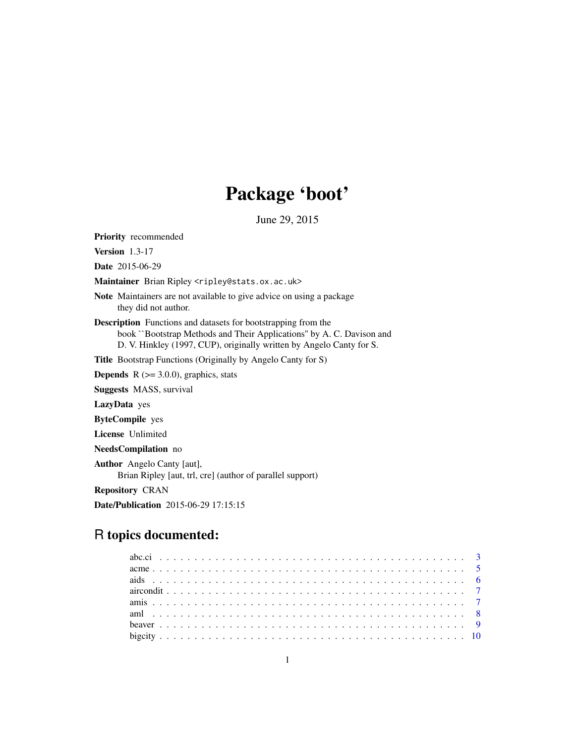# Package 'boot'

June 29, 2015

**Priority** recommended

**Version** 1.3-17

**Date** 2015-06-29

**Maintainer** Brian Ripley <ripley@stats.ox.ac.uk>

**Note** Maintainers are not available to give advice on using a package they did not author.

**Description** Functions and datasets for bootstrapping from the book ``Bootstrap Methods and Their Applications'' by A. C. Davison and D. V. Hinkley (1997, CUP), originally written by Angelo Canty for S.

**Title** Bootstrap Functions (Originally by Angelo Canty for S)

**Depends** R (>= 3.0.0), graphics, stats

**Suggests** MASS, survival

**LazyData** yes

**ByteCompile** yes

**License** Unlimited

**NeedsCompilation** no

**Author** Angelo Canty [aut],
Brian Ripley [aut, trl, cre] (author of parallel support)

**Repository** CRAN

**Date/Publication** 2015-06-29 17:15:15

## R topics documented:

abc.ci . . . . . . . . . . . . . . . . . . . . . . . . . . . . . . . . . . . . . . . . . 3
acme . . . . . . . . . . . . . . . . . . . . . . . . . . . . . . . . . . . . . . . . . . 5
aids . . . . . . . . . . . . . . . . . . . . . . . . . . . . . . . . . . . . . . . . . . 6
aircondit . . . . . . . . . . . . . . . . . . . . . . . . . . . . . . . . . . . . . . . 7
amis . . . . . . . . . . . . . . . . . . . . . . . . . . . . . . . . . . . . . . . . . . 7
aml . . . . . . . . . . . . . . . . . . . . . . . . . . . . . . . . . . . . . . . . . . . 8
beaver . . . . . . . . . . . . . . . . . . . . . . . . . . . . . . . . . . . . . . . . . 9
bigcity . . . . . . . . . . . . . . . . . . . . . . . . . . . . . . . . . . . . . . . . 10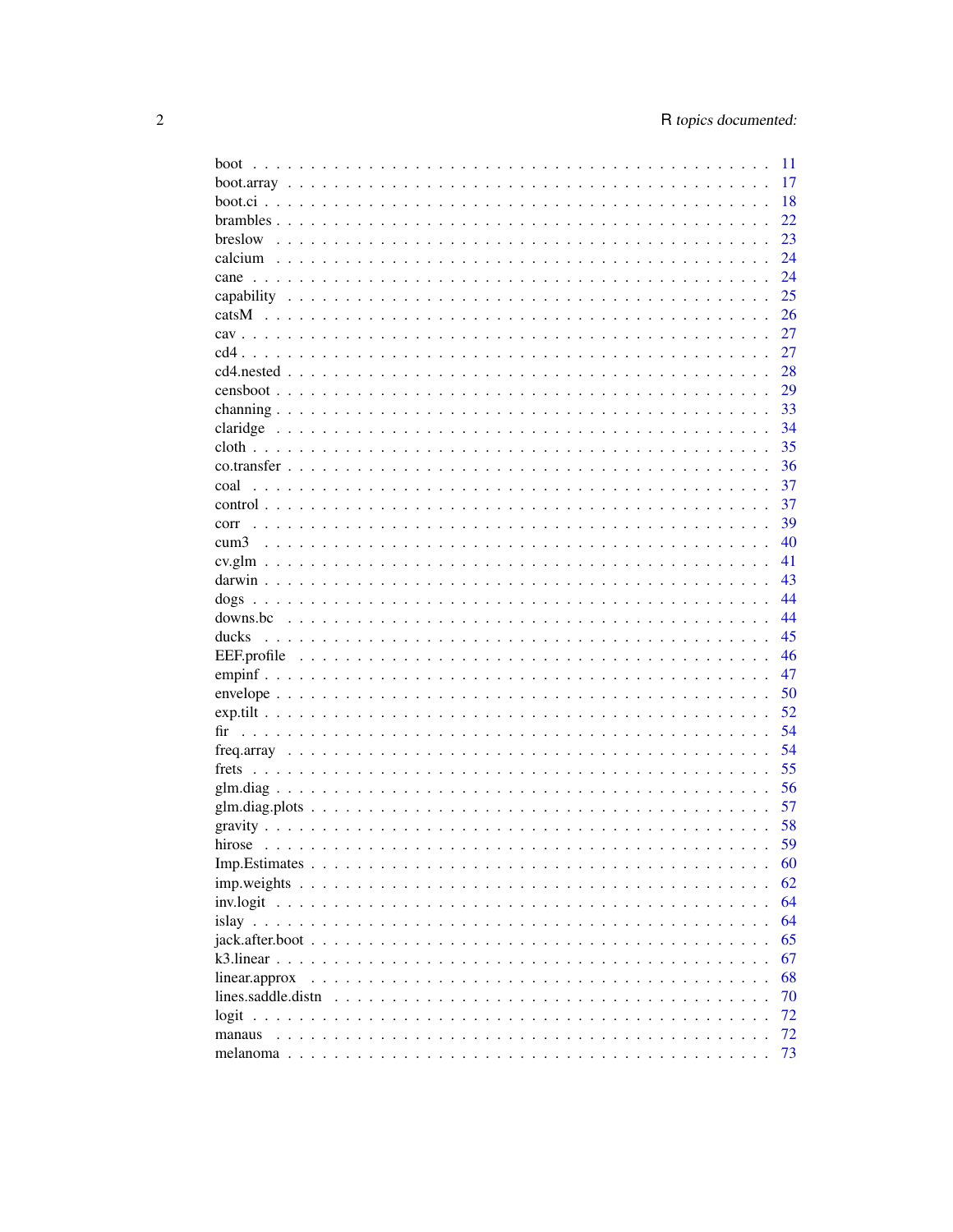| | |
|---|---|
| boot | 11 |
| boot.array | 17 |
| boot.ci | 18 |
| brambles | 22 |
| breslow | 23 |
| calcium | 24 |
| cane | 24 |
| capability | 25 |
| catsM | 26 |
| cav | 27 |
| cd4 | 27 |
| cd4.nested | 28 |
| censboot | 29 |
| channing | 33 |
| claridge | 34 |
| cloth | 35 |
| co.transfer | 36 |
| coal | 37 |
| control | 37 |
| corr | 39 |
| cum3 | 40 |
| cv.glm | 41 |
| darwin | 43 |
| dogs | 44 |
| downs.bc | 44 |
| ducks | 45 |
| EEF.profile | 46 |
| empinf | 47 |
| envelope | 50 |
| exp.tilt | 52 |
| fir | 54 |
| freq.array | 54 |
| frets | 55 |
| glm.diag | 56 |
| glm.diag.plots | 57 |
| gravity | 58 |
| hirose | 59 |
| Imp.Estimates | 60 |
| imp.weights | 62 |
| inv.logit | 64 |
| islay | 64 |
| jack.after.boot | 65 |
| k3.linear | 67 |
| linear.approx | 68 |
| lines.saddle.distn | 70 |
| logit | 72 |
| manaus | 72 |
| melanoma | 73 |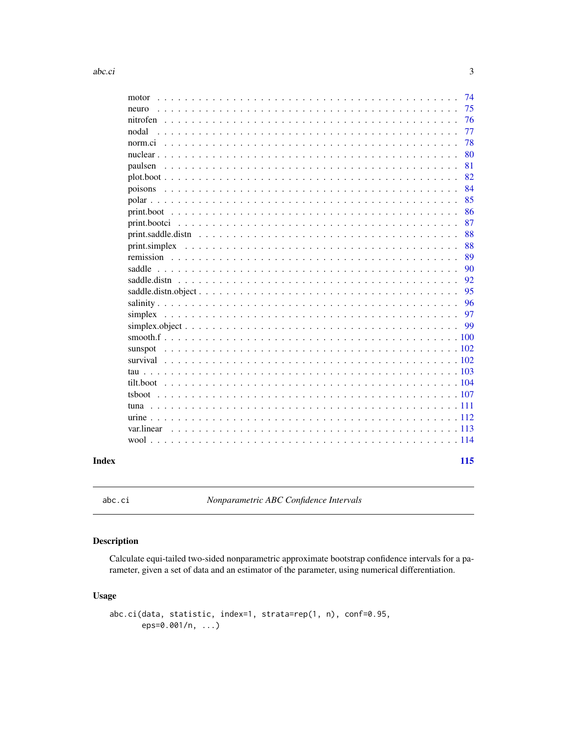| | |
|---|---|
| motor | 74 |
| neuro | 75 |
| nitrofen | 76 |
| nodal | 77 |
| norm.ci | 78 |
| nuclear | 80 |
| paulsen | 81 |
| plot.boot | 82 |
| poisons | 84 |
| polar | 85 |
| print.boot | 86 |
| print.bootci | 87 |
| print.saddle.distn | 88 |
| print.simplex | 88 |
| remission | 89 |
| saddle | 90 |
| saddle.distn | 92 |
| saddle.distn.object | 95 |
| salinity | 96 |
| simplex | 97 |
| simplex.object | 99 |
| smooth.f | 100 |
| sunspot | 102 |
| survival | 102 |
| tau | 103 |
| tilt.boot | 104 |
| tsboot | 107 |
| tuna | 111 |
| urine | 112 |
| var.linear | 113 |
| wool | 114 |

**Index** **115**

---

abc.ci &emsp;&emsp; *Nonparametric ABC Confidence Intervals*

---

## Description

Calculate equi-tailed two-sided nonparametric approximate bootstrap confidence intervals for a parameter, given a set of data and an estimator of the parameter, using numerical differentiation.

## Usage

```
abc.ci(data, statistic, index=1, strata=rep(1, n), conf=0.95,
       eps=0.001/n, ...)
```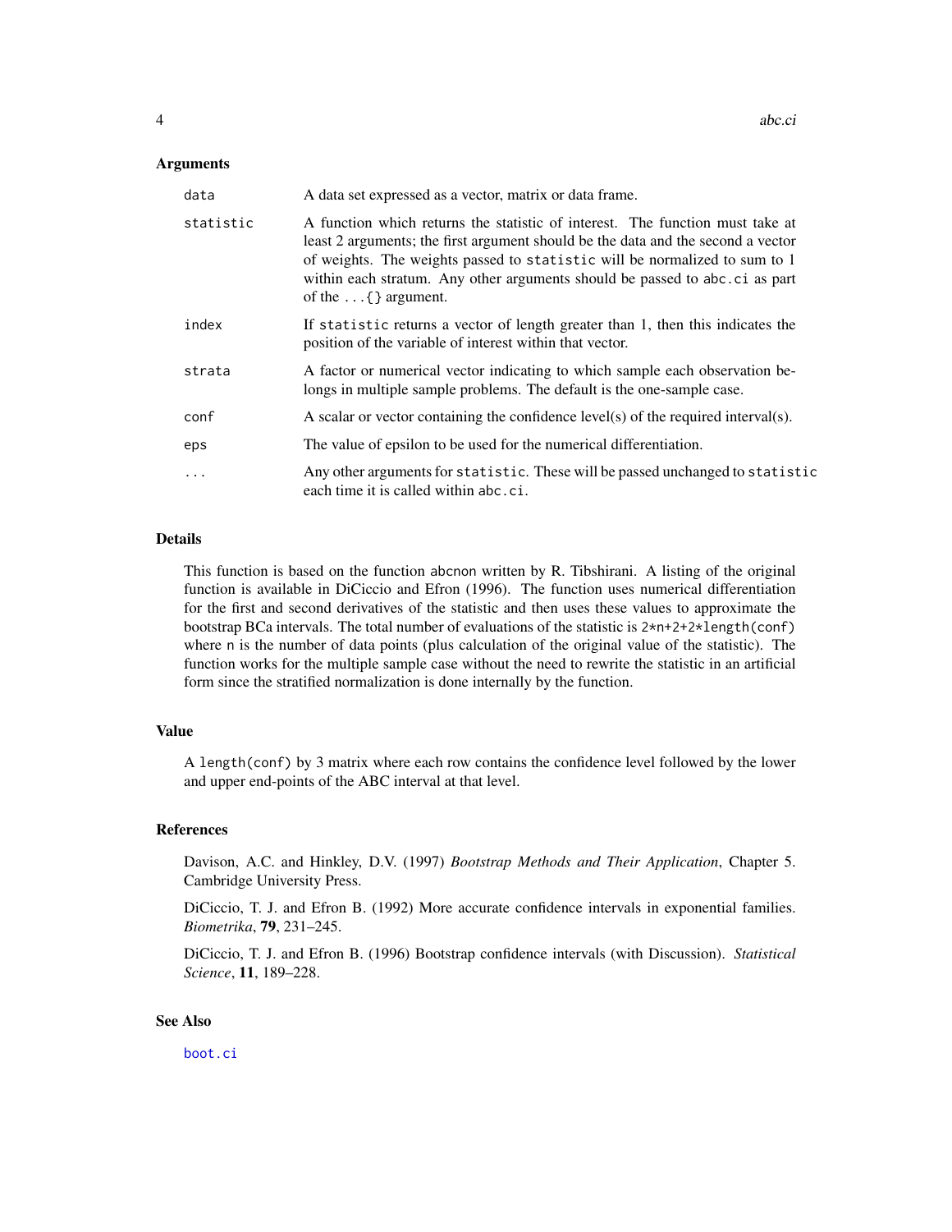## Arguments

| | |
|---|---|
| `data` | A data set expressed as a vector, matrix or data frame. |
| `statistic` | A function which returns the statistic of interest. The function must take at least 2 arguments; the first argument should be the data and the second a vector of weights. The weights passed to `statistic` will be normalized to sum to 1 within each stratum. Any other arguments should be passed to `abc.ci` as part of the `...{}` argument. |
| `index` | If `statistic` returns a vector of length greater than 1, then this indicates the position of the variable of interest within that vector. |
| `strata` | A factor or numerical vector indicating to which sample each observation belongs in multiple sample problems. The default is the one-sample case. |
| `conf` | A scalar or vector containing the confidence level(s) of the required interval(s). |
| `eps` | The value of epsilon to be used for the numerical differentiation. |
| `...` | Any other arguments for `statistic`. These will be passed unchanged to `statistic` each time it is called within `abc.ci`. |

## Details

This function is based on the function `abcnon` written by R. Tibshirani. A listing of the original function is available in DiCiccio and Efron (1996). The function uses numerical differentiation for the first and second derivatives of the statistic and then uses these values to approximate the bootstrap BCa intervals. The total number of evaluations of the statistic is `2*n+2+2*length(conf)` where `n` is the number of data points (plus calculation of the original value of the statistic). The function works for the multiple sample case without the need to rewrite the statistic in an artificial form since the stratified normalization is done internally by the function.

## Value

A `length(conf)` by 3 matrix where each row contains the confidence level followed by the lower and upper end-points of the ABC interval at that level.

## References

Davison, A.C. and Hinkley, D.V. (1997) *Bootstrap Methods and Their Application*, Chapter 5. Cambridge University Press.

DiCiccio, T. J. and Efron B. (1992) More accurate confidence intervals in exponential families. *Biometrika*, **79**, 231–245.

DiCiccio, T. J. and Efron B. (1996) Bootstrap confidence intervals (with Discussion). *Statistical Science*, **11**, 189–228.

## See Also

`boot.ci`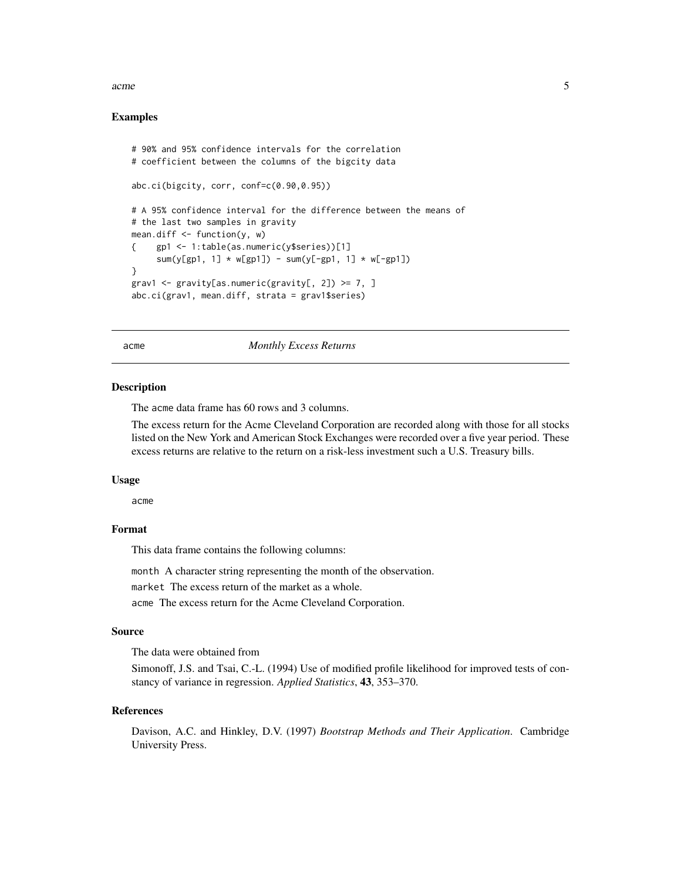### Examples

```
# 90% and 95% confidence intervals for the correlation
# coefficient between the columns of the bigcity data

abc.ci(bigcity, corr, conf=c(0.90,0.95))

# A 95% confidence interval for the difference between the means of
# the last two samples in gravity
mean.diff <- function(y, w)
{    gp1 <- 1:table(as.numeric(y$series))[1]
     sum(y[gp1, 1] * w[gp1]) - sum(y[-gp1, 1] * w[-gp1])
}
grav1 <- gravity[as.numeric(gravity[, 2]) >= 7, ]
abc.ci(grav1, mean.diff, strata = grav1$series)
```

---

## acme — *Monthly Excess Returns*

---

### Description

The acme data frame has 60 rows and 3 columns.

The excess return for the Acme Cleveland Corporation are recorded along with those for all stocks listed on the New York and American Stock Exchanges were recorded over a five year period. These excess returns are relative to the return on a risk-less investment such a U.S. Treasury bills.

### Usage

```
acme
```

### Format

This data frame contains the following columns:

`month` A character string representing the month of the observation.

`market` The excess return of the market as a whole.

`acme` The excess return for the Acme Cleveland Corporation.

### Source

The data were obtained from

Simonoff, J.S. and Tsai, C.-L. (1994) Use of modified profile likelihood for improved tests of constancy of variance in regression. *Applied Statistics*, **43**, 353–370.

### References

Davison, A.C. and Hinkley, D.V. (1997) *Bootstrap Methods and Their Application*. Cambridge University Press.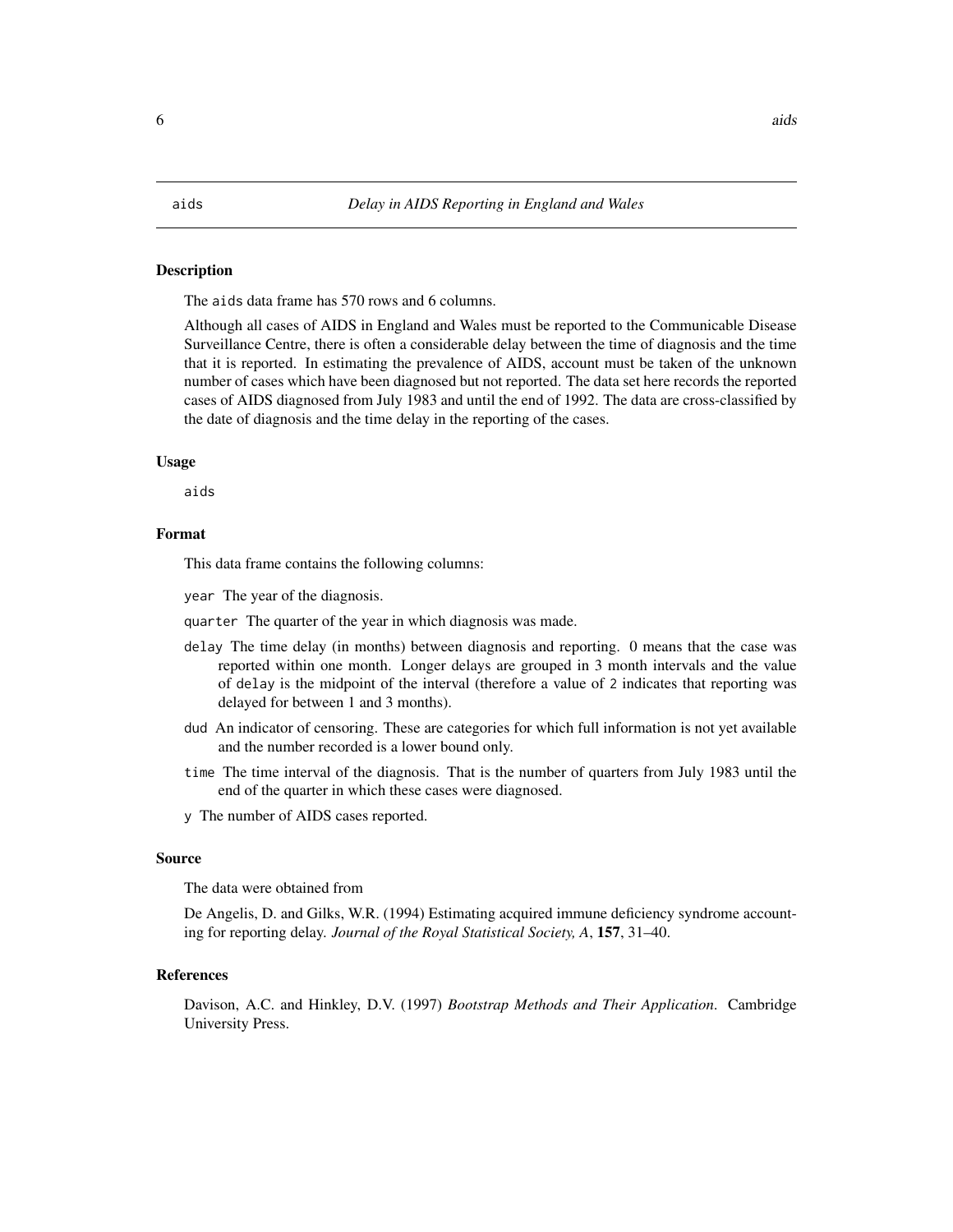## aids *Delay in AIDS Reporting in England and Wales*

### Description

The `aids` data frame has 570 rows and 6 columns.

Although all cases of AIDS in England and Wales must be reported to the Communicable Disease Surveillance Centre, there is often a considerable delay between the time of diagnosis and the time that it is reported. In estimating the prevalence of AIDS, account must be taken of the unknown number of cases which have been diagnosed but not reported. The data set here records the reported cases of AIDS diagnosed from July 1983 and until the end of 1992. The data are cross-classified by the date of diagnosis and the time delay in the reporting of the cases.

### Usage

```
aids
```

### Format

This data frame contains the following columns:

`year` The year of the diagnosis.

`quarter` The quarter of the year in which diagnosis was made.

`delay` The time delay (in months) between diagnosis and reporting. 0 means that the case was reported within one month. Longer delays are grouped in 3 month intervals and the value of `delay` is the midpoint of the interval (therefore a value of `2` indicates that reporting was delayed for between 1 and 3 months).

`dud` An indicator of censoring. These are categories for which full information is not yet available and the number recorded is a lower bound only.

`time` The time interval of the diagnosis. That is the number of quarters from July 1983 until the end of the quarter in which these cases were diagnosed.

`y` The number of AIDS cases reported.

### Source

The data were obtained from

De Angelis, D. and Gilks, W.R. (1994) Estimating acquired immune deficiency syndrome accounting for reporting delay. *Journal of the Royal Statistical Society, A*, **157**, 31–40.

### References

Davison, A.C. and Hinkley, D.V. (1997) *Bootstrap Methods and Their Application*. Cambridge University Press.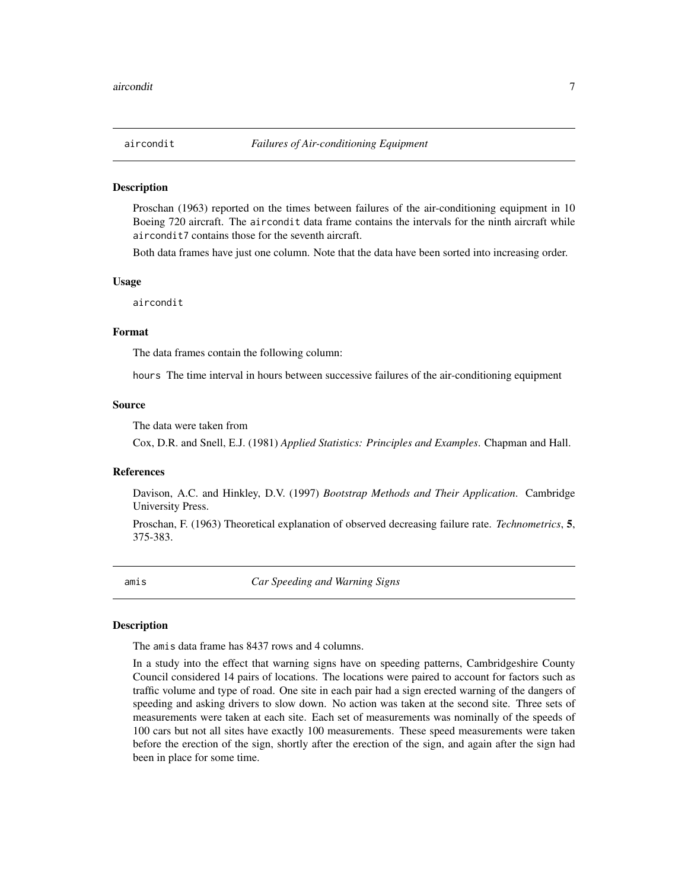## aircondit *Failures of Air-conditioning Equipment*

### Description

Proschan (1963) reported on the times between failures of the air-conditioning equipment in 10 Boeing 720 aircraft. The `aircondit` data frame contains the intervals for the ninth aircraft while `aircondit7` contains those for the seventh aircraft.

Both data frames have just one column. Note that the data have been sorted into increasing order.

### Usage

```
aircondit
```

### Format

The data frames contain the following column:

`hours` The time interval in hours between successive failures of the air-conditioning equipment

### Source

The data were taken from

Cox, D.R. and Snell, E.J. (1981) *Applied Statistics: Principles and Examples*. Chapman and Hall.

### References

Davison, A.C. and Hinkley, D.V. (1997) *Bootstrap Methods and Their Application*. Cambridge University Press.

Proschan, F. (1963) Theoretical explanation of observed decreasing failure rate. *Technometrics*, **5**, 375-383.

## amis *Car Speeding and Warning Signs*

### Description

The `amis` data frame has 8437 rows and 4 columns.

In a study into the effect that warning signs have on speeding patterns, Cambridgeshire County Council considered 14 pairs of locations. The locations were paired to account for factors such as traffic volume and type of road. One site in each pair had a sign erected warning of the dangers of speeding and asking drivers to slow down. No action was taken at the second site. Three sets of measurements were taken at each site. Each set of measurements was nominally of the speeds of 100 cars but not all sites have exactly 100 measurements. These speed measurements were taken before the erection of the sign, shortly after the erection of the sign, and again after the sign had been in place for some time.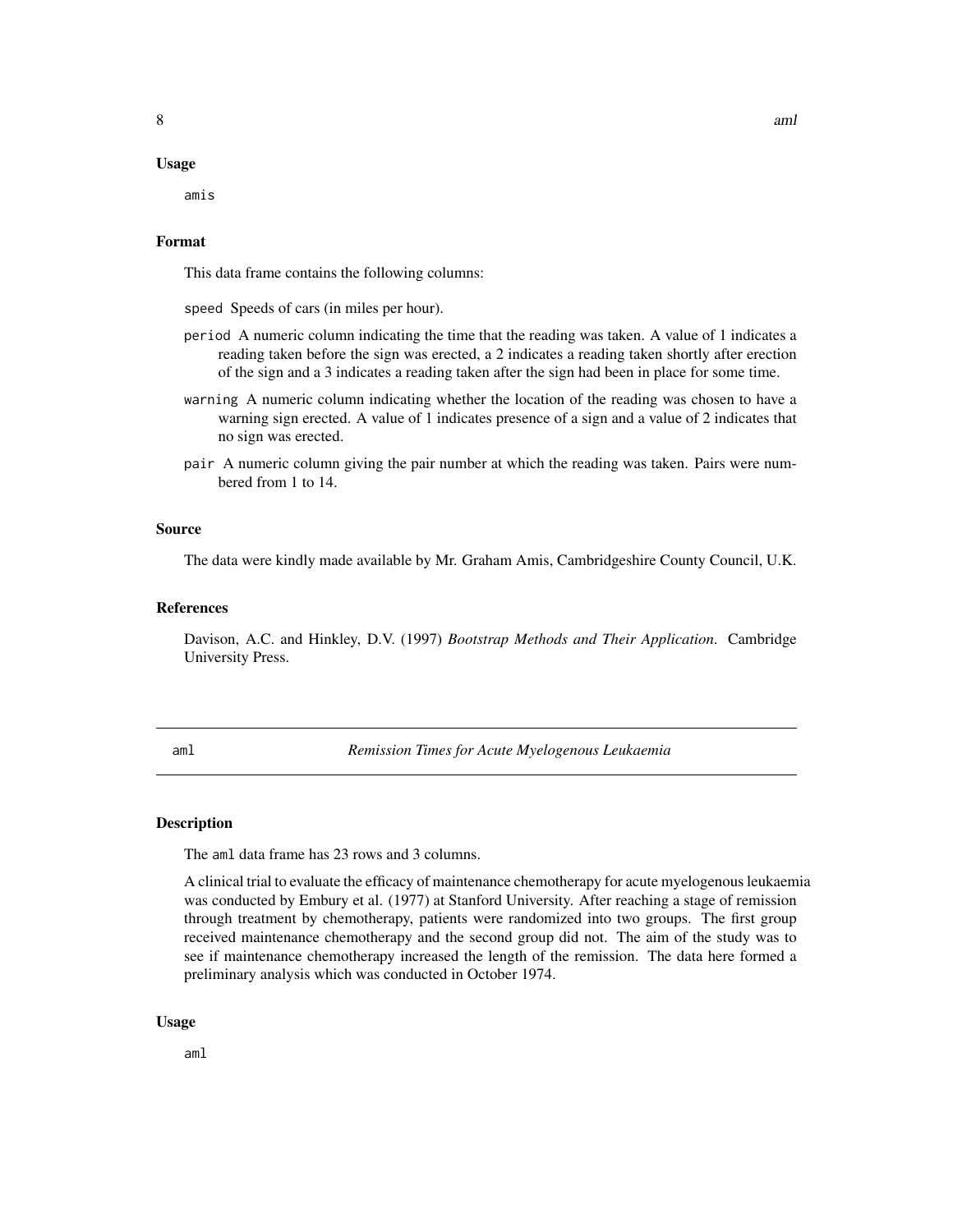### Usage

```
amis
```

### Format

This data frame contains the following columns:

`speed` Speeds of cars (in miles per hour).

`period` A numeric column indicating the time that the reading was taken. A value of 1 indicates a reading taken before the sign was erected, a 2 indicates a reading taken shortly after erection of the sign and a 3 indicates a reading taken after the sign had been in place for some time.

`warning` A numeric column indicating whether the location of the reading was chosen to have a warning sign erected. A value of 1 indicates presence of a sign and a value of 2 indicates that no sign was erected.

`pair` A numeric column giving the pair number at which the reading was taken. Pairs were numbered from 1 to 14.

### Source

The data were kindly made available by Mr. Graham Amis, Cambridgeshire County Council, U.K.

### References

Davison, A.C. and Hinkley, D.V. (1997) *Bootstrap Methods and Their Application*. Cambridge University Press.

---

## aml — *Remission Times for Acute Myelogenous Leukaemia*

### Description

The `aml` data frame has 23 rows and 3 columns.

A clinical trial to evaluate the efficacy of maintenance chemotherapy for acute myelogenous leukaemia was conducted by Embury et al. (1977) at Stanford University. After reaching a stage of remission through treatment by chemotherapy, patients were randomized into two groups. The first group received maintenance chemotherapy and the second group did not. The aim of the study was to see if maintenance chemotherapy increased the length of the remission. The data here formed a preliminary analysis which was conducted in October 1974.

### Usage

```
aml
```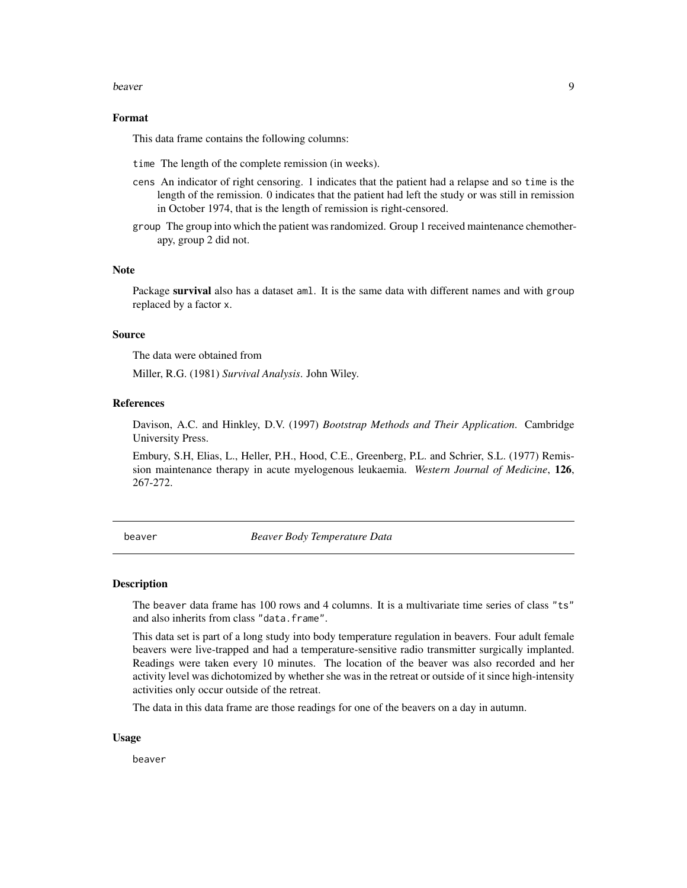## Format

This data frame contains the following columns:

`time` The length of the complete remission (in weeks).

`cens` An indicator of right censoring. 1 indicates that the patient had a relapse and so `time` is the length of the remission. 0 indicates that the patient had left the study or was still in remission in October 1974, that is the length of remission is right-censored.

`group` The group into which the patient was randomized. Group 1 received maintenance chemotherapy, group 2 did not.

## Note

Package **survival** also has a dataset `aml`. It is the same data with different names and with `group` replaced by a factor `x`.

## Source

The data were obtained from

Miller, R.G. (1981) *Survival Analysis*. John Wiley.

## References

Davison, A.C. and Hinkley, D.V. (1997) *Bootstrap Methods and Their Application*. Cambridge University Press.

Embury, S.H, Elias, L., Heller, P.H., Hood, C.E., Greenberg, P.L. and Schrier, S.L. (1977) Remission maintenance therapy in acute myelogenous leukaemia. *Western Journal of Medicine*, **126**, 267-272.

---

# beaver — *Beaver Body Temperature Data*

## Description

The `beaver` data frame has 100 rows and 4 columns. It is a multivariate time series of class `"ts"` and also inherits from class `"data.frame"`.

This data set is part of a long study into body temperature regulation in beavers. Four adult female beavers were live-trapped and had a temperature-sensitive radio transmitter surgically implanted. Readings were taken every 10 minutes. The location of the beaver was also recorded and her activity level was dichotomized by whether she was in the retreat or outside of it since high-intensity activities only occur outside of the retreat.

The data in this data frame are those readings for one of the beavers on a day in autumn.

## Usage

```
beaver
```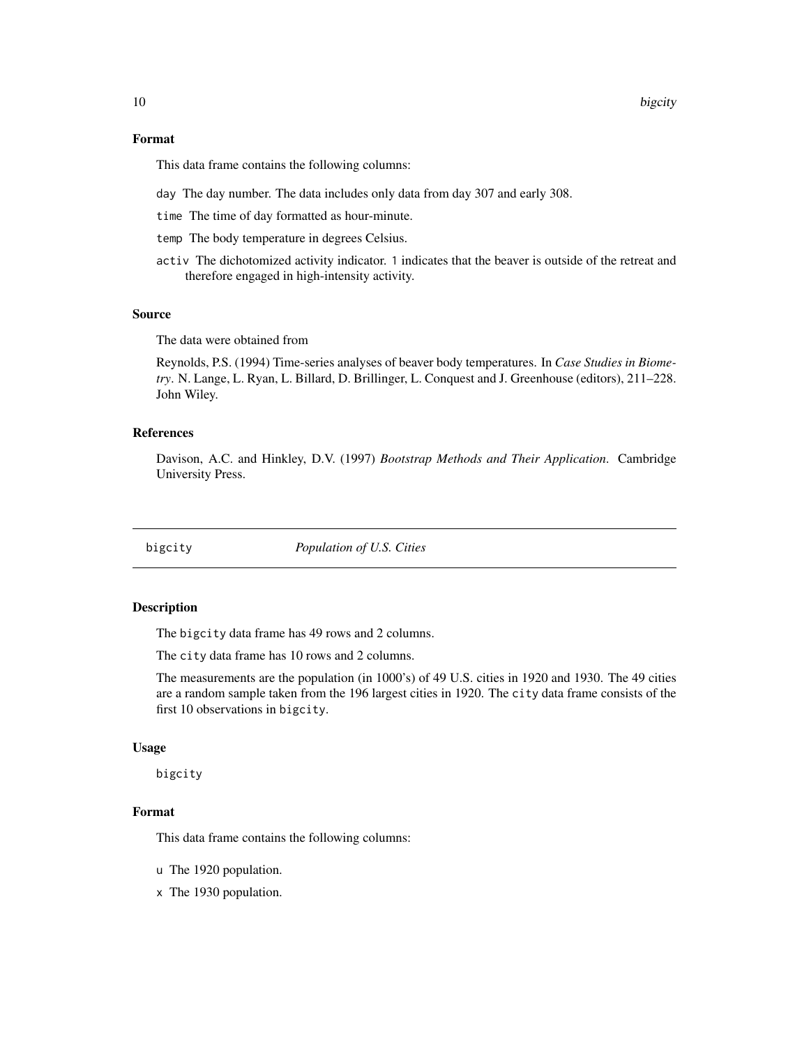### Format

This data frame contains the following columns:

- `day` The day number. The data includes only data from day 307 and early 308.
- `time` The time of day formatted as hour-minute.
- `temp` The body temperature in degrees Celsius.
- `activ` The dichotomized activity indicator. `1` indicates that the beaver is outside of the retreat and therefore engaged in high-intensity activity.

### Source

The data were obtained from

Reynolds, P.S. (1994) Time-series analyses of beaver body temperatures. In *Case Studies in Biometry*. N. Lange, L. Ryan, L. Billard, D. Brillinger, L. Conquest and J. Greenhouse (editors), 211–228. John Wiley.

### References

Davison, A.C. and Hinkley, D.V. (1997) *Bootstrap Methods and Their Application*. Cambridge University Press.

---

## bigcity *Population of U.S. Cities*

### Description

The `bigcity` data frame has 49 rows and 2 columns.

The `city` data frame has 10 rows and 2 columns.

The measurements are the population (in 1000's) of 49 U.S. cities in 1920 and 1930. The 49 cities are a random sample taken from the 196 largest cities in 1920. The `city` data frame consists of the first 10 observations in `bigcity`.

### Usage

```
bigcity
```

### Format

This data frame contains the following columns:

- `u` The 1920 population.
- `x` The 1930 population.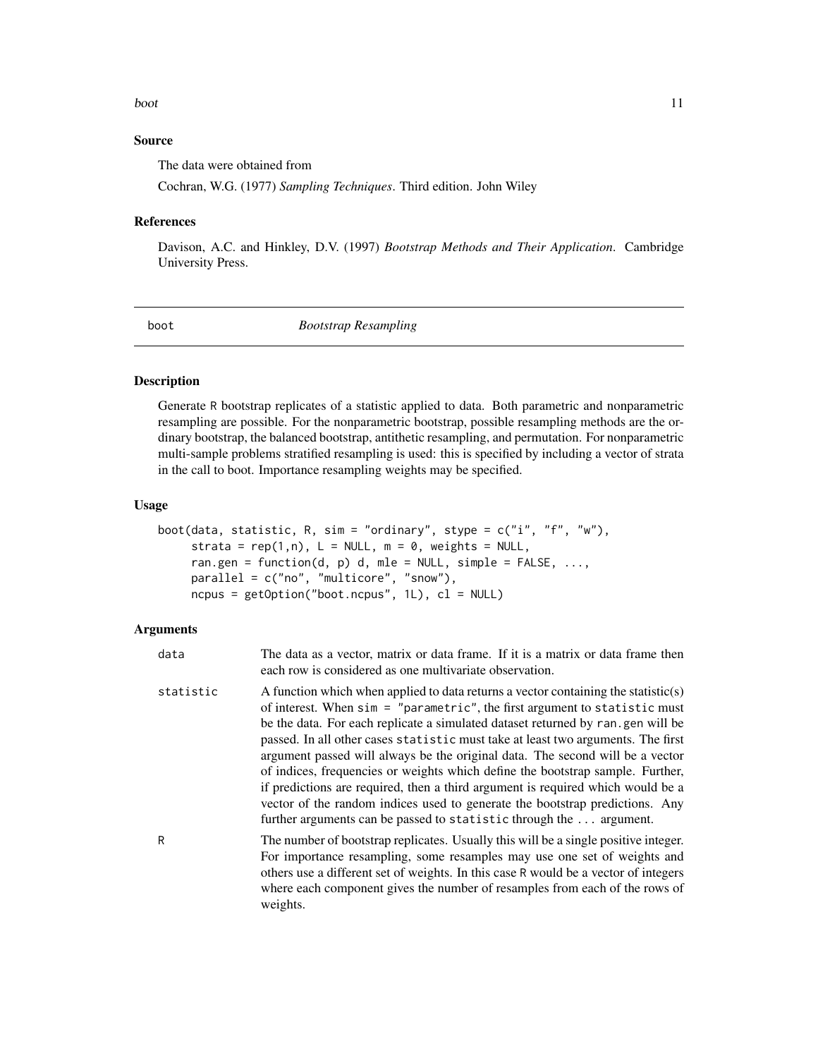### Source

The data were obtained from

Cochran, W.G. (1977) *Sampling Techniques*. Third edition. John Wiley

### References

Davison, A.C. and Hinkley, D.V. (1997) *Bootstrap Methods and Their Application*. Cambridge University Press.

---

## boot — *Bootstrap Resampling*

---

### Description

Generate R bootstrap replicates of a statistic applied to data. Both parametric and nonparametric resampling are possible. For the nonparametric bootstrap, possible resampling methods are the ordinary bootstrap, the balanced bootstrap, antithetic resampling, and permutation. For nonparametric multi-sample problems stratified resampling is used: this is specified by including a vector of strata in the call to boot. Importance resampling weights may be specified.

### Usage

```
boot(data, statistic, R, sim = "ordinary", stype = c("i", "f", "w"),
     strata = rep(1,n), L = NULL, m = 0, weights = NULL,
     ran.gen = function(d, p) d, mle = NULL, simple = FALSE, ...,
     parallel = c("no", "multicore", "snow"),
     ncpus = getOption("boot.ncpus", 1L), cl = NULL)
```

### Arguments

| | |
|---|---|
| `data` | The data as a vector, matrix or data frame. If it is a matrix or data frame then each row is considered as one multivariate observation. |
| `statistic` | A function which when applied to data returns a vector containing the statistic(s) of interest. When `sim = "parametric"`, the first argument to `statistic` must be the data. For each replicate a simulated dataset returned by `ran.gen` will be passed. In all other cases `statistic` must take at least two arguments. The first argument passed will always be the original data. The second will be a vector of indices, frequencies or weights which define the bootstrap sample. Further, if predictions are required, then a third argument is required which would be a vector of the random indices used to generate the bootstrap predictions. Any further arguments can be passed to `statistic` through the `...` argument. |
| `R` | The number of bootstrap replicates. Usually this will be a single positive integer. For importance resampling, some resamples may use one set of weights and others use a different set of weights. In this case `R` would be a vector of integers where each component gives the number of resamples from each of the rows of weights. |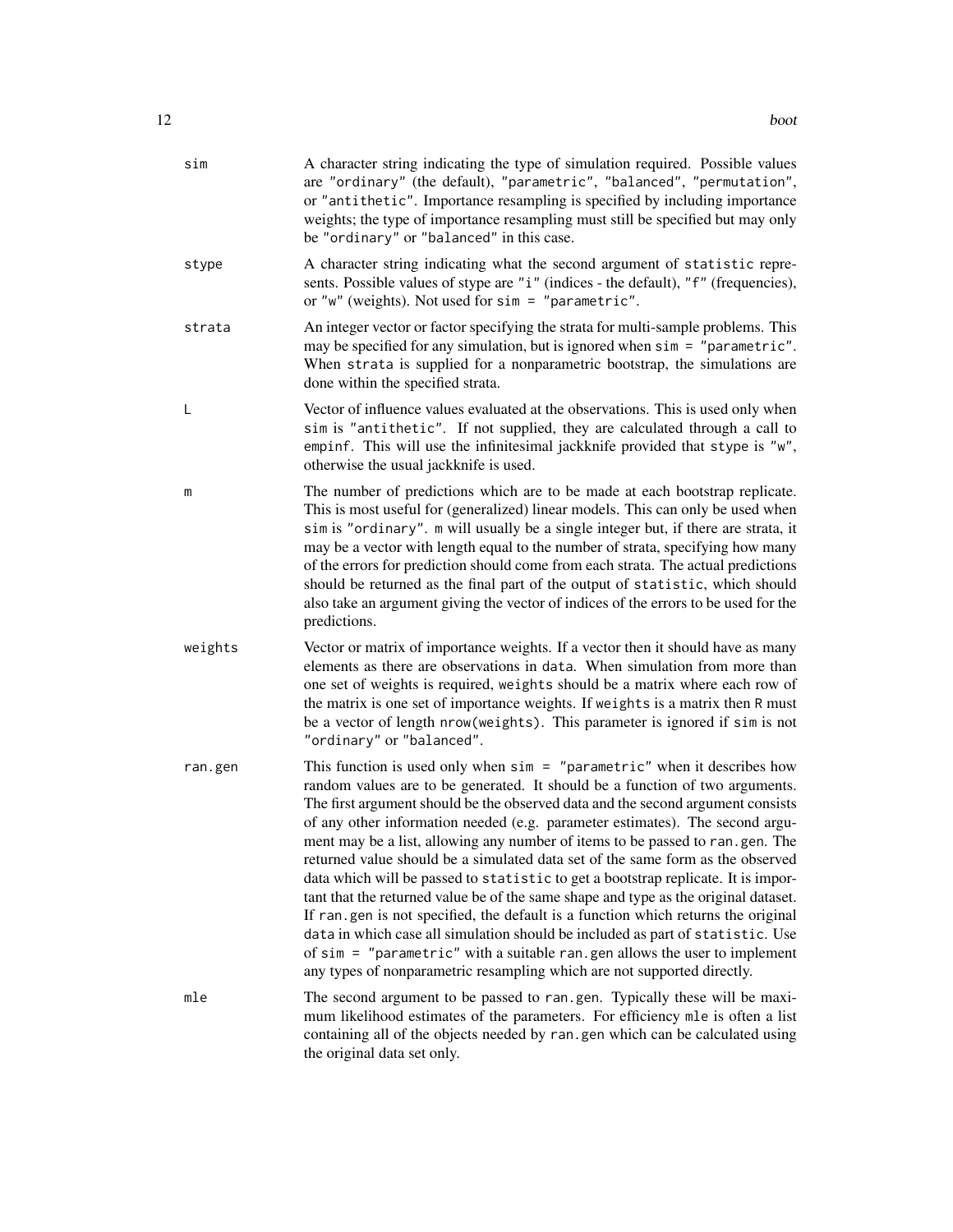`sim`
: A character string indicating the type of simulation required. Possible values are "ordinary" (the default), "parametric", "balanced", "permutation", or "antithetic". Importance resampling is specified by including importance weights; the type of importance resampling must still be specified but may only be "ordinary" or "balanced" in this case.

`stype`
: A character string indicating what the second argument of `statistic` represents. Possible values of stype are "i" (indices - the default), "f" (frequencies), or "w" (weights). Not used for `sim = "parametric"`.

`strata`
: An integer vector or factor specifying the strata for multi-sample problems. This may be specified for any simulation, but is ignored when `sim = "parametric"`. When `strata` is supplied for a nonparametric bootstrap, the simulations are done within the specified strata.

`L`
: Vector of influence values evaluated at the observations. This is used only when `sim` is "antithetic". If not supplied, they are calculated through a call to `empinf`. This will use the infinitesimal jackknife provided that `stype` is "w", otherwise the usual jackknife is used.

`m`
: The number of predictions which are to be made at each bootstrap replicate. This is most useful for (generalized) linear models. This can only be used when `sim` is "ordinary". `m` will usually be a single integer but, if there are strata, it may be a vector with length equal to the number of strata, specifying how many of the errors for prediction should come from each strata. The actual predictions should be returned as the final part of the output of `statistic`, which should also take an argument giving the vector of indices of the errors to be used for the predictions.

`weights`
: Vector or matrix of importance weights. If a vector then it should have as many elements as there are observations in `data`. When simulation from more than one set of weights is required, `weights` should be a matrix where each row of the matrix is one set of importance weights. If `weights` is a matrix then `R` must be a vector of length `nrow(weights)`. This parameter is ignored if `sim` is not "ordinary" or "balanced".

`ran.gen`
: This function is used only when `sim = "parametric"` when it describes how random values are to be generated. It should be a function of two arguments. The first argument should be the observed data and the second argument consists of any other information needed (e.g. parameter estimates). The second argument may be a list, allowing any number of items to be passed to `ran.gen`. The returned value should be a simulated data set of the same form as the observed data which will be passed to `statistic` to get a bootstrap replicate. It is important that the returned value be of the same shape and type as the original dataset. If `ran.gen` is not specified, the default is a function which returns the original `data` in which case all simulation should be included as part of `statistic`. Use of `sim = "parametric"` with a suitable `ran.gen` allows the user to implement any types of nonparametric resampling which are not supported directly.

`mle`
: The second argument to be passed to `ran.gen`. Typically these will be maximum likelihood estimates of the parameters. For efficiency `mle` is often a list containing all of the objects needed by `ran.gen` which can be calculated using the original data set only.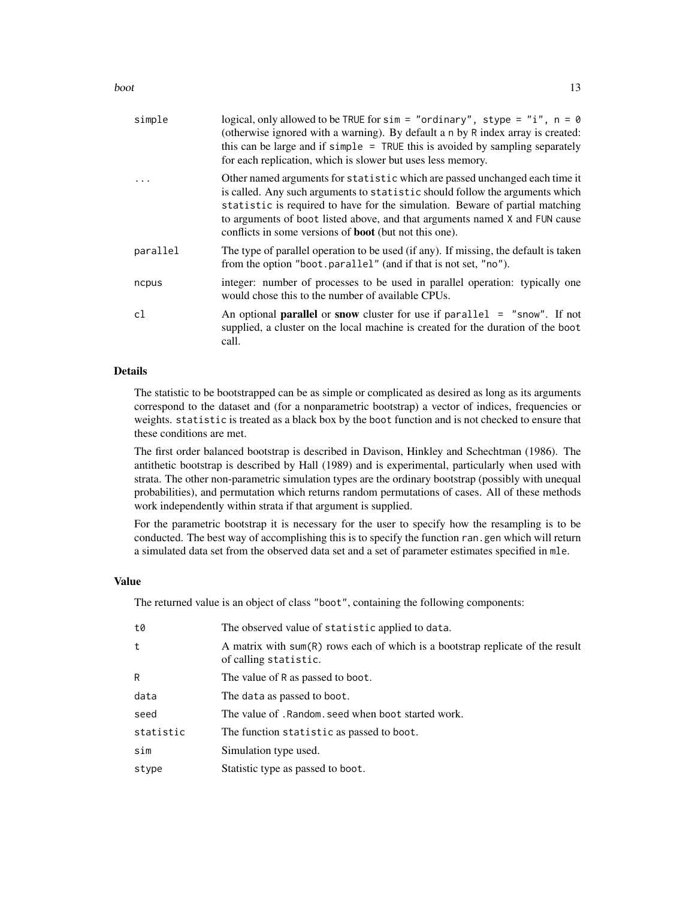| | |
|---|---|
| `simple` | logical, only allowed to be TRUE for `sim = "ordinary", stype = "i", n = 0` (otherwise ignored with a warning). By default a n by R index array is created: this can be large and if `simple = TRUE` this is avoided by sampling separately for each replication, which is slower but uses less memory. |
| `...` | Other named arguments for `statistic` which are passed unchanged each time it is called. Any such arguments to `statistic` should follow the arguments which `statistic` is required to have for the simulation. Beware of partial matching to arguments of `boot` listed above, and that arguments named `X` and `FUN` cause conflicts in some versions of **boot** (but not this one). |
| `parallel` | The type of parallel operation to be used (if any). If missing, the default is taken from the option `"boot.parallel"` (and if that is not set, `"no"`). |
| `ncpus` | integer: number of processes to be used in parallel operation: typically one would chose this to the number of available CPUs. |
| `cl` | An optional **parallel** or **snow** cluster for use if `parallel = "snow"`. If not supplied, a cluster on the local machine is created for the duration of the `boot` call. |

## Details

The statistic to be bootstrapped can be as simple or complicated as desired as long as its arguments correspond to the dataset and (for a nonparametric bootstrap) a vector of indices, frequencies or weights. `statistic` is treated as a black box by the `boot` function and is not checked to ensure that these conditions are met.

The first order balanced bootstrap is described in Davison, Hinkley and Schechtman (1986). The antithetic bootstrap is described by Hall (1989) and is experimental, particularly when used with strata. The other non-parametric simulation types are the ordinary bootstrap (possibly with unequal probabilities), and permutation which returns random permutations of cases. All of these methods work independently within strata if that argument is supplied.

For the parametric bootstrap it is necessary for the user to specify how the resampling is to be conducted. The best way of accomplishing this is to specify the function `ran.gen` which will return a simulated data set from the observed data set and a set of parameter estimates specified in `mle`.

## Value

The returned value is an object of class `"boot"`, containing the following components:

| | |
|---|---|
| `t0` | The observed value of `statistic` applied to `data`. |
| `t` | A matrix with `sum(R)` rows each of which is a bootstrap replicate of the result of calling `statistic`. |
| `R` | The value of `R` as passed to `boot`. |
| `data` | The `data` as passed to `boot`. |
| `seed` | The value of `.Random.seed` when `boot` started work. |
| `statistic` | The function `statistic` as passed to `boot`. |
| `sim` | Simulation type used. |
| `stype` | Statistic type as passed to `boot`. |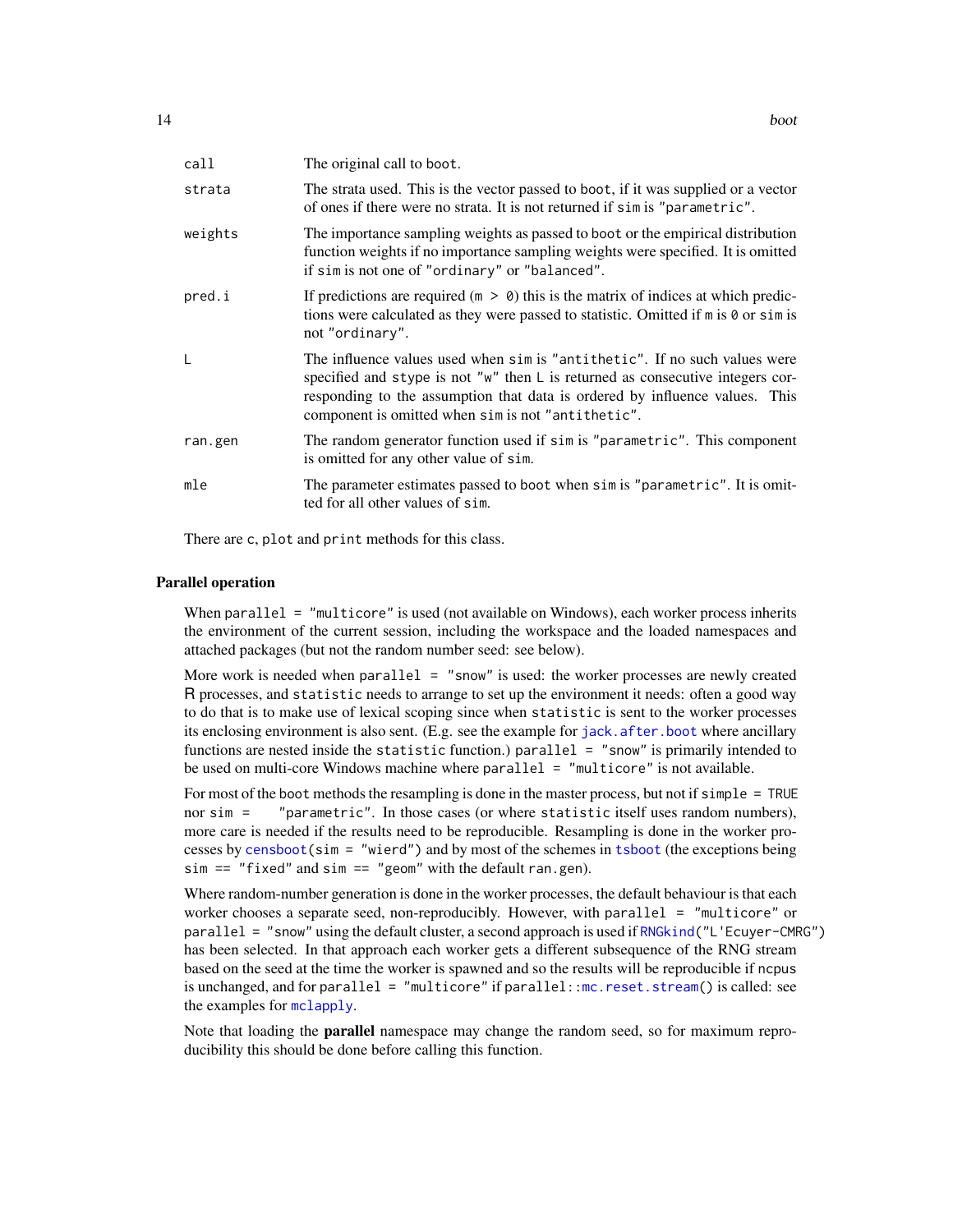| | |
|---|---|
| `call` | The original call to `boot`. |
| `strata` | The strata used. This is the vector passed to `boot`, if it was supplied or a vector of ones if there were no strata. It is not returned if `sim` is `"parametric"`. |
| `weights` | The importance sampling weights as passed to `boot` or the empirical distribution function weights if no importance sampling weights were specified. It is omitted if `sim` is not one of `"ordinary"` or `"balanced"`. |
| `pred.i` | If predictions are required (`m > 0`) this is the matrix of indices at which predictions were calculated as they were passed to statistic. Omitted if `m` is `0` or `sim` is not `"ordinary"`. |
| `L` | The influence values used when `sim` is `"antithetic"`. If no such values were specified and `stype` is not `"w"` then `L` is returned as consecutive integers corresponding to the assumption that data is ordered by influence values. This component is omitted when `sim` is not `"antithetic"`. |
| `ran.gen` | The random generator function used if `sim` is `"parametric"`. This component is omitted for any other value of `sim`. |
| `mle` | The parameter estimates passed to `boot` when `sim` is `"parametric"`. It is omitted for all other values of `sim`. |

There are `c`, `plot` and `print` methods for this class.

## Parallel operation

When `parallel = "multicore"` is used (not available on Windows), each worker process inherits the environment of the current session, including the workspace and the loaded namespaces and attached packages (but not the random number seed: see below).

More work is needed when `parallel = "snow"` is used: the worker processes are newly created R processes, and `statistic` needs to arrange to set up the environment it needs: often a good way to do that is to make use of lexical scoping since when `statistic` is sent to the worker processes its enclosing environment is also sent. (E.g. see the example for `jack.after.boot` where ancillary functions are nested inside the `statistic` function.) `parallel = "snow"` is primarily intended to be used on multi-core Windows machine where `parallel = "multicore"` is not available.

For most of the `boot` methods the resampling is done in the master process, but not if `simple = TRUE` nor `sim = "parametric"`. In those cases (or where `statistic` itself uses random numbers), more care is needed if the results need to be reproducible. Resampling is done in the worker processes by `censboot(sim = "wierd")` and by most of the schemes in `tsboot` (the exceptions being `sim == "fixed"` and `sim == "geom"` with the default `ran.gen`).

Where random-number generation is done in the worker processes, the default behaviour is that each worker chooses a separate seed, non-reproducibly. However, with `parallel = "multicore"` or `parallel = "snow"` using the default cluster, a second approach is used if `RNGkind("L'Ecuyer-CMRG")` has been selected. In that approach each worker gets a different subsequence of the RNG stream based on the seed at the time the worker is spawned and so the results will be reproducible if `ncpus` is unchanged, and for `parallel = "multicore"` if `parallel::mc.reset.stream()` is called: see the examples for `mclapply`.

Note that loading the **parallel** namespace may change the random seed, so for maximum reproducibility this should be done before calling this function.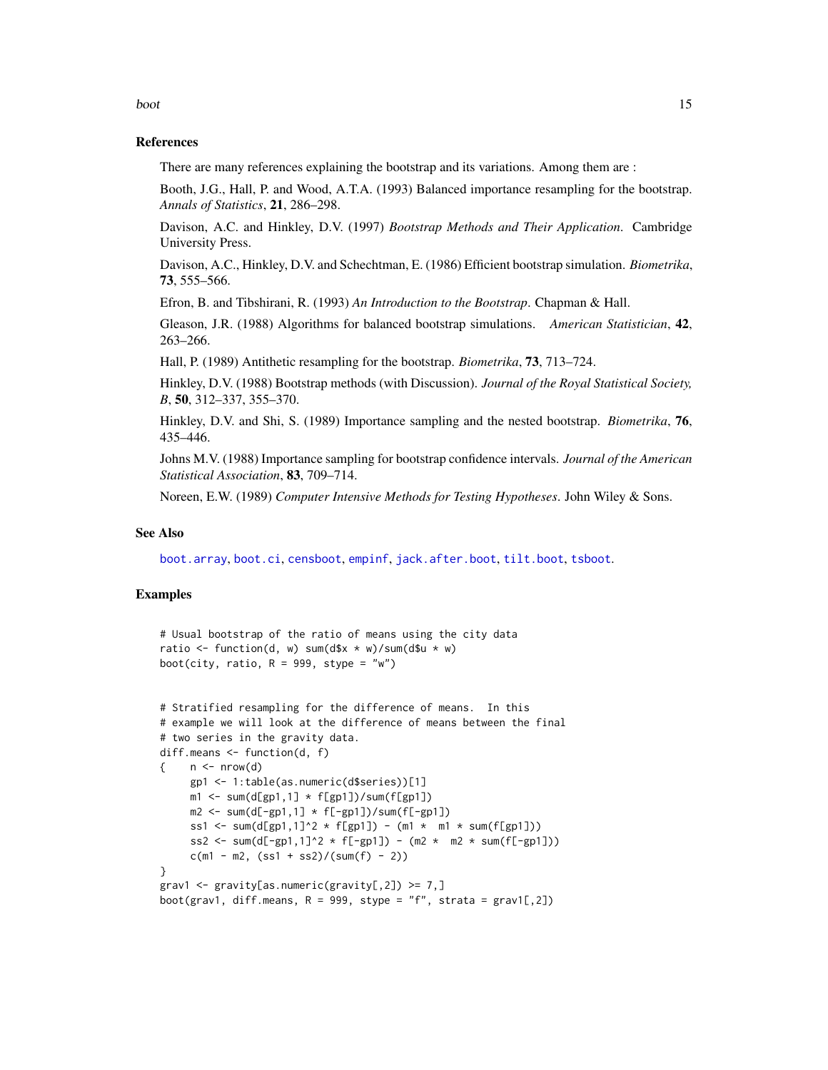## References

There are many references explaining the bootstrap and its variations. Among them are :

Booth, J.G., Hall, P. and Wood, A.T.A. (1993) Balanced importance resampling for the bootstrap. *Annals of Statistics*, **21**, 286–298.

Davison, A.C. and Hinkley, D.V. (1997) *Bootstrap Methods and Their Application*. Cambridge University Press.

Davison, A.C., Hinkley, D.V. and Schechtman, E. (1986) Efficient bootstrap simulation. *Biometrika*, **73**, 555–566.

Efron, B. and Tibshirani, R. (1993) *An Introduction to the Bootstrap*. Chapman & Hall.

Gleason, J.R. (1988) Algorithms for balanced bootstrap simulations. *American Statistician*, **42**, 263–266.

Hall, P. (1989) Antithetic resampling for the bootstrap. *Biometrika*, **73**, 713–724.

Hinkley, D.V. (1988) Bootstrap methods (with Discussion). *Journal of the Royal Statistical Society, B*, **50**, 312–337, 355–370.

Hinkley, D.V. and Shi, S. (1989) Importance sampling and the nested bootstrap. *Biometrika*, **76**, 435–446.

Johns M.V. (1988) Importance sampling for bootstrap confidence intervals. *Journal of the American Statistical Association*, **83**, 709–714.

Noreen, E.W. (1989) *Computer Intensive Methods for Testing Hypotheses*. John Wiley & Sons.

## See Also

boot.array, boot.ci, censboot, empinf, jack.after.boot, tilt.boot, tsboot.

## Examples

```
# Usual bootstrap of the ratio of means using the city data
ratio <- function(d, w) sum(d$x * w)/sum(d$u * w)
boot(city, ratio, R = 999, stype = "w")


# Stratified resampling for the difference of means.  In this
# example we will look at the difference of means between the final
# two series in the gravity data.
diff.means <- function(d, f)
{    n <- nrow(d)
     gp1 <- 1:table(as.numeric(d$series))[1]
     m1 <- sum(d[gp1,1] * f[gp1])/sum(f[gp1])
     m2 <- sum(d[-gp1,1] * f[-gp1])/sum(f[-gp1])
     ss1 <- sum(d[gp1,1]^2 * f[gp1]) - (m1 *  m1 * sum(f[gp1]))
     ss2 <- sum(d[-gp1,1]^2 * f[-gp1]) - (m2 *  m2 * sum(f[-gp1]))
     c(m1 - m2, (ss1 + ss2)/(sum(f) - 2))
}
grav1 <- gravity[as.numeric(gravity[,2]) >= 7,]
boot(grav1, diff.means, R = 999, stype = "f", strata = grav1[,2])
```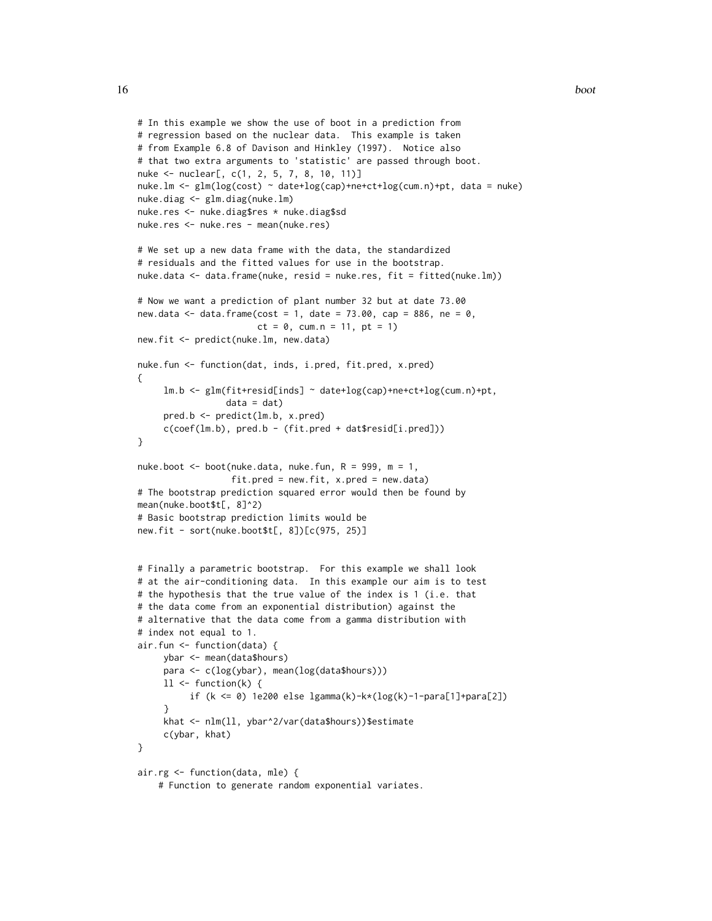```
# In this example we show the use of boot in a prediction from
# regression based on the nuclear data.  This example is taken
# from Example 6.8 of Davison and Hinkley (1997).  Notice also
# that two extra arguments to 'statistic' are passed through boot.
nuke <- nuclear[, c(1, 2, 5, 7, 8, 10, 11)]
nuke.lm <- glm(log(cost) ~ date+log(cap)+ne+ct+log(cum.n)+pt, data = nuke)
nuke.diag <- glm.diag(nuke.lm)
nuke.res <- nuke.diag$res * nuke.diag$sd
nuke.res <- nuke.res - mean(nuke.res)

# We set up a new data frame with the data, the standardized
# residuals and the fitted values for use in the bootstrap.
nuke.data <- data.frame(nuke, resid = nuke.res, fit = fitted(nuke.lm))

# Now we want a prediction of plant number 32 but at date 73.00
new.data <- data.frame(cost = 1, date = 73.00, cap = 886, ne = 0,
                       ct = 0, cum.n = 11, pt = 1)
new.fit <- predict(nuke.lm, new.data)

nuke.fun <- function(dat, inds, i.pred, fit.pred, x.pred)
{
     lm.b <- glm(fit+resid[inds] ~ date+log(cap)+ne+ct+log(cum.n)+pt,
                 data = dat)
     pred.b <- predict(lm.b, x.pred)
     c(coef(lm.b), pred.b - (fit.pred + dat$resid[i.pred]))
}

nuke.boot <- boot(nuke.data, nuke.fun, R = 999, m = 1,
                  fit.pred = new.fit, x.pred = new.data)
# The bootstrap prediction squared error would then be found by
mean(nuke.boot$t[, 8]^2)
# Basic bootstrap prediction limits would be
new.fit - sort(nuke.boot$t[, 8])[c(975, 25)]


# Finally a parametric bootstrap.  For this example we shall look
# at the air-conditioning data.  In this example our aim is to test
# the hypothesis that the true value of the index is 1 (i.e. that
# the data come from an exponential distribution) against the
# alternative that the data come from a gamma distribution with
# index not equal to 1.
air.fun <- function(data) {
     ybar <- mean(data$hours)
     para <- c(log(ybar), mean(log(data$hours)))
     ll <- function(k) {
          if (k <= 0) 1e200 else lgamma(k)-k*(log(k)-1-para[1]+para[2])
     }
     khat <- nlm(ll, ybar^2/var(data$hours))$estimate
     c(ybar, khat)
}

air.rg <- function(data, mle) {
    # Function to generate random exponential variates.
```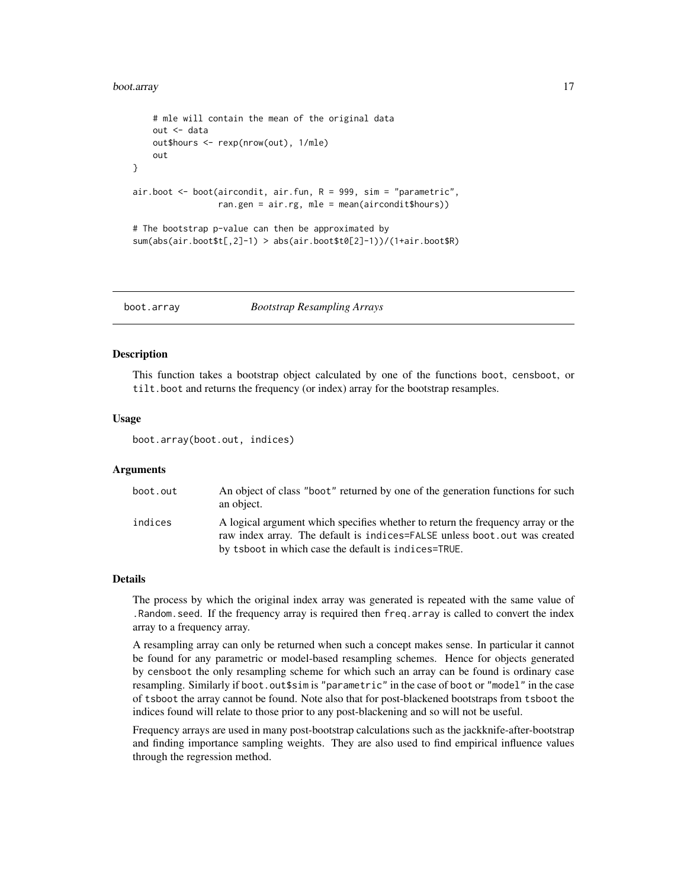```
    # mle will contain the mean of the original data
    out <- data
    out$hours <- rexp(nrow(out), 1/mle)
    out
}

air.boot <- boot(aircondit, air.fun, R = 999, sim = "parametric",
                 ran.gen = air.rg, mle = mean(aircondit$hours))

# The bootstrap p-value can then be approximated by
sum(abs(air.boot$t[,2]-1) > abs(air.boot$t0[2]-1))/(1+air.boot$R)
```

---

## boot.array — *Bootstrap Resampling Arrays*

### Description

This function takes a bootstrap object calculated by one of the functions boot, censboot, or tilt.boot and returns the frequency (or index) array for the bootstrap resamples.

### Usage

```
boot.array(boot.out, indices)
```

### Arguments

| | |
|---|---|
| boot.out | An object of class "boot" returned by one of the generation functions for such an object. |
| indices | A logical argument which specifies whether to return the frequency array or the raw index array. The default is indices=FALSE unless boot.out was created by tsboot in which case the default is indices=TRUE. |

### Details

The process by which the original index array was generated is repeated with the same value of .Random.seed. If the frequency array is required then freq.array is called to convert the index array to a frequency array.

A resampling array can only be returned when such a concept makes sense. In particular it cannot be found for any parametric or model-based resampling schemes. Hence for objects generated by censboot the only resampling scheme for which such an array can be found is ordinary case resampling. Similarly if boot.out$sim is "parametric" in the case of boot or "model" in the case of tsboot the array cannot be found. Note also that for post-blackened bootstraps from tsboot the indices found will relate to those prior to any post-blackening and so will not be useful.

Frequency arrays are used in many post-bootstrap calculations such as the jackknife-after-bootstrap and finding importance sampling weights. They are also used to find empirical influence values through the regression method.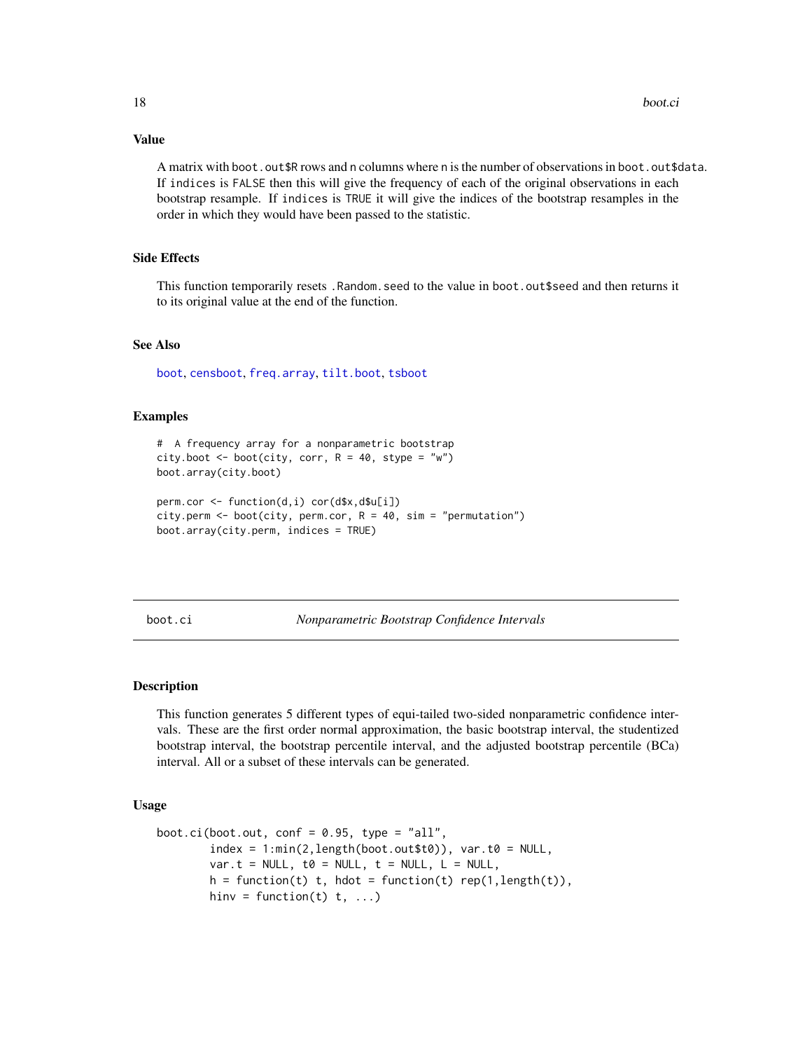### Value

A matrix with `boot.out$R` rows and `n` columns where `n` is the number of observations in `boot.out$data`. If `indices` is `FALSE` then this will give the frequency of each of the original observations in each bootstrap resample. If `indices` is `TRUE` it will give the indices of the bootstrap resamples in the order in which they would have been passed to the statistic.

### Side Effects

This function temporarily resets `.Random.seed` to the value in `boot.out$seed` and then returns it to its original value at the end of the function.

### See Also

`boot`, `censboot`, `freq.array`, `tilt.boot`, `tsboot`

### Examples

```
#  A frequency array for a nonparametric bootstrap
city.boot <- boot(city, corr, R = 40, stype = "w")
boot.array(city.boot)

perm.cor <- function(d,i) cor(d$x,d$u[i])
city.perm <- boot(city, perm.cor, R = 40, sim = "permutation")
boot.array(city.perm, indices = TRUE)
```

---

## boot.ci — *Nonparametric Bootstrap Confidence Intervals*

### Description

This function generates 5 different types of equi-tailed two-sided nonparametric confidence intervals. These are the first order normal approximation, the basic bootstrap interval, the studentized bootstrap interval, the bootstrap percentile interval, and the adjusted bootstrap percentile (BCa) interval. All or a subset of these intervals can be generated.

### Usage

```
boot.ci(boot.out, conf = 0.95, type = "all",
        index = 1:min(2,length(boot.out$t0)), var.t0 = NULL,
        var.t = NULL, t0 = NULL, t = NULL, L = NULL,
        h = function(t) t, hdot = function(t) rep(1,length(t)),
        hinv = function(t) t, ...)
```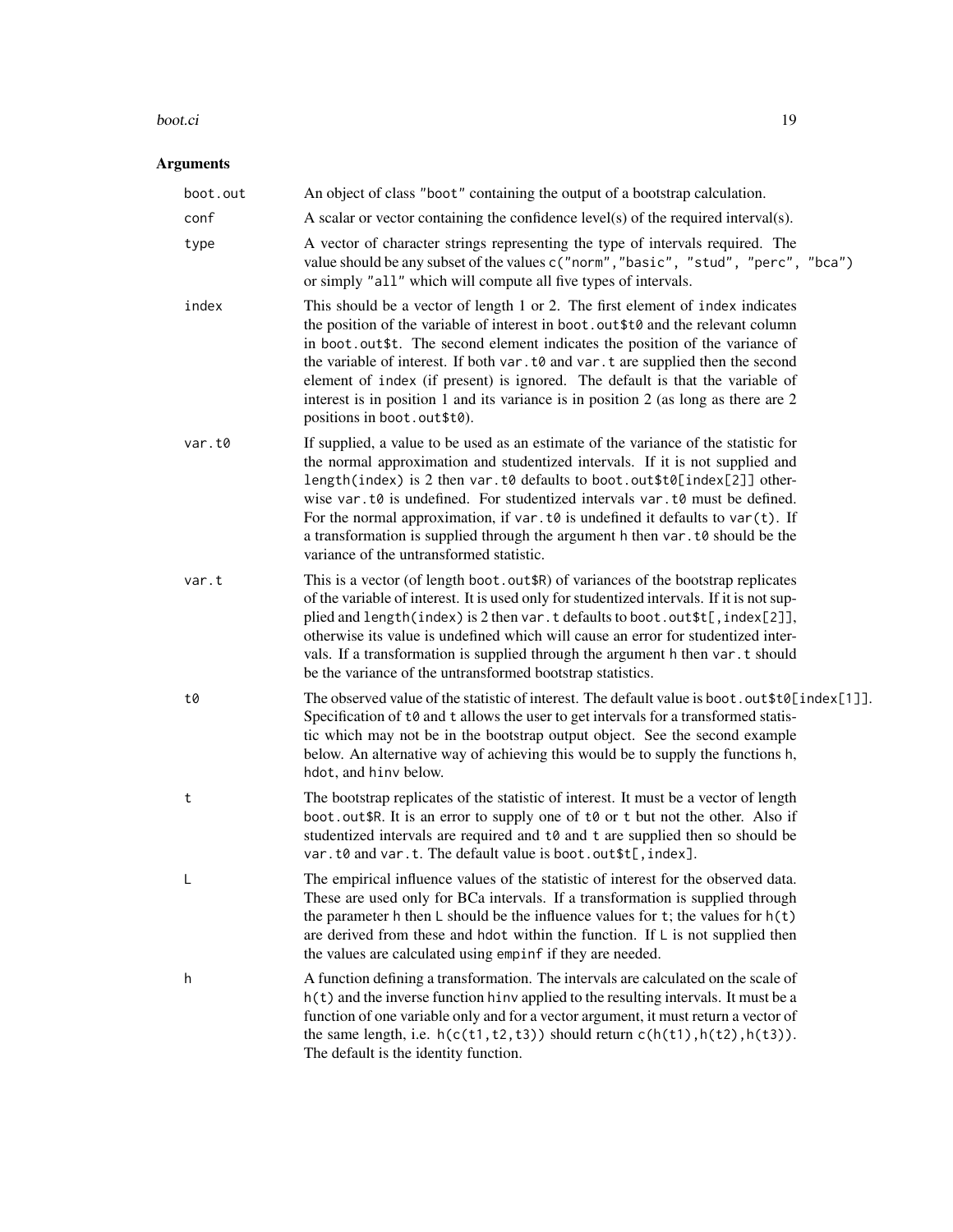## Arguments

| | |
|---|---|
| `boot.out` | An object of class `"boot"` containing the output of a bootstrap calculation. |
| `conf` | A scalar or vector containing the confidence level(s) of the required interval(s). |
| `type` | A vector of character strings representing the type of intervals required. The value should be any subset of the values `c("norm","basic", "stud", "perc", "bca")` or simply `"all"` which will compute all five types of intervals. |
| `index` | This should be a vector of length 1 or 2. The first element of `index` indicates the position of the variable of interest in `boot.out$t0` and the relevant column in `boot.out$t`. The second element indicates the position of the variance of the variable of interest. If both `var.t0` and `var.t` are supplied then the second element of `index` (if present) is ignored. The default is that the variable of interest is in position 1 and its variance is in position 2 (as long as there are 2 positions in `boot.out$t0`). |
| `var.t0` | If supplied, a value to be used as an estimate of the variance of the statistic for the normal approximation and studentized intervals. If it is not supplied and `length(index)` is 2 then `var.t0` defaults to `boot.out$t0[index[2]]` otherwise `var.t0` is undefined. For studentized intervals `var.t0` must be defined. For the normal approximation, if `var.t0` is undefined it defaults to `var(t)`. If a transformation is supplied through the argument `h` then `var.t0` should be the variance of the untransformed statistic. |
| `var.t` | This is a vector (of length `boot.out$R`) of variances of the bootstrap replicates of the variable of interest. It is used only for studentized intervals. If it is not supplied and `length(index)` is 2 then `var.t` defaults to `boot.out$t[,index[2]]`, otherwise its value is undefined which will cause an error for studentized intervals. If a transformation is supplied through the argument `h` then `var.t` should be the variance of the untransformed bootstrap statistics. |
| `t0` | The observed value of the statistic of interest. The default value is `boot.out$t0[index[1]]`. Specification of `t0` and `t` allows the user to get intervals for a transformed statistic which may not be in the bootstrap output object. See the second example below. An alternative way of achieving this would be to supply the functions `h`, `hdot`, and `hinv` below. |
| `t` | The bootstrap replicates of the statistic of interest. It must be a vector of length `boot.out$R`. It is an error to supply one of `t0` or `t` but not the other. Also if studentized intervals are required and `t0` and `t` are supplied then so should be `var.t0` and `var.t`. The default value is `boot.out$t[,index]`. |
| `L` | The empirical influence values of the statistic of interest for the observed data. These are used only for BCa intervals. If a transformation is supplied through the parameter `h` then `L` should be the influence values for `t`; the values for `h(t)` are derived from these and `hdot` within the function. If `L` is not supplied then the values are calculated using `empinf` if they are needed. |
| `h` | A function defining a transformation. The intervals are calculated on the scale of `h(t)` and the inverse function `hinv` applied to the resulting intervals. It must be a function of one variable only and for a vector argument, it must return a vector of the same length, i.e. `h(c(t1,t2,t3))` should return `c(h(t1),h(t2),h(t3))`. The default is the identity function. |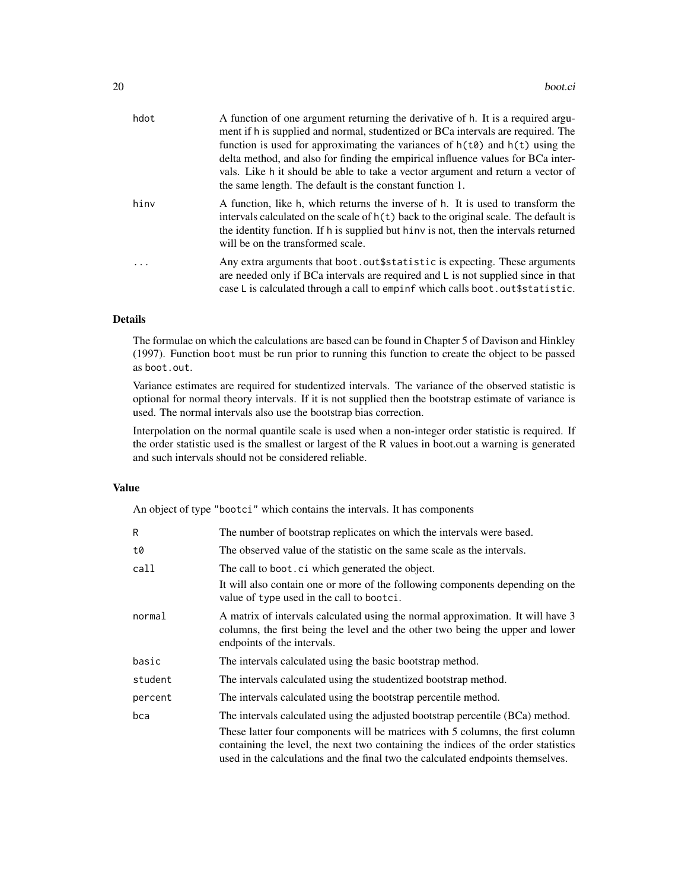| | |
|---|---|
| hdot | A function of one argument returning the derivative of h. It is a required argument if h is supplied and normal, studentized or BCa intervals are required. The function is used for approximating the variances of h(t0) and h(t) using the delta method, and also for finding the empirical influence values for BCa intervals. Like h it should be able to take a vector argument and return a vector of the same length. The default is the constant function 1. |
| hinv | A function, like h, which returns the inverse of h. It is used to transform the intervals calculated on the scale of h(t) back to the original scale. The default is the identity function. If h is supplied but hinv is not, then the intervals returned will be on the transformed scale. |
| ... | Any extra arguments that boot.out$statistic is expecting. These arguments are needed only if BCa intervals are required and L is not supplied since in that case L is calculated through a call to empinf which calls boot.out$statistic. |

## Details

The formulae on which the calculations are based can be found in Chapter 5 of Davison and Hinkley (1997). Function boot must be run prior to running this function to create the object to be passed as boot.out.

Variance estimates are required for studentized intervals. The variance of the observed statistic is optional for normal theory intervals. If it is not supplied then the bootstrap estimate of variance is used. The normal intervals also use the bootstrap bias correction.

Interpolation on the normal quantile scale is used when a non-integer order statistic is required. If the order statistic used is the smallest or largest of the R values in boot.out a warning is generated and such intervals should not be considered reliable.

## Value

An object of type "bootci" which contains the intervals. It has components

| | |
|---|---|
| R | The number of bootstrap replicates on which the intervals were based. |
| t0 | The observed value of the statistic on the same scale as the intervals. |
| call | The call to boot.ci which generated the object. It will also contain one or more of the following components depending on the value of type used in the call to bootci. |
| normal | A matrix of intervals calculated using the normal approximation. It will have 3 columns, the first being the level and the other two being the upper and lower endpoints of the intervals. |
| basic | The intervals calculated using the basic bootstrap method. |
| student | The intervals calculated using the studentized bootstrap method. |
| percent | The intervals calculated using the bootstrap percentile method. |
| bca | The intervals calculated using the adjusted bootstrap percentile (BCa) method. These latter four components will be matrices with 5 columns, the first column containing the level, the next two containing the indices of the order statistics used in the calculations and the final two the calculated endpoints themselves. |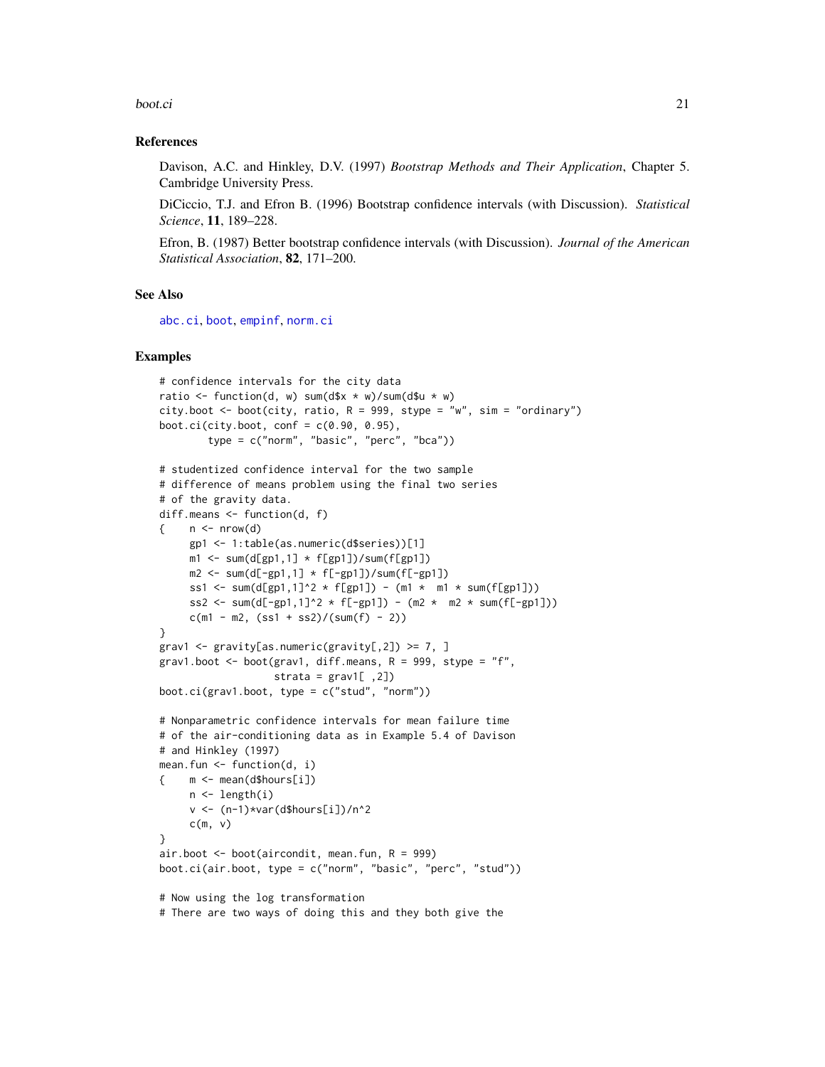## References

Davison, A.C. and Hinkley, D.V. (1997) *Bootstrap Methods and Their Application*, Chapter 5. Cambridge University Press.

DiCiccio, T.J. and Efron B. (1996) Bootstrap confidence intervals (with Discussion). *Statistical Science*, **11**, 189–228.

Efron, B. (1987) Better bootstrap confidence intervals (with Discussion). *Journal of the American Statistical Association*, **82**, 171–200.

## See Also

abc.ci, boot, empinf, norm.ci

## Examples

```
# confidence intervals for the city data
ratio <- function(d, w) sum(d$x * w)/sum(d$u * w)
city.boot <- boot(city, ratio, R = 999, stype = "w", sim = "ordinary")
boot.ci(city.boot, conf = c(0.90, 0.95),
        type = c("norm", "basic", "perc", "bca"))

# studentized confidence interval for the two sample
# difference of means problem using the final two series
# of the gravity data.
diff.means <- function(d, f)
{    n <- nrow(d)
     gp1 <- 1:table(as.numeric(d$series))[1]
     m1 <- sum(d[gp1,1] * f[gp1])/sum(f[gp1])
     m2 <- sum(d[-gp1,1] * f[-gp1])/sum(f[-gp1])
     ss1 <- sum(d[gp1,1]^2 * f[gp1]) - (m1 *  m1 * sum(f[gp1]))
     ss2 <- sum(d[-gp1,1]^2 * f[-gp1]) - (m2 *  m2 * sum(f[-gp1]))
     c(m1 - m2, (ss1 + ss2)/(sum(f) - 2))
}
grav1 <- gravity[as.numeric(gravity[,2]) >= 7, ]
grav1.boot <- boot(grav1, diff.means, R = 999, stype = "f",
                   strata = grav1[ ,2])
boot.ci(grav1.boot, type = c("stud", "norm"))

# Nonparametric confidence intervals for mean failure time
# of the air-conditioning data as in Example 5.4 of Davison
# and Hinkley (1997)
mean.fun <- function(d, i)
{    m <- mean(d$hours[i])
     n <- length(i)
     v <- (n-1)*var(d$hours[i])/n^2
     c(m, v)
}
air.boot <- boot(aircondit, mean.fun, R = 999)
boot.ci(air.boot, type = c("norm", "basic", "perc", "stud"))

# Now using the log transformation
# There are two ways of doing this and they both give the
```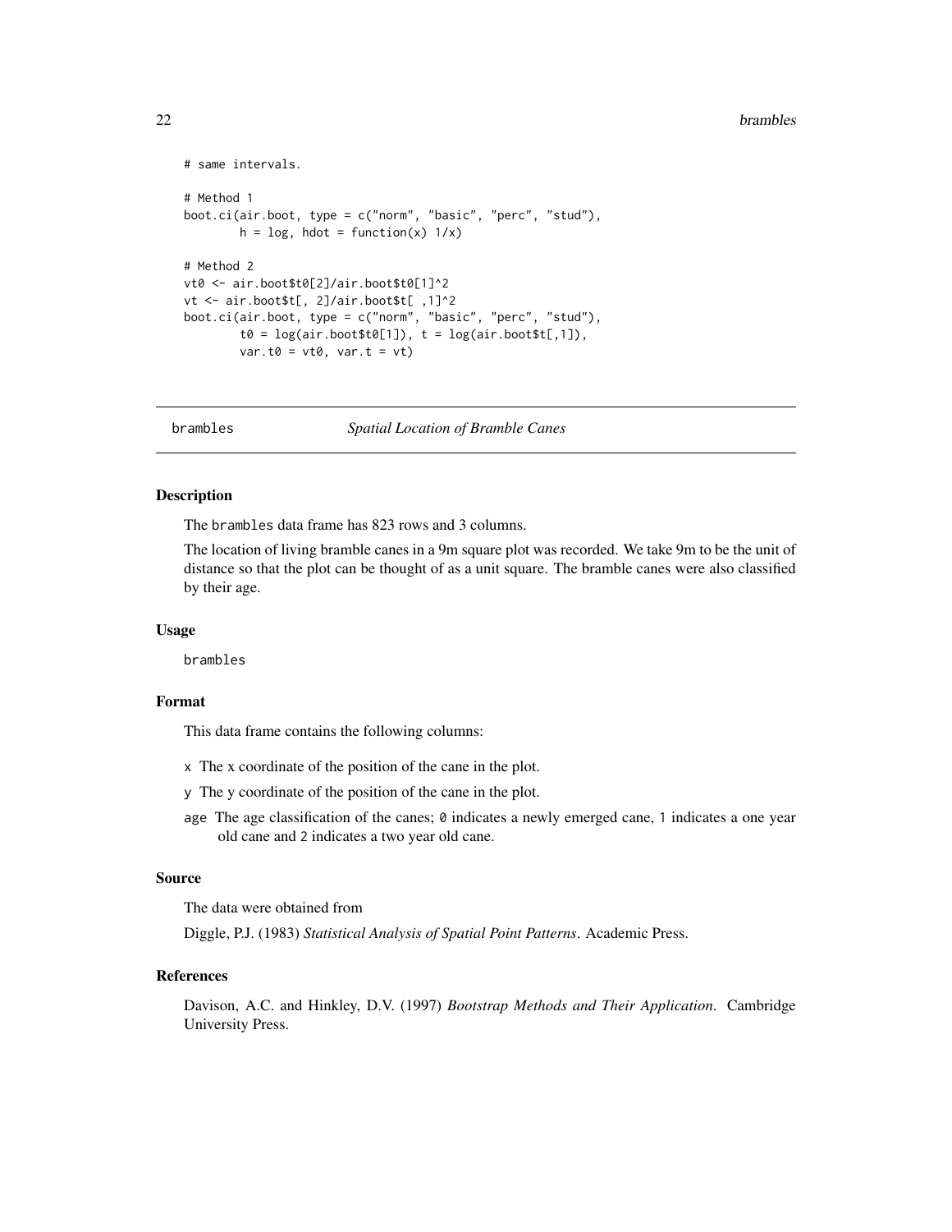```
# same intervals.

# Method 1
boot.ci(air.boot, type = c("norm", "basic", "perc", "stud"),
        h = log, hdot = function(x) 1/x)

# Method 2
vt0 <- air.boot$t0[2]/air.boot$t0[1]^2
vt <- air.boot$t[, 2]/air.boot$t[ ,1]^2
boot.ci(air.boot, type = c("norm", "basic", "perc", "stud"),
        t0 = log(air.boot$t0[1]), t = log(air.boot$t[,1]),
        var.t0 = vt0, var.t = vt)
```

## brambles — *Spatial Location of Bramble Canes*

### Description

The brambles data frame has 823 rows and 3 columns.

The location of living bramble canes in a 9m square plot was recorded. We take 9m to be the unit of distance so that the plot can be thought of as a unit square. The bramble canes were also classified by their age.

### Usage

```
brambles
```

### Format

This data frame contains the following columns:

- x The x coordinate of the position of the cane in the plot.
- y The y coordinate of the position of the cane in the plot.
- age The age classification of the canes; 0 indicates a newly emerged cane, 1 indicates a one year old cane and 2 indicates a two year old cane.

### Source

The data were obtained from

Diggle, P.J. (1983) *Statistical Analysis of Spatial Point Patterns*. Academic Press.

### References

Davison, A.C. and Hinkley, D.V. (1997) *Bootstrap Methods and Their Application*. Cambridge University Press.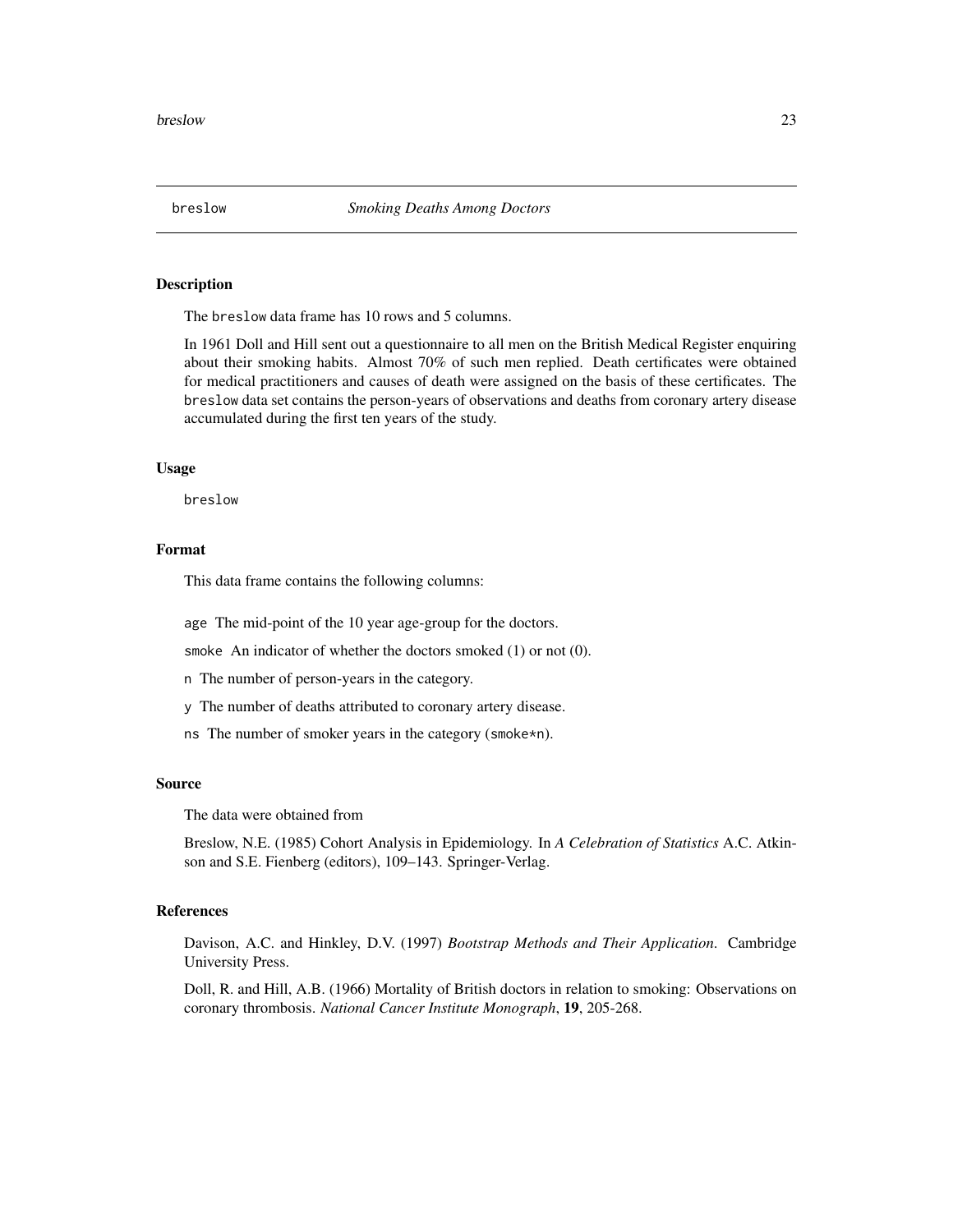breslow — *Smoking Deaths Among Doctors*

## Description

The `breslow` data frame has 10 rows and 5 columns.

In 1961 Doll and Hill sent out a questionnaire to all men on the British Medical Register enquiring about their smoking habits. Almost 70% of such men replied. Death certificates were obtained for medical practitioners and causes of death were assigned on the basis of these certificates. The `breslow` data set contains the person-years of observations and deaths from coronary artery disease accumulated during the first ten years of the study.

## Usage

```
breslow
```

## Format

This data frame contains the following columns:

`age` The mid-point of the 10 year age-group for the doctors.

`smoke` An indicator of whether the doctors smoked (1) or not (0).

`n` The number of person-years in the category.

`y` The number of deaths attributed to coronary artery disease.

`ns` The number of smoker years in the category (`smoke*n`).

## Source

The data were obtained from

Breslow, N.E. (1985) Cohort Analysis in Epidemiology. In *A Celebration of Statistics* A.C. Atkinson and S.E. Fienberg (editors), 109–143. Springer-Verlag.

## References

Davison, A.C. and Hinkley, D.V. (1997) *Bootstrap Methods and Their Application*. Cambridge University Press.

Doll, R. and Hill, A.B. (1966) Mortality of British doctors in relation to smoking: Observations on coronary thrombosis. *National Cancer Institute Monograph*, **19**, 205-268.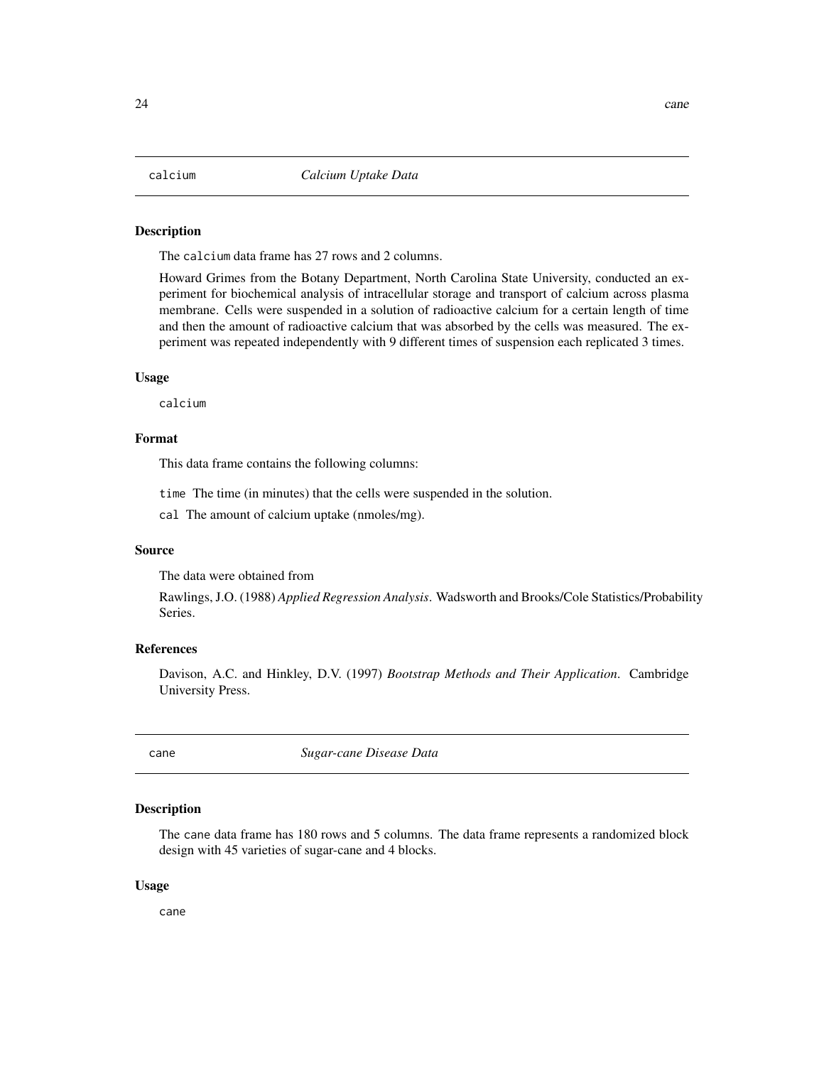## calcium *Calcium Uptake Data*

### Description

The `calcium` data frame has 27 rows and 2 columns.

Howard Grimes from the Botany Department, North Carolina State University, conducted an experiment for biochemical analysis of intracellular storage and transport of calcium across plasma membrane. Cells were suspended in a solution of radioactive calcium for a certain length of time and then the amount of radioactive calcium that was absorbed by the cells was measured. The experiment was repeated independently with 9 different times of suspension each replicated 3 times.

### Usage

```
calcium
```

### Format

This data frame contains the following columns:

`time` The time (in minutes) that the cells were suspended in the solution.

`cal` The amount of calcium uptake (nmoles/mg).

### Source

The data were obtained from

Rawlings, J.O. (1988) *Applied Regression Analysis*. Wadsworth and Brooks/Cole Statistics/Probability Series.

### References

Davison, A.C. and Hinkley, D.V. (1997) *Bootstrap Methods and Their Application*. Cambridge University Press.

## cane *Sugar-cane Disease Data*

### Description

The `cane` data frame has 180 rows and 5 columns. The data frame represents a randomized block design with 45 varieties of sugar-cane and 4 blocks.

### Usage

```
cane
```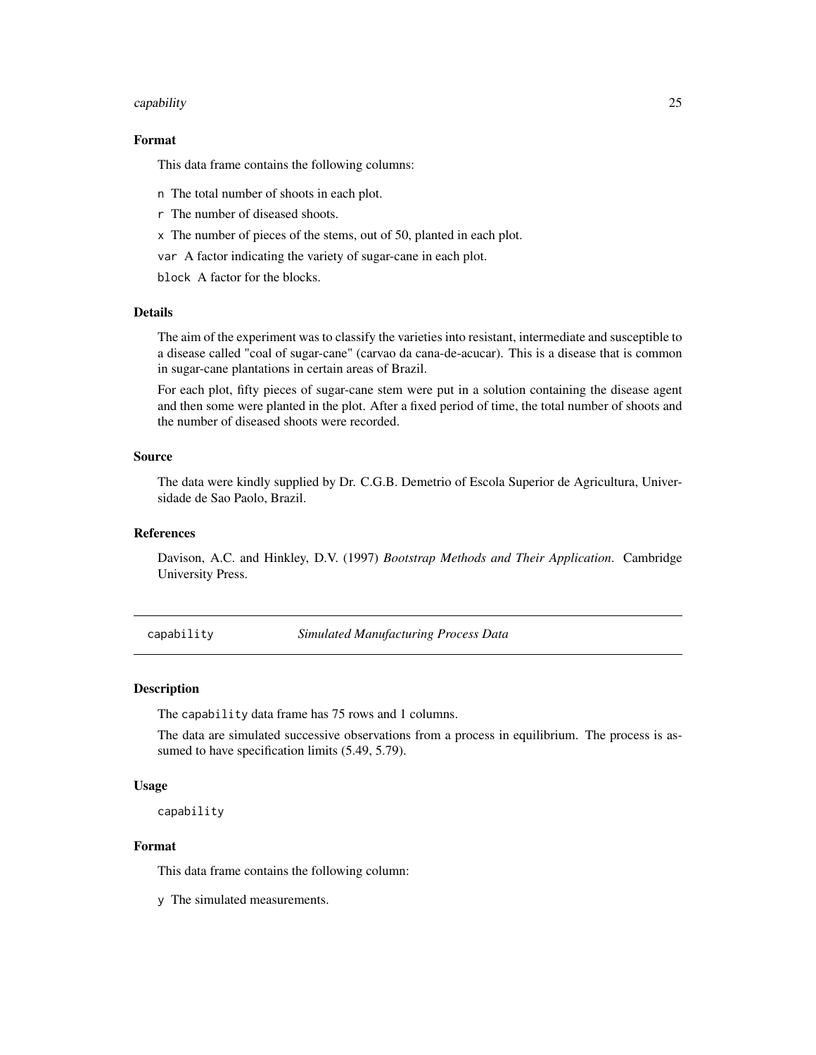### Format

This data frame contains the following columns:

n The total number of shoots in each plot.

r The number of diseased shoots.

x The number of pieces of the stems, out of 50, planted in each plot.

var A factor indicating the variety of sugar-cane in each plot.

block A factor for the blocks.

### Details

The aim of the experiment was to classify the varieties into resistant, intermediate and susceptible to a disease called "coal of sugar-cane" (carvao da cana-de-acucar). This is a disease that is common in sugar-cane plantations in certain areas of Brazil.

For each plot, fifty pieces of sugar-cane stem were put in a solution containing the disease agent and then some were planted in the plot. After a fixed period of time, the total number of shoots and the number of diseased shoots were recorded.

### Source

The data were kindly supplied by Dr. C.G.B. Demetrio of Escola Superior de Agricultura, Universidade de Sao Paolo, Brazil.

### References

Davison, A.C. and Hinkley, D.V. (1997) *Bootstrap Methods and Their Application*. Cambridge University Press.

---

## capability — *Simulated Manufacturing Process Data*

---

### Description

The capability data frame has 75 rows and 1 columns.

The data are simulated successive observations from a process in equilibrium. The process is assumed to have specification limits (5.49, 5.79).

### Usage

```
capability
```

### Format

This data frame contains the following column:

y The simulated measurements.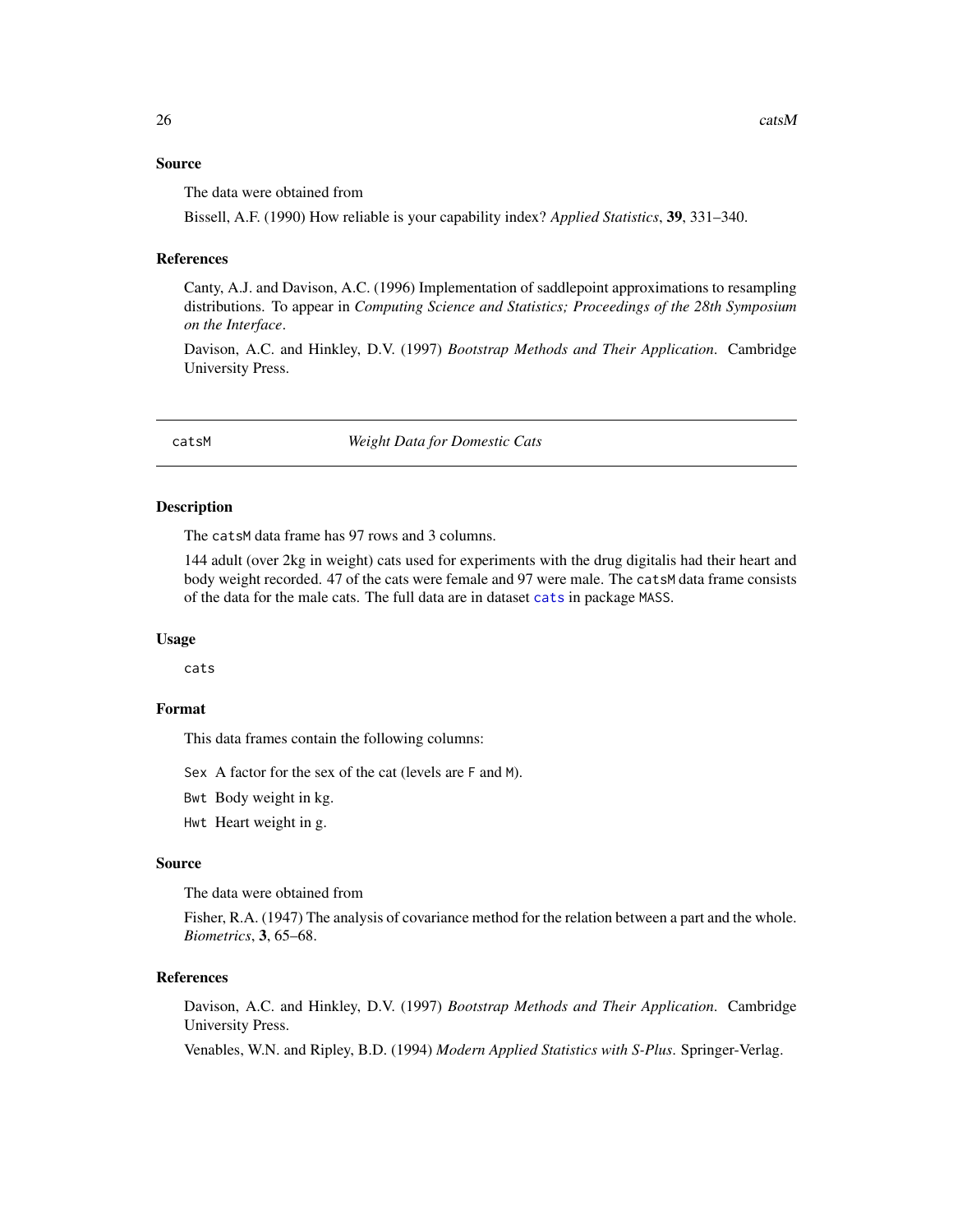### Source

The data were obtained from

Bissell, A.F. (1990) How reliable is your capability index? *Applied Statistics*, **39**, 331–340.

### References

Canty, A.J. and Davison, A.C. (1996) Implementation of saddlepoint approximations to resampling distributions. To appear in *Computing Science and Statistics; Proceedings of the 28th Symposium on the Interface*.

Davison, A.C. and Hinkley, D.V. (1997) *Bootstrap Methods and Their Application*. Cambridge University Press.

---

## catsM — *Weight Data for Domestic Cats*

---

### Description

The `catsM` data frame has 97 rows and 3 columns.

144 adult (over 2kg in weight) cats used for experiments with the drug digitalis had their heart and body weight recorded. 47 of the cats were female and 97 were male. The `catsM` data frame consists of the data for the male cats. The full data are in dataset `cats` in package `MASS`.

### Usage

```
cats
```

### Format

This data frames contain the following columns:

`Sex` A factor for the sex of the cat (levels are `F` and `M`).

`Bwt` Body weight in kg.

`Hwt` Heart weight in g.

### Source

The data were obtained from

Fisher, R.A. (1947) The analysis of covariance method for the relation between a part and the whole. *Biometrics*, **3**, 65–68.

### References

Davison, A.C. and Hinkley, D.V. (1997) *Bootstrap Methods and Their Application*. Cambridge University Press.

Venables, W.N. and Ripley, B.D. (1994) *Modern Applied Statistics with S-Plus*. Springer-Verlag.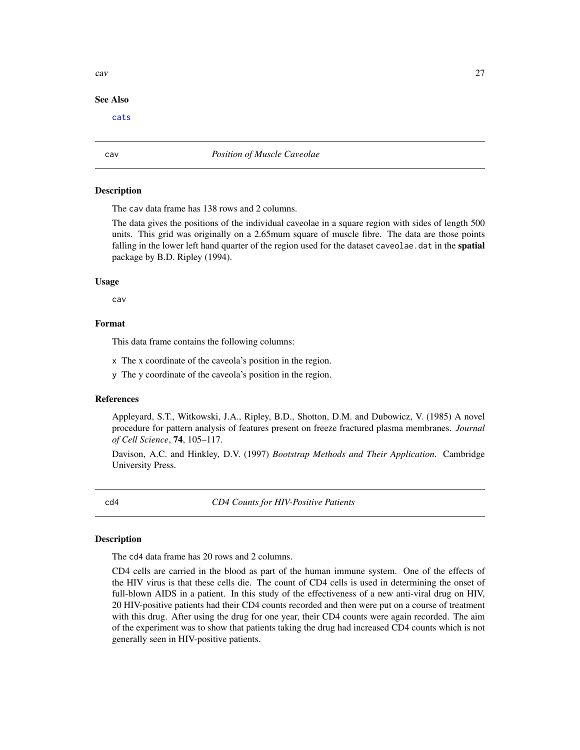## See Also

cats

## cav — *Position of Muscle Caveolae*

### Description

The cav data frame has 138 rows and 2 columns.

The data gives the positions of the individual caveolae in a square region with sides of length 500 units. This grid was originally on a 2.65mum square of muscle fibre. The data are those points falling in the lower left hand quarter of the region used for the dataset caveolae.dat in the **spatial** package by B.D. Ripley (1994).

### Usage

```
cav
```

### Format

This data frame contains the following columns:

- x The x coordinate of the caveola's position in the region.
- y The y coordinate of the caveola's position in the region.

### References

Appleyard, S.T., Witkowski, J.A., Ripley, B.D., Shotton, D.M. and Dubowicz, V. (1985) A novel procedure for pattern analysis of features present on freeze fractured plasma membranes. *Journal of Cell Science*, **74**, 105–117.

Davison, A.C. and Hinkley, D.V. (1997) *Bootstrap Methods and Their Application*. Cambridge University Press.

## cd4 — *CD4 Counts for HIV-Positive Patients*

### Description

The cd4 data frame has 20 rows and 2 columns.

CD4 cells are carried in the blood as part of the human immune system. One of the effects of the HIV virus is that these cells die. The count of CD4 cells is used in determining the onset of full-blown AIDS in a patient. In this study of the effectiveness of a new anti-viral drug on HIV, 20 HIV-positive patients had their CD4 counts recorded and then were put on a course of treatment with this drug. After using the drug for one year, their CD4 counts were again recorded. The aim of the experiment was to show that patients taking the drug had increased CD4 counts which is not generally seen in HIV-positive patients.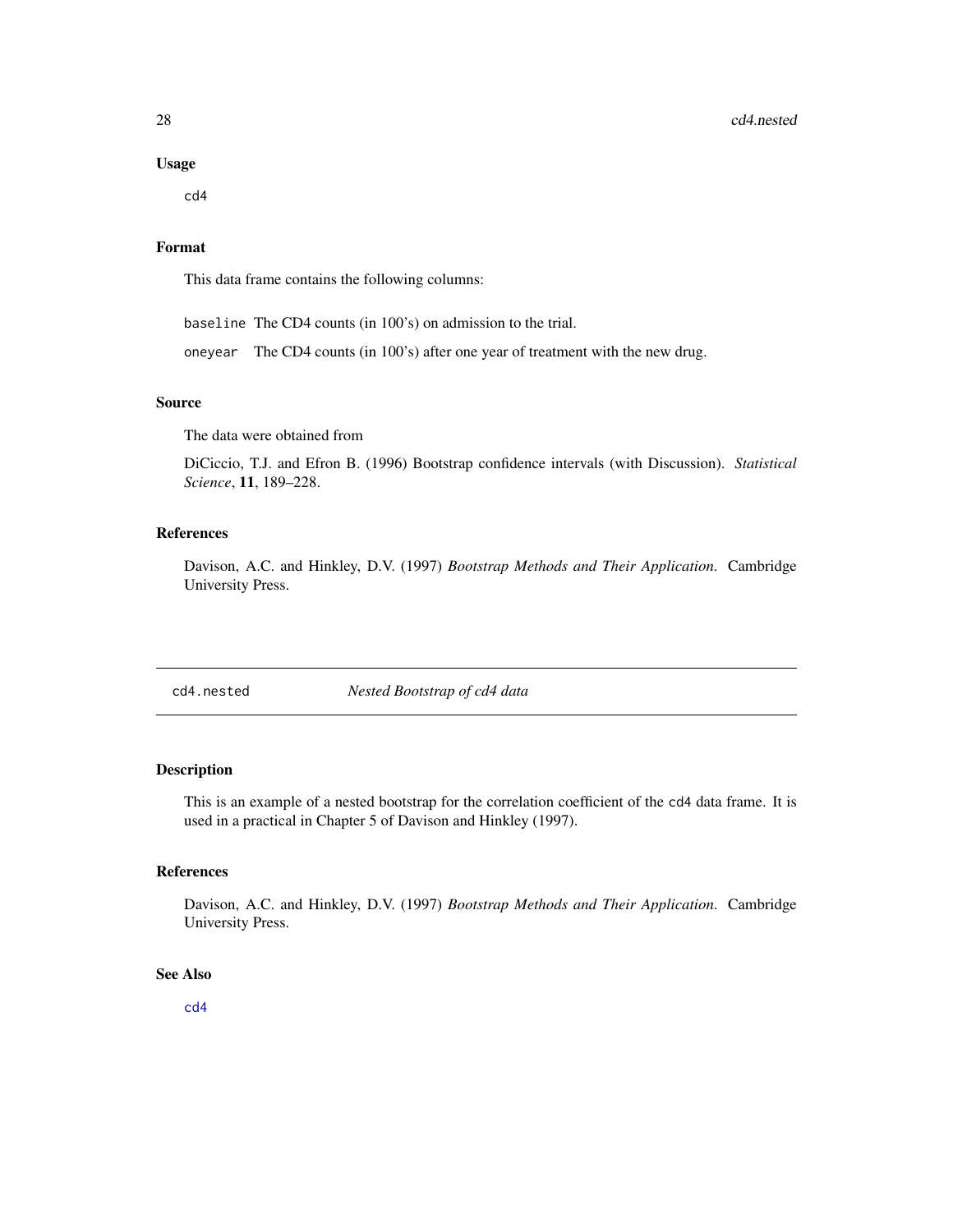### Usage

```
cd4
```

### Format

This data frame contains the following columns:

`baseline` The CD4 counts (in 100's) on admission to the trial.

`oneyear` The CD4 counts (in 100's) after one year of treatment with the new drug.

### Source

The data were obtained from

DiCiccio, T.J. and Efron B. (1996) Bootstrap confidence intervals (with Discussion). *Statistical Science*, **11**, 189–228.

### References

Davison, A.C. and Hinkley, D.V. (1997) *Bootstrap Methods and Their Application*. Cambridge University Press.

---

## cd4.nested *Nested Bootstrap of cd4 data*

### Description

This is an example of a nested bootstrap for the correlation coefficient of the `cd4` data frame. It is used in a practical in Chapter 5 of Davison and Hinkley (1997).

### References

Davison, A.C. and Hinkley, D.V. (1997) *Bootstrap Methods and Their Application*. Cambridge University Press.

### See Also

`cd4`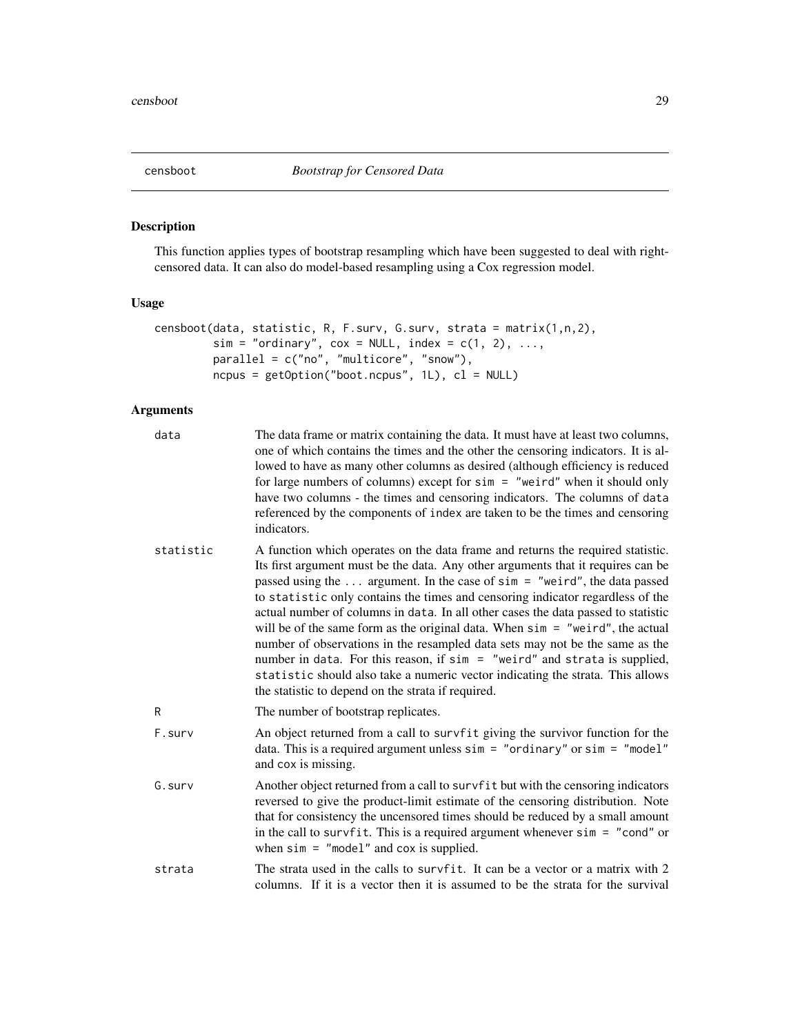censboot *Bootstrap for Censored Data*

## Description

This function applies types of bootstrap resampling which have been suggested to deal with right-censored data. It can also do model-based resampling using a Cox regression model.

## Usage

```
censboot(data, statistic, R, F.surv, G.surv, strata = matrix(1,n,2),
         sim = "ordinary", cox = NULL, index = c(1, 2), ...,
         parallel = c("no", "multicore", "snow"),
         ncpus = getOption("boot.ncpus", 1L), cl = NULL)
```

## Arguments

| | |
|---|---|
| `data` | The data frame or matrix containing the data. It must have at least two columns, one of which contains the times and the other the censoring indicators. It is allowed to have as many other columns as desired (although efficiency is reduced for large numbers of columns) except for `sim = "weird"` when it should only have two columns - the times and censoring indicators. The columns of `data` referenced by the components of `index` are taken to be the times and censoring indicators. |
| `statistic` | A function which operates on the data frame and returns the required statistic. Its first argument must be the data. Any other arguments that it requires can be passed using the `...` argument. In the case of `sim = "weird"`, the data passed to `statistic` only contains the times and censoring indicator regardless of the actual number of columns in `data`. In all other cases the data passed to statistic will be of the same form as the original data. When `sim = "weird"`, the actual number of observations in the resampled data sets may not be the same as the number in `data`. For this reason, if `sim = "weird"` and `strata` is supplied, `statistic` should also take a numeric vector indicating the strata. This allows the statistic to depend on the strata if required. |
| `R` | The number of bootstrap replicates. |
| `F.surv` | An object returned from a call to `survfit` giving the survivor function for the data. This is a required argument unless `sim = "ordinary"` or `sim = "model"` and `cox` is missing. |
| `G.surv` | Another object returned from a call to `survfit` but with the censoring indicators reversed to give the product-limit estimate of the censoring distribution. Note that for consistency the uncensored times should be reduced by a small amount in the call to `survfit`. This is a required argument whenever `sim = "cond"` or when `sim = "model"` and `cox` is supplied. |
| `strata` | The strata used in the calls to `survfit`. It can be a vector or a matrix with 2 columns. If it is a vector then it is assumed to be the strata for the survival |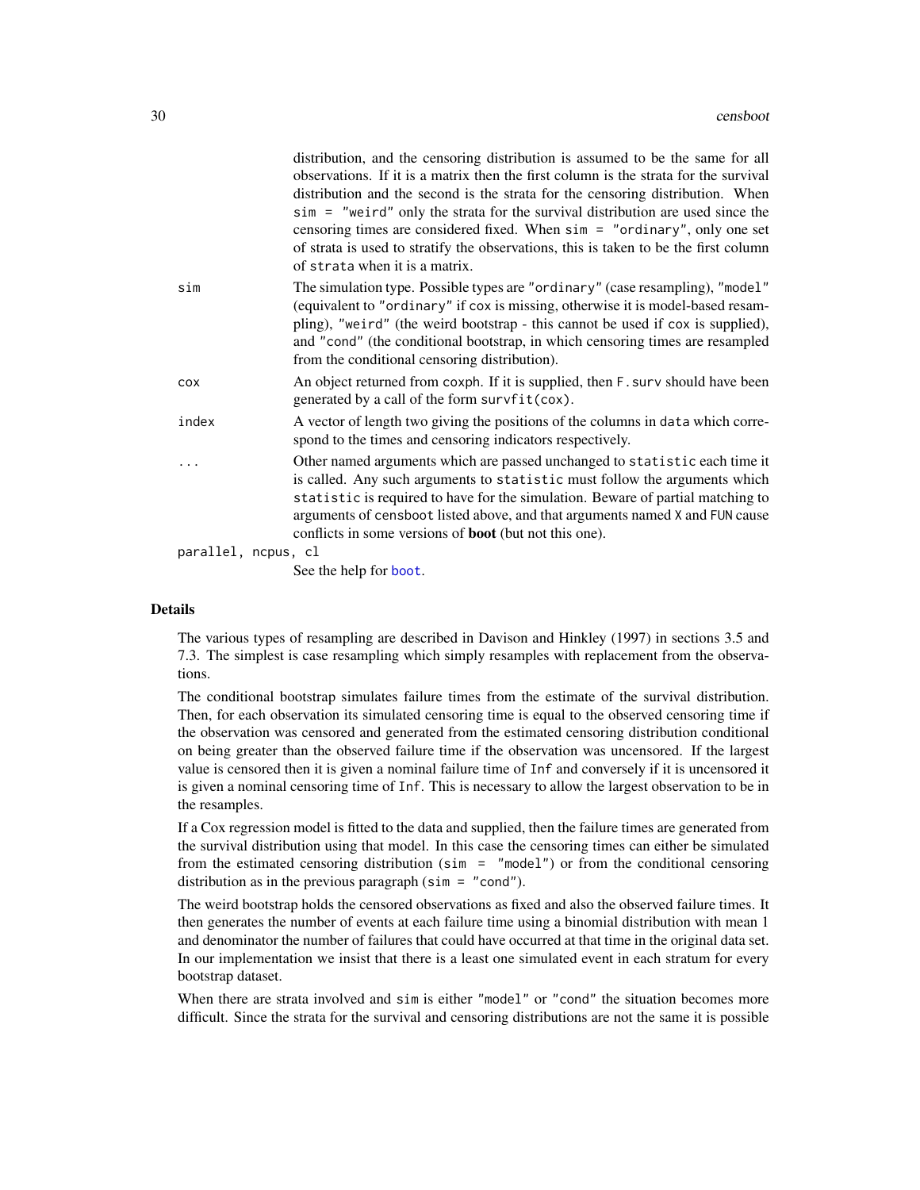distribution, and the censoring distribution is assumed to be the same for all observations. If it is a matrix then the first column is the strata for the survival distribution and the second is the strata for the censoring distribution. When `sim = "weird"` only the strata for the survival distribution are used since the censoring times are considered fixed. When `sim = "ordinary"`, only one set of strata is used to stratify the observations, this is taken to be the first column of `strata` when it is a matrix.

`sim`
: The simulation type. Possible types are `"ordinary"` (case resampling), `"model"` (equivalent to `"ordinary"` if `cox` is missing, otherwise it is model-based resampling), `"weird"` (the weird bootstrap - this cannot be used if `cox` is supplied), and `"cond"` (the conditional bootstrap, in which censoring times are resampled from the conditional censoring distribution).

`cox`
: An object returned from `coxph`. If it is supplied, then `F.surv` should have been generated by a call of the form `survfit(cox)`.

`index`
: A vector of length two giving the positions of the columns in `data` which correspond to the times and censoring indicators respectively.

`...`
: Other named arguments which are passed unchanged to `statistic` each time it is called. Any such arguments to `statistic` must follow the arguments which `statistic` is required to have for the simulation. Beware of partial matching to arguments of `censboot` listed above, and that arguments named `X` and `FUN` cause conflicts in some versions of **boot** (but not this one).

`parallel, ncpus, cl`
: See the help for `boot`.

## Details

The various types of resampling are described in Davison and Hinkley (1997) in sections 3.5 and 7.3. The simplest is case resampling which simply resamples with replacement from the observations.

The conditional bootstrap simulates failure times from the estimate of the survival distribution. Then, for each observation its simulated censoring time is equal to the observed censoring time if the observation was censored and generated from the estimated censoring distribution conditional on being greater than the observed failure time if the observation was uncensored. If the largest value is censored then it is given a nominal failure time of `Inf` and conversely if it is uncensored it is given a nominal censoring time of `Inf`. This is necessary to allow the largest observation to be in the resamples.

If a Cox regression model is fitted to the data and supplied, then the failure times are generated from the survival distribution using that model. In this case the censoring times can either be simulated from the estimated censoring distribution (`sim = "model"`) or from the conditional censoring distribution as in the previous paragraph (`sim = "cond"`).

The weird bootstrap holds the censored observations as fixed and also the observed failure times. It then generates the number of events at each failure time using a binomial distribution with mean 1 and denominator the number of failures that could have occurred at that time in the original data set. In our implementation we insist that there is a least one simulated event in each stratum for every bootstrap dataset.

When there are strata involved and `sim` is either `"model"` or `"cond"` the situation becomes more difficult. Since the strata for the survival and censoring distributions are not the same it is possible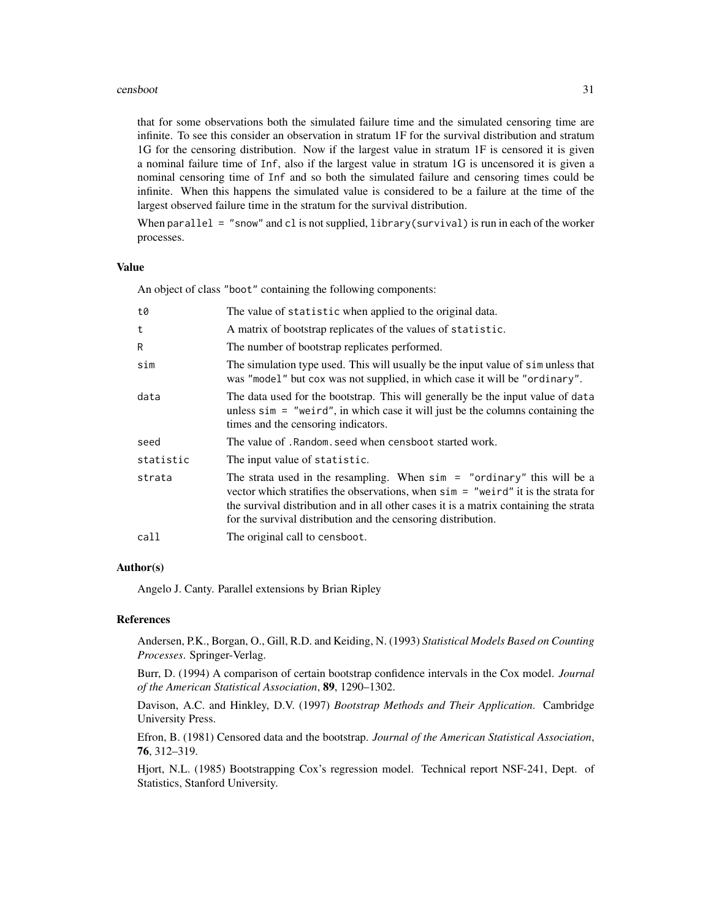that for some observations both the simulated failure time and the simulated censoring time are infinite. To see this consider an observation in stratum 1F for the survival distribution and stratum 1G for the censoring distribution. Now if the largest value in stratum 1F is censored it is given a nominal failure time of `Inf`, also if the largest value in stratum 1G is uncensored it is given a nominal censoring time of `Inf` and so both the simulated failure and censoring times could be infinite. When this happens the simulated value is considered to be a failure at the time of the largest observed failure time in the stratum for the survival distribution.

When `parallel = "snow"` and `cl` is not supplied, `library(survival)` is run in each of the worker processes.

### Value

An object of class `"boot"` containing the following components:

| | |
|---|---|
| `t0` | The value of `statistic` when applied to the original data. |
| `t` | A matrix of bootstrap replicates of the values of `statistic`. |
| `R` | The number of bootstrap replicates performed. |
| `sim` | The simulation type used. This will usually be the input value of `sim` unless that was `"model"` but `cox` was not supplied, in which case it will be `"ordinary"`. |
| `data` | The data used for the bootstrap. This will generally be the input value of `data` unless `sim = "weird"`, in which case it will just be the columns containing the times and the censoring indicators. |
| `seed` | The value of `.Random.seed` when `censboot` started work. |
| `statistic` | The input value of `statistic`. |
| `strata` | The strata used in the resampling. When `sim = "ordinary"` this will be a vector which stratifies the observations, when `sim = "weird"` it is the strata for the survival distribution and in all other cases it is a matrix containing the strata for the survival distribution and the censoring distribution. |
| `call` | The original call to `censboot`. |

### Author(s)

Angelo J. Canty. Parallel extensions by Brian Ripley

### References

Andersen, P.K., Borgan, O., Gill, R.D. and Keiding, N. (1993) *Statistical Models Based on Counting Processes*. Springer-Verlag.

Burr, D. (1994) A comparison of certain bootstrap confidence intervals in the Cox model. *Journal of the American Statistical Association*, **89**, 1290–1302.

Davison, A.C. and Hinkley, D.V. (1997) *Bootstrap Methods and Their Application*. Cambridge University Press.

Efron, B. (1981) Censored data and the bootstrap. *Journal of the American Statistical Association*, **76**, 312–319.

Hjort, N.L. (1985) Bootstrapping Cox's regression model. Technical report NSF-241, Dept. of Statistics, Stanford University.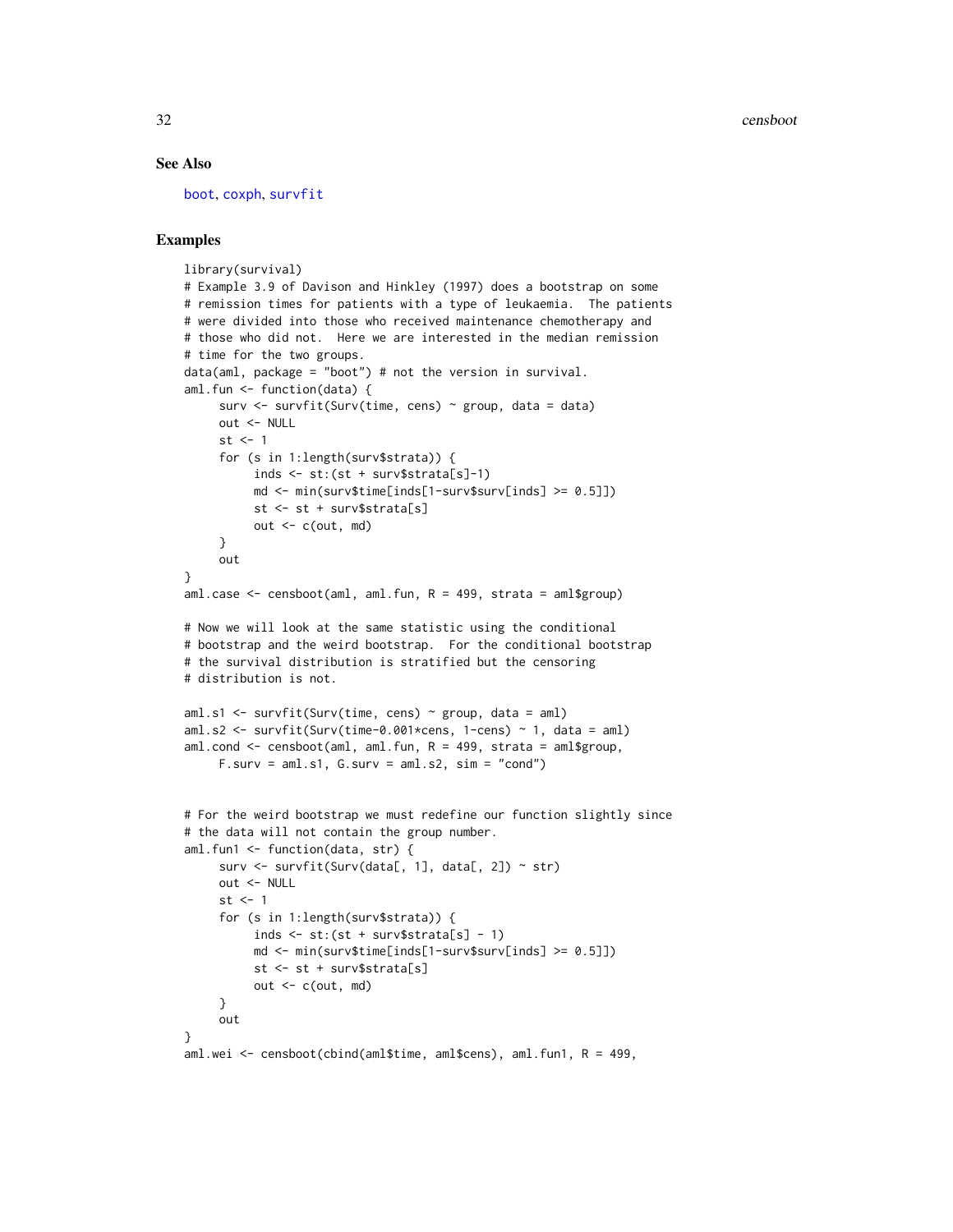### See Also

boot, coxph, survfit

### Examples

```
library(survival)
# Example 3.9 of Davison and Hinkley (1997) does a bootstrap on some
# remission times for patients with a type of leukaemia.  The patients
# were divided into those who received maintenance chemotherapy and
# those who did not.  Here we are interested in the median remission
# time for the two groups.
data(aml, package = "boot") # not the version in survival.
aml.fun <- function(data) {
     surv <- survfit(Surv(time, cens) ~ group, data = data)
     out <- NULL
     st <- 1
     for (s in 1:length(surv$strata)) {
          inds <- st:(st + surv$strata[s]-1)
          md <- min(surv$time[inds[1-surv$surv[inds] >= 0.5]])
          st <- st + surv$strata[s]
          out <- c(out, md)
     }
     out
}
aml.case <- censboot(aml, aml.fun, R = 499, strata = aml$group)

# Now we will look at the same statistic using the conditional
# bootstrap and the weird bootstrap.  For the conditional bootstrap
# the survival distribution is stratified but the censoring
# distribution is not.

aml.s1 <- survfit(Surv(time, cens) ~ group, data = aml)
aml.s2 <- survfit(Surv(time-0.001*cens, 1-cens) ~ 1, data = aml)
aml.cond <- censboot(aml, aml.fun, R = 499, strata = aml$group,
     F.surv = aml.s1, G.surv = aml.s2, sim = "cond")


# For the weird bootstrap we must redefine our function slightly since
# the data will not contain the group number.
aml.fun1 <- function(data, str) {
     surv <- survfit(Surv(data[, 1], data[, 2]) ~ str)
     out <- NULL
     st <- 1
     for (s in 1:length(surv$strata)) {
          inds <- st:(st + surv$strata[s] - 1)
          md <- min(surv$time[inds[1-surv$surv[inds] >= 0.5]])
          st <- st + surv$strata[s]
          out <- c(out, md)
     }
     out
}
aml.wei <- censboot(cbind(aml$time, aml$cens), aml.fun1, R = 499,
```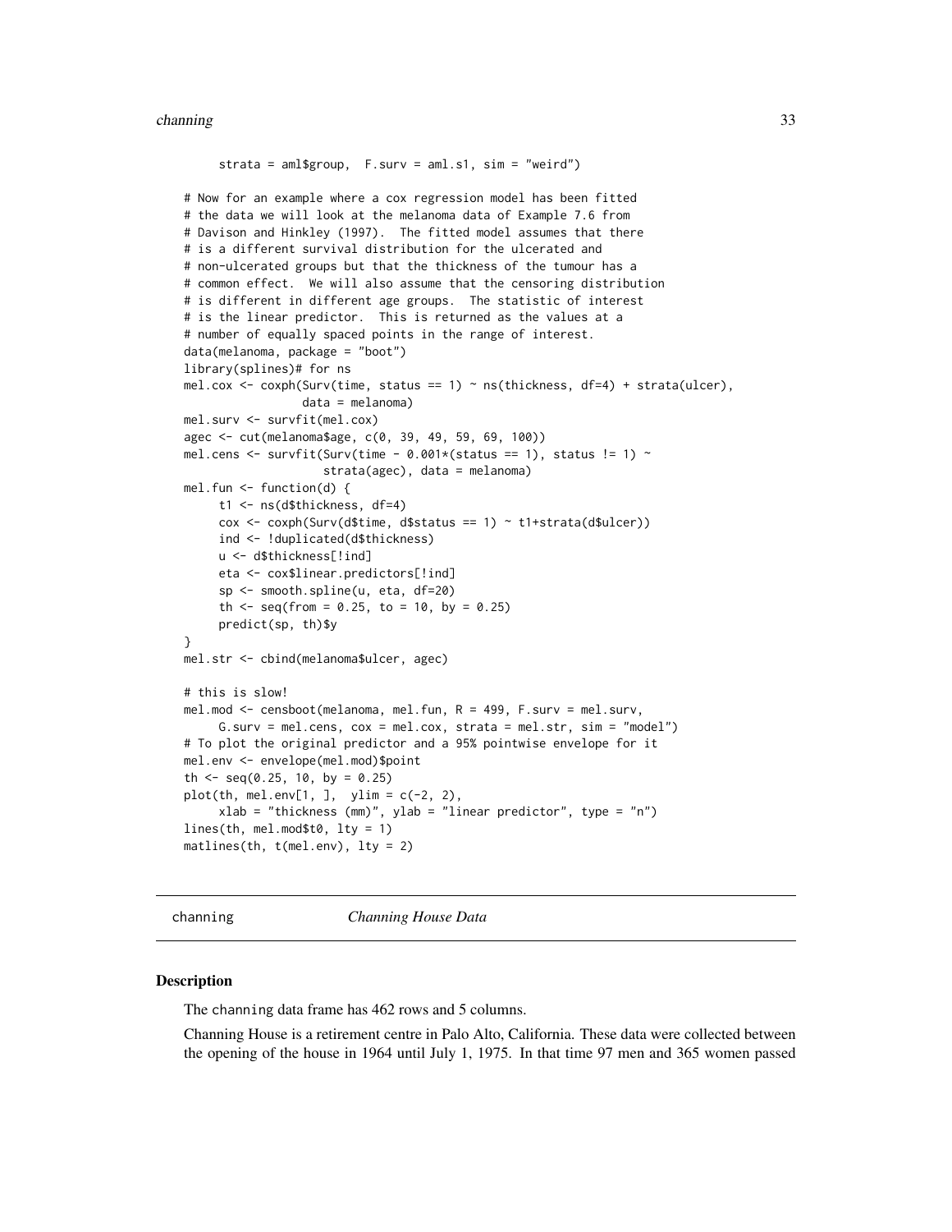```
     strata = aml$group,  F.surv = aml.s1, sim = "weird")

# Now for an example where a cox regression model has been fitted
# the data we will look at the melanoma data of Example 7.6 from
# Davison and Hinkley (1997).  The fitted model assumes that there
# is a different survival distribution for the ulcerated and
# non-ulcerated groups but that the thickness of the tumour has a
# common effect.  We will also assume that the censoring distribution
# is different in different age groups.  The statistic of interest
# is the linear predictor.  This is returned as the values at a
# number of equally spaced points in the range of interest.
data(melanoma, package = "boot")
library(splines)# for ns
mel.cox <- coxph(Surv(time, status == 1) ~ ns(thickness, df=4) + strata(ulcer),
                 data = melanoma)
mel.surv <- survfit(mel.cox)
agec <- cut(melanoma$age, c(0, 39, 49, 59, 69, 100))
mel.cens <- survfit(Surv(time - 0.001*(status == 1), status != 1) ~
                    strata(agec), data = melanoma)
mel.fun <- function(d) {
     t1 <- ns(d$thickness, df=4)
     cox <- coxph(Surv(d$time, d$status == 1) ~ t1+strata(d$ulcer))
     ind <- !duplicated(d$thickness)
     u <- d$thickness[!ind]
     eta <- cox$linear.predictors[!ind]
     sp <- smooth.spline(u, eta, df=20)
     th <- seq(from = 0.25, to = 10, by = 0.25)
     predict(sp, th)$y
}
mel.str <- cbind(melanoma$ulcer, agec)

# this is slow!
mel.mod <- censboot(melanoma, mel.fun, R = 499, F.surv = mel.surv,
     G.surv = mel.cens, cox = mel.cox, strata = mel.str, sim = "model")
# To plot the original predictor and a 95% pointwise envelope for it
mel.env <- envelope(mel.mod)$point
th <- seq(0.25, 10, by = 0.25)
plot(th, mel.env[1, ],  ylim = c(-2, 2),
     xlab = "thickness (mm)", ylab = "linear predictor", type = "n")
lines(th, mel.mod$t0, lty = 1)
matlines(th, t(mel.env), lty = 2)
```

---

channning — *Channing House Data*

## Description

The channing data frame has 462 rows and 5 columns.

Channing House is a retirement centre in Palo Alto, California. These data were collected between the opening of the house in 1964 until July 1, 1975. In that time 97 men and 365 women passed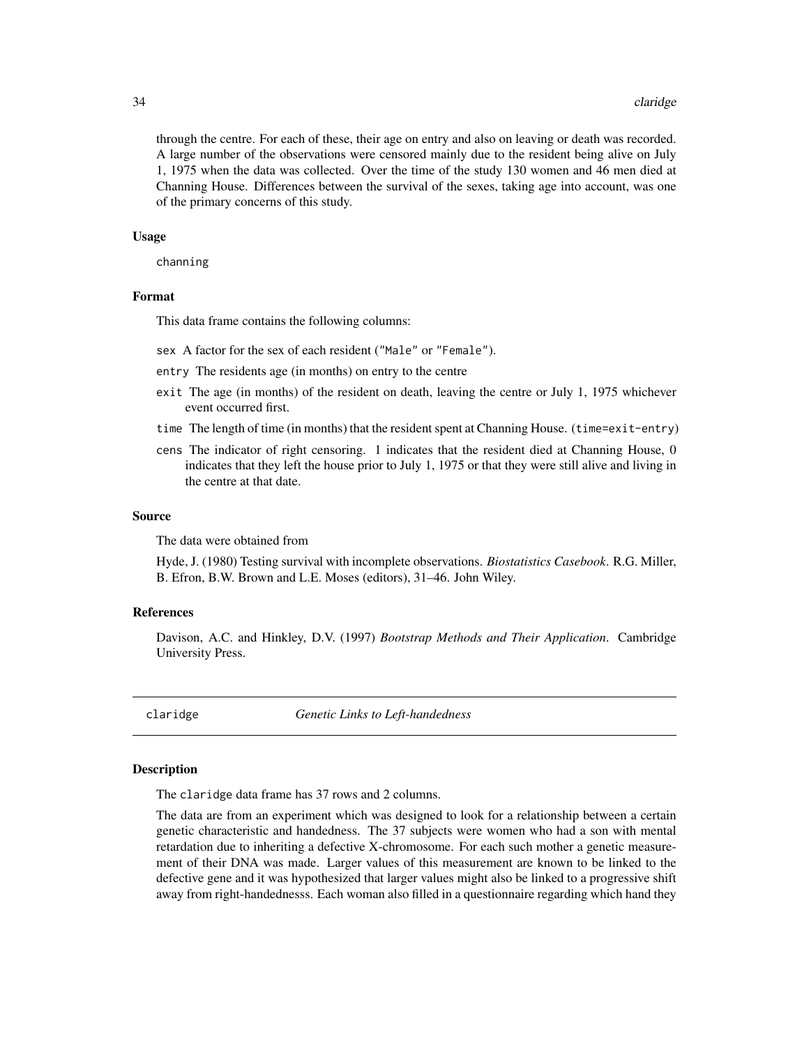through the centre. For each of these, their age on entry and also on leaving or death was recorded. A large number of the observations were censored mainly due to the resident being alive on July 1, 1975 when the data was collected. Over the time of the study 130 women and 46 men died at Channing House. Differences between the survival of the sexes, taking age into account, was one of the primary concerns of this study.

### Usage

```
channing
```

### Format

This data frame contains the following columns:

- `sex` A factor for the sex of each resident ("Male" or "Female").
- `entry` The residents age (in months) on entry to the centre
- `exit` The age (in months) of the resident on death, leaving the centre or July 1, 1975 whichever event occurred first.
- `time` The length of time (in months) that the resident spent at Channing House. (`time=exit-entry`)
- `cens` The indicator of right censoring. 1 indicates that the resident died at Channing House, 0 indicates that they left the house prior to July 1, 1975 or that they were still alive and living in the centre at that date.

### Source

The data were obtained from

Hyde, J. (1980) Testing survival with incomplete observations. *Biostatistics Casebook*. R.G. Miller, B. Efron, B.W. Brown and L.E. Moses (editors), 31–46. John Wiley.

### References

Davison, A.C. and Hinkley, D.V. (1997) *Bootstrap Methods and Their Application*. Cambridge University Press.

---

## claridge *Genetic Links to Left-handedness*

---

### Description

The `claridge` data frame has 37 rows and 2 columns.

The data are from an experiment which was designed to look for a relationship between a certain genetic characteristic and handedness. The 37 subjects were women who had a son with mental retardation due to inheriting a defective X-chromosome. For each such mother a genetic measurement of their DNA was made. Larger values of this measurement are known to be linked to the defective gene and it was hypothesized that larger values might also be linked to a progressive shift away from right-handednesss. Each woman also filled in a questionnaire regarding which hand they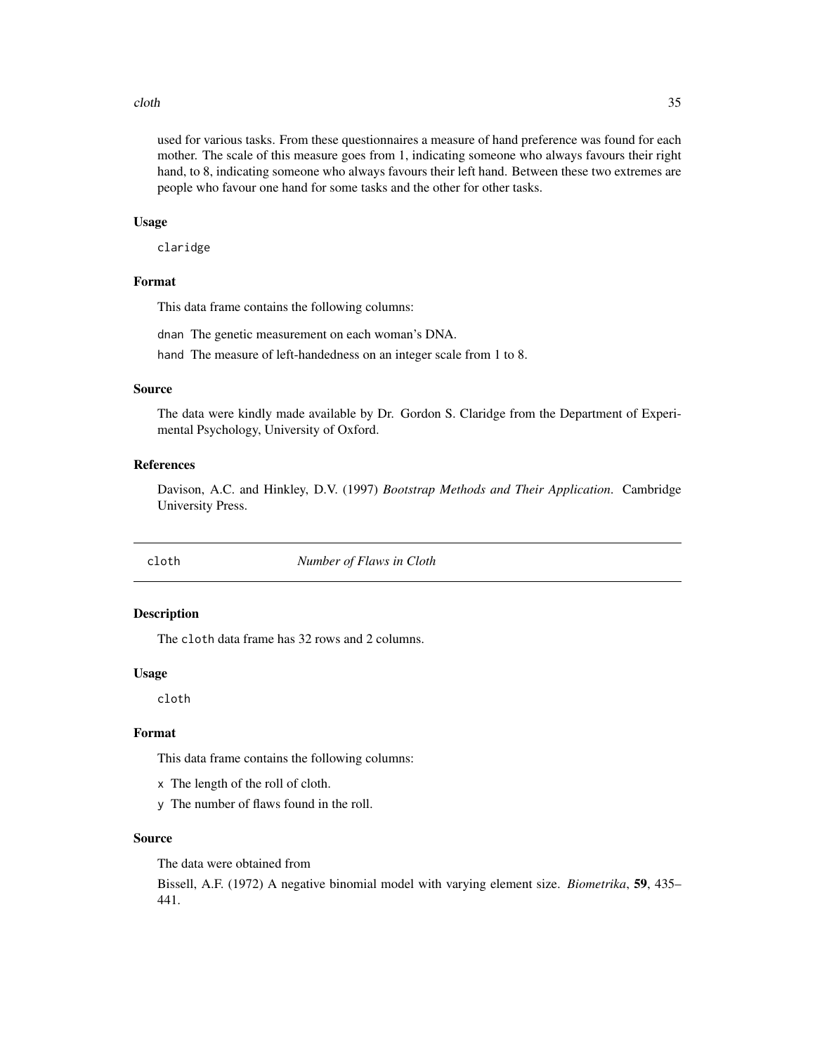used for various tasks. From these questionnaires a measure of hand preference was found for each mother. The scale of this measure goes from 1, indicating someone who always favours their right hand, to 8, indicating someone who always favours their left hand. Between these two extremes are people who favour one hand for some tasks and the other for other tasks.

### Usage

```
claridge
```

### Format

This data frame contains the following columns:

`dnan` The genetic measurement on each woman's DNA.

`hand` The measure of left-handedness on an integer scale from 1 to 8.

### Source

The data were kindly made available by Dr. Gordon S. Claridge from the Department of Experimental Psychology, University of Oxford.

### References

Davison, A.C. and Hinkley, D.V. (1997) *Bootstrap Methods and Their Application*. Cambridge University Press.

---

## cloth — *Number of Flaws in Cloth*

---

### Description

The `cloth` data frame has 32 rows and 2 columns.

### Usage

```
cloth
```

### Format

This data frame contains the following columns:

`x` The length of the roll of cloth.

`y` The number of flaws found in the roll.

### Source

The data were obtained from

Bissell, A.F. (1972) A negative binomial model with varying element size. *Biometrika*, **59**, 435–441.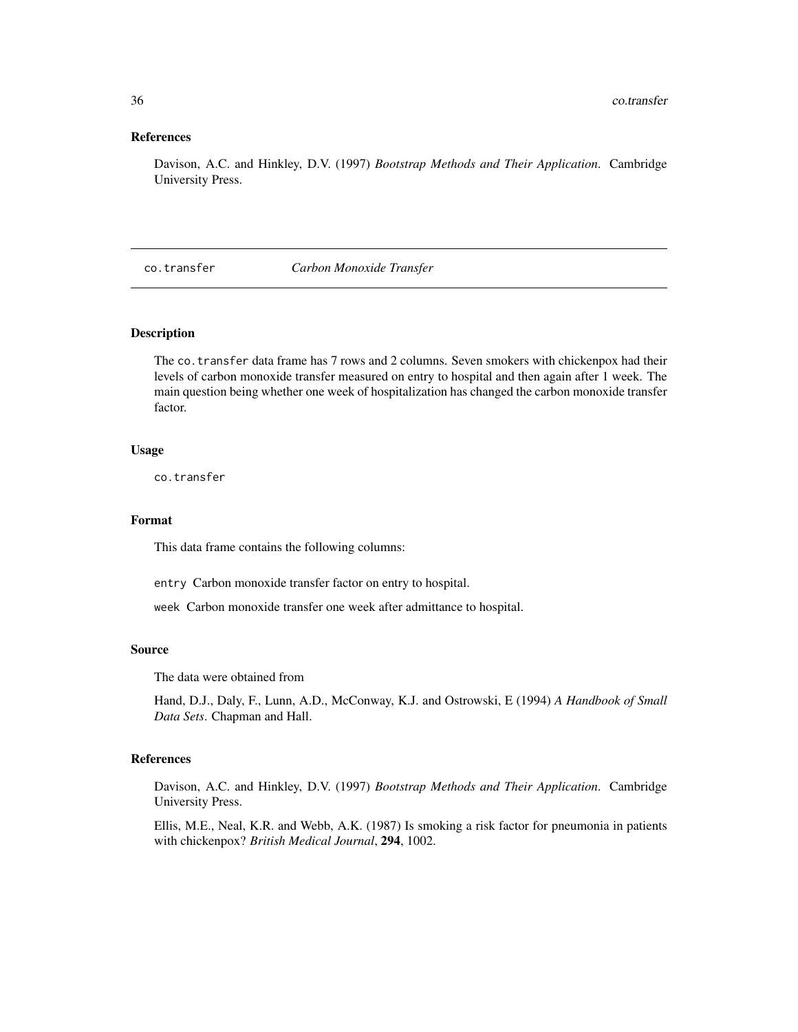### References

Davison, A.C. and Hinkley, D.V. (1997) *Bootstrap Methods and Their Application*. Cambridge University Press.

---

## co.transfer *Carbon Monoxide Transfer*

---

### Description

The `co.transfer` data frame has 7 rows and 2 columns. Seven smokers with chickenpox had their levels of carbon monoxide transfer measured on entry to hospital and then again after 1 week. The main question being whether one week of hospitalization has changed the carbon monoxide transfer factor.

### Usage

```
co.transfer
```

### Format

This data frame contains the following columns:

`entry` Carbon monoxide transfer factor on entry to hospital.

`week` Carbon monoxide transfer one week after admittance to hospital.

### Source

The data were obtained from

Hand, D.J., Daly, F., Lunn, A.D., McConway, K.J. and Ostrowski, E (1994) *A Handbook of Small Data Sets*. Chapman and Hall.

### References

Davison, A.C. and Hinkley, D.V. (1997) *Bootstrap Methods and Their Application*. Cambridge University Press.

Ellis, M.E., Neal, K.R. and Webb, A.K. (1987) Is smoking a risk factor for pneumonia in patients with chickenpox? *British Medical Journal*, **294**, 1002.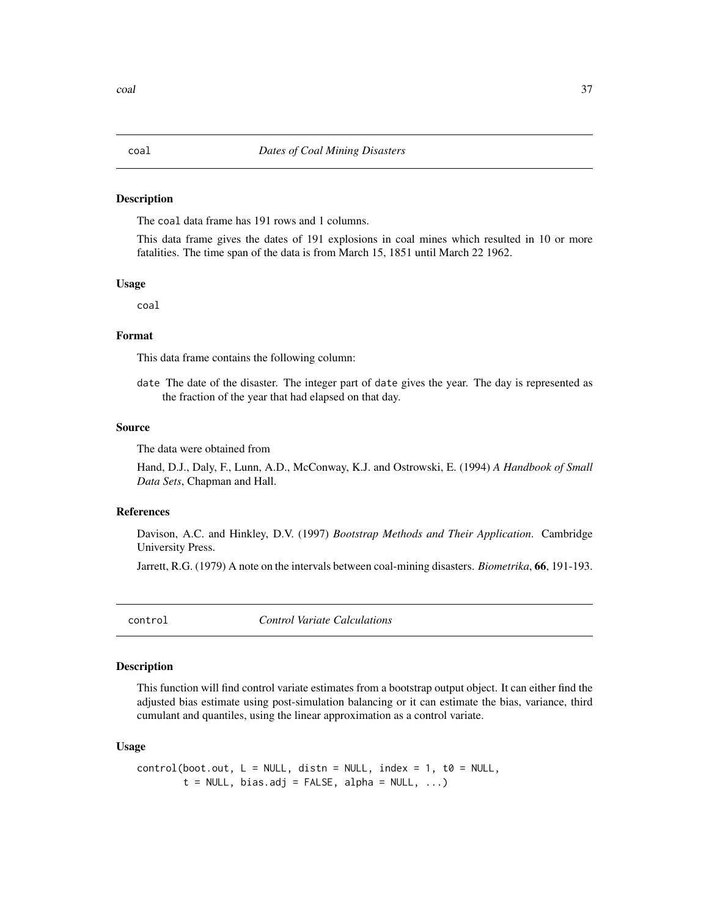## coal *Dates of Coal Mining Disasters*

### Description

The coal data frame has 191 rows and 1 columns.

This data frame gives the dates of 191 explosions in coal mines which resulted in 10 or more fatalities. The time span of the data is from March 15, 1851 until March 22 1962.

### Usage

```
coal
```

### Format

This data frame contains the following column:

date The date of the disaster. The integer part of date gives the year. The day is represented as the fraction of the year that had elapsed on that day.

### Source

The data were obtained from

Hand, D.J., Daly, F., Lunn, A.D., McConway, K.J. and Ostrowski, E. (1994) *A Handbook of Small Data Sets*, Chapman and Hall.

### References

Davison, A.C. and Hinkley, D.V. (1997) *Bootstrap Methods and Their Application*. Cambridge University Press.

Jarrett, R.G. (1979) A note on the intervals between coal-mining disasters. *Biometrika*, **66**, 191-193.

## control *Control Variate Calculations*

### Description

This function will find control variate estimates from a bootstrap output object. It can either find the adjusted bias estimate using post-simulation balancing or it can estimate the bias, variance, third cumulant and quantiles, using the linear approximation as a control variate.

### Usage

```
control(boot.out, L = NULL, distn = NULL, index = 1, t0 = NULL,
        t = NULL, bias.adj = FALSE, alpha = NULL, ...)
```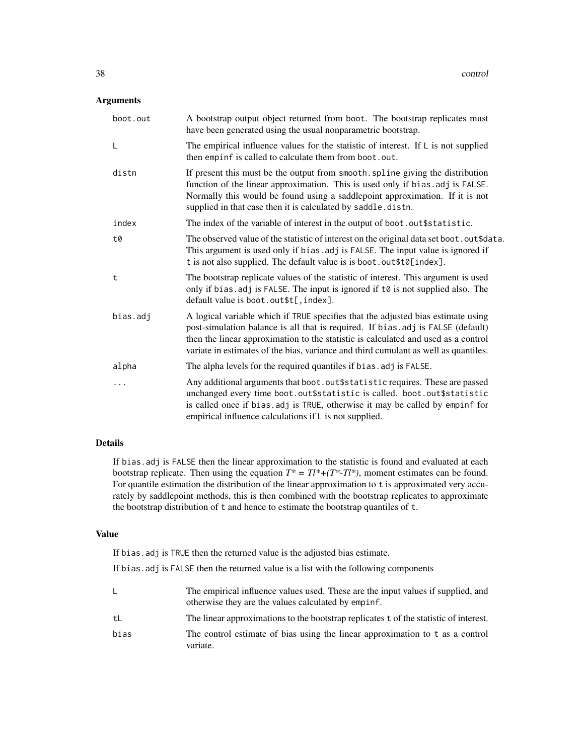## Arguments

| | |
|---|---|
| boot.out | A bootstrap output object returned from boot. The bootstrap replicates must have been generated using the usual nonparametric bootstrap. |
| L | The empirical influence values for the statistic of interest. If L is not supplied then empinf is called to calculate them from boot.out. |
| distn | If present this must be the output from smooth.spline giving the distribution function of the linear approximation. This is used only if bias.adj is FALSE. Normally this would be found using a saddlepoint approximation. If it is not supplied in that case then it is calculated by saddle.distn. |
| index | The index of the variable of interest in the output of boot.out$statistic. |
| t0 | The observed value of the statistic of interest on the original data set boot.out$data. This argument is used only if bias.adj is FALSE. The input value is ignored if t is not also supplied. The default value is is boot.out$t0[index]. |
| t | The bootstrap replicate values of the statistic of interest. This argument is used only if bias.adj is FALSE. The input is ignored if t0 is not supplied also. The default value is boot.out$t[,index]. |
| bias.adj | A logical variable which if TRUE specifies that the adjusted bias estimate using post-simulation balance is all that is required. If bias.adj is FALSE (default) then the linear approximation to the statistic is calculated and used as a control variate in estimates of the bias, variance and third cumulant as well as quantiles. |
| alpha | The alpha levels for the required quantiles if bias.adj is FALSE. |
| ... | Any additional arguments that boot.out$statistic requires. These are passed unchanged every time boot.out$statistic is called. boot.out$statistic is called once if bias.adj is TRUE, otherwise it may be called by empinf for empirical influence calculations if L is not supplied. |

## Details

If bias.adj is FALSE then the linear approximation to the statistic is found and evaluated at each bootstrap replicate. Then using the equation $T^* = Tl^* + (T^* - Tl^*)$, moment estimates can be found. For quantile estimation the distribution of the linear approximation to t is approximated very accurately by saddlepoint methods, this is then combined with the bootstrap replicates to approximate the bootstrap distribution of t and hence to estimate the bootstrap quantiles of t.

## Value

If bias.adj is TRUE then the returned value is the adjusted bias estimate.

If bias.adj is FALSE then the returned value is a list with the following components

| | |
|---|---|
| L | The empirical influence values used. These are the input values if supplied, and otherwise they are the values calculated by empinf. |
| tL | The linear approximations to the bootstrap replicates t of the statistic of interest. |
| bias | The control estimate of bias using the linear approximation to t as a control variate. |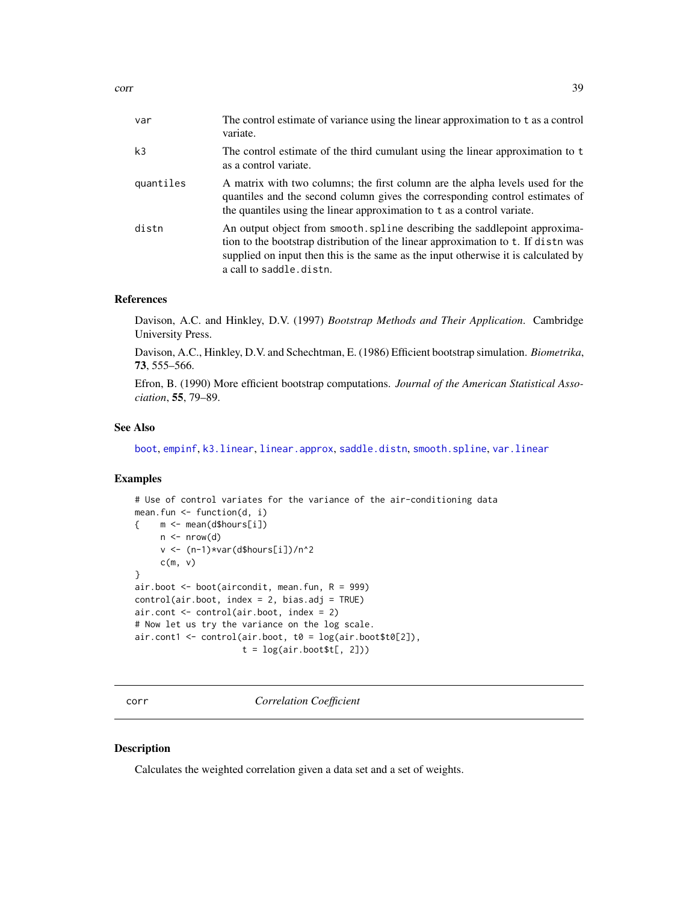| | |
|---|---|
| var | The control estimate of variance using the linear approximation to t as a control variate. |
| k3 | The control estimate of the third cumulant using the linear approximation to t as a control variate. |
| quantiles | A matrix with two columns; the first column are the alpha levels used for the quantiles and the second column gives the corresponding control estimates of the quantiles using the linear approximation to t as a control variate. |
| distn | An output object from smooth.spline describing the saddlepoint approximation to the bootstrap distribution of the linear approximation to t. If distn was supplied on input then this is the same as the input otherwise it is calculated by a call to saddle.distn. |

### References

Davison, A.C. and Hinkley, D.V. (1997) *Bootstrap Methods and Their Application*. Cambridge University Press.

Davison, A.C., Hinkley, D.V. and Schechtman, E. (1986) Efficient bootstrap simulation. *Biometrika*, **73**, 555–566.

Efron, B. (1990) More efficient bootstrap computations. *Journal of the American Statistical Association*, **55**, 79–89.

### See Also

boot, empinf, k3.linear, linear.approx, saddle.distn, smooth.spline, var.linear

### Examples

```
# Use of control variates for the variance of the air-conditioning data
mean.fun <- function(d, i)
{    m <- mean(d$hours[i])
     n <- nrow(d)
     v <- (n-1)*var(d$hours[i])/n^2
     c(m, v)
}
air.boot <- boot(aircondit, mean.fun, R = 999)
control(air.boot, index = 2, bias.adj = TRUE)
air.cont <- control(air.boot, index = 2)
# Now let us try the variance on the log scale.
air.cont1 <- control(air.boot, t0 = log(air.boot$t0[2]),
                     t = log(air.boot$t[, 2]))
```

---

## corr — *Correlation Coefficient*

### Description

Calculates the weighted correlation given a data set and a set of weights.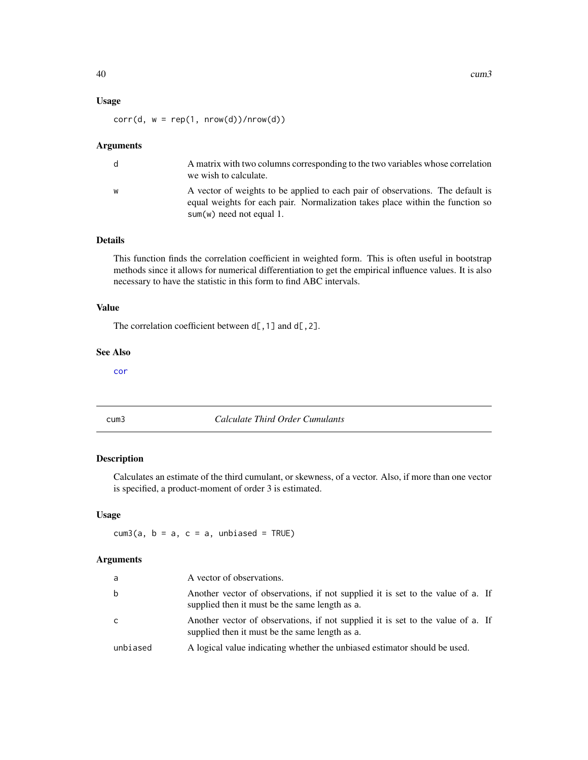### Usage

```
corr(d, w = rep(1, nrow(d))/nrow(d))
```

### Arguments

| | |
|---|---|
| d | A matrix with two columns corresponding to the two variables whose correlation we wish to calculate. |
| w | A vector of weights to be applied to each pair of observations. The default is equal weights for each pair. Normalization takes place within the function so sum(w) need not equal 1. |

### Details

This function finds the correlation coefficient in weighted form. This is often useful in bootstrap methods since it allows for numerical differentiation to get the empirical influence values. It is also necessary to have the statistic in this form to find ABC intervals.

### Value

The correlation coefficient between d[,1] and d[,2].

### See Also

cor

---

## cum3 *Calculate Third Order Cumulants*

### Description

Calculates an estimate of the third cumulant, or skewness, of a vector. Also, if more than one vector is specified, a product-moment of order 3 is estimated.

### Usage

```
cum3(a, b = a, c = a, unbiased = TRUE)
```

### Arguments

| | |
|---|---|
| a | A vector of observations. |
| b | Another vector of observations, if not supplied it is set to the value of a. If supplied then it must be the same length as a. |
| c | Another vector of observations, if not supplied it is set to the value of a. If supplied then it must be the same length as a. |
| unbiased | A logical value indicating whether the unbiased estimator should be used. |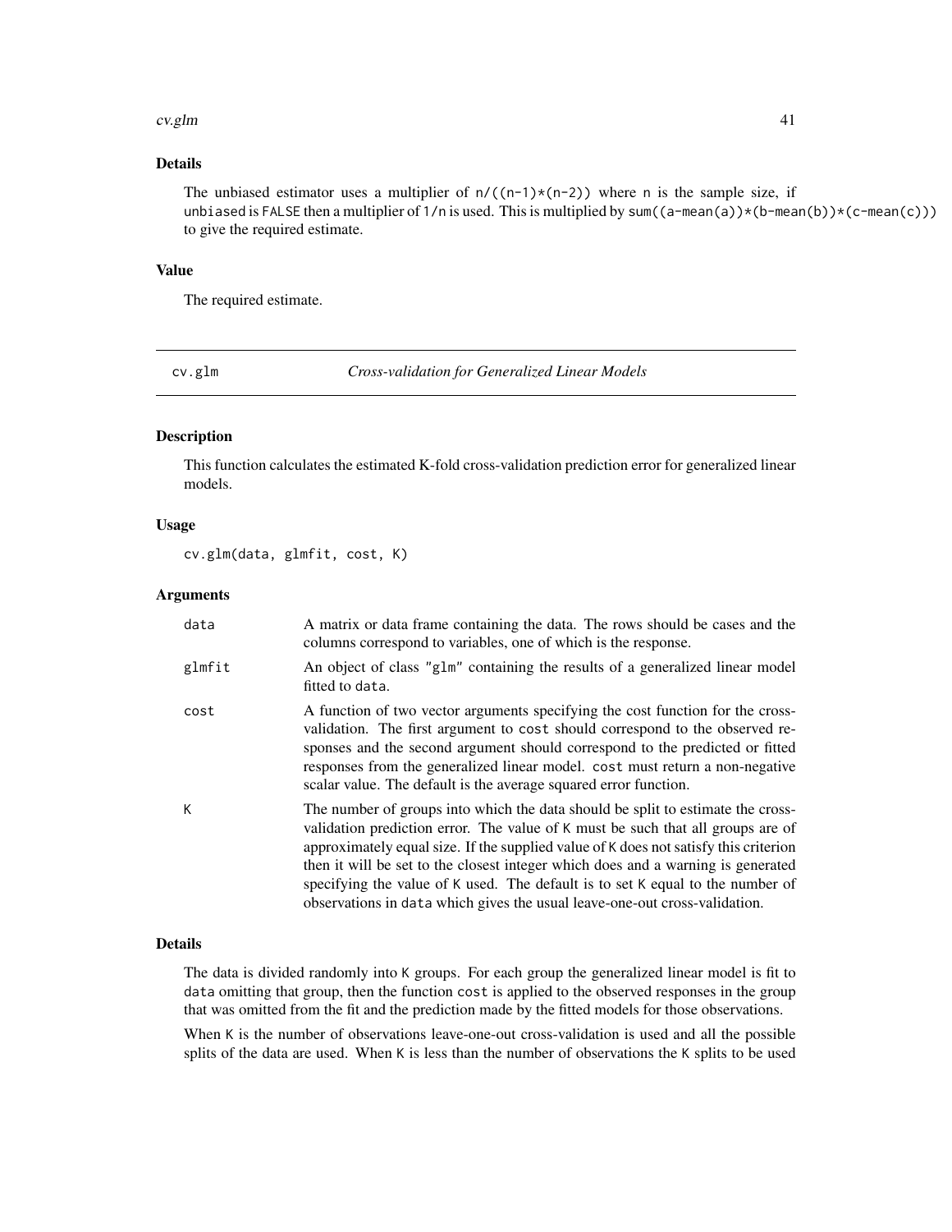### Details

The unbiased estimator uses a multiplier of `n/((n-1)*(n-2))` where `n` is the sample size, if `unbiased` is `FALSE` then a multiplier of `1/n` is used. This is multiplied by `sum((a-mean(a))*(b-mean(b))*(c-mean(c)))` to give the required estimate.

### Value

The required estimate.

---

## cv.glm *Cross-validation for Generalized Linear Models*

---

### Description

This function calculates the estimated K-fold cross-validation prediction error for generalized linear models.

### Usage

```
cv.glm(data, glmfit, cost, K)
```

### Arguments

| | |
|---|---|
| `data` | A matrix or data frame containing the data. The rows should be cases and the columns correspond to variables, one of which is the response. |
| `glmfit` | An object of class `"glm"` containing the results of a generalized linear model fitted to `data`. |
| `cost` | A function of two vector arguments specifying the cost function for the cross-validation. The first argument to `cost` should correspond to the observed responses and the second argument should correspond to the predicted or fitted responses from the generalized linear model. `cost` must return a non-negative scalar value. The default is the average squared error function. |
| `K` | The number of groups into which the data should be split to estimate the cross-validation prediction error. The value of `K` must be such that all groups are of approximately equal size. If the supplied value of `K` does not satisfy this criterion then it will be set to the closest integer which does and a warning is generated specifying the value of `K` used. The default is to set `K` equal to the number of observations in `data` which gives the usual leave-one-out cross-validation. |

### Details

The data is divided randomly into `K` groups. For each group the generalized linear model is fit to `data` omitting that group, then the function `cost` is applied to the observed responses in the group that was omitted from the fit and the prediction made by the fitted models for those observations.

When `K` is the number of observations leave-one-out cross-validation is used and all the possible splits of the data are used. When `K` is less than the number of observations the `K` splits to be used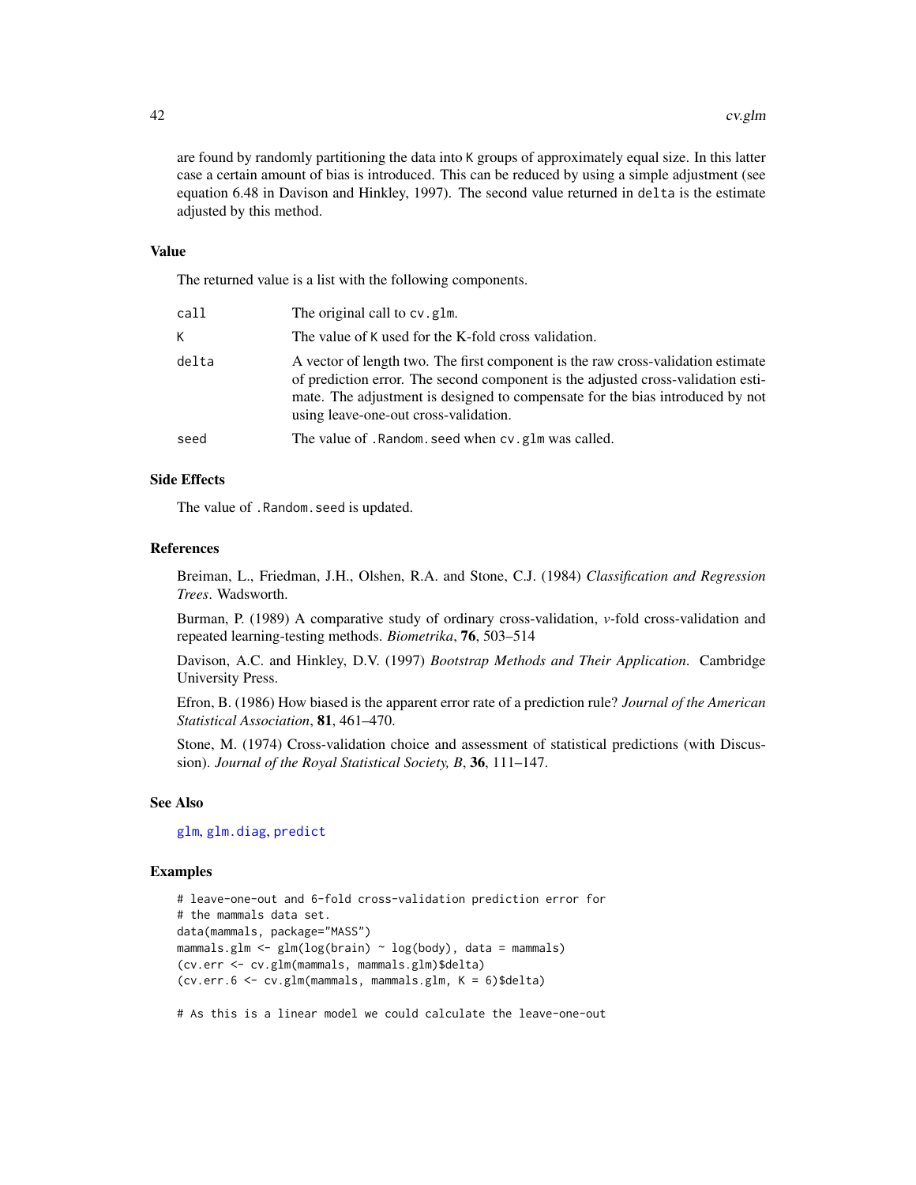are found by randomly partitioning the data into `K` groups of approximately equal size. In this latter case a certain amount of bias is introduced. This can be reduced by using a simple adjustment (see equation 6.48 in Davison and Hinkley, 1997). The second value returned in `delta` is the estimate adjusted by this method.

### Value

The returned value is a list with the following components.

| | |
|---|---|
| `call` | The original call to `cv.glm`. |
| `K` | The value of `K` used for the K-fold cross validation. |
| `delta` | A vector of length two. The first component is the raw cross-validation estimate of prediction error. The second component is the adjusted cross-validation estimate. The adjustment is designed to compensate for the bias introduced by not using leave-one-out cross-validation. |
| `seed` | The value of `.Random.seed` when `cv.glm` was called. |

### Side Effects

The value of `.Random.seed` is updated.

### References

Breiman, L., Friedman, J.H., Olshen, R.A. and Stone, C.J. (1984) *Classification and Regression Trees*. Wadsworth.

Burman, P. (1989) A comparative study of ordinary cross-validation, *v*-fold cross-validation and repeated learning-testing methods. *Biometrika*, **76**, 503–514

Davison, A.C. and Hinkley, D.V. (1997) *Bootstrap Methods and Their Application*. Cambridge University Press.

Efron, B. (1986) How biased is the apparent error rate of a prediction rule? *Journal of the American Statistical Association*, **81**, 461–470.

Stone, M. (1974) Cross-validation choice and assessment of statistical predictions (with Discussion). *Journal of the Royal Statistical Society, B*, **36**, 111–147.

### See Also

glm, glm.diag, predict

### Examples

```
# leave-one-out and 6-fold cross-validation prediction error for
# the mammals data set.
data(mammals, package="MASS")
mammals.glm <- glm(log(brain) ~ log(body), data = mammals)
(cv.err <- cv.glm(mammals, mammals.glm)$delta)
(cv.err.6 <- cv.glm(mammals, mammals.glm, K = 6)$delta)

# As this is a linear model we could calculate the leave-one-out
```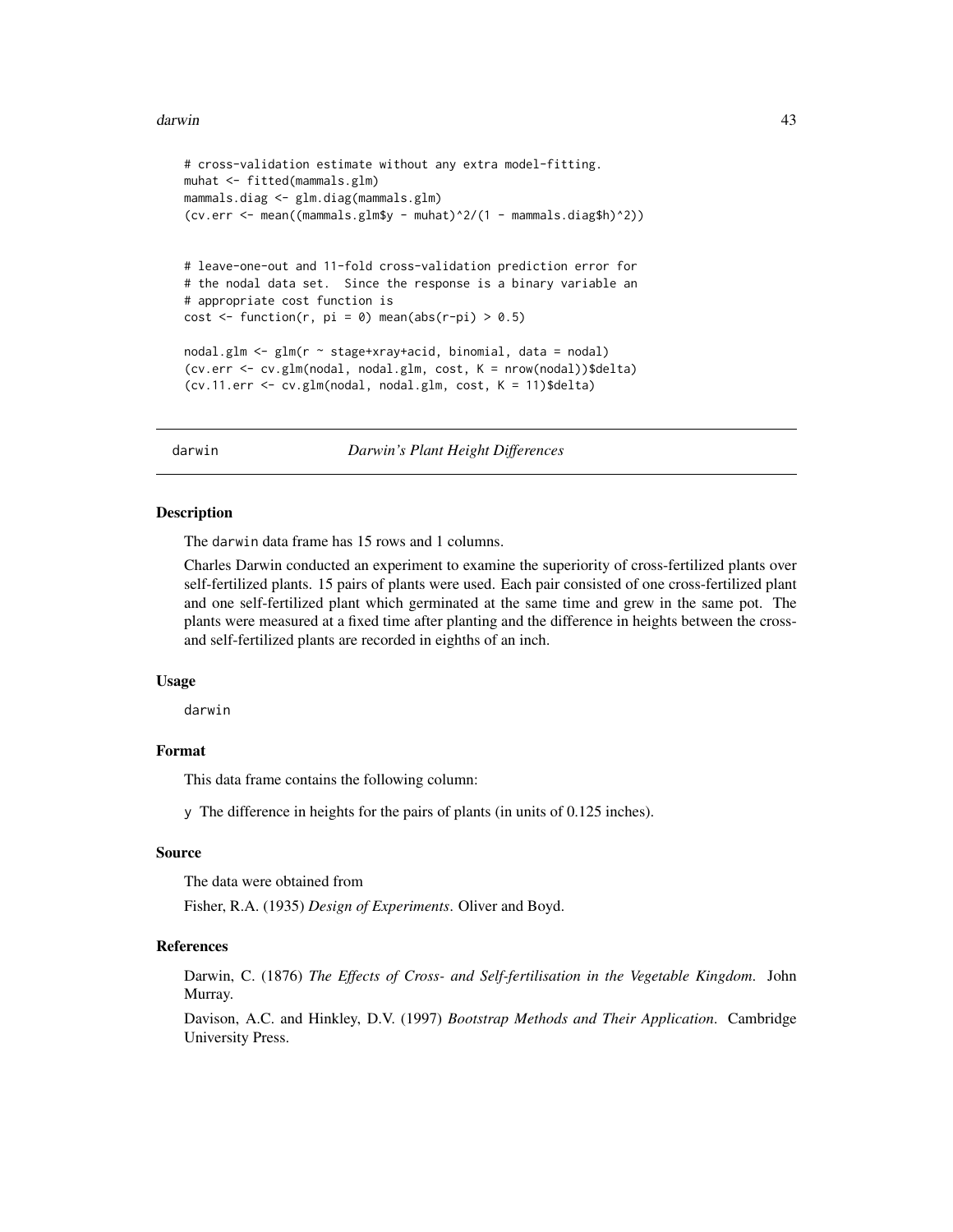```
# cross-validation estimate without any extra model-fitting.
muhat <- fitted(mammals.glm)
mammals.diag <- glm.diag(mammals.glm)
(cv.err <- mean((mammals.glm$y - muhat)^2/(1 - mammals.diag$h)^2))


# leave-one-out and 11-fold cross-validation prediction error for
# the nodal data set.  Since the response is a binary variable an
# appropriate cost function is
cost <- function(r, pi = 0) mean(abs(r-pi) > 0.5)

nodal.glm <- glm(r ~ stage+xray+acid, binomial, data = nodal)
(cv.err <- cv.glm(nodal, nodal.glm, cost, K = nrow(nodal))$delta)
(cv.11.err <- cv.glm(nodal, nodal.glm, cost, K = 11)$delta)
```

---

## darwin — *Darwin's Plant Height Differences*

### Description

The `darwin` data frame has 15 rows and 1 columns.

Charles Darwin conducted an experiment to examine the superiority of cross-fertilized plants over self-fertilized plants. 15 pairs of plants were used. Each pair consisted of one cross-fertilized plant and one self-fertilized plant which germinated at the same time and grew in the same pot. The plants were measured at a fixed time after planting and the difference in heights between the cross- and self-fertilized plants are recorded in eighths of an inch.

### Usage

```
darwin
```

### Format

This data frame contains the following column:

`y` The difference in heights for the pairs of plants (in units of 0.125 inches).

### Source

The data were obtained from

Fisher, R.A. (1935) *Design of Experiments*. Oliver and Boyd.

### References

Darwin, C. (1876) *The Effects of Cross- and Self-fertilisation in the Vegetable Kingdom*. John Murray.

Davison, A.C. and Hinkley, D.V. (1997) *Bootstrap Methods and Their Application*. Cambridge University Press.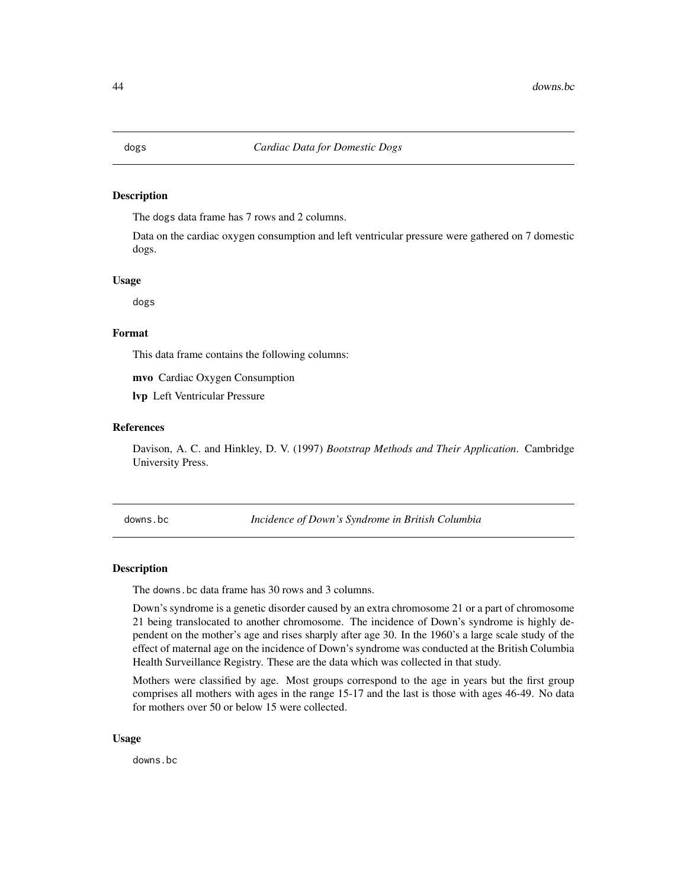## dogs — *Cardiac Data for Domestic Dogs*

### Description

The dogs data frame has 7 rows and 2 columns.

Data on the cardiac oxygen consumption and left ventricular pressure were gathered on 7 domestic dogs.

### Usage

```
dogs
```

### Format

This data frame contains the following columns:

**mvo** Cardiac Oxygen Consumption

**lvp** Left Ventricular Pressure

### References

Davison, A. C. and Hinkley, D. V. (1997) *Bootstrap Methods and Their Application*. Cambridge University Press.

## downs.bc — *Incidence of Down's Syndrome in British Columbia*

### Description

The downs.bc data frame has 30 rows and 3 columns.

Down's syndrome is a genetic disorder caused by an extra chromosome 21 or a part of chromosome 21 being translocated to another chromosome. The incidence of Down's syndrome is highly dependent on the mother's age and rises sharply after age 30. In the 1960's a large scale study of the effect of maternal age on the incidence of Down's syndrome was conducted at the British Columbia Health Surveillance Registry. These are the data which was collected in that study.

Mothers were classified by age. Most groups correspond to the age in years but the first group comprises all mothers with ages in the range 15-17 and the last is those with ages 46-49. No data for mothers over 50 or below 15 were collected.

### Usage

```
downs.bc
```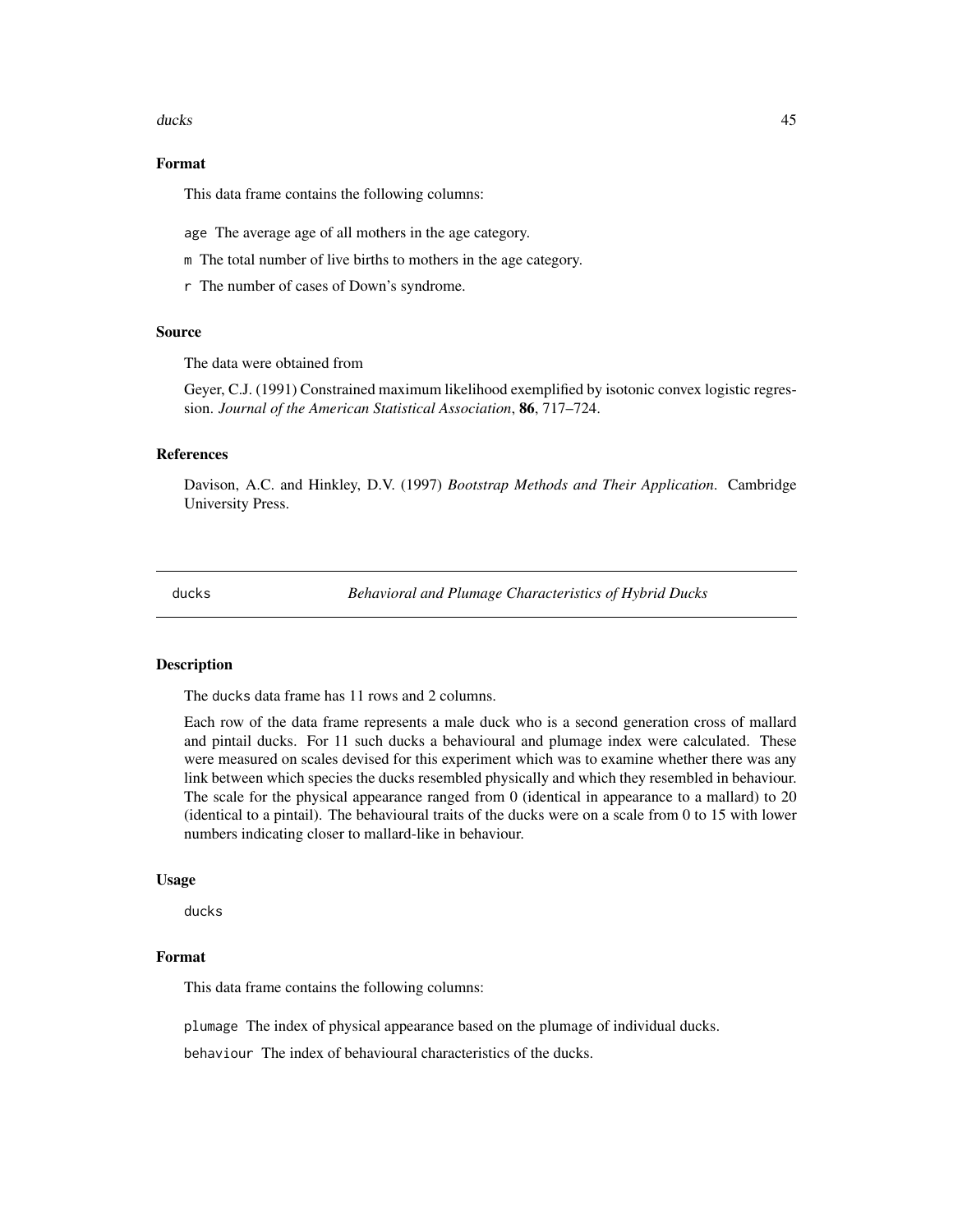### Format

This data frame contains the following columns:

`age` The average age of all mothers in the age category.

`m` The total number of live births to mothers in the age category.

`r` The number of cases of Down's syndrome.

### Source

The data were obtained from

Geyer, C.J. (1991) Constrained maximum likelihood exemplified by isotonic convex logistic regression. *Journal of the American Statistical Association*, **86**, 717–724.

### References

Davison, A.C. and Hinkley, D.V. (1997) *Bootstrap Methods and Their Application*. Cambridge University Press.

---

## ducks — *Behavioral and Plumage Characteristics of Hybrid Ducks*

---

### Description

The `ducks` data frame has 11 rows and 2 columns.

Each row of the data frame represents a male duck who is a second generation cross of mallard and pintail ducks. For 11 such ducks a behavioural and plumage index were calculated. These were measured on scales devised for this experiment which was to examine whether there was any link between which species the ducks resembled physically and which they resembled in behaviour. The scale for the physical appearance ranged from 0 (identical in appearance to a mallard) to 20 (identical to a pintail). The behavioural traits of the ducks were on a scale from 0 to 15 with lower numbers indicating closer to mallard-like in behaviour.

### Usage

```
ducks
```

### Format

This data frame contains the following columns:

`plumage` The index of physical appearance based on the plumage of individual ducks.

`behaviour` The index of behavioural characteristics of the ducks.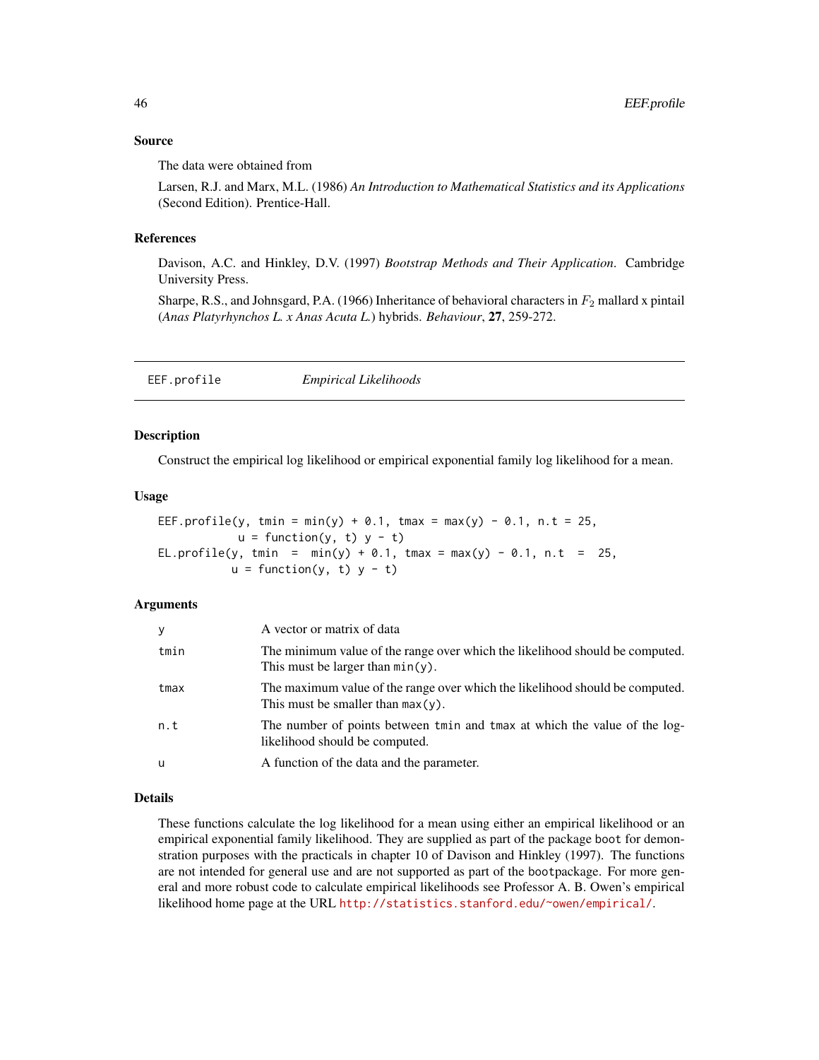## Source

The data were obtained from

Larsen, R.J. and Marx, M.L. (1986) *An Introduction to Mathematical Statistics and its Applications* (Second Edition). Prentice-Hall.

## References

Davison, A.C. and Hinkley, D.V. (1997) *Bootstrap Methods and Their Application*. Cambridge University Press.

Sharpe, R.S., and Johnsgard, P.A. (1966) Inheritance of behavioral characters in $F_2$ mallard x pintail (*Anas Platyrhynchos L. x Anas Acuta L.*) hybrids. *Behaviour*, **27**, 259-272.

---

# EEF.profile — *Empirical Likelihoods*

## Description

Construct the empirical log likelihood or empirical exponential family log likelihood for a mean.

## Usage

```
EEF.profile(y, tmin = min(y) + 0.1, tmax = max(y) - 0.1, n.t = 25,
            u = function(y, t) y - t)
EL.profile(y, tmin  =  min(y) + 0.1, tmax = max(y) - 0.1, n.t  =  25,
           u = function(y, t) y - t)
```

## Arguments

| | |
|---|---|
| `y` | A vector or matrix of data |
| `tmin` | The minimum value of the range over which the likelihood should be computed. This must be larger than `min(y)`. |
| `tmax` | The maximum value of the range over which the likelihood should be computed. This must be smaller than `max(y)`. |
| `n.t` | The number of points between `tmin` and `tmax` at which the value of the log-likelihood should be computed. |
| `u` | A function of the data and the parameter. |

## Details

These functions calculate the log likelihood for a mean using either an empirical likelihood or an empirical exponential family likelihood. They are supplied as part of the package `boot` for demonstration purposes with the practicals in chapter 10 of Davison and Hinkley (1997). The functions are not intended for general use and are not supported as part of the `boot`package. For more general and more robust code to calculate empirical likelihoods see Professor A. B. Owen's empirical likelihood home page at the URL http://statistics.stanford.edu/~owen/empirical/.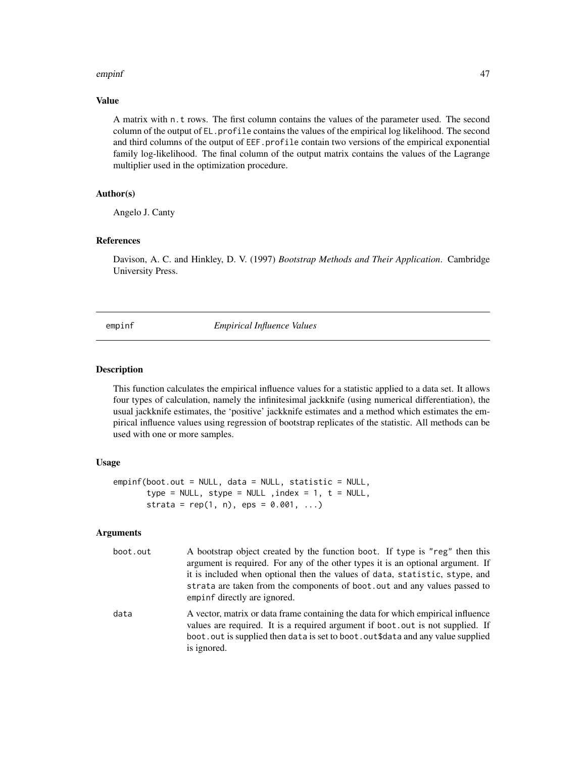## Value

A matrix with n.t rows. The first column contains the values of the parameter used. The second column of the output of EL.profile contains the values of the empirical log likelihood. The second and third columns of the output of EEF.profile contain two versions of the empirical exponential family log-likelihood. The final column of the output matrix contains the values of the Lagrange multiplier used in the optimization procedure.

## Author(s)

Angelo J. Canty

## References

Davison, A. C. and Hinkley, D. V. (1997) *Bootstrap Methods and Their Application*. Cambridge University Press.

---

# empinf — *Empirical Influence Values*

## Description

This function calculates the empirical influence values for a statistic applied to a data set. It allows four types of calculation, namely the infinitesimal jackknife (using numerical differentiation), the usual jackknife estimates, the 'positive' jackknife estimates and a method which estimates the empirical influence values using regression of bootstrap replicates of the statistic. All methods can be used with one or more samples.

## Usage

```
empinf(boot.out = NULL, data = NULL, statistic = NULL,
       type = NULL, stype = NULL ,index = 1, t = NULL,
       strata = rep(1, n), eps = 0.001, ...)
```

## Arguments

| | |
|---|---|
| boot.out | A bootstrap object created by the function boot. If type is "reg" then this argument is required. For any of the other types it is an optional argument. If it is included when optional then the values of data, statistic, stype, and strata are taken from the components of boot.out and any values passed to empinf directly are ignored. |
| data | A vector, matrix or data frame containing the data for which empirical influence values are required. It is a required argument if boot.out is not supplied. If boot.out is supplied then data is set to boot.out$data and any value supplied is ignored. |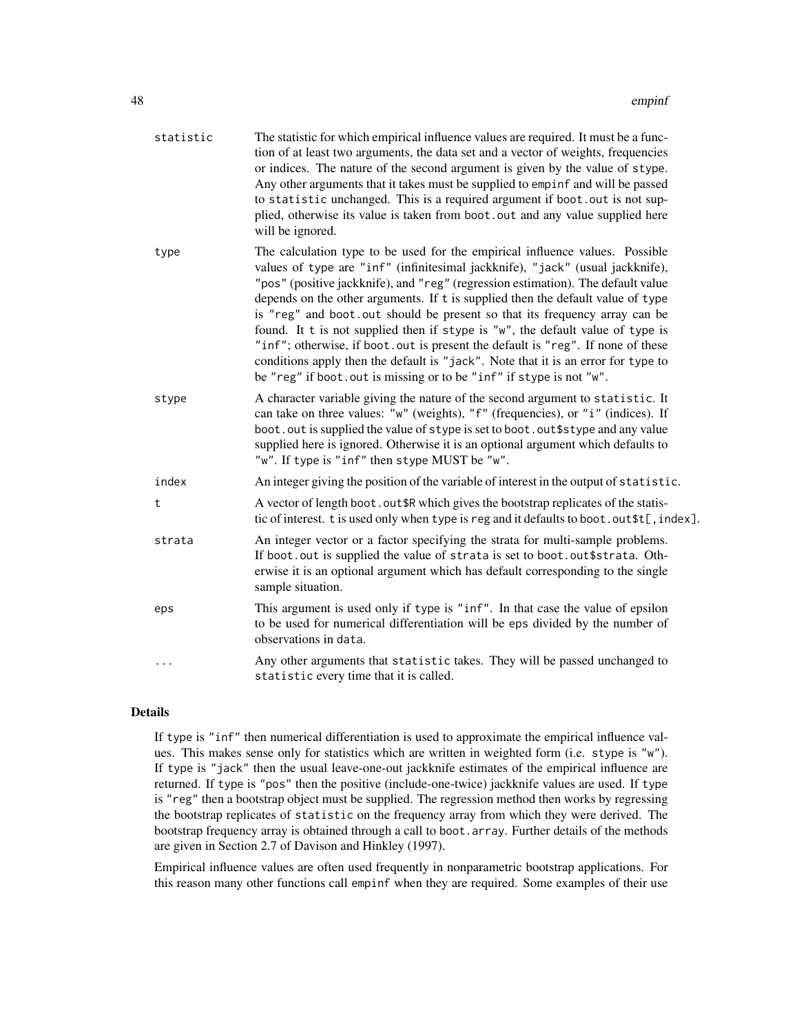`statistic`
: The statistic for which empirical influence values are required. It must be a function of at least two arguments, the data set and a vector of weights, frequencies or indices. The nature of the second argument is given by the value of `stype`. Any other arguments that it takes must be supplied to `empinf` and will be passed to `statistic` unchanged. This is a required argument if `boot.out` is not supplied, otherwise its value is taken from `boot.out` and any value supplied here will be ignored.

`type`
: The calculation type to be used for the empirical influence values. Possible values of `type` are `"inf"` (infinitesimal jackknife), `"jack"` (usual jackknife), `"pos"` (positive jackknife), and `"reg"` (regression estimation). The default value depends on the other arguments. If `t` is supplied then the default value of `type` is `"reg"` and `boot.out` should be present so that its frequency array can be found. It `t` is not supplied then if `stype` is `"w"`, the default value of `type` is `"inf"`; otherwise, if `boot.out` is present the default is `"reg"`. If none of these conditions apply then the default is `"jack"`. Note that it is an error for `type` to be `"reg"` if `boot.out` is missing or to be `"inf"` if `stype` is not `"w"`.

`stype`
: A character variable giving the nature of the second argument to `statistic`. It can take on three values: `"w"` (weights), `"f"` (frequencies), or `"i"` (indices). If `boot.out` is supplied the value of `stype` is set to `boot.out$stype` and any value supplied here is ignored. Otherwise it is an optional argument which defaults to `"w"`. If `type` is `"inf"` then `stype` MUST be `"w"`.

`index`
: An integer giving the position of the variable of interest in the output of `statistic`.

`t`
: A vector of length `boot.out$R` which gives the bootstrap replicates of the statistic of interest. `t` is used only when `type` is `reg` and it defaults to `boot.out$t[,index]`.

`strata`
: An integer vector or a factor specifying the strata for multi-sample problems. If `boot.out` is supplied the value of `strata` is set to `boot.out$strata`. Otherwise it is an optional argument which has default corresponding to the single sample situation.

`eps`
: This argument is used only if `type` is `"inf"`. In that case the value of epsilon to be used for numerical differentiation will be `eps` divided by the number of observations in `data`.

`...`
: Any other arguments that `statistic` takes. They will be passed unchanged to `statistic` every time that it is called.

## Details

If `type` is `"inf"` then numerical differentiation is used to approximate the empirical influence values. This makes sense only for statistics which are written in weighted form (i.e. `stype` is `"w"`). If `type` is `"jack"` then the usual leave-one-out jackknife estimates of the empirical influence are returned. If `type` is `"pos"` then the positive (include-one-twice) jackknife values are used. If `type` is `"reg"` then a bootstrap object must be supplied. The regression method then works by regressing the bootstrap replicates of `statistic` on the frequency array from which they were derived. The bootstrap frequency array is obtained through a call to `boot.array`. Further details of the methods are given in Section 2.7 of Davison and Hinkley (1997).

Empirical influence values are often used frequently in nonparametric bootstrap applications. For this reason many other functions call `empinf` when they are required. Some examples of their use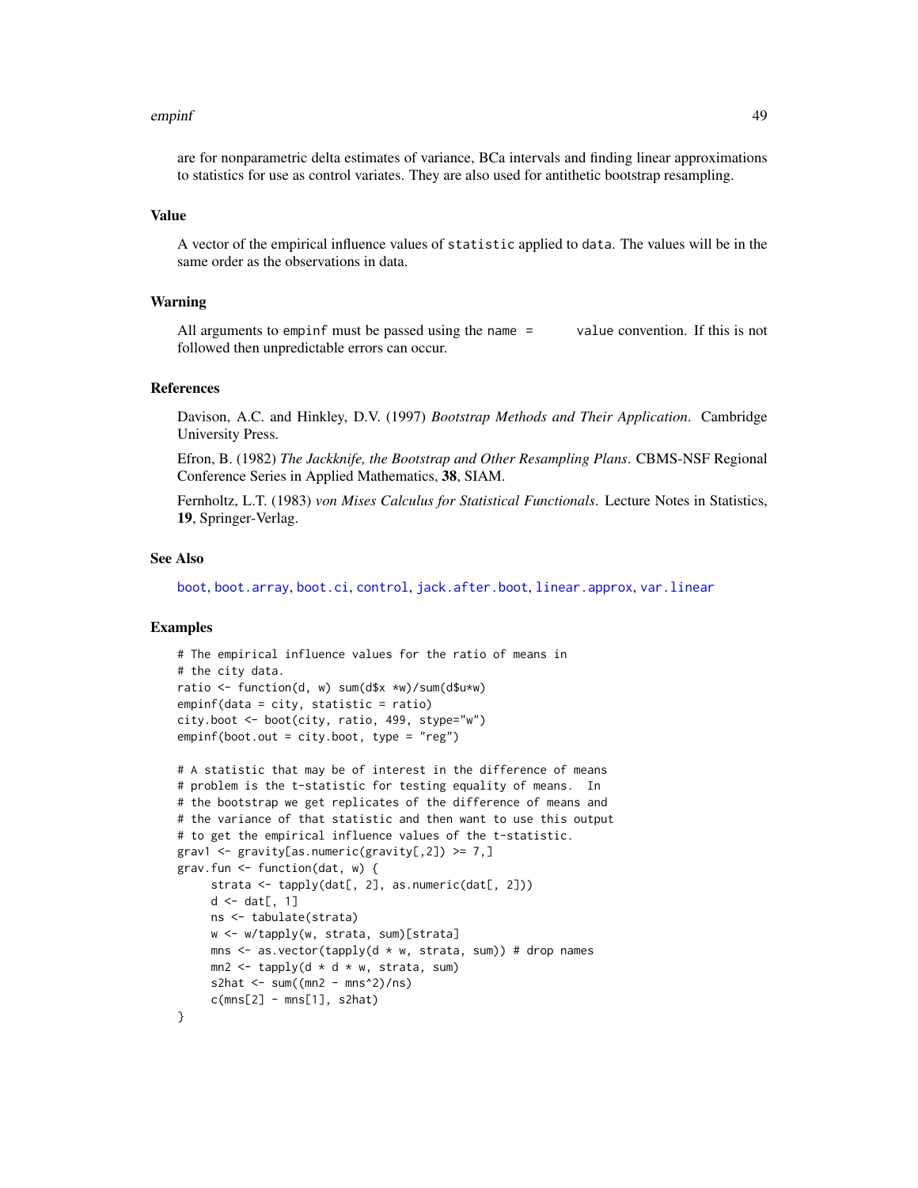are for nonparametric delta estimates of variance, BCa intervals and finding linear approximations to statistics for use as control variates. They are also used for antithetic bootstrap resampling.

## Value

A vector of the empirical influence values of `statistic` applied to `data`. The values will be in the same order as the observations in data.

## Warning

All arguments to `empinf` must be passed using the `name = value` convention. If this is not followed then unpredictable errors can occur.

## References

Davison, A.C. and Hinkley, D.V. (1997) *Bootstrap Methods and Their Application*. Cambridge University Press.

Efron, B. (1982) *The Jackknife, the Bootstrap and Other Resampling Plans*. CBMS-NSF Regional Conference Series in Applied Mathematics, **38**, SIAM.

Fernholtz, L.T. (1983) *von Mises Calculus for Statistical Functionals*. Lecture Notes in Statistics, **19**, Springer-Verlag.

## See Also

boot, boot.array, boot.ci, control, jack.after.boot, linear.approx, var.linear

## Examples

```
# The empirical influence values for the ratio of means in
# the city data.
ratio <- function(d, w) sum(d$x *w)/sum(d$u*w)
empinf(data = city, statistic = ratio)
city.boot <- boot(city, ratio, 499, stype="w")
empinf(boot.out = city.boot, type = "reg")

# A statistic that may be of interest in the difference of means
# problem is the t-statistic for testing equality of means.  In
# the bootstrap we get replicates of the difference of means and
# the variance of that statistic and then want to use this output
# to get the empirical influence values of the t-statistic.
grav1 <- gravity[as.numeric(gravity[,2]) >= 7,]
grav.fun <- function(dat, w) {
     strata <- tapply(dat[, 2], as.numeric(dat[, 2]))
     d <- dat[, 1]
     ns <- tabulate(strata)
     w <- w/tapply(w, strata, sum)[strata]
     mns <- as.vector(tapply(d * w, strata, sum)) # drop names
     mn2 <- tapply(d * d * w, strata, sum)
     s2hat <- sum((mn2 - mns^2)/ns)
     c(mns[2] - mns[1], s2hat)
}
```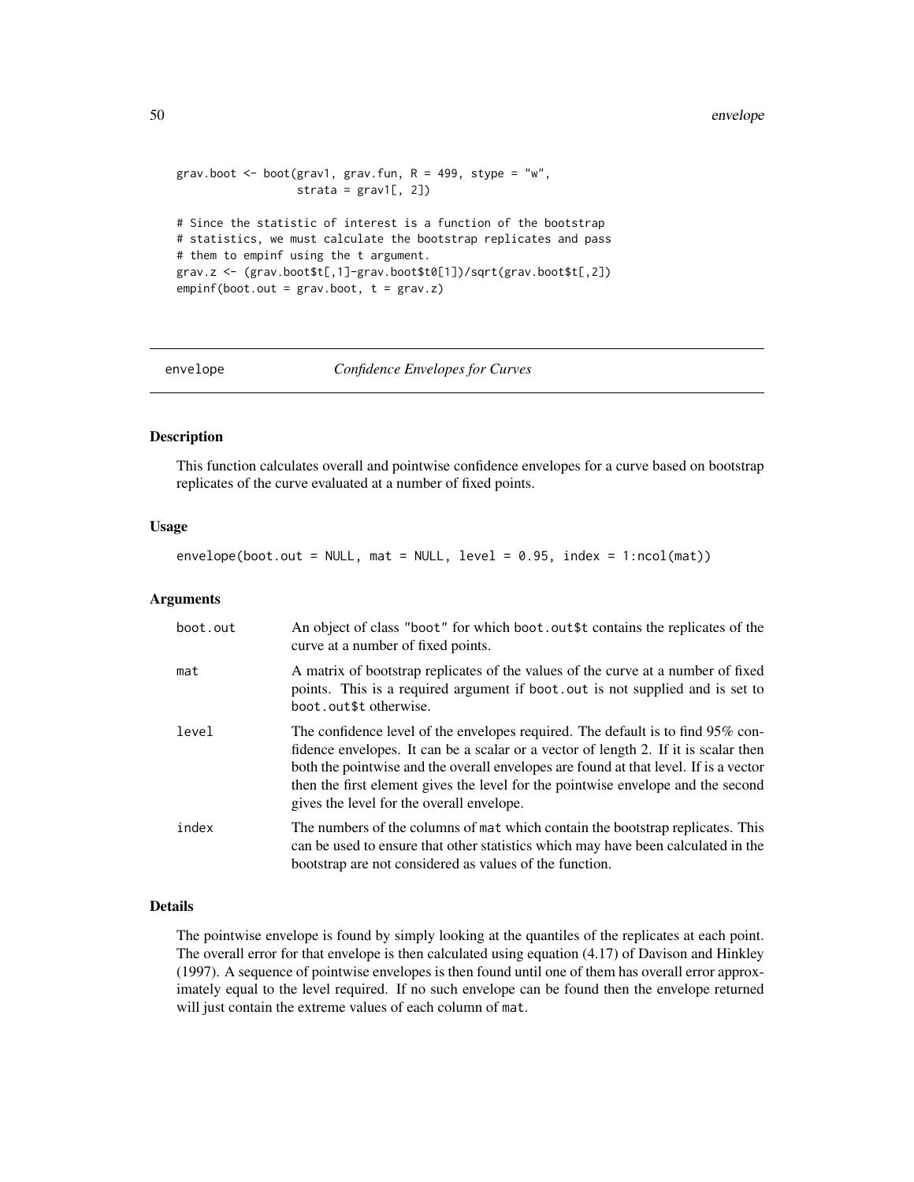```
grav.boot <- boot(grav1, grav.fun, R = 499, stype = "w",
                  strata = grav1[, 2])

# Since the statistic of interest is a function of the bootstrap
# statistics, we must calculate the bootstrap replicates and pass
# them to empinf using the t argument.
grav.z <- (grav.boot$t[,1]-grav.boot$t0[1])/sqrt(grav.boot$t[,2])
empinf(boot.out = grav.boot, t = grav.z)
```

---

## envelope *Confidence Envelopes for Curves*

---

### Description

This function calculates overall and pointwise confidence envelopes for a curve based on bootstrap replicates of the curve evaluated at a number of fixed points.

### Usage

```
envelope(boot.out = NULL, mat = NULL, level = 0.95, index = 1:ncol(mat))
```

### Arguments

| | |
|---|---|
| boot.out | An object of class "boot" for which boot.out$t contains the replicates of the curve at a number of fixed points. |
| mat | A matrix of bootstrap replicates of the values of the curve at a number of fixed points. This is a required argument if boot.out is not supplied and is set to boot.out$t otherwise. |
| level | The confidence level of the envelopes required. The default is to find 95% confidence envelopes. It can be a scalar or a vector of length 2. If it is scalar then both the pointwise and the overall envelopes are found at that level. If is a vector then the first element gives the level for the pointwise envelope and the second gives the level for the overall envelope. |
| index | The numbers of the columns of mat which contain the bootstrap replicates. This can be used to ensure that other statistics which may have been calculated in the bootstrap are not considered as values of the function. |

### Details

The pointwise envelope is found by simply looking at the quantiles of the replicates at each point. The overall error for that envelope is then calculated using equation (4.17) of Davison and Hinkley (1997). A sequence of pointwise envelopes is then found until one of them has overall error approximately equal to the level required. If no such envelope can be found then the envelope returned will just contain the extreme values of each column of mat.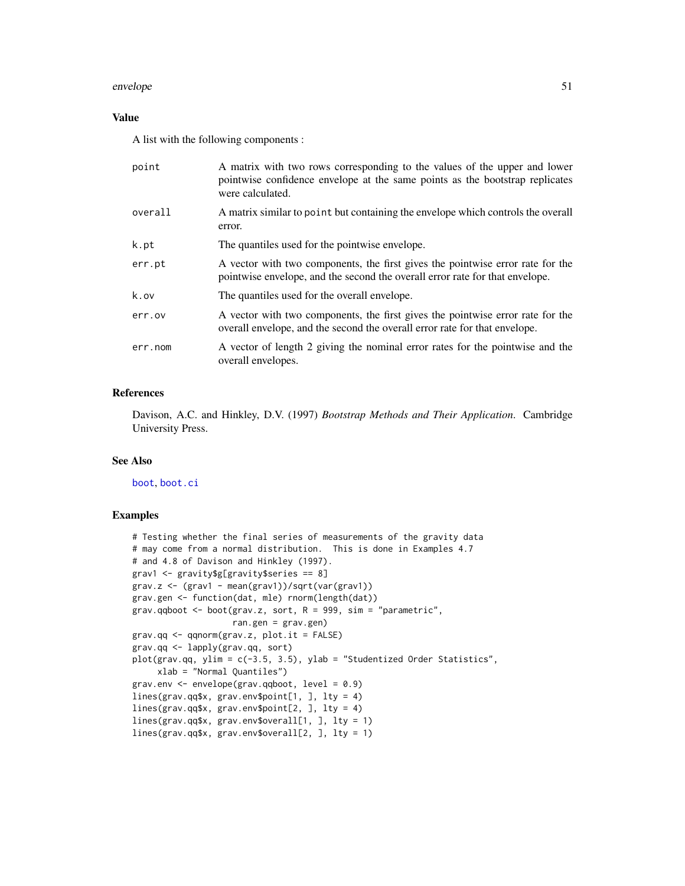## Value

A list with the following components :

| | |
|---|---|
| point | A matrix with two rows corresponding to the values of the upper and lower pointwise confidence envelope at the same points as the bootstrap replicates were calculated. |
| overall | A matrix similar to point but containing the envelope which controls the overall error. |
| k.pt | The quantiles used for the pointwise envelope. |
| err.pt | A vector with two components, the first gives the pointwise error rate for the pointwise envelope, and the second the overall error rate for that envelope. |
| k.ov | The quantiles used for the overall envelope. |
| err.ov | A vector with two components, the first gives the pointwise error rate for the overall envelope, and the second the overall error rate for that envelope. |
| err.nom | A vector of length 2 giving the nominal error rates for the pointwise and the overall envelopes. |

## References

Davison, A.C. and Hinkley, D.V. (1997) *Bootstrap Methods and Their Application*. Cambridge University Press.

## See Also

boot, boot.ci

## Examples

```
# Testing whether the final series of measurements of the gravity data
# may come from a normal distribution.  This is done in Examples 4.7
# and 4.8 of Davison and Hinkley (1997).
grav1 <- gravity$g[gravity$series == 8]
grav.z <- (grav1 - mean(grav1))/sqrt(var(grav1))
grav.gen <- function(dat, mle) rnorm(length(dat))
grav.qqboot <- boot(grav.z, sort, R = 999, sim = "parametric",
                    ran.gen = grav.gen)
grav.qq <- qqnorm(grav.z, plot.it = FALSE)
grav.qq <- lapply(grav.qq, sort)
plot(grav.qq, ylim = c(-3.5, 3.5), ylab = "Studentized Order Statistics",
     xlab = "Normal Quantiles")
grav.env <- envelope(grav.qqboot, level = 0.9)
lines(grav.qq$x, grav.env$point[1, ], lty = 4)
lines(grav.qq$x, grav.env$point[2, ], lty = 4)
lines(grav.qq$x, grav.env$overall[1, ], lty = 1)
lines(grav.qq$x, grav.env$overall[2, ], lty = 1)
```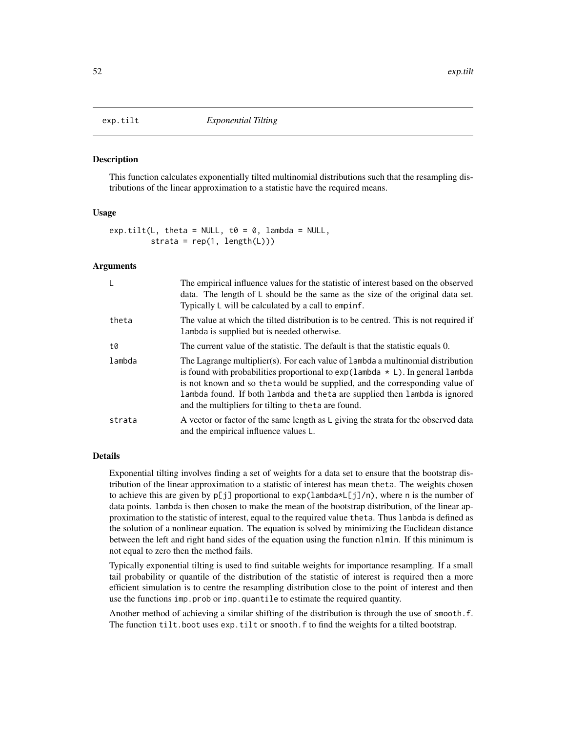exp.tilt *Exponential Tilting*

### Description

This function calculates exponentially tilted multinomial distributions such that the resampling distributions of the linear approximation to a statistic have the required means.

### Usage

```
exp.tilt(L, theta = NULL, t0 = 0, lambda = NULL,
         strata = rep(1, length(L)))
```

### Arguments

| | |
|---|---|
| L | The empirical influence values for the statistic of interest based on the observed data. The length of L should be the same as the size of the original data set. Typically L will be calculated by a call to empinf. |
| theta | The value at which the tilted distribution is to be centred. This is not required if lambda is supplied but is needed otherwise. |
| t0 | The current value of the statistic. The default is that the statistic equals 0. |
| lambda | The Lagrange multiplier(s). For each value of lambda a multinomial distribution is found with probabilities proportional to exp(lambda * L). In general lambda is not known and so theta would be supplied, and the corresponding value of lambda found. If both lambda and theta are supplied then lambda is ignored and the multipliers for tilting to theta are found. |
| strata | A vector or factor of the same length as L giving the strata for the observed data and the empirical influence values L. |

### Details

Exponential tilting involves finding a set of weights for a data set to ensure that the bootstrap distribution of the linear approximation to a statistic of interest has mean theta. The weights chosen to achieve this are given by p[j] proportional to exp(lambda*L[j]/n), where n is the number of data points. lambda is then chosen to make the mean of the bootstrap distribution, of the linear approximation to the statistic of interest, equal to the required value theta. Thus lambda is defined as the solution of a nonlinear equation. The equation is solved by minimizing the Euclidean distance between the left and right hand sides of the equation using the function nlmin. If this minimum is not equal to zero then the method fails.

Typically exponential tilting is used to find suitable weights for importance resampling. If a small tail probability or quantile of the distribution of the statistic of interest is required then a more efficient simulation is to centre the resampling distribution close to the point of interest and then use the functions imp.prob or imp.quantile to estimate the required quantity.

Another method of achieving a similar shifting of the distribution is through the use of smooth.f. The function tilt.boot uses exp.tilt or smooth.f to find the weights for a tilted bootstrap.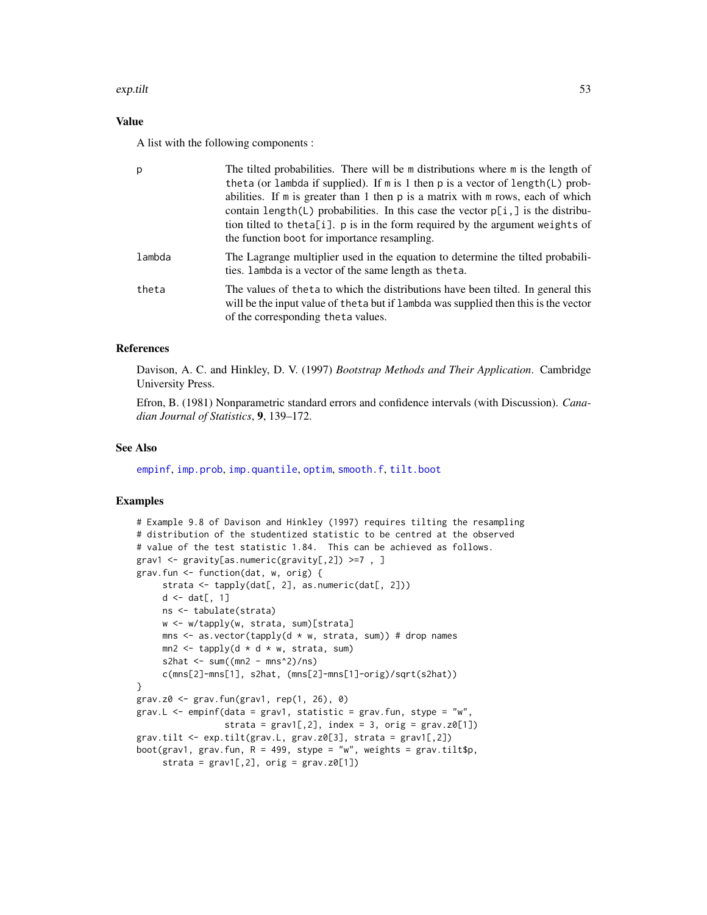## Value

A list with the following components :

| | |
|---|---|
| p | The tilted probabilities. There will be m distributions where m is the length of theta (or lambda if supplied). If m is 1 then p is a vector of length(L) probabilities. If m is greater than 1 then p is a matrix with m rows, each of which contain length(L) probabilities. In this case the vector p[i,] is the distribution tilted to theta[i]. p is in the form required by the argument weights of the function boot for importance resampling. |
| lambda | The Lagrange multiplier used in the equation to determine the tilted probabilities. lambda is a vector of the same length as theta. |
| theta | The values of theta to which the distributions have been tilted. In general this will be the input value of theta but if lambda was supplied then this is the vector of the corresponding theta values. |

## References

Davison, A. C. and Hinkley, D. V. (1997) *Bootstrap Methods and Their Application*. Cambridge University Press.

Efron, B. (1981) Nonparametric standard errors and confidence intervals (with Discussion). *Canadian Journal of Statistics*, **9**, 139–172.

## See Also

empinf, imp.prob, imp.quantile, optim, smooth.f, tilt.boot

## Examples

```
# Example 9.8 of Davison and Hinkley (1997) requires tilting the resampling
# distribution of the studentized statistic to be centred at the observed
# value of the test statistic 1.84.  This can be achieved as follows.
grav1 <- gravity[as.numeric(gravity[,2]) >=7 , ]
grav.fun <- function(dat, w, orig) {
     strata <- tapply(dat[, 2], as.numeric(dat[, 2]))
     d <- dat[, 1]
     ns <- tabulate(strata)
     w <- w/tapply(w, strata, sum)[strata]
     mns <- as.vector(tapply(d * w, strata, sum)) # drop names
     mn2 <- tapply(d * d * w, strata, sum)
     s2hat <- sum((mn2 - mns^2)/ns)
     c(mns[2]-mns[1], s2hat, (mns[2]-mns[1]-orig)/sqrt(s2hat))
}
grav.z0 <- grav.fun(grav1, rep(1, 26), 0)
grav.L <- empinf(data = grav1, statistic = grav.fun, stype = "w",
                 strata = grav1[,2], index = 3, orig = grav.z0[1])
grav.tilt <- exp.tilt(grav.L, grav.z0[3], strata = grav1[,2])
boot(grav1, grav.fun, R = 499, stype = "w", weights = grav.tilt$p,
     strata = grav1[,2], orig = grav.z0[1])
```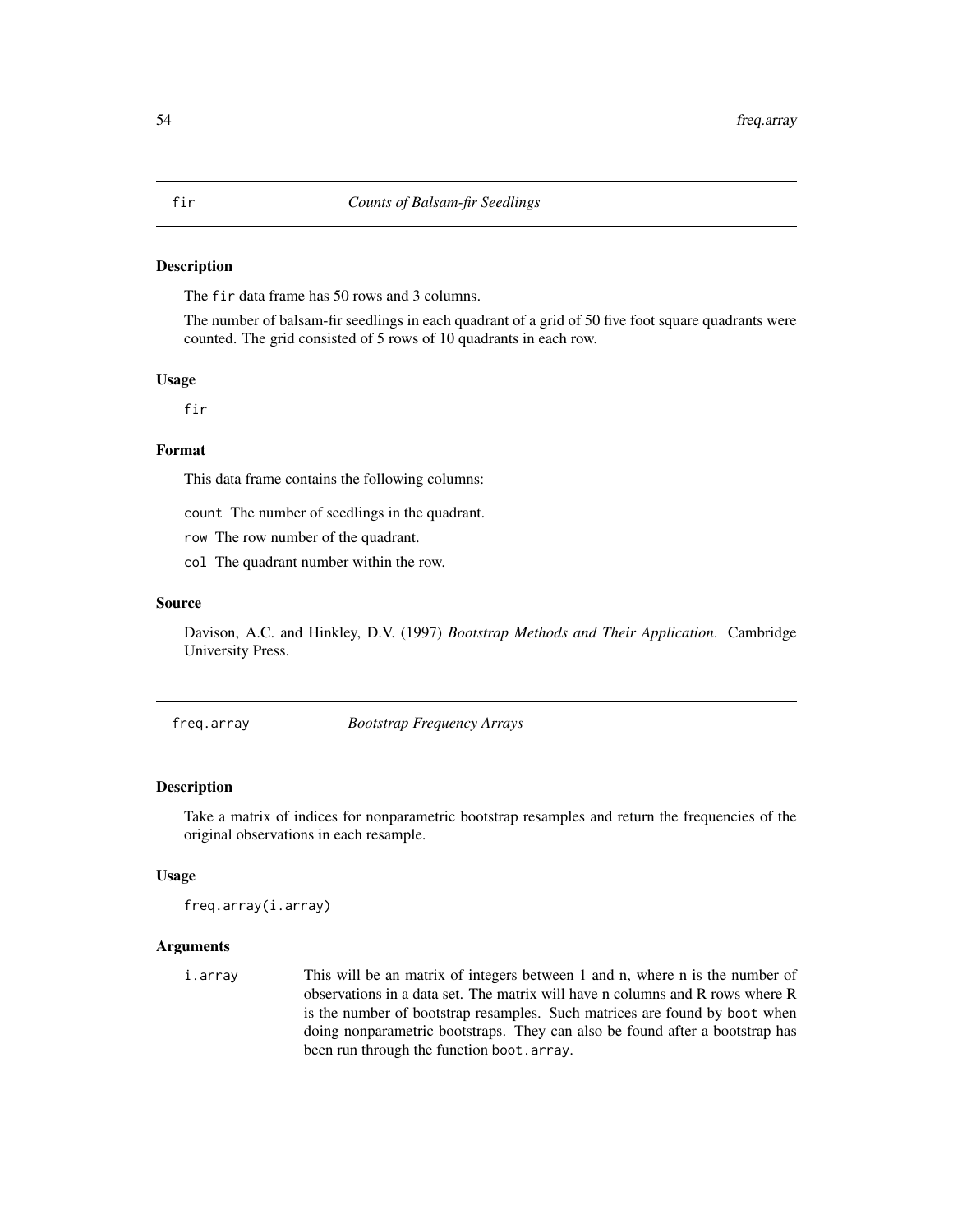## fir *Counts of Balsam-fir Seedlings*

### Description

The `fir` data frame has 50 rows and 3 columns.

The number of balsam-fir seedlings in each quadrant of a grid of 50 five foot square quadrants were counted. The grid consisted of 5 rows of 10 quadrants in each row.

### Usage

```
fir
```

### Format

This data frame contains the following columns:

`count` The number of seedlings in the quadrant.

`row` The row number of the quadrant.

`col` The quadrant number within the row.

### Source

Davison, A.C. and Hinkley, D.V. (1997) *Bootstrap Methods and Their Application*. Cambridge University Press.

## freq.array *Bootstrap Frequency Arrays*

### Description

Take a matrix of indices for nonparametric bootstrap resamples and return the frequencies of the original observations in each resample.

### Usage

```
freq.array(i.array)
```

### Arguments

`i.array` This will be an matrix of integers between 1 and n, where n is the number of observations in a data set. The matrix will have n columns and R rows where R is the number of bootstrap resamples. Such matrices are found by `boot` when doing nonparametric bootstraps. They can also be found after a bootstrap has been run through the function `boot.array`.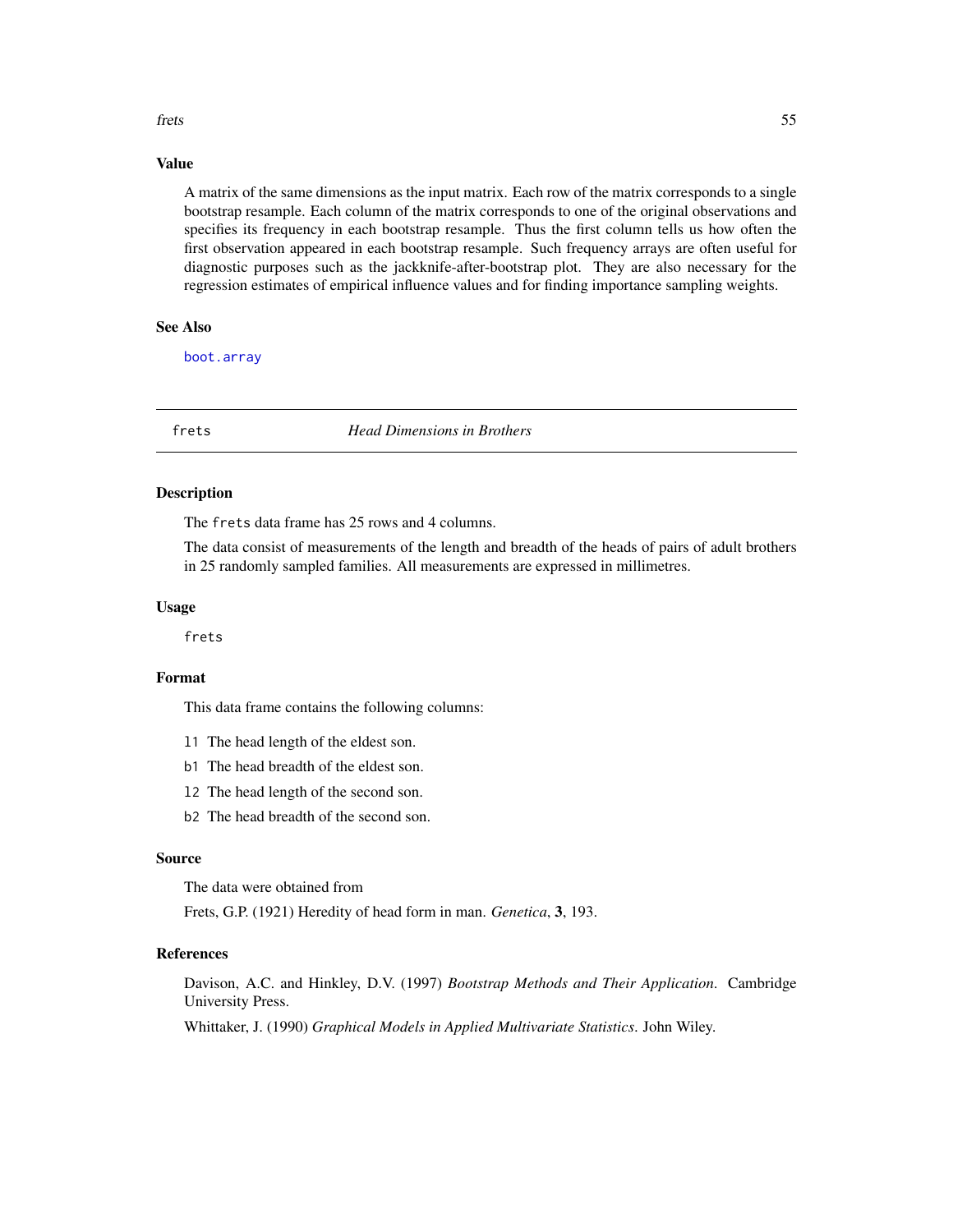## Value

A matrix of the same dimensions as the input matrix. Each row of the matrix corresponds to a single bootstrap resample. Each column of the matrix corresponds to one of the original observations and specifies its frequency in each bootstrap resample. Thus the first column tells us how often the first observation appeared in each bootstrap resample. Such frequency arrays are often useful for diagnostic purposes such as the jackknife-after-bootstrap plot. They are also necessary for the regression estimates of empirical influence values and for finding importance sampling weights.

## See Also

`boot.array`

---

# frets *Head Dimensions in Brothers*

---

## Description

The `frets` data frame has 25 rows and 4 columns.

The data consist of measurements of the length and breadth of the heads of pairs of adult brothers in 25 randomly sampled families. All measurements are expressed in millimetres.

## Usage

```
frets
```

## Format

This data frame contains the following columns:

- `l1` The head length of the eldest son.
- `b1` The head breadth of the eldest son.
- `l2` The head length of the second son.
- `b2` The head breadth of the second son.

## Source

The data were obtained from

Frets, G.P. (1921) Heredity of head form in man. *Genetica*, **3**, 193.

## References

Davison, A.C. and Hinkley, D.V. (1997) *Bootstrap Methods and Their Application*. Cambridge University Press.

Whittaker, J. (1990) *Graphical Models in Applied Multivariate Statistics*. John Wiley.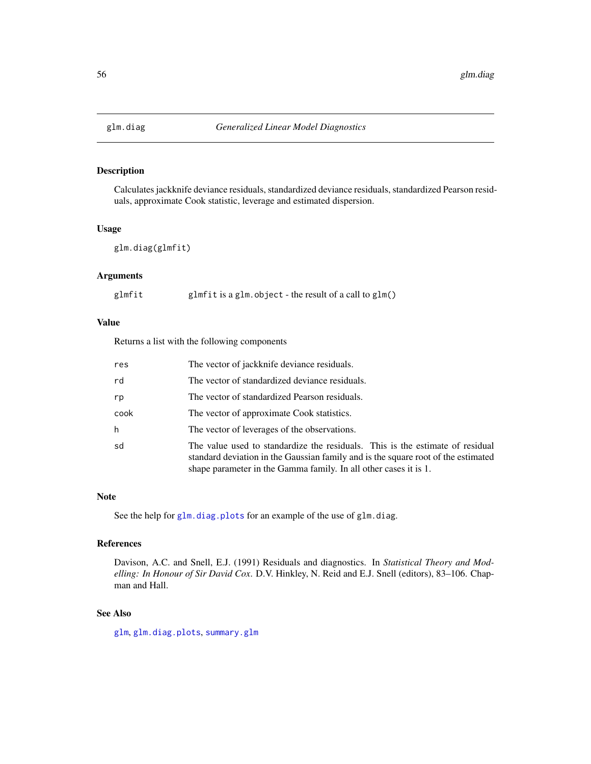# glm.diag — *Generalized Linear Model Diagnostics*

## Description

Calculates jackknife deviance residuals, standardized deviance residuals, standardized Pearson residuals, approximate Cook statistic, leverage and estimated dispersion.

## Usage

```
glm.diag(glmfit)
```

## Arguments

| | |
|---|---|
| `glmfit` | `glmfit` is a `glm.object` - the result of a call to `glm()` |

## Value

Returns a list with the following components

| | |
|---|---|
| `res` | The vector of jackknife deviance residuals. |
| `rd` | The vector of standardized deviance residuals. |
| `rp` | The vector of standardized Pearson residuals. |
| `cook` | The vector of approximate Cook statistics. |
| `h` | The vector of leverages of the observations. |
| `sd` | The value used to standardize the residuals. This is the estimate of residual standard deviation in the Gaussian family and is the square root of the estimated shape parameter in the Gamma family. In all other cases it is 1. |

## Note

See the help for `glm.diag.plots` for an example of the use of `glm.diag`.

## References

Davison, A.C. and Snell, E.J. (1991) Residuals and diagnostics. In *Statistical Theory and Modelling: In Honour of Sir David Cox*. D.V. Hinkley, N. Reid and E.J. Snell (editors), 83–106. Chapman and Hall.

## See Also

`glm`, `glm.diag.plots`, `summary.glm`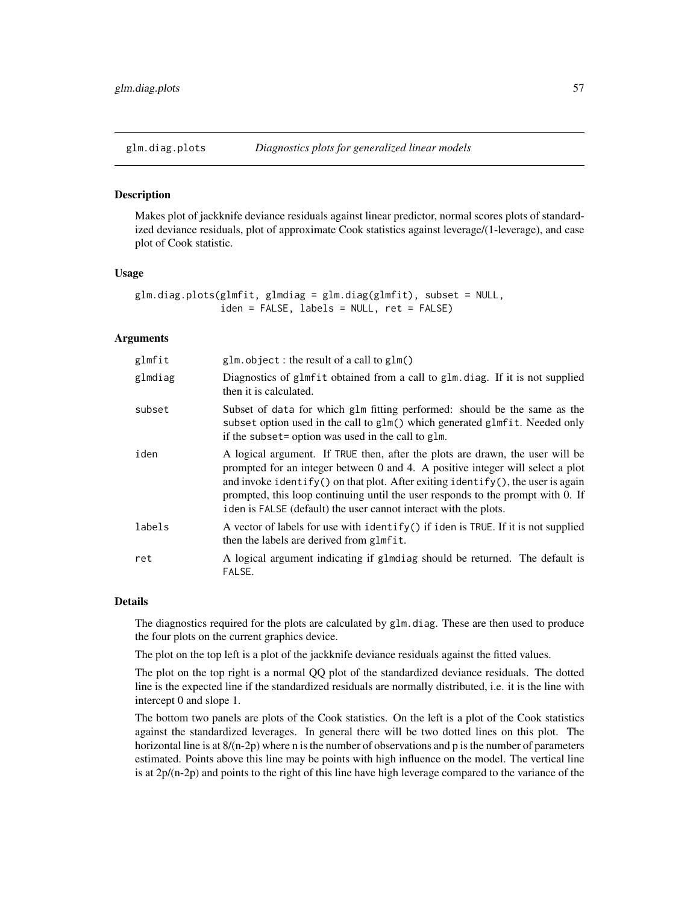## glm.diag.plots — *Diagnostics plots for generalized linear models*

### Description

Makes plot of jackknife deviance residuals against linear predictor, normal scores plots of standardized deviance residuals, plot of approximate Cook statistics against leverage/(1-leverage), and case plot of Cook statistic.

### Usage

```
glm.diag.plots(glmfit, glmdiag = glm.diag(glmfit), subset = NULL,
               iden = FALSE, labels = NULL, ret = FALSE)
```

### Arguments

| | |
|---|---|
| `glmfit` | `glm.object` : the result of a call to `glm()` |
| `glmdiag` | Diagnostics of `glmfit` obtained from a call to `glm.diag`. If it is not supplied then it is calculated. |
| `subset` | Subset of `data` for which `glm` fitting performed: should be the same as the `subset` option used in the call to `glm()` which generated `glmfit`. Needed only if the `subset=` option was used in the call to `glm`. |
| `iden` | A logical argument. If `TRUE` then, after the plots are drawn, the user will be prompted for an integer between 0 and 4. A positive integer will select a plot and invoke `identify()` on that plot. After exiting `identify()`, the user is again prompted, this loop continuing until the user responds to the prompt with 0. If `iden` is `FALSE` (default) the user cannot interact with the plots. |
| `labels` | A vector of labels for use with `identify()` if `iden` is `TRUE`. If it is not supplied then the labels are derived from `glmfit`. |
| `ret` | A logical argument indicating if `glmdiag` should be returned. The default is `FALSE`. |

### Details

The diagnostics required for the plots are calculated by `glm.diag`. These are then used to produce the four plots on the current graphics device.

The plot on the top left is a plot of the jackknife deviance residuals against the fitted values.

The plot on the top right is a normal QQ plot of the standardized deviance residuals. The dotted line is the expected line if the standardized residuals are normally distributed, i.e. it is the line with intercept 0 and slope 1.

The bottom two panels are plots of the Cook statistics. On the left is a plot of the Cook statistics against the standardized leverages. In general there will be two dotted lines on this plot. The horizontal line is at $8/(n-2p)$ where n is the number of observations and p is the number of parameters estimated. Points above this line may be points with high influence on the model. The vertical line is at $2p/(n-2p)$ and points to the right of this line have high leverage compared to the variance of the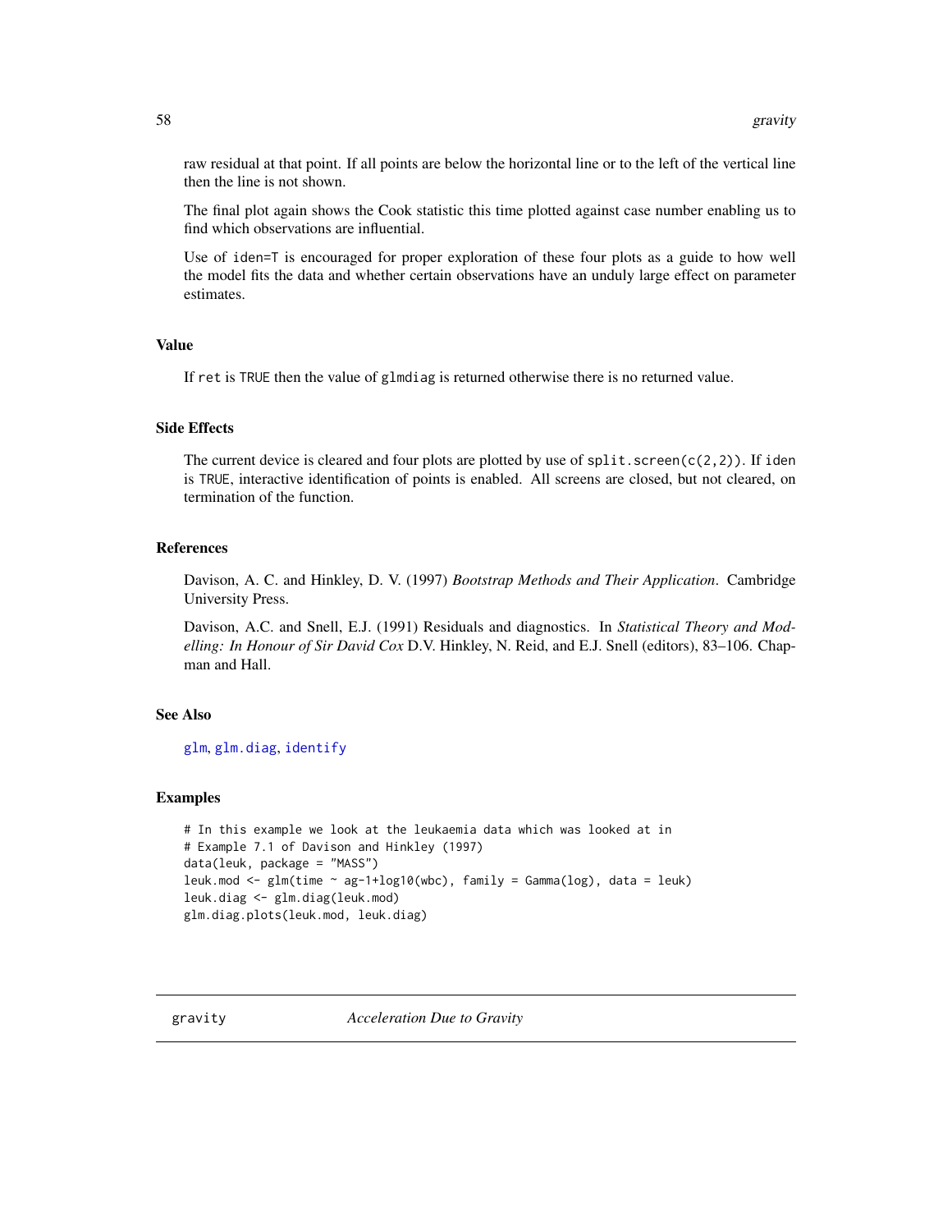raw residual at that point. If all points are below the horizontal line or to the left of the vertical line then the line is not shown.

The final plot again shows the Cook statistic this time plotted against case number enabling us to find which observations are influential.

Use of `iden=T` is encouraged for proper exploration of these four plots as a guide to how well the model fits the data and whether certain observations have an unduly large effect on parameter estimates.

## Value

If `ret` is `TRUE` then the value of `glmdiag` is returned otherwise there is no returned value.

## Side Effects

The current device is cleared and four plots are plotted by use of `split.screen(c(2,2))`. If `iden` is `TRUE`, interactive identification of points is enabled. All screens are closed, but not cleared, on termination of the function.

## References

Davison, A. C. and Hinkley, D. V. (1997) *Bootstrap Methods and Their Application*. Cambridge University Press.

Davison, A.C. and Snell, E.J. (1991) Residuals and diagnostics. In *Statistical Theory and Modelling: In Honour of Sir David Cox* D.V. Hinkley, N. Reid, and E.J. Snell (editors), 83–106. Chapman and Hall.

## See Also

`glm`, `glm.diag`, `identify`

## Examples

```
# In this example we look at the leukaemia data which was looked at in
# Example 7.1 of Davison and Hinkley (1997)
data(leuk, package = "MASS")
leuk.mod <- glm(time ~ ag-1+log10(wbc), family = Gamma(log), data = leuk)
leuk.diag <- glm.diag(leuk.mod)
glm.diag.plots(leuk.mod, leuk.diag)
```

---

# gravity — *Acceleration Due to Gravity*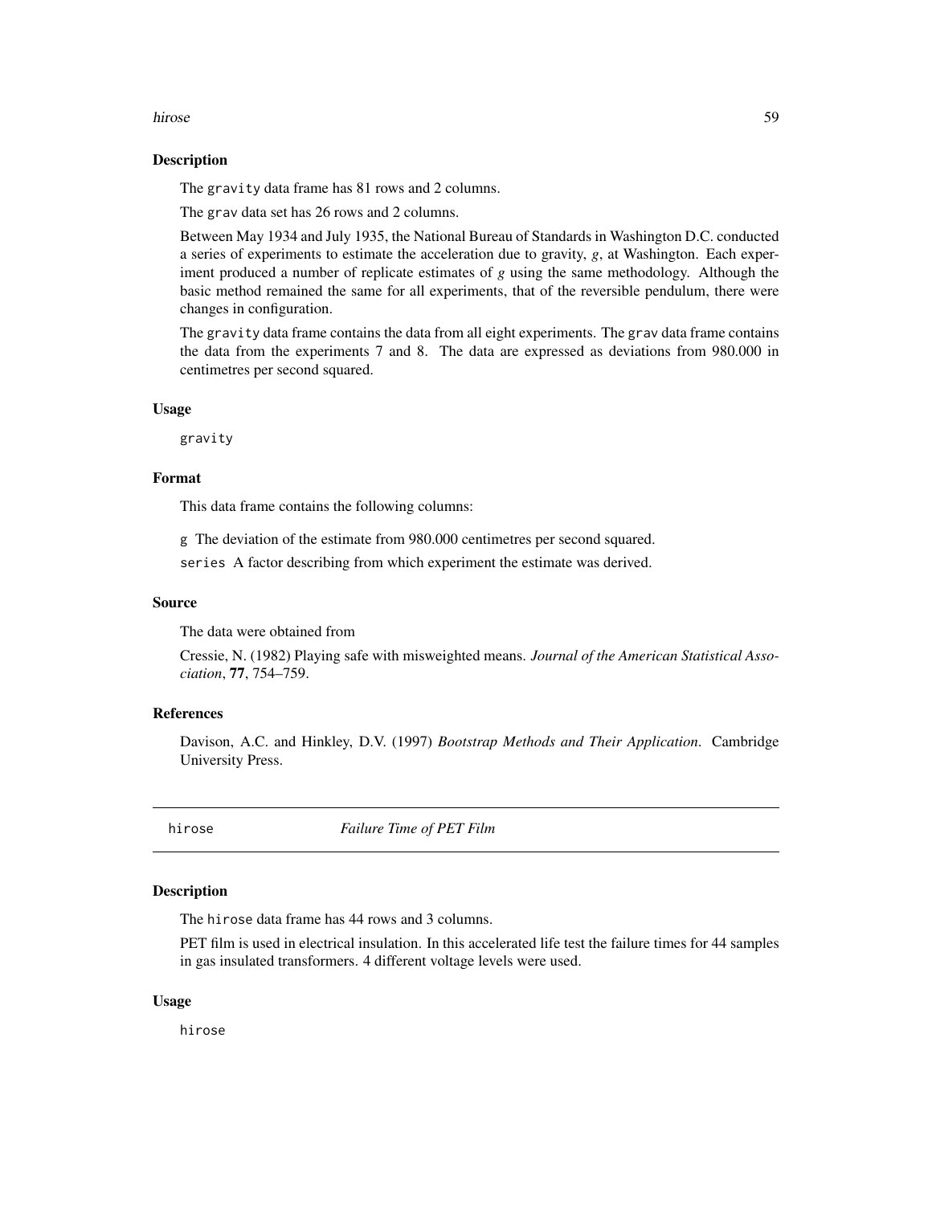### Description

The `gravity` data frame has 81 rows and 2 columns.

The `grav` data set has 26 rows and 2 columns.

Between May 1934 and July 1935, the National Bureau of Standards in Washington D.C. conducted a series of experiments to estimate the acceleration due to gravity, *g*, at Washington. Each experiment produced a number of replicate estimates of *g* using the same methodology. Although the basic method remained the same for all experiments, that of the reversible pendulum, there were changes in configuration.

The `gravity` data frame contains the data from all eight experiments. The `grav` data frame contains the data from the experiments 7 and 8. The data are expressed as deviations from 980.000 in centimetres per second squared.

### Usage

```
gravity
```

### Format

This data frame contains the following columns:

`g` The deviation of the estimate from 980.000 centimetres per second squared.

`series` A factor describing from which experiment the estimate was derived.

### Source

The data were obtained from

Cressie, N. (1982) Playing safe with misweighted means. *Journal of the American Statistical Association*, **77**, 754–759.

### References

Davison, A.C. and Hinkley, D.V. (1997) *Bootstrap Methods and Their Application*. Cambridge University Press.

---

## hirose *Failure Time of PET Film*

### Description

The `hirose` data frame has 44 rows and 3 columns.

PET film is used in electrical insulation. In this accelerated life test the failure times for 44 samples in gas insulated transformers. 4 different voltage levels were used.

### Usage

```
hirose
```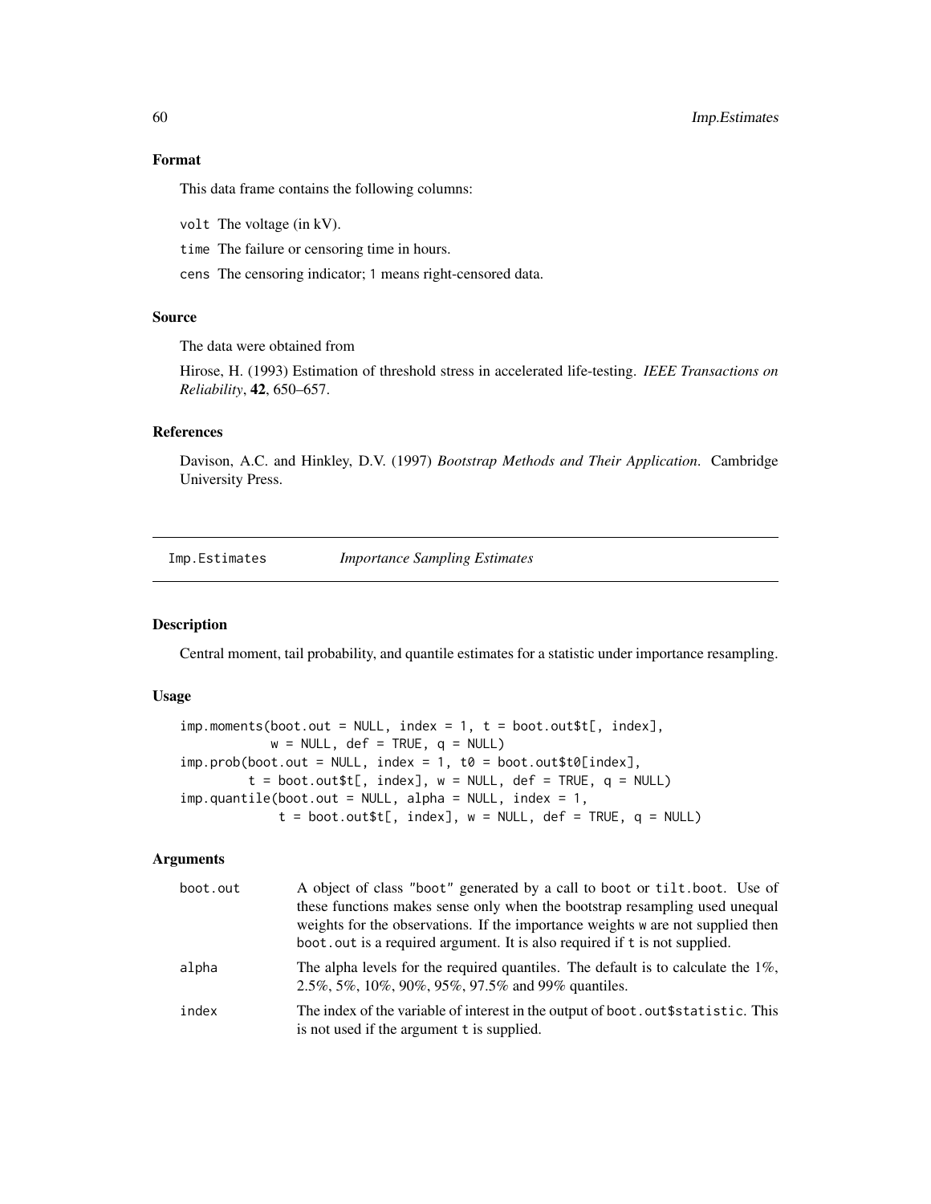## Format

This data frame contains the following columns:

volt The voltage (in kV).

time The failure or censoring time in hours.

cens The censoring indicator; 1 means right-censored data.

## Source

The data were obtained from

Hirose, H. (1993) Estimation of threshold stress in accelerated life-testing. *IEEE Transactions on Reliability*, **42**, 650–657.

## References

Davison, A.C. and Hinkley, D.V. (1997) *Bootstrap Methods and Their Application*. Cambridge University Press.

---

# Imp.Estimates *Importance Sampling Estimates*

## Description

Central moment, tail probability, and quantile estimates for a statistic under importance resampling.

## Usage

```
imp.moments(boot.out = NULL, index = 1, t = boot.out$t[, index],
            w = NULL, def = TRUE, q = NULL)
imp.prob(boot.out = NULL, index = 1, t0 = boot.out$t0[index],
         t = boot.out$t[, index], w = NULL, def = TRUE, q = NULL)
imp.quantile(boot.out = NULL, alpha = NULL, index = 1,
             t = boot.out$t[, index], w = NULL, def = TRUE, q = NULL)
```

## Arguments

| | |
|---|---|
| boot.out | A object of class "boot" generated by a call to boot or tilt.boot. Use of these functions makes sense only when the bootstrap resampling used unequal weights for the observations. If the importance weights w are not supplied then boot.out is a required argument. It is also required if t is not supplied. |
| alpha | The alpha levels for the required quantiles. The default is to calculate the 1%, 2.5%, 5%, 10%, 90%, 95%, 97.5% and 99% quantiles. |
| index | The index of the variable of interest in the output of boot.out$statistic. This is not used if the argument t is supplied. |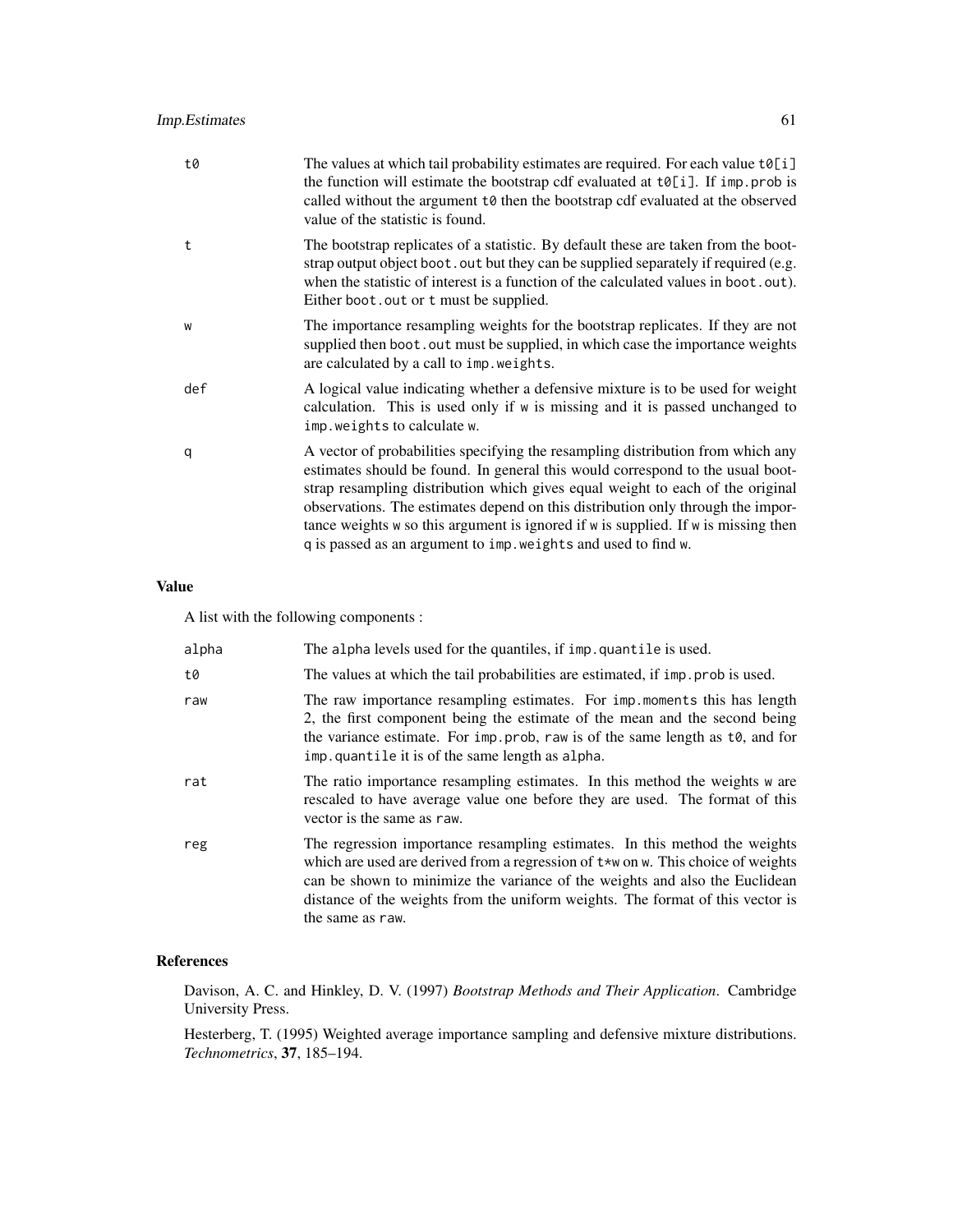| | |
|---|---|
| t0 | The values at which tail probability estimates are required. For each value `t0[i]` the function will estimate the bootstrap cdf evaluated at `t0[i]`. If `imp.prob` is called without the argument `t0` then the bootstrap cdf evaluated at the observed value of the statistic is found. |
| t | The bootstrap replicates of a statistic. By default these are taken from the bootstrap output object `boot.out` but they can be supplied separately if required (e.g. when the statistic of interest is a function of the calculated values in `boot.out`). Either `boot.out` or `t` must be supplied. |
| w | The importance resampling weights for the bootstrap replicates. If they are not supplied then `boot.out` must be supplied, in which case the importance weights are calculated by a call to `imp.weights`. |
| def | A logical value indicating whether a defensive mixture is to be used for weight calculation. This is used only if `w` is missing and it is passed unchanged to `imp.weights` to calculate `w`. |
| q | A vector of probabilities specifying the resampling distribution from which any estimates should be found. In general this would correspond to the usual bootstrap resampling distribution which gives equal weight to each of the original observations. The estimates depend on this distribution only through the importance weights `w` so this argument is ignored if `w` is supplied. If `w` is missing then `q` is passed as an argument to `imp.weights` and used to find `w`. |

## Value

A list with the following components :

| | |
|---|---|
| alpha | The `alpha` levels used for the quantiles, if `imp.quantile` is used. |
| t0 | The values at which the tail probabilities are estimated, if `imp.prob` is used. |
| raw | The raw importance resampling estimates. For `imp.moments` this has length 2, the first component being the estimate of the mean and the second being the variance estimate. For `imp.prob`, `raw` is of the same length as `t0`, and for `imp.quantile` it is of the same length as `alpha`. |
| rat | The ratio importance resampling estimates. In this method the weights `w` are rescaled to have average value one before they are used. The format of this vector is the same as `raw`. |
| reg | The regression importance resampling estimates. In this method the weights which are used are derived from a regression of `t*w` on `w`. This choice of weights can be shown to minimize the variance of the weights and also the Euclidean distance of the weights from the uniform weights. The format of this vector is the same as `raw`. |

## References

Davison, A. C. and Hinkley, D. V. (1997) *Bootstrap Methods and Their Application*. Cambridge University Press.

Hesterberg, T. (1995) Weighted average importance sampling and defensive mixture distributions. *Technometrics*, **37**, 185–194.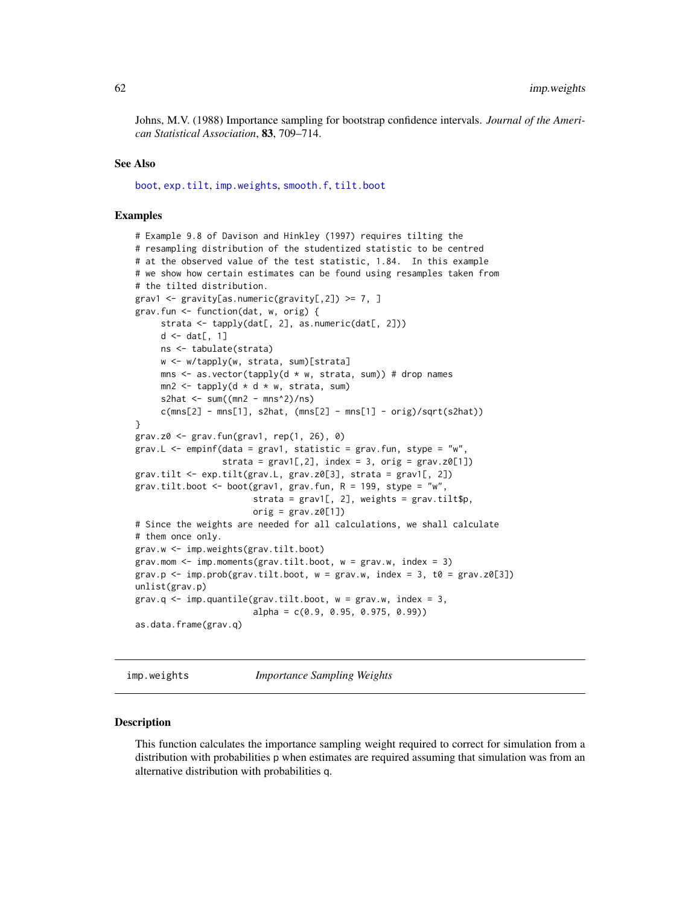Johns, M.V. (1988) Importance sampling for bootstrap confidence intervals. *Journal of the American Statistical Association*, **83**, 709–714.

### See Also

boot, exp.tilt, imp.weights, smooth.f, tilt.boot

### Examples

```
# Example 9.8 of Davison and Hinkley (1997) requires tilting the
# resampling distribution of the studentized statistic to be centred
# at the observed value of the test statistic, 1.84.  In this example
# we show how certain estimates can be found using resamples taken from
# the tilted distribution.
grav1 <- gravity[as.numeric(gravity[,2]) >= 7, ]
grav.fun <- function(dat, w, orig) {
     strata <- tapply(dat[, 2], as.numeric(dat[, 2]))
     d <- dat[, 1]
     ns <- tabulate(strata)
     w <- w/tapply(w, strata, sum)[strata]
     mns <- as.vector(tapply(d * w, strata, sum)) # drop names
     mn2 <- tapply(d * d * w, strata, sum)
     s2hat <- sum((mn2 - mns^2)/ns)
     c(mns[2] - mns[1], s2hat, (mns[2] - mns[1] - orig)/sqrt(s2hat))
}
grav.z0 <- grav.fun(grav1, rep(1, 26), 0)
grav.L <- empinf(data = grav1, statistic = grav.fun, stype = "w",
                 strata = grav1[,2], index = 3, orig = grav.z0[1])
grav.tilt <- exp.tilt(grav.L, grav.z0[3], strata = grav1[, 2])
grav.tilt.boot <- boot(grav1, grav.fun, R = 199, stype = "w",
                       strata = grav1[, 2], weights = grav.tilt$p,
                       orig = grav.z0[1])
# Since the weights are needed for all calculations, we shall calculate
# them once only.
grav.w <- imp.weights(grav.tilt.boot)
grav.mom <- imp.moments(grav.tilt.boot, w = grav.w, index = 3)
grav.p <- imp.prob(grav.tilt.boot, w = grav.w, index = 3, t0 = grav.z0[3])
unlist(grav.p)
grav.q <- imp.quantile(grav.tilt.boot, w = grav.w, index = 3,
                       alpha = c(0.9, 0.95, 0.975, 0.99))
as.data.frame(grav.q)
```

---

## imp.weights &nbsp;&nbsp;&nbsp; *Importance Sampling Weights*

---

### Description

This function calculates the importance sampling weight required to correct for simulation from a distribution with probabilities p when estimates are required assuming that simulation was from an alternative distribution with probabilities q.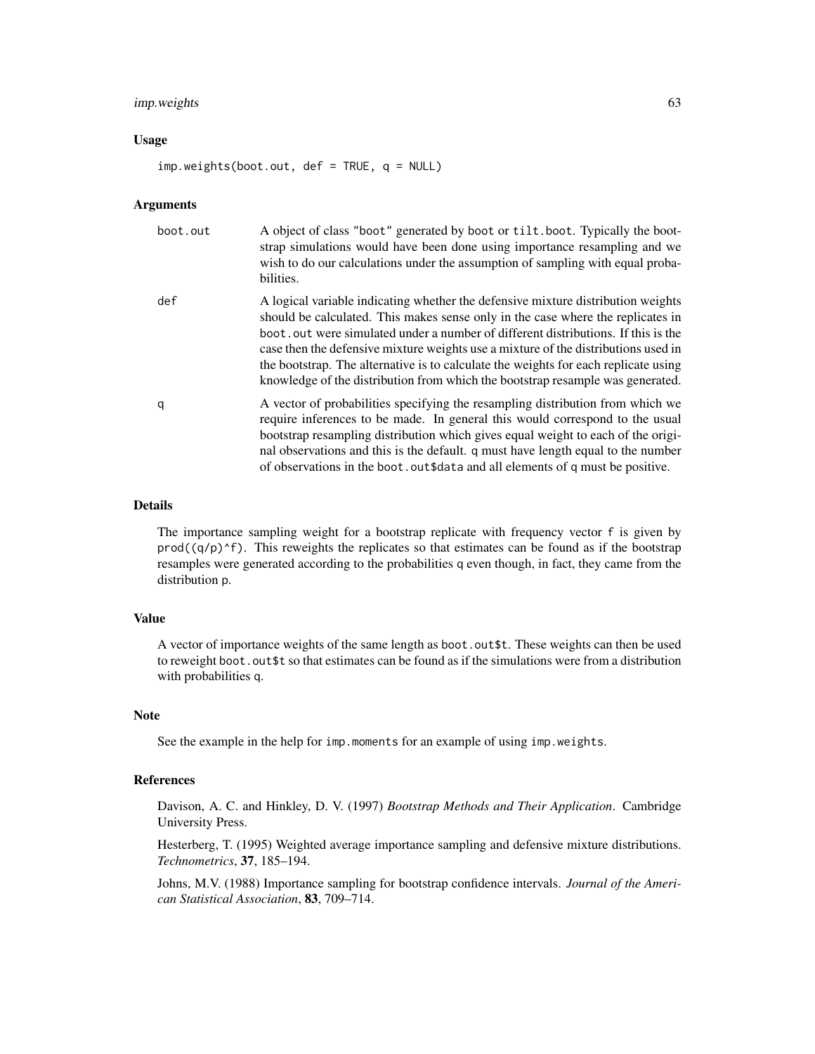### Usage

```
imp.weights(boot.out, def = TRUE, q = NULL)
```

### Arguments

| | |
|---|---|
| boot.out | A object of class "boot" generated by boot or tilt.boot. Typically the bootstrap simulations would have been done using importance resampling and we wish to do our calculations under the assumption of sampling with equal probabilities. |
| def | A logical variable indicating whether the defensive mixture distribution weights should be calculated. This makes sense only in the case where the replicates in boot.out were simulated under a number of different distributions. If this is the case then the defensive mixture weights use a mixture of the distributions used in the bootstrap. The alternative is to calculate the weights for each replicate using knowledge of the distribution from which the bootstrap resample was generated. |
| q | A vector of probabilities specifying the resampling distribution from which we require inferences to be made. In general this would correspond to the usual bootstrap resampling distribution which gives equal weight to each of the original observations and this is the default. q must have length equal to the number of observations in the boot.out$data and all elements of q must be positive. |

### Details

The importance sampling weight for a bootstrap replicate with frequency vector f is given by `prod((q/p)^f)`. This reweights the replicates so that estimates can be found as if the bootstrap resamples were generated according to the probabilities q even though, in fact, they came from the distribution p.

### Value

A vector of importance weights of the same length as boot.out$t. These weights can then be used to reweight boot.out$t so that estimates can be found as if the simulations were from a distribution with probabilities q.

### Note

See the example in the help for imp.moments for an example of using imp.weights.

### References

Davison, A. C. and Hinkley, D. V. (1997) *Bootstrap Methods and Their Application*. Cambridge University Press.

Hesterberg, T. (1995) Weighted average importance sampling and defensive mixture distributions. *Technometrics*, **37**, 185–194.

Johns, M.V. (1988) Importance sampling for bootstrap confidence intervals. *Journal of the American Statistical Association*, **83**, 709–714.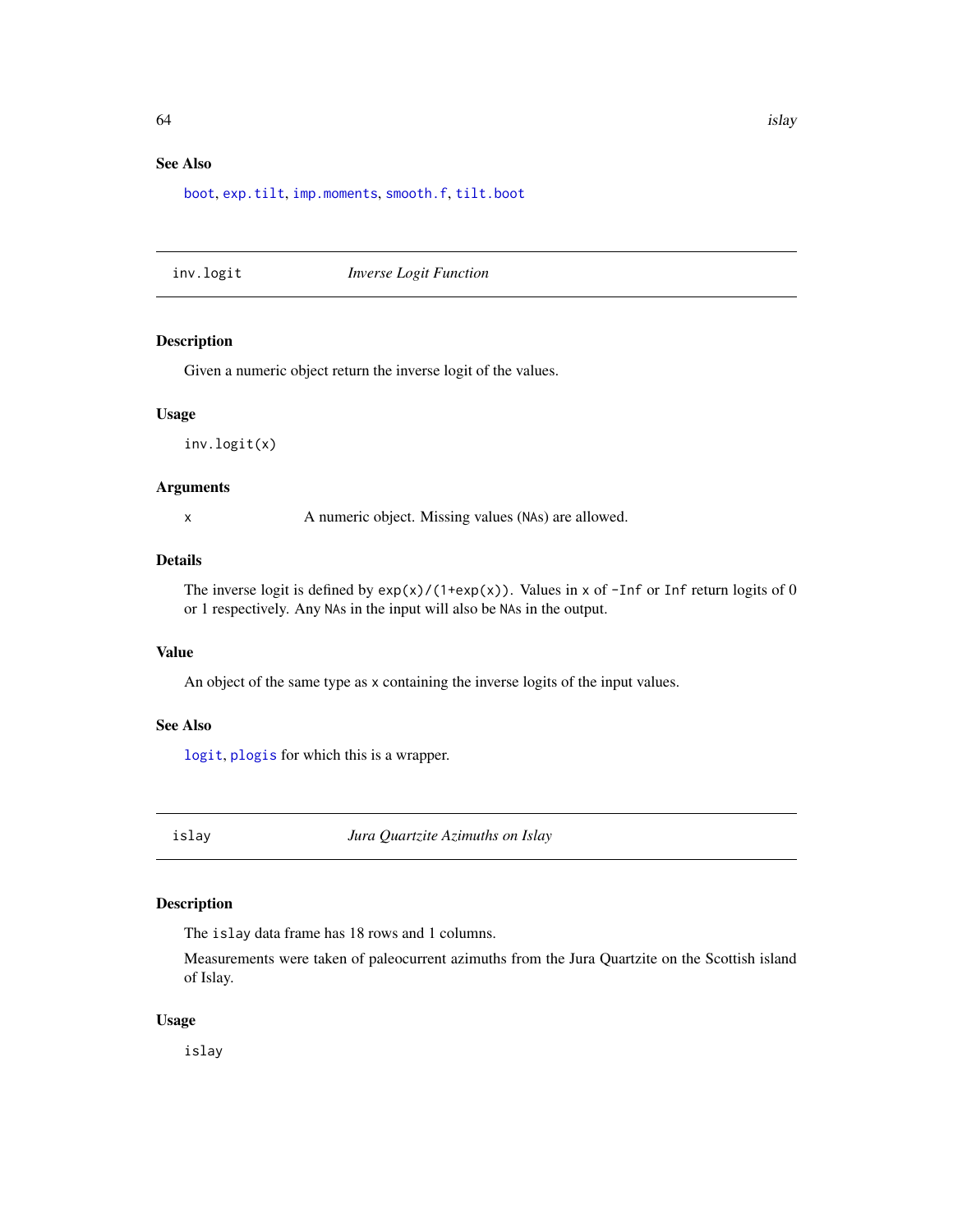### See Also

`boot`, `exp.tilt`, `imp.moments`, `smooth.f`, `tilt.boot`

---

## inv.logit — *Inverse Logit Function*

---

### Description

Given a numeric object return the inverse logit of the values.

### Usage

```
inv.logit(x)
```

### Arguments

| | |
|---|---|
| `x` | A numeric object. Missing values (`NA`s) are allowed. |

### Details

The inverse logit is defined by `exp(x)/(1+exp(x))`. Values in `x` of `-Inf` or `Inf` return logits of 0 or 1 respectively. Any `NA`s in the input will also be `NA`s in the output.

### Value

An object of the same type as `x` containing the inverse logits of the input values.

### See Also

`logit`, `plogis` for which this is a wrapper.

---

## islay — *Jura Quartzite Azimuths on Islay*

---

### Description

The `islay` data frame has 18 rows and 1 columns.

Measurements were taken of paleocurrent azimuths from the Jura Quartzite on the Scottish island of Islay.

### Usage

```
islay
```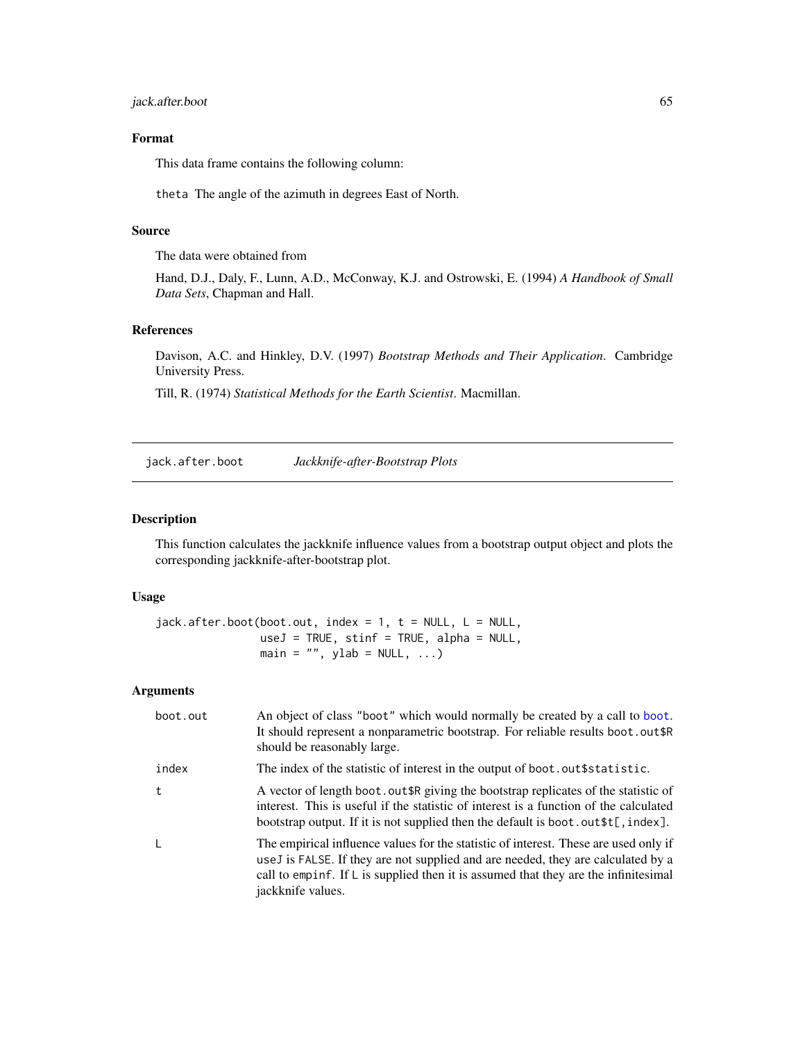### Format

This data frame contains the following column:

`theta` The angle of the azimuth in degrees East of North.

### Source

The data were obtained from

Hand, D.J., Daly, F., Lunn, A.D., McConway, K.J. and Ostrowski, E. (1994) *A Handbook of Small Data Sets*, Chapman and Hall.

### References

Davison, A.C. and Hinkley, D.V. (1997) *Bootstrap Methods and Their Application*. Cambridge University Press.

Till, R. (1974) *Statistical Methods for the Earth Scientist*. Macmillan.

---

## jack.after.boot — *Jackknife-after-Bootstrap Plots*

---

### Description

This function calculates the jackknife influence values from a bootstrap output object and plots the corresponding jackknife-after-bootstrap plot.

### Usage

```
jack.after.boot(boot.out, index = 1, t = NULL, L = NULL,
                useJ = TRUE, stinf = TRUE, alpha = NULL,
                main = "", ylab = NULL, ...)
```

### Arguments

| | |
|---|---|
| `boot.out` | An object of class `"boot"` which would normally be created by a call to `boot`. It should represent a nonparametric bootstrap. For reliable results `boot.out$R` should be reasonably large. |
| `index` | The index of the statistic of interest in the output of `boot.out$statistic`. |
| `t` | A vector of length `boot.out$R` giving the bootstrap replicates of the statistic of interest. This is useful if the statistic of interest is a function of the calculated bootstrap output. If it is not supplied then the default is `boot.out$t[,index]`. |
| `L` | The empirical influence values for the statistic of interest. These are used only if `useJ` is `FALSE`. If they are not supplied and are needed, they are calculated by a call to `empinf`. If `L` is supplied then it is assumed that they are the infinitesimal jackknife values. |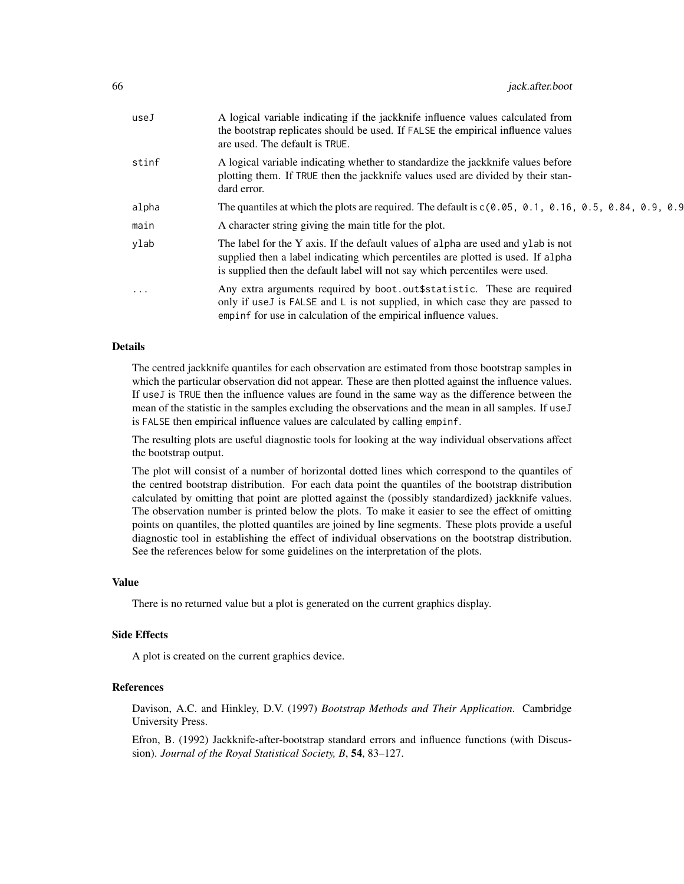| | |
|---|---|
| useJ | A logical variable indicating if the jackknife influence values calculated from the bootstrap replicates should be used. If FALSE the empirical influence values are used. The default is TRUE. |
| stinf | A logical variable indicating whether to standardize the jackknife values before plotting them. If TRUE then the jackknife values used are divided by their standard error. |
| alpha | The quantiles at which the plots are required. The default is c(0.05, 0.1, 0.16, 0.5, 0.84, 0.9, 0.9 |
| main | A character string giving the main title for the plot. |
| ylab | The label for the Y axis. If the default values of alpha are used and ylab is not supplied then a label indicating which percentiles are plotted is used. If alpha is supplied then the default label will not say which percentiles were used. |
| ... | Any extra arguments required by boot.out$statistic. These are required only if useJ is FALSE and L is not supplied, in which case they are passed to empinf for use in calculation of the empirical influence values. |

### Details

The centred jackknife quantiles for each observation are estimated from those bootstrap samples in which the particular observation did not appear. These are then plotted against the influence values. If useJ is TRUE then the influence values are found in the same way as the difference between the mean of the statistic in the samples excluding the observations and the mean in all samples. If useJ is FALSE then empirical influence values are calculated by calling empinf.

The resulting plots are useful diagnostic tools for looking at the way individual observations affect the bootstrap output.

The plot will consist of a number of horizontal dotted lines which correspond to the quantiles of the centred bootstrap distribution. For each data point the quantiles of the bootstrap distribution calculated by omitting that point are plotted against the (possibly standardized) jackknife values. The observation number is printed below the plots. To make it easier to see the effect of omitting points on quantiles, the plotted quantiles are joined by line segments. These plots provide a useful diagnostic tool in establishing the effect of individual observations on the bootstrap distribution. See the references below for some guidelines on the interpretation of the plots.

### Value

There is no returned value but a plot is generated on the current graphics display.

### Side Effects

A plot is created on the current graphics device.

### References

Davison, A.C. and Hinkley, D.V. (1997) *Bootstrap Methods and Their Application*. Cambridge University Press.

Efron, B. (1992) Jackknife-after-bootstrap standard errors and influence functions (with Discussion). *Journal of the Royal Statistical Society, B*, **54**, 83–127.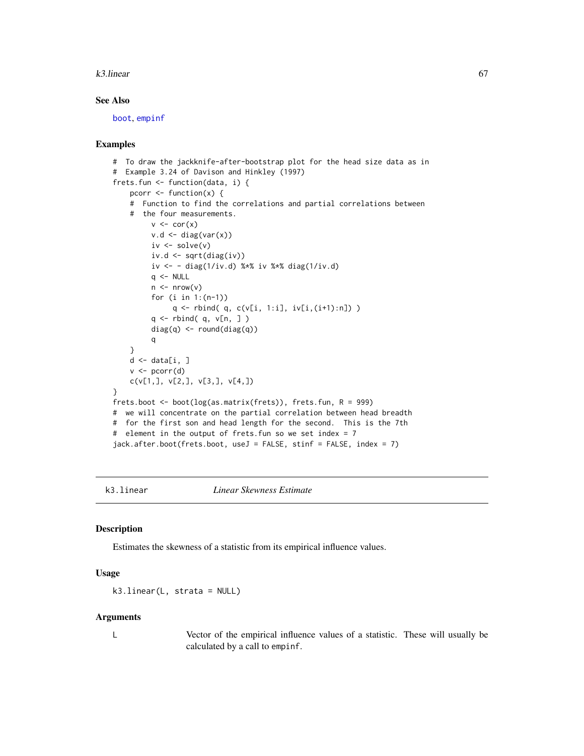### See Also

boot, empinf

### Examples

```
#  To draw the jackknife-after-bootstrap plot for the head size data as in
#  Example 3.24 of Davison and Hinkley (1997)
frets.fun <- function(data, i) {
    pcorr <- function(x) {
    #  Function to find the correlations and partial correlations between
    #  the four measurements.
         v <- cor(x)
         v.d <- diag(var(x))
         iv <- solve(v)
         iv.d <- sqrt(diag(iv))
         iv <- - diag(1/iv.d) %*% iv %*% diag(1/iv.d)
         q <- NULL
         n <- nrow(v)
         for (i in 1:(n-1))
              q <- rbind( q, c(v[i, 1:i], iv[i,(i+1):n]) )
         q <- rbind( q, v[n, ] )
         diag(q) <- round(diag(q))
         q
    }
    d <- data[i, ]
    v <- pcorr(d)
    c(v[1,], v[2,], v[3,], v[4,])
}
frets.boot <- boot(log(as.matrix(frets)), frets.fun, R = 999)
#  we will concentrate on the partial correlation between head breadth
#  for the first son and head length for the second.  This is the 7th
#  element in the output of frets.fun so we set index = 7
jack.after.boot(frets.boot, useJ = FALSE, stinf = FALSE, index = 7)
```

---

## k3.linear &emsp; *Linear Skewness Estimate*

### Description

Estimates the skewness of a statistic from its empirical influence values.

### Usage

```
k3.linear(L, strata = NULL)
```

### Arguments

| | |
|---|---|
| L | Vector of the empirical influence values of a statistic. These will usually be calculated by a call to empinf. |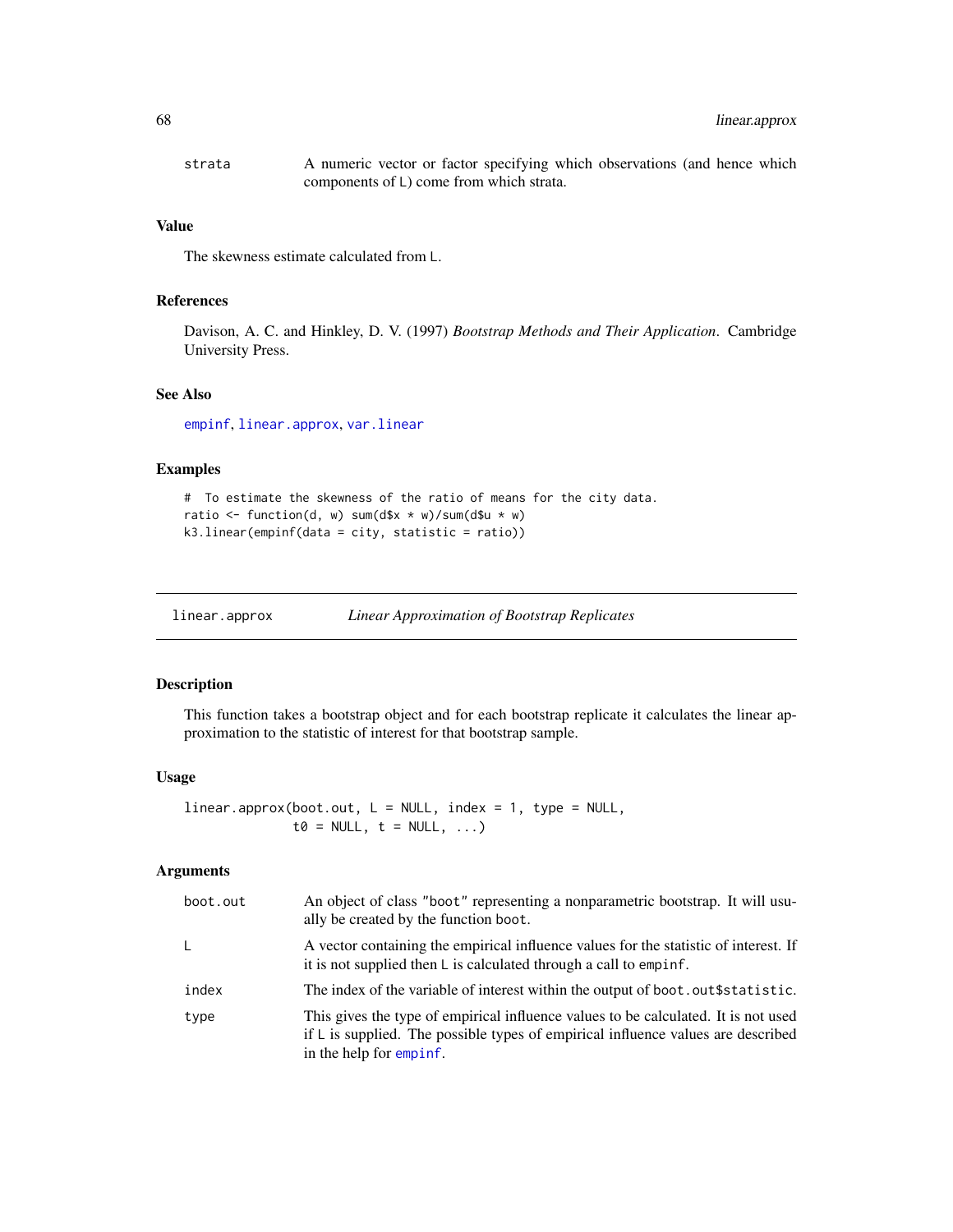strata A numeric vector or factor specifying which observations (and hence which components of L) come from which strata.

### Value

The skewness estimate calculated from L.

### References

Davison, A. C. and Hinkley, D. V. (1997) *Bootstrap Methods and Their Application*. Cambridge University Press.

### See Also

empinf, linear.approx, var.linear

### Examples

```
#  To estimate the skewness of the ratio of means for the city data.
ratio <- function(d, w) sum(d$x * w)/sum(d$u * w)
k3.linear(empinf(data = city, statistic = ratio))
```

---

## linear.approx *Linear Approximation of Bootstrap Replicates*

### Description

This function takes a bootstrap object and for each bootstrap replicate it calculates the linear approximation to the statistic of interest for that bootstrap sample.

### Usage

```
linear.approx(boot.out, L = NULL, index = 1, type = NULL,
              t0 = NULL, t = NULL, ...)
```

### Arguments

| | |
|---|---|
| boot.out | An object of class "boot" representing a nonparametric bootstrap. It will usually be created by the function boot. |
| L | A vector containing the empirical influence values for the statistic of interest. If it is not supplied then L is calculated through a call to empinf. |
| index | The index of the variable of interest within the output of boot.out$statistic. |
| type | This gives the type of empirical influence values to be calculated. It is not used if L is supplied. The possible types of empirical influence values are described in the help for empinf. |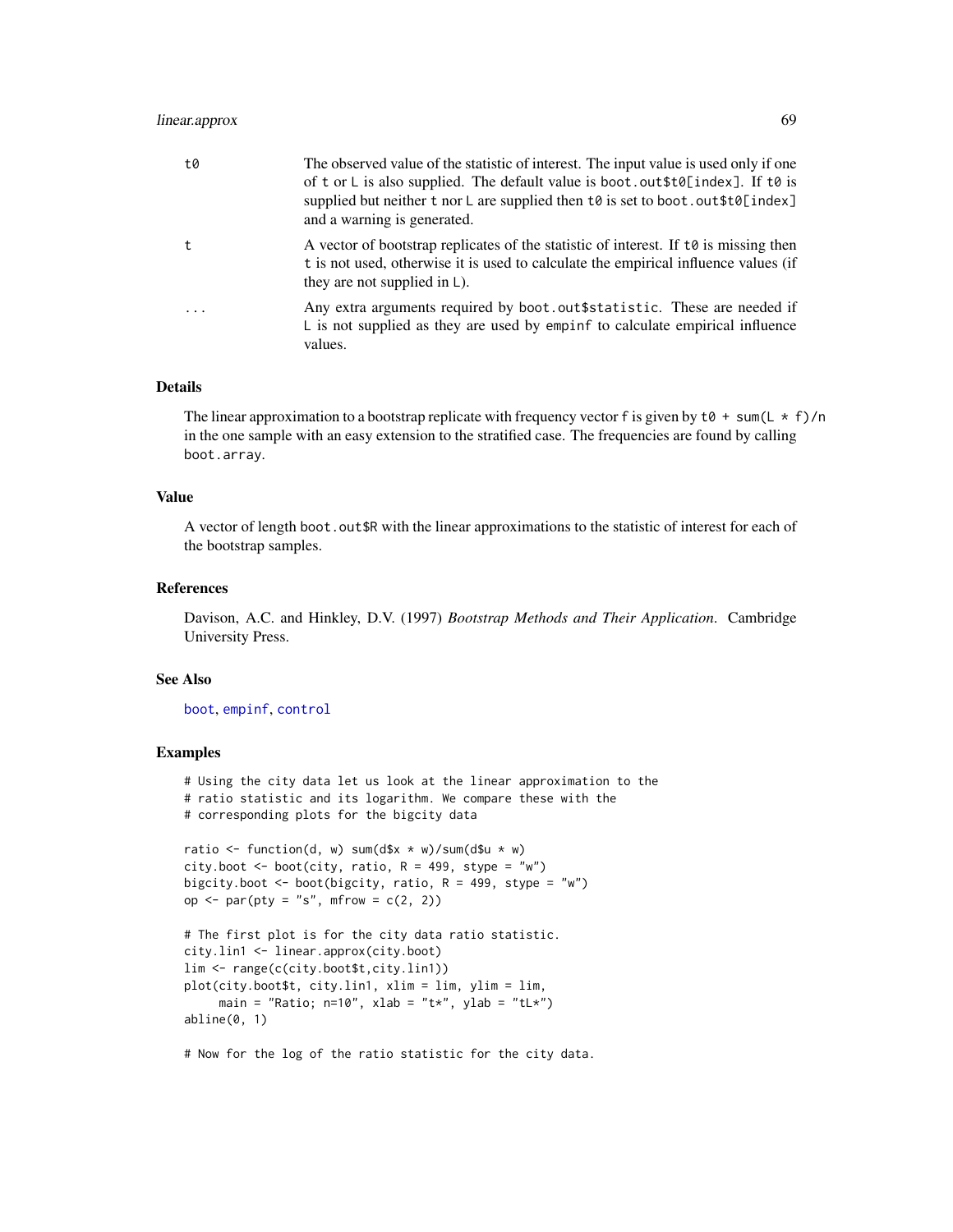| | |
|---|---|
| `t0` | The observed value of the statistic of interest. The input value is used only if one of `t` or `L` is also supplied. The default value is `boot.out$t0[index]`. If `t0` is supplied but neither `t` nor `L` are supplied then `t0` is set to `boot.out$t0[index]` and a warning is generated. |
| `t` | A vector of bootstrap replicates of the statistic of interest. If `t0` is missing then `t` is not used, otherwise it is used to calculate the empirical influence values (if they are not supplied in `L`). |
| `...` | Any extra arguments required by `boot.out$statistic`. These are needed if `L` is not supplied as they are used by `empinf` to calculate empirical influence values. |

## Details

The linear approximation to a bootstrap replicate with frequency vector f is given by `t0 + sum(L * f)/n` in the one sample with an easy extension to the stratified case. The frequencies are found by calling `boot.array`.

## Value

A vector of length `boot.out$R` with the linear approximations to the statistic of interest for each of the bootstrap samples.

## References

Davison, A.C. and Hinkley, D.V. (1997) *Bootstrap Methods and Their Application*. Cambridge University Press.

## See Also

`boot`, `empinf`, `control`

## Examples

```
# Using the city data let us look at the linear approximation to the
# ratio statistic and its logarithm. We compare these with the
# corresponding plots for the bigcity data

ratio <- function(d, w) sum(d$x * w)/sum(d$u * w)
city.boot <- boot(city, ratio, R = 499, stype = "w")
bigcity.boot <- boot(bigcity, ratio, R = 499, stype = "w")
op <- par(pty = "s", mfrow = c(2, 2))

# The first plot is for the city data ratio statistic.
city.lin1 <- linear.approx(city.boot)
lim <- range(c(city.boot$t,city.lin1))
plot(city.boot$t, city.lin1, xlim = lim, ylim = lim,
     main = "Ratio; n=10", xlab = "t*", ylab = "tL*")
abline(0, 1)

# Now for the log of the ratio statistic for the city data.
```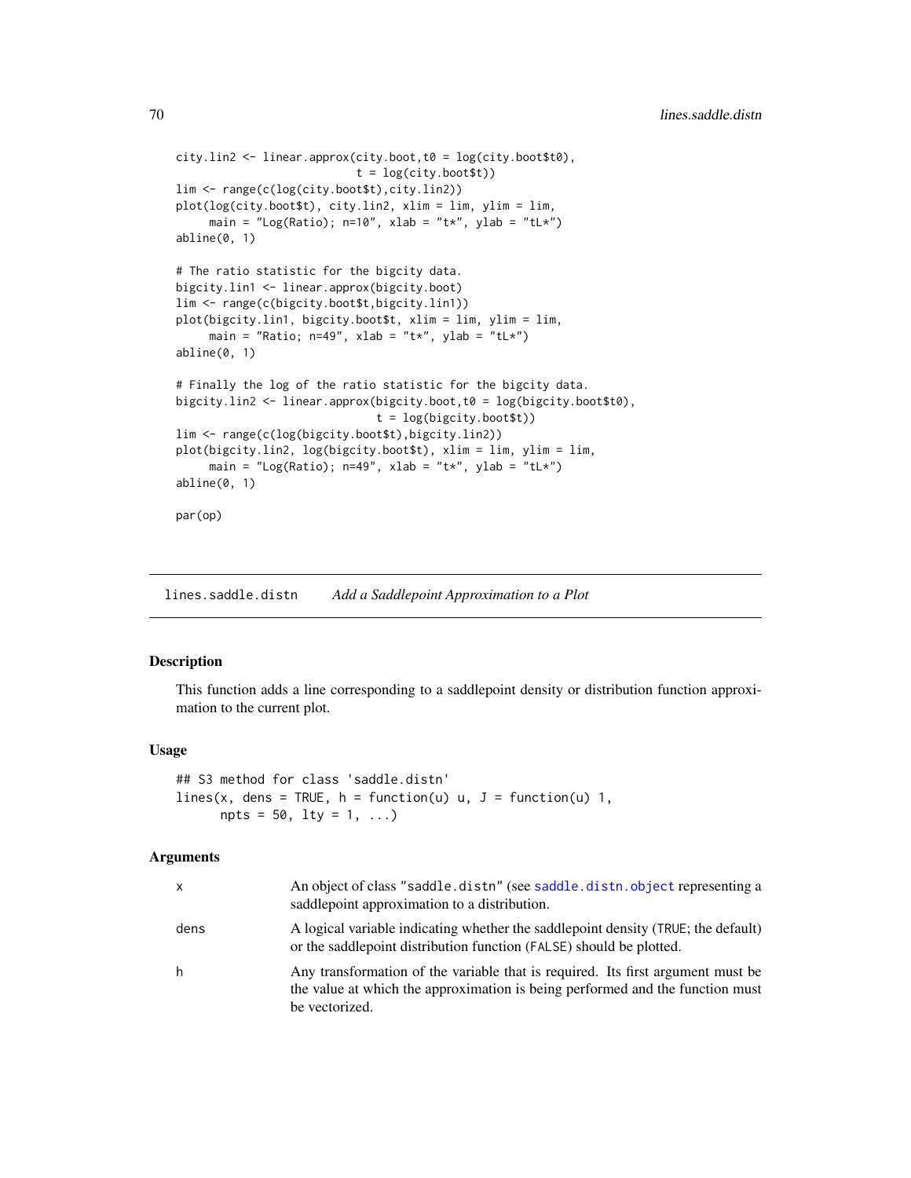```
city.lin2 <- linear.approx(city.boot,t0 = log(city.boot$t0),
                           t = log(city.boot$t))
lim <- range(c(log(city.boot$t),city.lin2))
plot(log(city.boot$t), city.lin2, xlim = lim, ylim = lim,
     main = "Log(Ratio); n=10", xlab = "t*", ylab = "tL*")
abline(0, 1)

# The ratio statistic for the bigcity data.
bigcity.lin1 <- linear.approx(bigcity.boot)
lim <- range(c(bigcity.boot$t,bigcity.lin1))
plot(bigcity.lin1, bigcity.boot$t, xlim = lim, ylim = lim,
     main = "Ratio; n=49", xlab = "t*", ylab = "tL*")
abline(0, 1)

# Finally the log of the ratio statistic for the bigcity data.
bigcity.lin2 <- linear.approx(bigcity.boot,t0 = log(bigcity.boot$t0),
                              t = log(bigcity.boot$t))
lim <- range(c(log(bigcity.boot$t),bigcity.lin2))
plot(bigcity.lin2, log(bigcity.boot$t), xlim = lim, ylim = lim,
     main = "Log(Ratio); n=49", xlab = "t*", ylab = "tL*")
abline(0, 1)

par(op)
```

## lines.saddle.distn    *Add a Saddlepoint Approximation to a Plot*

### Description

This function adds a line corresponding to a saddlepoint density or distribution function approximation to the current plot.

### Usage

```
## S3 method for class 'saddle.distn'
lines(x, dens = TRUE, h = function(u) u, J = function(u) 1,
      npts = 50, lty = 1, ...)
```

### Arguments

| | |
|---|---|
| x | An object of class "saddle.distn" (see saddle.distn.object representing a saddlepoint approximation to a distribution. |
| dens | A logical variable indicating whether the saddlepoint density (TRUE; the default) or the saddlepoint distribution function (FALSE) should be plotted. |
| h | Any transformation of the variable that is required. Its first argument must be the value at which the approximation is being performed and the function must be vectorized. |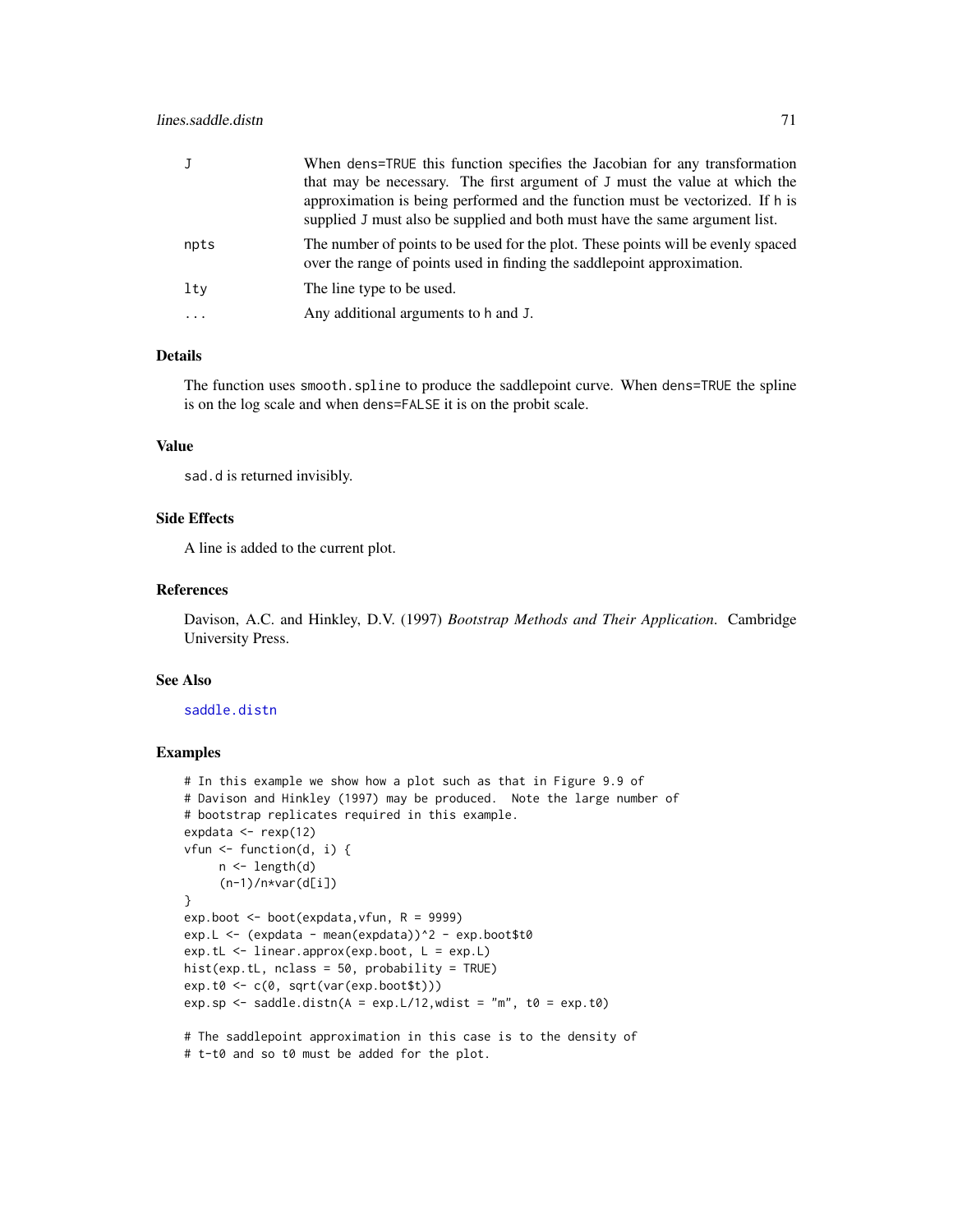| | |
|---|---|
| J | When dens=TRUE this function specifies the Jacobian for any transformation that may be necessary. The first argument of J must the value at which the approximation is being performed and the function must be vectorized. If h is supplied J must also be supplied and both must have the same argument list. |
| npts | The number of points to be used for the plot. These points will be evenly spaced over the range of points used in finding the saddlepoint approximation. |
| lty | The line type to be used. |
| ... | Any additional arguments to h and J. |

### Details

The function uses smooth.spline to produce the saddlepoint curve. When dens=TRUE the spline is on the log scale and when dens=FALSE it is on the probit scale.

### Value

sad.d is returned invisibly.

### Side Effects

A line is added to the current plot.

### References

Davison, A.C. and Hinkley, D.V. (1997) *Bootstrap Methods and Their Application*. Cambridge University Press.

### See Also

saddle.distn

### Examples

```
# In this example we show how a plot such as that in Figure 9.9 of
# Davison and Hinkley (1997) may be produced.  Note the large number of
# bootstrap replicates required in this example.
expdata <- rexp(12)
vfun <- function(d, i) {
     n <- length(d)
     (n-1)/n*var(d[i])
}
exp.boot <- boot(expdata,vfun, R = 9999)
exp.L <- (expdata - mean(expdata))^2 - exp.boot$t0
exp.tL <- linear.approx(exp.boot, L = exp.L)
hist(exp.tL, nclass = 50, probability = TRUE)
exp.t0 <- c(0, sqrt(var(exp.boot$t)))
exp.sp <- saddle.distn(A = exp.L/12,wdist = "m", t0 = exp.t0)

# The saddlepoint approximation in this case is to the density of
# t-t0 and so t0 must be added for the plot.
```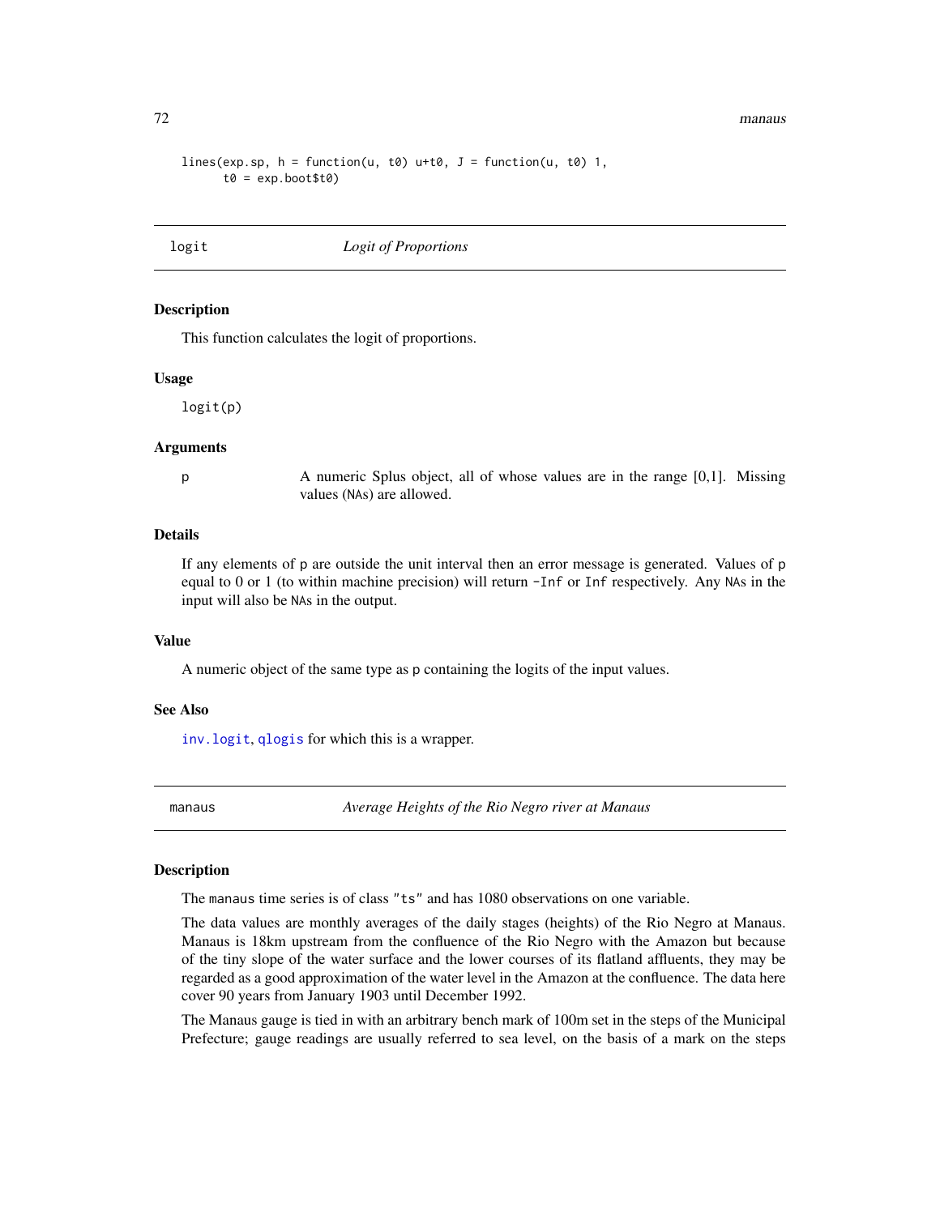```
lines(exp.sp, h = function(u, t0) u+t0, J = function(u, t0) 1,
      t0 = exp.boot$t0)
```

## logit — *Logit of Proportions*

### Description

This function calculates the logit of proportions.

### Usage

```
logit(p)
```

### Arguments

p — A numeric Splus object, all of whose values are in the range [0,1]. Missing values (NAs) are allowed.

### Details

If any elements of p are outside the unit interval then an error message is generated. Values of p equal to 0 or 1 (to within machine precision) will return -Inf or Inf respectively. Any NAs in the input will also be NAs in the output.

### Value

A numeric object of the same type as p containing the logits of the input values.

### See Also

inv.logit, qlogis for which this is a wrapper.

## manaus — *Average Heights of the Rio Negro river at Manaus*

### Description

The manaus time series is of class "ts" and has 1080 observations on one variable.

The data values are monthly averages of the daily stages (heights) of the Rio Negro at Manaus. Manaus is 18km upstream from the confluence of the Rio Negro with the Amazon but because of the tiny slope of the water surface and the lower courses of its flatland affluents, they may be regarded as a good approximation of the water level in the Amazon at the confluence. The data here cover 90 years from January 1903 until December 1992.

The Manaus gauge is tied in with an arbitrary bench mark of 100m set in the steps of the Municipal Prefecture; gauge readings are usually referred to sea level, on the basis of a mark on the steps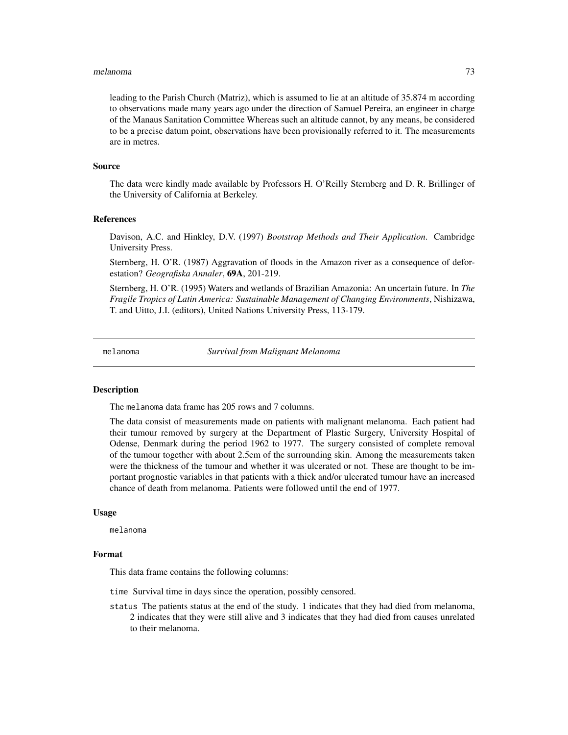leading to the Parish Church (Matriz), which is assumed to lie at an altitude of 35.874 m according to observations made many years ago under the direction of Samuel Pereira, an engineer in charge of the Manaus Sanitation Committee Whereas such an altitude cannot, by any means, be considered to be a precise datum point, observations have been provisionally referred to it. The measurements are in metres.

### Source

The data were kindly made available by Professors H. O'Reilly Sternberg and D. R. Brillinger of the University of California at Berkeley.

### References

Davison, A.C. and Hinkley, D.V. (1997) *Bootstrap Methods and Their Application*. Cambridge University Press.

Sternberg, H. O'R. (1987) Aggravation of floods in the Amazon river as a consequence of deforestation? *Geografiska Annaler*, **69A**, 201-219.

Sternberg, H. O'R. (1995) Waters and wetlands of Brazilian Amazonia: An uncertain future. In *The Fragile Tropics of Latin America: Sustainable Management of Changing Environments*, Nishizawa, T. and Uitto, J.I. (editors), United Nations University Press, 113-179.

---

## melanoma — *Survival from Malignant Melanoma*

### Description

The melanoma data frame has 205 rows and 7 columns.

The data consist of measurements made on patients with malignant melanoma. Each patient had their tumour removed by surgery at the Department of Plastic Surgery, University Hospital of Odense, Denmark during the period 1962 to 1977. The surgery consisted of complete removal of the tumour together with about 2.5cm of the surrounding skin. Among the measurements taken were the thickness of the tumour and whether it was ulcerated or not. These are thought to be important prognostic variables in that patients with a thick and/or ulcerated tumour have an increased chance of death from melanoma. Patients were followed until the end of 1977.

### Usage

```
melanoma
```

### Format

This data frame contains the following columns:

- `time` Survival time in days since the operation, possibly censored.
- `status` The patients status at the end of the study. 1 indicates that they had died from melanoma, 2 indicates that they were still alive and 3 indicates that they had died from causes unrelated to their melanoma.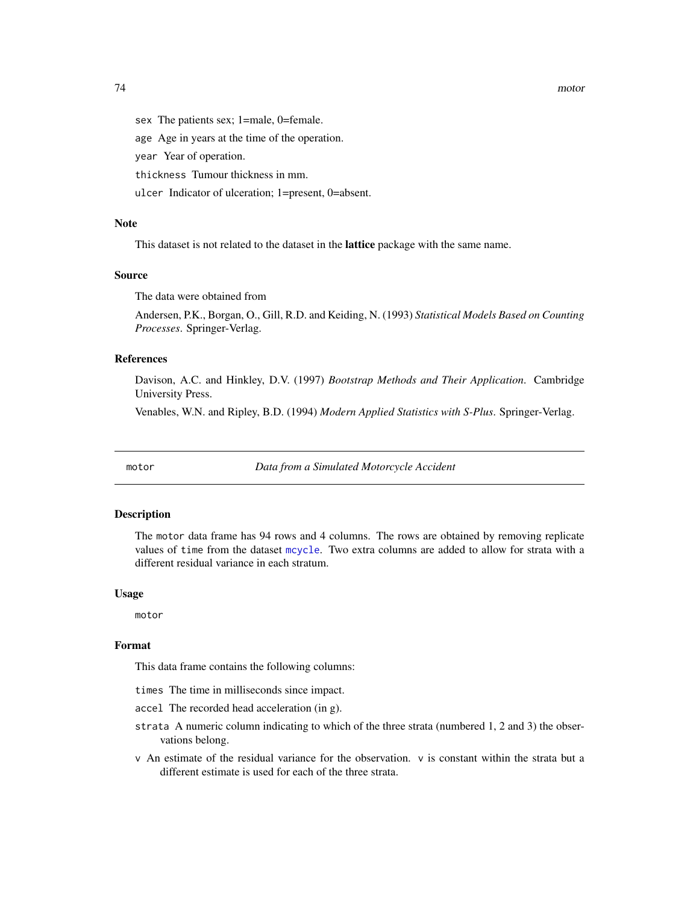- `sex` The patients sex; 1=male, 0=female.
- `age` Age in years at the time of the operation.
- `year` Year of operation.
- `thickness` Tumour thickness in mm.
- `ulcer` Indicator of ulceration; 1=present, 0=absent.

### Note

This dataset is not related to the dataset in the **lattice** package with the same name.

### Source

The data were obtained from

Andersen, P.K., Borgan, O., Gill, R.D. and Keiding, N. (1993) *Statistical Models Based on Counting Processes*. Springer-Verlag.

### References

Davison, A.C. and Hinkley, D.V. (1997) *Bootstrap Methods and Their Application*. Cambridge University Press.

Venables, W.N. and Ripley, B.D. (1994) *Modern Applied Statistics with S-Plus*. Springer-Verlag.

---

## motor — *Data from a Simulated Motorcycle Accident*

### Description

The `motor` data frame has 94 rows and 4 columns. The rows are obtained by removing replicate values of `time` from the dataset `mcycle`. Two extra columns are added to allow for strata with a different residual variance in each stratum.

### Usage

```
motor
```

### Format

This data frame contains the following columns:

- `times` The time in milliseconds since impact.
- `accel` The recorded head acceleration (in g).
- `strata` A numeric column indicating to which of the three strata (numbered 1, 2 and 3) the observations belong.
- `v` An estimate of the residual variance for the observation. `v` is constant within the strata but a different estimate is used for each of the three strata.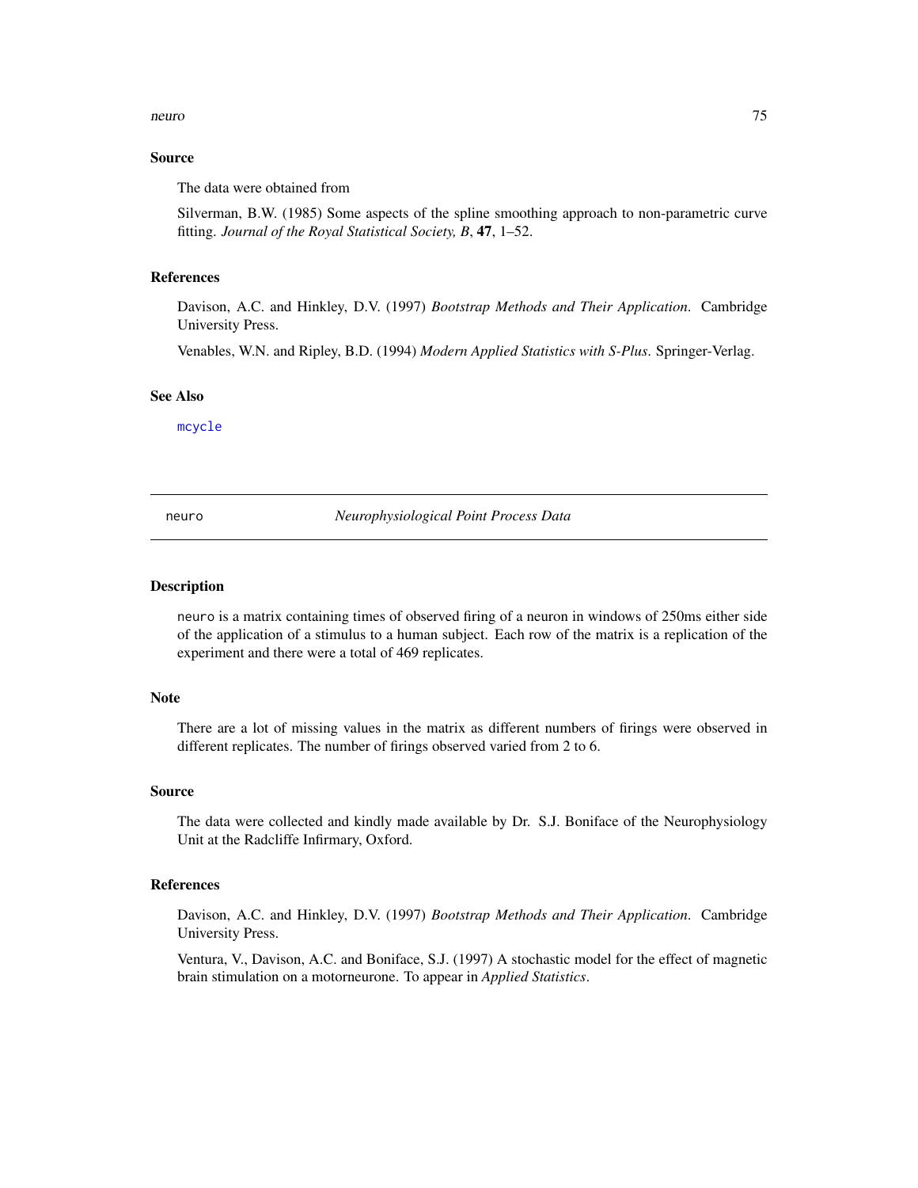### Source

The data were obtained from

Silverman, B.W. (1985) Some aspects of the spline smoothing approach to non-parametric curve fitting. *Journal of the Royal Statistical Society, B*, **47**, 1–52.

### References

Davison, A.C. and Hinkley, D.V. (1997) *Bootstrap Methods and Their Application*. Cambridge University Press.

Venables, W.N. and Ripley, B.D. (1994) *Modern Applied Statistics with S-Plus*. Springer-Verlag.

### See Also

`mcycle`

---

## neuro — *Neurophysiological Point Process Data*

---

### Description

`neuro` is a matrix containing times of observed firing of a neuron in windows of 250ms either side of the application of a stimulus to a human subject. Each row of the matrix is a replication of the experiment and there were a total of 469 replicates.

### Note

There are a lot of missing values in the matrix as different numbers of firings were observed in different replicates. The number of firings observed varied from 2 to 6.

### Source

The data were collected and kindly made available by Dr. S.J. Boniface of the Neurophysiology Unit at the Radcliffe Infirmary, Oxford.

### References

Davison, A.C. and Hinkley, D.V. (1997) *Bootstrap Methods and Their Application*. Cambridge University Press.

Ventura, V., Davison, A.C. and Boniface, S.J. (1997) A stochastic model for the effect of magnetic brain stimulation on a motorneurone. To appear in *Applied Statistics*.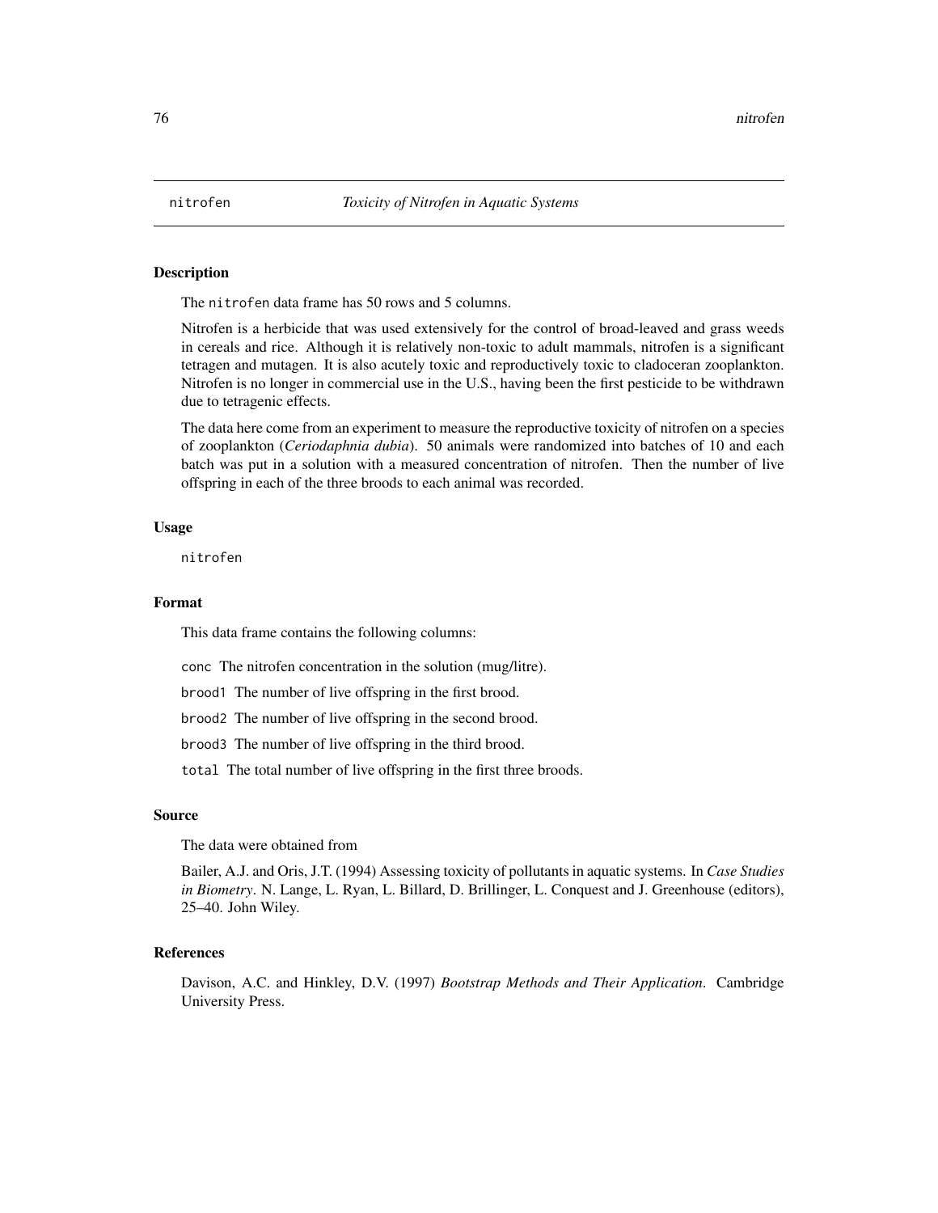nitrofen *Toxicity of Nitrofen in Aquatic Systems*

## Description

The nitrofen data frame has 50 rows and 5 columns.

Nitrofen is a herbicide that was used extensively for the control of broad-leaved and grass weeds in cereals and rice. Although it is relatively non-toxic to adult mammals, nitrofen is a significant tetragen and mutagen. It is also acutely toxic and reproductively toxic to cladoceran zooplankton. Nitrofen is no longer in commercial use in the U.S., having been the first pesticide to be withdrawn due to tetragenic effects.

The data here come from an experiment to measure the reproductive toxicity of nitrofen on a species of zooplankton (*Ceriodaphnia dubia*). 50 animals were randomized into batches of 10 and each batch was put in a solution with a measured concentration of nitrofen. Then the number of live offspring in each of the three broods to each animal was recorded.

## Usage

```
nitrofen
```

## Format

This data frame contains the following columns:

`conc` The nitrofen concentration in the solution (mug/litre).

`brood1` The number of live offspring in the first brood.

`brood2` The number of live offspring in the second brood.

`brood3` The number of live offspring in the third brood.

`total` The total number of live offspring in the first three broods.

## Source

The data were obtained from

Bailer, A.J. and Oris, J.T. (1994) Assessing toxicity of pollutants in aquatic systems. In *Case Studies in Biometry*. N. Lange, L. Ryan, L. Billard, D. Brillinger, L. Conquest and J. Greenhouse (editors), 25–40. John Wiley.

## References

Davison, A.C. and Hinkley, D.V. (1997) *Bootstrap Methods and Their Application*. Cambridge University Press.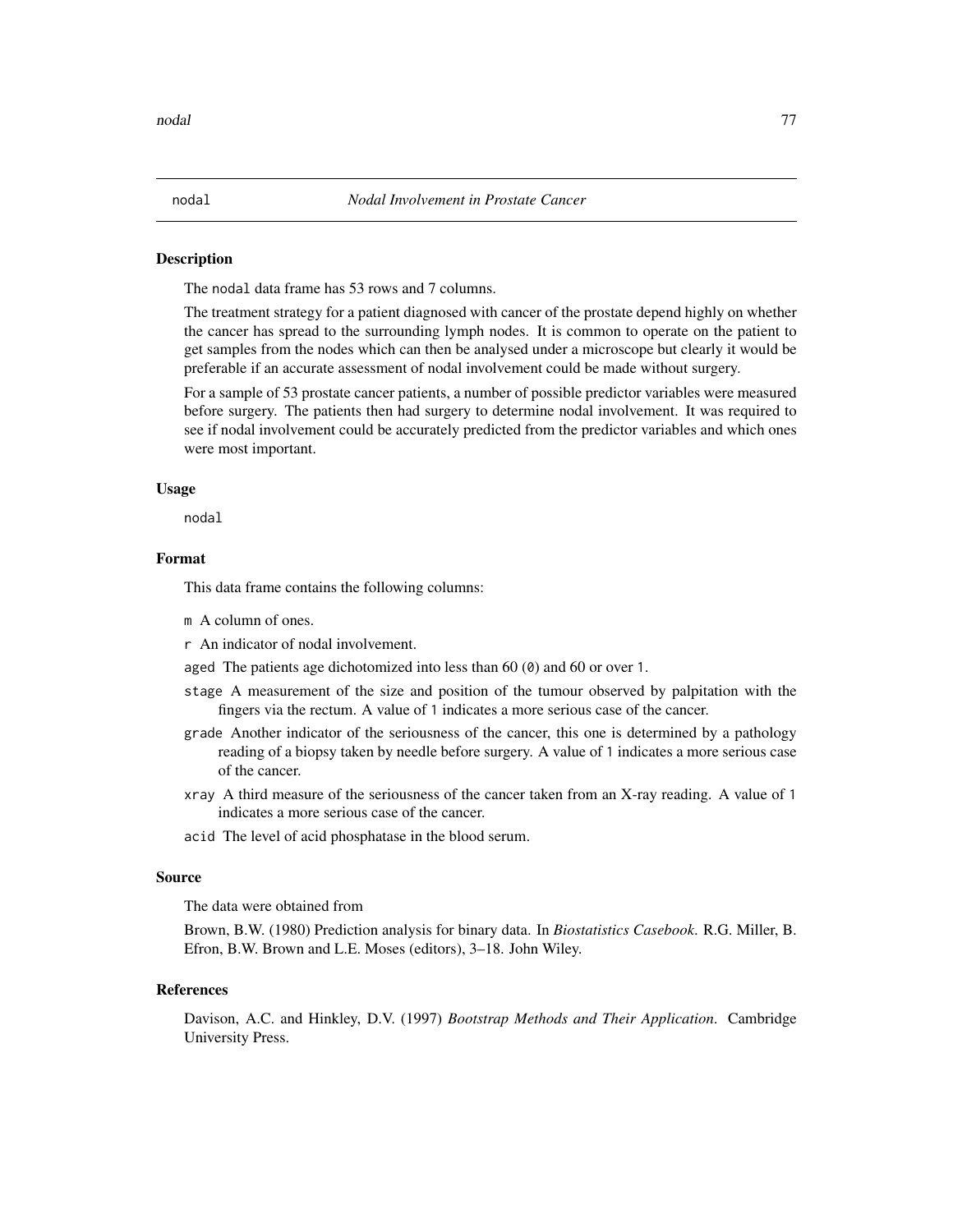## nodal — *Nodal Involvement in Prostate Cancer*

### Description

The nodal data frame has 53 rows and 7 columns.

The treatment strategy for a patient diagnosed with cancer of the prostate depend highly on whether the cancer has spread to the surrounding lymph nodes. It is common to operate on the patient to get samples from the nodes which can then be analysed under a microscope but clearly it would be preferable if an accurate assessment of nodal involvement could be made without surgery.

For a sample of 53 prostate cancer patients, a number of possible predictor variables were measured before surgery. The patients then had surgery to determine nodal involvement. It was required to see if nodal involvement could be accurately predicted from the predictor variables and which ones were most important.

### Usage

```
nodal
```

### Format

This data frame contains the following columns:

- `m` A column of ones.
- `r` An indicator of nodal involvement.
- `aged` The patients age dichotomized into less than 60 (`0`) and 60 or over `1`.
- `stage` A measurement of the size and position of the tumour observed by palpitation with the fingers via the rectum. A value of `1` indicates a more serious case of the cancer.
- `grade` Another indicator of the seriousness of the cancer, this one is determined by a pathology reading of a biopsy taken by needle before surgery. A value of `1` indicates a more serious case of the cancer.
- `xray` A third measure of the seriousness of the cancer taken from an X-ray reading. A value of `1` indicates a more serious case of the cancer.
- `acid` The level of acid phosphatase in the blood serum.

### Source

The data were obtained from

Brown, B.W. (1980) Prediction analysis for binary data. In *Biostatistics Casebook*. R.G. Miller, B. Efron, B.W. Brown and L.E. Moses (editors), 3–18. John Wiley.

### References

Davison, A.C. and Hinkley, D.V. (1997) *Bootstrap Methods and Their Application*. Cambridge University Press.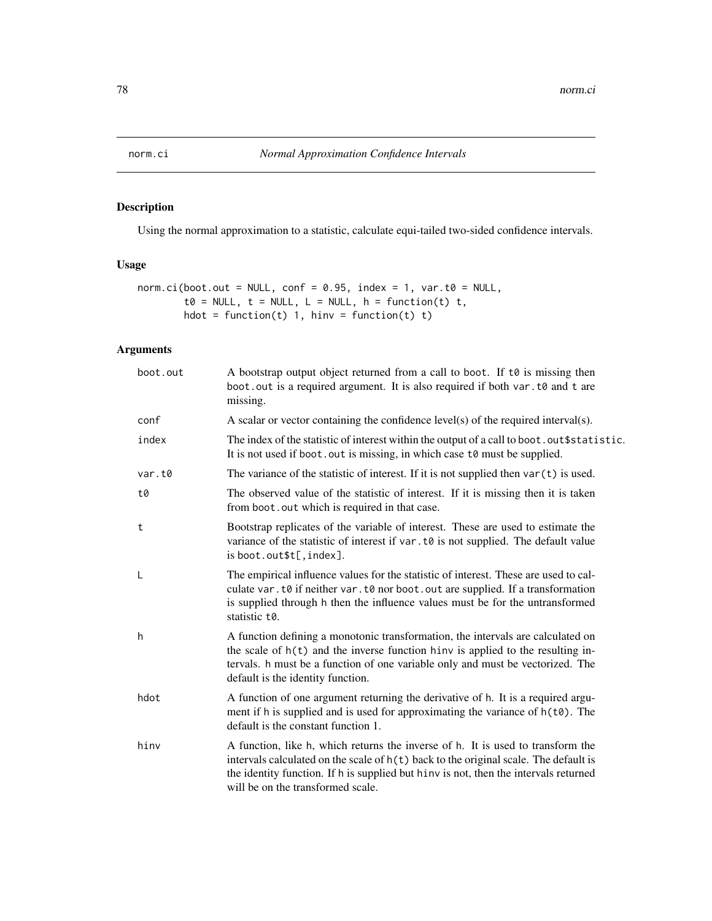# norm.ci *Normal Approximation Confidence Intervals*

## Description

Using the normal approximation to a statistic, calculate equi-tailed two-sided confidence intervals.

## Usage

```
norm.ci(boot.out = NULL, conf = 0.95, index = 1, var.t0 = NULL,
        t0 = NULL, t = NULL, L = NULL, h = function(t) t,
        hdot = function(t) 1, hinv = function(t) t)
```

## Arguments

| | |
|---|---|
| boot.out | A bootstrap output object returned from a call to boot. If t0 is missing then boot.out is a required argument. It is also required if both var.t0 and t are missing. |
| conf | A scalar or vector containing the confidence level(s) of the required interval(s). |
| index | The index of the statistic of interest within the output of a call to boot.out$statistic. It is not used if boot.out is missing, in which case t0 must be supplied. |
| var.t0 | The variance of the statistic of interest. If it is not supplied then var(t) is used. |
| t0 | The observed value of the statistic of interest. If it is missing then it is taken from boot.out which is required in that case. |
| t | Bootstrap replicates of the variable of interest. These are used to estimate the variance of the statistic of interest if var.t0 is not supplied. The default value is boot.out$t[,index]. |
| L | The empirical influence values for the statistic of interest. These are used to calculate var.t0 if neither var.t0 nor boot.out are supplied. If a transformation is supplied through h then the influence values must be for the untransformed statistic t0. |
| h | A function defining a monotonic transformation, the intervals are calculated on the scale of h(t) and the inverse function hinv is applied to the resulting intervals. h must be a function of one variable only and must be vectorized. The default is the identity function. |
| hdot | A function of one argument returning the derivative of h. It is a required argument if h is supplied and is used for approximating the variance of h(t0). The default is the constant function 1. |
| hinv | A function, like h, which returns the inverse of h. It is used to transform the intervals calculated on the scale of h(t) back to the original scale. The default is the identity function. If h is supplied but hinv is not, then the intervals returned will be on the transformed scale. |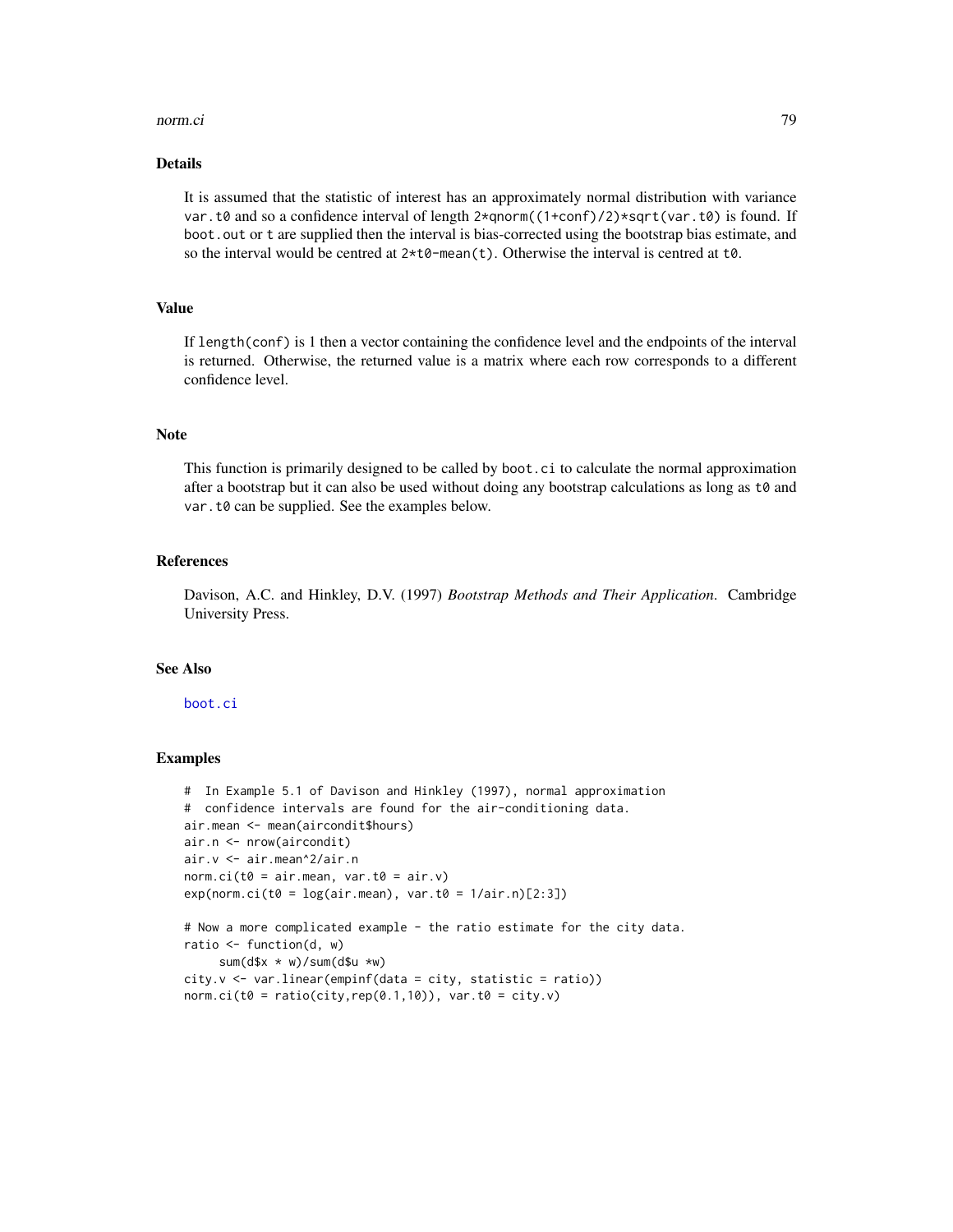## Details

It is assumed that the statistic of interest has an approximately normal distribution with variance `var.t0` and so a confidence interval of length `2*qnorm((1+conf)/2)*sqrt(var.t0)` is found. If `boot.out` or `t` are supplied then the interval is bias-corrected using the bootstrap bias estimate, and so the interval would be centred at `2*t0-mean(t)`. Otherwise the interval is centred at `t0`.

## Value

If `length(conf)` is 1 then a vector containing the confidence level and the endpoints of the interval is returned. Otherwise, the returned value is a matrix where each row corresponds to a different confidence level.

## Note

This function is primarily designed to be called by `boot.ci` to calculate the normal approximation after a bootstrap but it can also be used without doing any bootstrap calculations as long as `t0` and `var.t0` can be supplied. See the examples below.

## References

Davison, A.C. and Hinkley, D.V. (1997) *Bootstrap Methods and Their Application*. Cambridge University Press.

## See Also

`boot.ci`

## Examples

```
#  In Example 5.1 of Davison and Hinkley (1997), normal approximation
#  confidence intervals are found for the air-conditioning data.
air.mean <- mean(aircondit$hours)
air.n <- nrow(aircondit)
air.v <- air.mean^2/air.n
norm.ci(t0 = air.mean, var.t0 = air.v)
exp(norm.ci(t0 = log(air.mean), var.t0 = 1/air.n)[2:3])

# Now a more complicated example - the ratio estimate for the city data.
ratio <- function(d, w)
     sum(d$x * w)/sum(d$u *w)
city.v <- var.linear(empinf(data = city, statistic = ratio))
norm.ci(t0 = ratio(city,rep(0.1,10)), var.t0 = city.v)
```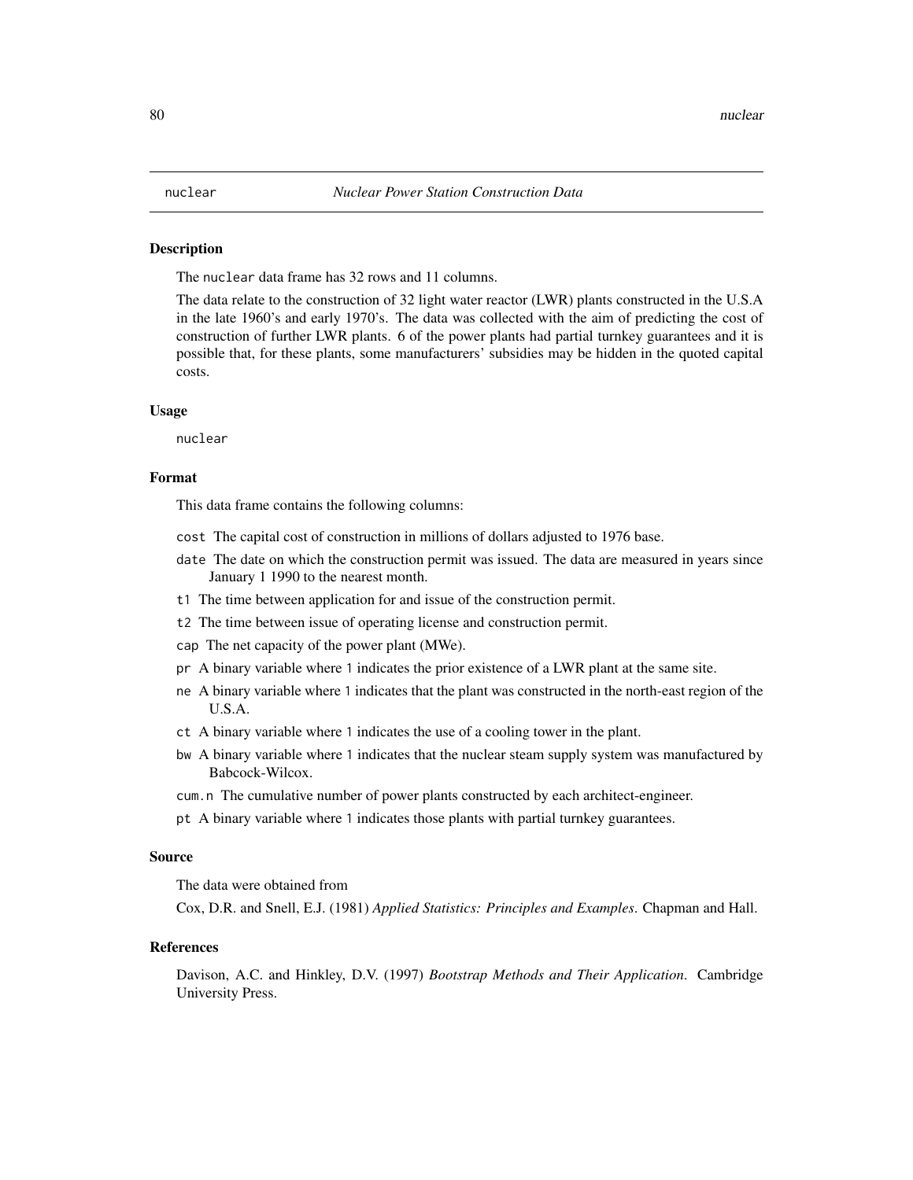`nuclear` *Nuclear Power Station Construction Data*

### Description

The `nuclear` data frame has 32 rows and 11 columns.

The data relate to the construction of 32 light water reactor (LWR) plants constructed in the U.S.A in the late 1960's and early 1970's. The data was collected with the aim of predicting the cost of construction of further LWR plants. 6 of the power plants had partial turnkey guarantees and it is possible that, for these plants, some manufacturers' subsidies may be hidden in the quoted capital costs.

### Usage

```
nuclear
```

### Format

This data frame contains the following columns:

- `cost` The capital cost of construction in millions of dollars adjusted to 1976 base.
- `date` The date on which the construction permit was issued. The data are measured in years since January 1 1990 to the nearest month.
- `t1` The time between application for and issue of the construction permit.
- `t2` The time between issue of operating license and construction permit.
- `cap` The net capacity of the power plant (MWe).
- `pr` A binary variable where 1 indicates the prior existence of a LWR plant at the same site.
- `ne` A binary variable where 1 indicates that the plant was constructed in the north-east region of the U.S.A.
- `ct` A binary variable where 1 indicates the use of a cooling tower in the plant.
- `bw` A binary variable where 1 indicates that the nuclear steam supply system was manufactured by Babcock-Wilcox.
- `cum.n` The cumulative number of power plants constructed by each architect-engineer.
- `pt` A binary variable where 1 indicates those plants with partial turnkey guarantees.

### Source

The data were obtained from

Cox, D.R. and Snell, E.J. (1981) *Applied Statistics: Principles and Examples*. Chapman and Hall.

### References

Davison, A.C. and Hinkley, D.V. (1997) *Bootstrap Methods and Their Application*. Cambridge University Press.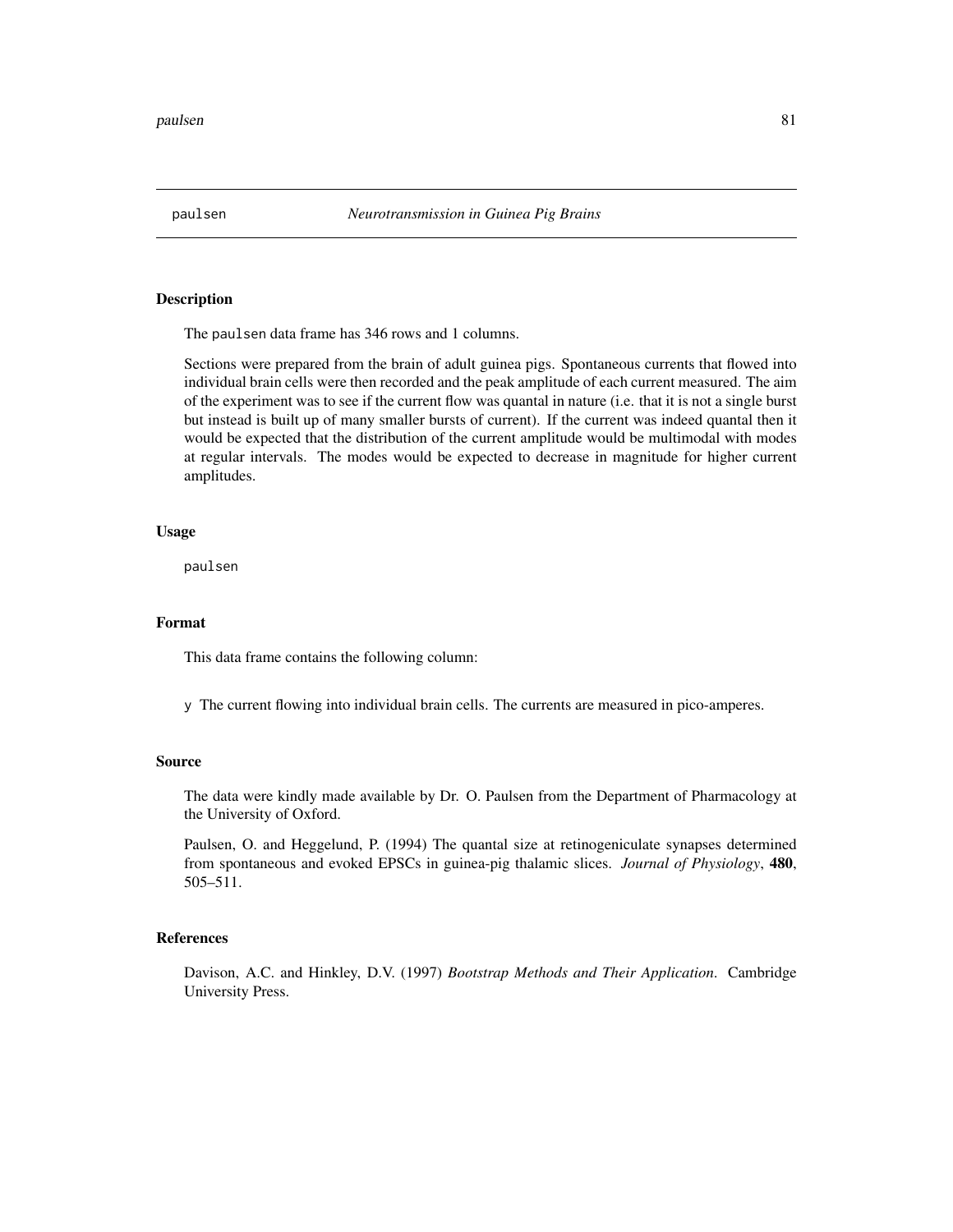paulsen *Neurotransmission in Guinea Pig Brains*

## Description

The paulsen data frame has 346 rows and 1 columns.

Sections were prepared from the brain of adult guinea pigs. Spontaneous currents that flowed into individual brain cells were then recorded and the peak amplitude of each current measured. The aim of the experiment was to see if the current flow was quantal in nature (i.e. that it is not a single burst but instead is built up of many smaller bursts of current). If the current was indeed quantal then it would be expected that the distribution of the current amplitude would be multimodal with modes at regular intervals. The modes would be expected to decrease in magnitude for higher current amplitudes.

## Usage

```
paulsen
```

## Format

This data frame contains the following column:

y The current flowing into individual brain cells. The currents are measured in pico-amperes.

## Source

The data were kindly made available by Dr. O. Paulsen from the Department of Pharmacology at the University of Oxford.

Paulsen, O. and Heggelund, P. (1994) The quantal size at retinogeniculate synapses determined from spontaneous and evoked EPSCs in guinea-pig thalamic slices. *Journal of Physiology*, **480**, 505–511.

## References

Davison, A.C. and Hinkley, D.V. (1997) *Bootstrap Methods and Their Application*. Cambridge University Press.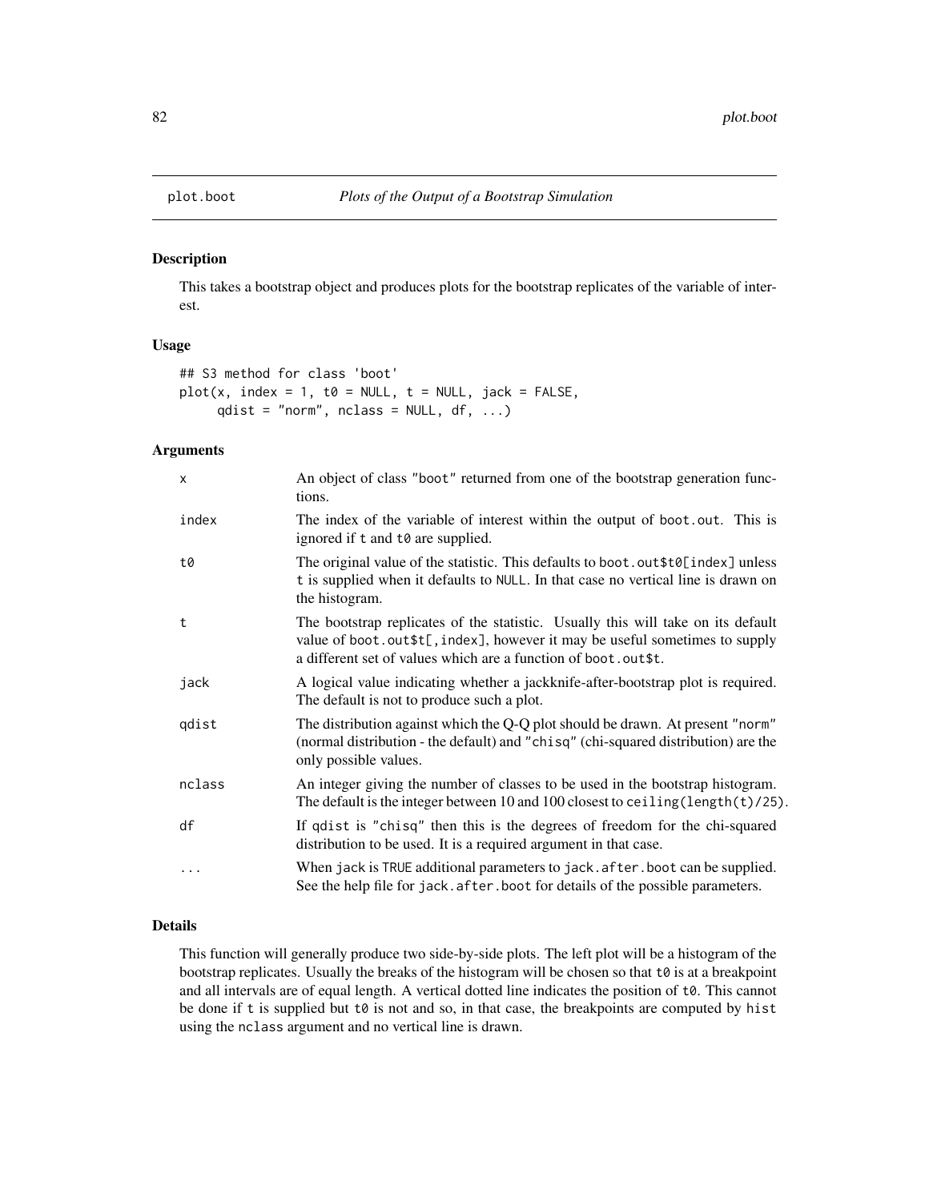# plot.boot — *Plots of the Output of a Bootstrap Simulation*

## Description

This takes a bootstrap object and produces plots for the bootstrap replicates of the variable of interest.

## Usage

```
## S3 method for class 'boot'
plot(x, index = 1, t0 = NULL, t = NULL, jack = FALSE,
     qdist = "norm", nclass = NULL, df, ...)
```

## Arguments

| | |
|---|---|
| `x` | An object of class `"boot"` returned from one of the bootstrap generation functions. |
| `index` | The index of the variable of interest within the output of `boot.out`. This is ignored if `t` and `t0` are supplied. |
| `t0` | The original value of the statistic. This defaults to `boot.out$t0[index]` unless `t` is supplied when it defaults to `NULL`. In that case no vertical line is drawn on the histogram. |
| `t` | The bootstrap replicates of the statistic. Usually this will take on its default value of `boot.out$t[,index]`, however it may be useful sometimes to supply a different set of values which are a function of `boot.out$t`. |
| `jack` | A logical value indicating whether a jackknife-after-bootstrap plot is required. The default is not to produce such a plot. |
| `qdist` | The distribution against which the Q-Q plot should be drawn. At present `"norm"` (normal distribution - the default) and `"chisq"` (chi-squared distribution) are the only possible values. |
| `nclass` | An integer giving the number of classes to be used in the bootstrap histogram. The default is the integer between 10 and 100 closest to `ceiling(length(t)/25)`. |
| `df` | If `qdist` is `"chisq"` then this is the degrees of freedom for the chi-squared distribution to be used. It is a required argument in that case. |
| `...` | When `jack` is `TRUE` additional parameters to `jack.after.boot` can be supplied. See the help file for `jack.after.boot` for details of the possible parameters. |

## Details

This function will generally produce two side-by-side plots. The left plot will be a histogram of the bootstrap replicates. Usually the breaks of the histogram will be chosen so that `t0` is at a breakpoint and all intervals are of equal length. A vertical dotted line indicates the position of `t0`. This cannot be done if `t` is supplied but `t0` is not and so, in that case, the breakpoints are computed by `hist` using the `nclass` argument and no vertical line is drawn.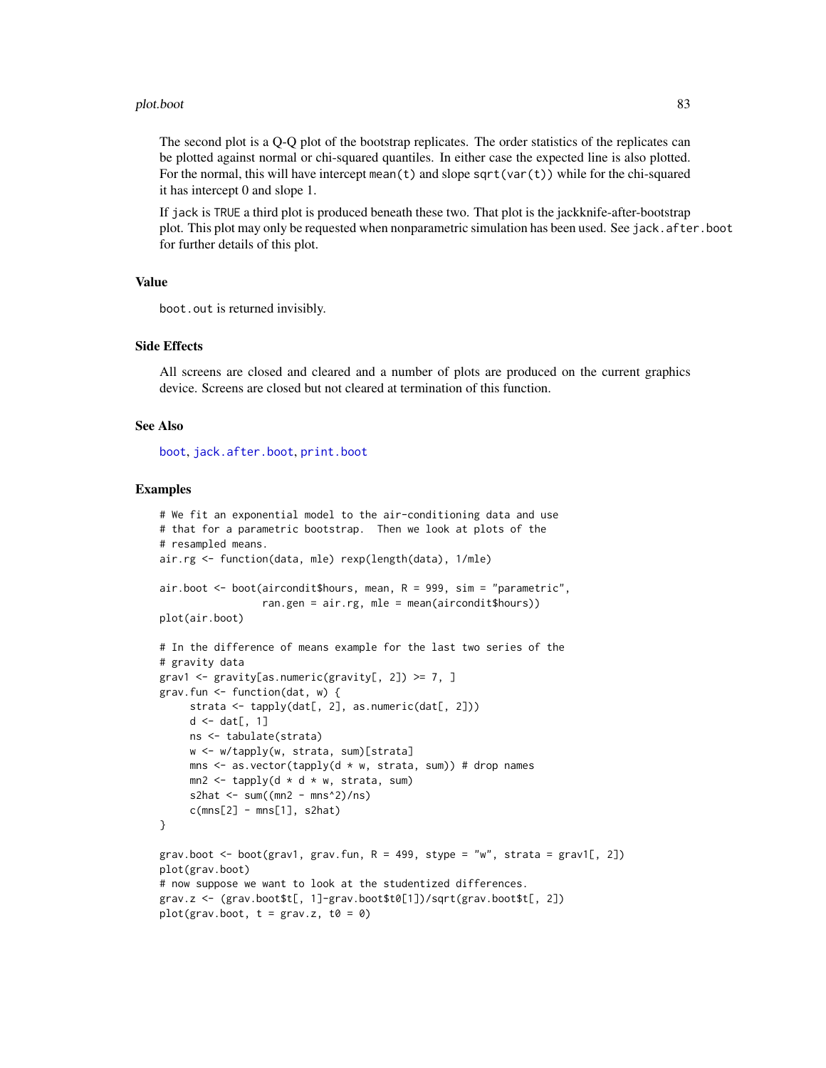The second plot is a Q-Q plot of the bootstrap replicates. The order statistics of the replicates can be plotted against normal or chi-squared quantiles. In either case the expected line is also plotted. For the normal, this will have intercept `mean(t)` and slope `sqrt(var(t))` while for the chi-squared it has intercept 0 and slope 1.

If `jack` is `TRUE` a third plot is produced beneath these two. That plot is the jackknife-after-bootstrap plot. This plot may only be requested when nonparametric simulation has been used. See `jack.after.boot` for further details of this plot.

## Value

`boot.out` is returned invisibly.

## Side Effects

All screens are closed and cleared and a number of plots are produced on the current graphics device. Screens are closed but not cleared at termination of this function.

## See Also

`boot`, `jack.after.boot`, `print.boot`

## Examples

```
# We fit an exponential model to the air-conditioning data and use
# that for a parametric bootstrap.  Then we look at plots of the
# resampled means.
air.rg <- function(data, mle) rexp(length(data), 1/mle)

air.boot <- boot(aircondit$hours, mean, R = 999, sim = "parametric",
                 ran.gen = air.rg, mle = mean(aircondit$hours))
plot(air.boot)

# In the difference of means example for the last two series of the
# gravity data
grav1 <- gravity[as.numeric(gravity[, 2]) >= 7, ]
grav.fun <- function(dat, w) {
     strata <- tapply(dat[, 2], as.numeric(dat[, 2]))
     d <- dat[, 1]
     ns <- tabulate(strata)
     w <- w/tapply(w, strata, sum)[strata]
     mns <- as.vector(tapply(d * w, strata, sum)) # drop names
     mn2 <- tapply(d * d * w, strata, sum)
     s2hat <- sum((mn2 - mns^2)/ns)
     c(mns[2] - mns[1], s2hat)
}

grav.boot <- boot(grav1, grav.fun, R = 499, stype = "w", strata = grav1[, 2])
plot(grav.boot)
# now suppose we want to look at the studentized differences.
grav.z <- (grav.boot$t[, 1]-grav.boot$t0[1])/sqrt(grav.boot$t[, 2])
plot(grav.boot, t = grav.z, t0 = 0)
```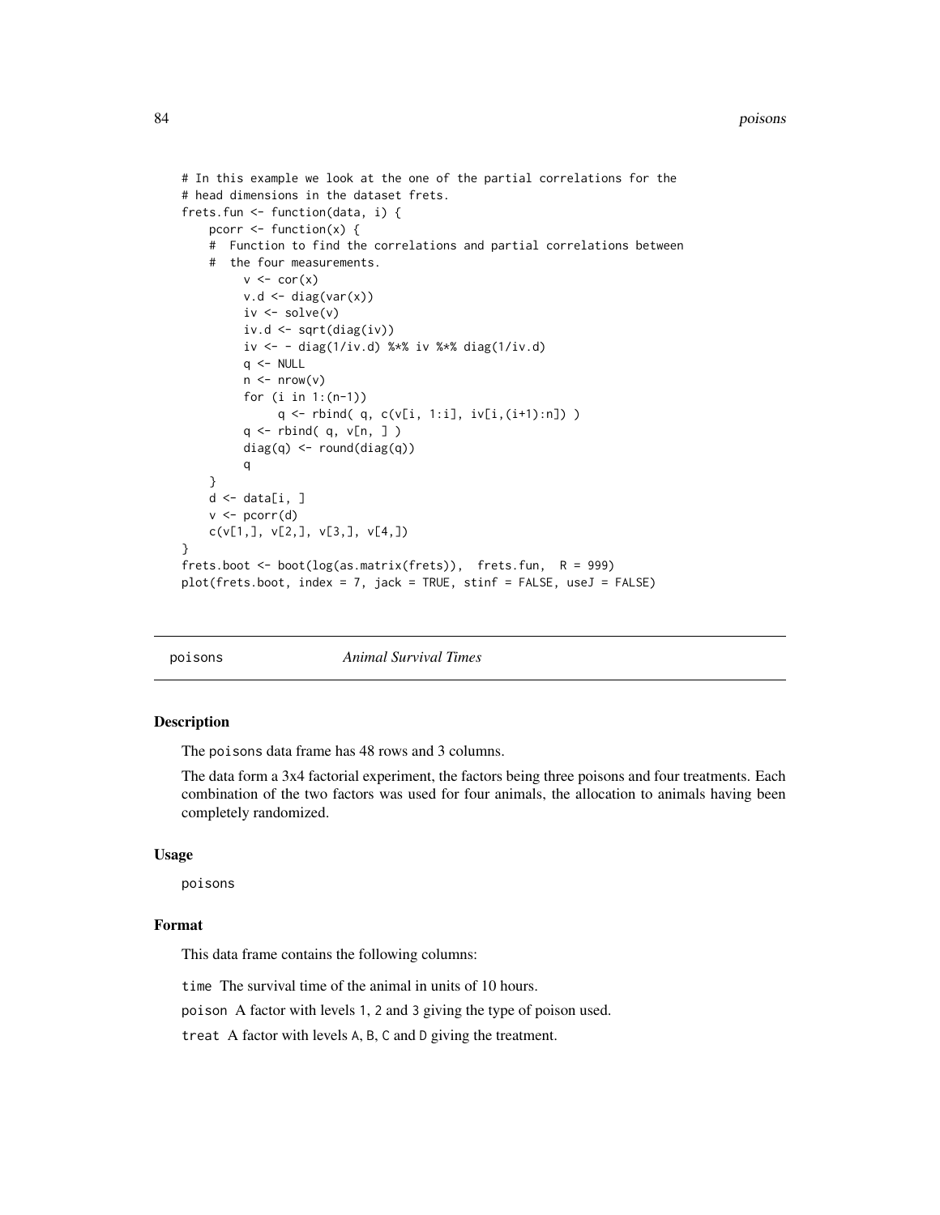```
# In this example we look at the one of the partial correlations for the
# head dimensions in the dataset frets.
frets.fun <- function(data, i) {
    pcorr <- function(x) {
    #  Function to find the correlations and partial correlations between
    #  the four measurements.
         v <- cor(x)
         v.d <- diag(var(x))
         iv <- solve(v)
         iv.d <- sqrt(diag(iv))
         iv <- - diag(1/iv.d) %*% iv %*% diag(1/iv.d)
         q <- NULL
         n <- nrow(v)
         for (i in 1:(n-1))
              q <- rbind( q, c(v[i, 1:i], iv[i,(i+1):n]) )
         q <- rbind( q, v[n, ] )
         diag(q) <- round(diag(q))
         q
    }
    d <- data[i, ]
    v <- pcorr(d)
    c(v[1,], v[2,], v[3,], v[4,])
}
frets.boot <- boot(log(as.matrix(frets)),  frets.fun,  R = 999)
plot(frets.boot, index = 7, jack = TRUE, stinf = FALSE, useJ = FALSE)
```

## poisons — *Animal Survival Times*

### Description

The poisons data frame has 48 rows and 3 columns.

The data form a 3x4 factorial experiment, the factors being three poisons and four treatments. Each combination of the two factors was used for four animals, the allocation to animals having been completely randomized.

### Usage

```
poisons
```

### Format

This data frame contains the following columns:

`time` The survival time of the animal in units of 10 hours.

`poison` A factor with levels 1, 2 and 3 giving the type of poison used.

`treat` A factor with levels A, B, C and D giving the treatment.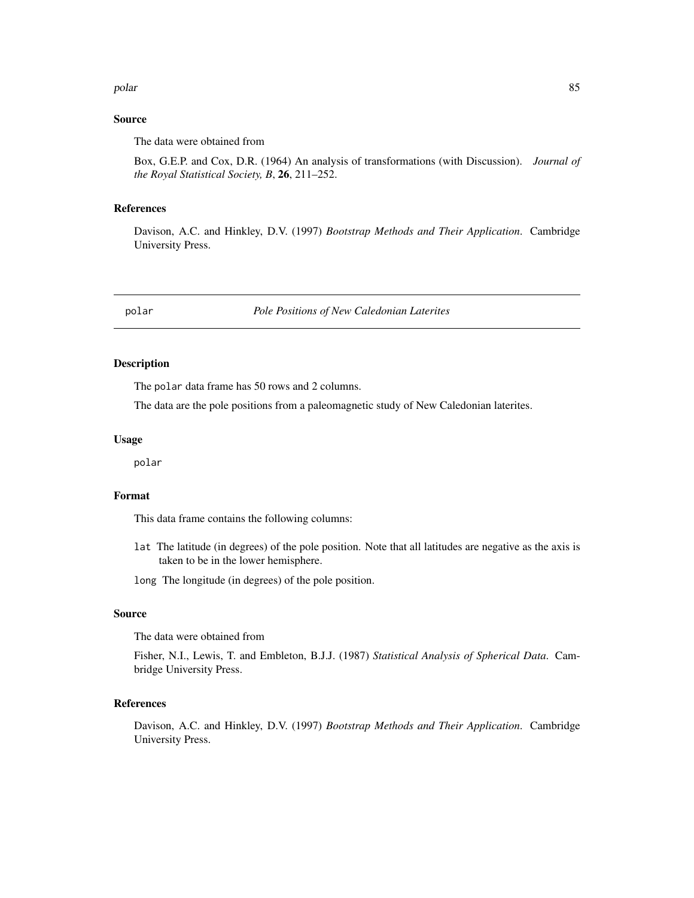## Source

The data were obtained from

Box, G.E.P. and Cox, D.R. (1964) An analysis of transformations (with Discussion). *Journal of the Royal Statistical Society, B*, **26**, 211–252.

## References

Davison, A.C. and Hinkley, D.V. (1997) *Bootstrap Methods and Their Application*. Cambridge University Press.

---

# polar — *Pole Positions of New Caledonian Laterites*

## Description

The `polar` data frame has 50 rows and 2 columns.

The data are the pole positions from a paleomagnetic study of New Caledonian laterites.

## Usage

```
polar
```

## Format

This data frame contains the following columns:

- `lat` The latitude (in degrees) of the pole position. Note that all latitudes are negative as the axis is taken to be in the lower hemisphere.
- `long` The longitude (in degrees) of the pole position.

## Source

The data were obtained from

Fisher, N.I., Lewis, T. and Embleton, B.J.J. (1987) *Statistical Analysis of Spherical Data*. Cambridge University Press.

## References

Davison, A.C. and Hinkley, D.V. (1997) *Bootstrap Methods and Their Application*. Cambridge University Press.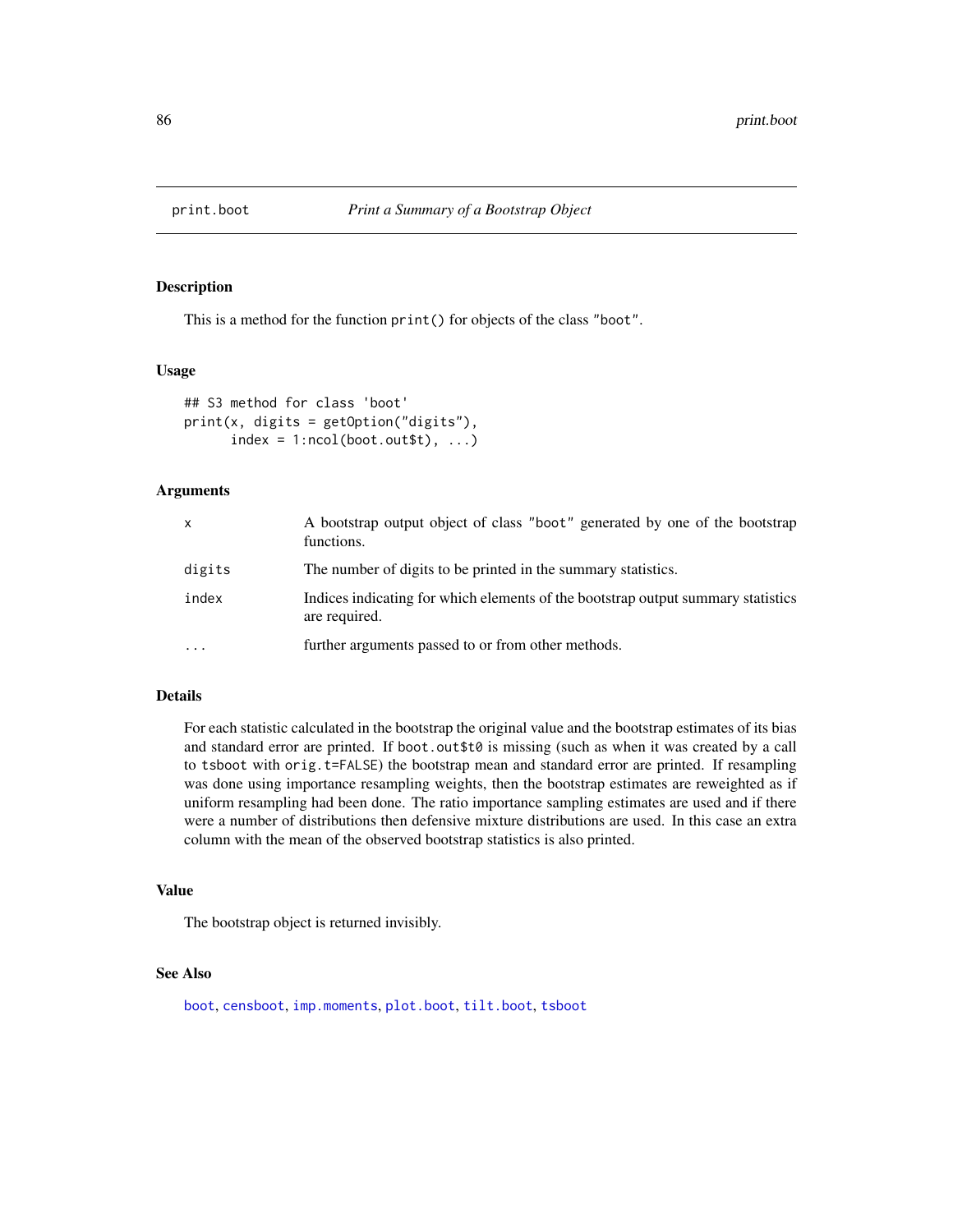# print.boot — *Print a Summary of a Bootstrap Object*

## Description

This is a method for the function `print()` for objects of the class `"boot"`.

## Usage

```
## S3 method for class 'boot'
print(x, digits = getOption("digits"),
      index = 1:ncol(boot.out$t), ...)
```

## Arguments

| | |
|---|---|
| `x` | A bootstrap output object of class `"boot"` generated by one of the bootstrap functions. |
| `digits` | The number of digits to be printed in the summary statistics. |
| `index` | Indices indicating for which elements of the bootstrap output summary statistics are required. |
| `...` | further arguments passed to or from other methods. |

## Details

For each statistic calculated in the bootstrap the original value and the bootstrap estimates of its bias and standard error are printed. If `boot.out$t0` is missing (such as when it was created by a call to `tsboot` with `orig.t=FALSE`) the bootstrap mean and standard error are printed. If resampling was done using importance resampling weights, then the bootstrap estimates are reweighted as if uniform resampling had been done. The ratio importance sampling estimates are used and if there were a number of distributions then defensive mixture distributions are used. In this case an extra column with the mean of the observed bootstrap statistics is also printed.

## Value

The bootstrap object is returned invisibly.

## See Also

`boot`, `censboot`, `imp.moments`, `plot.boot`, `tilt.boot`, `tsboot`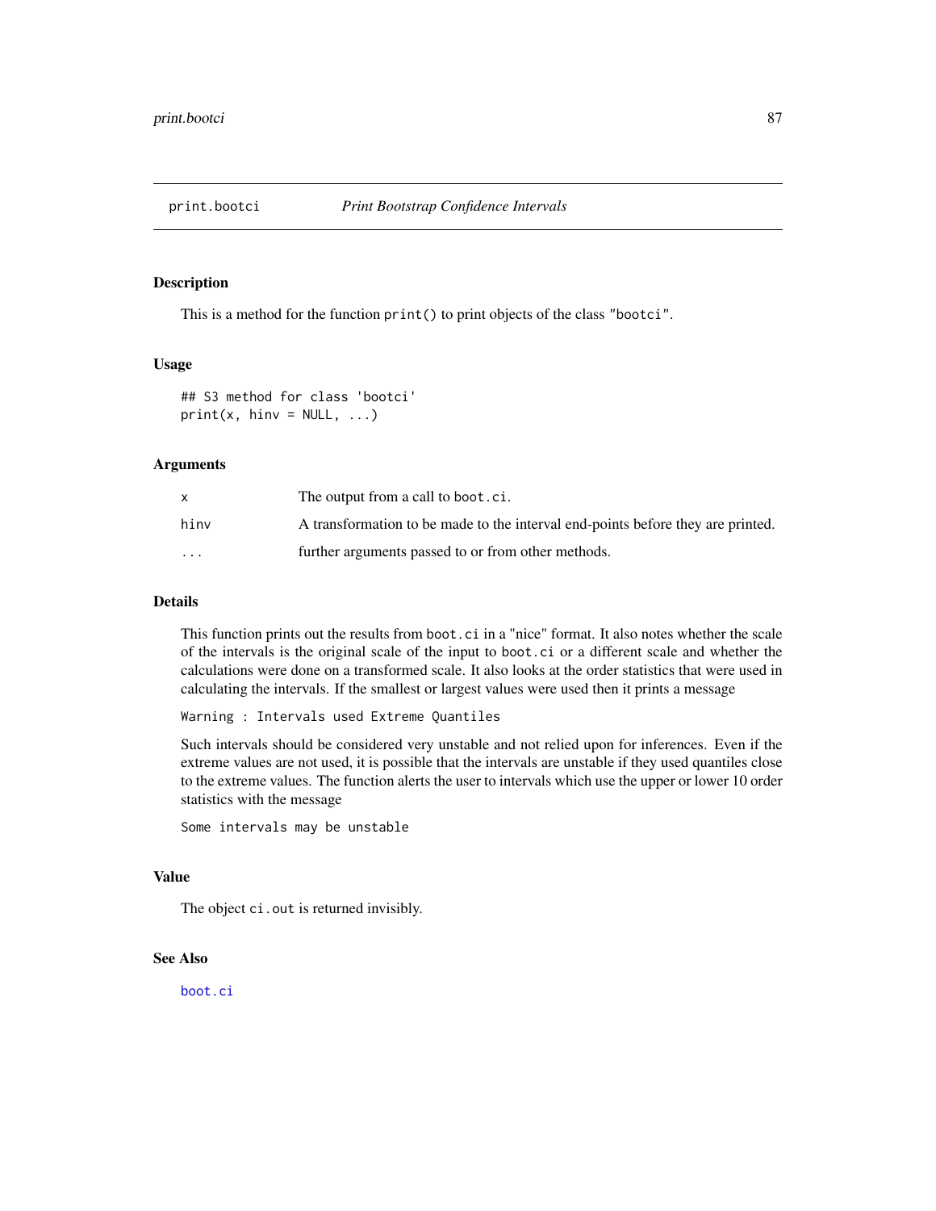# print.bootci — *Print Bootstrap Confidence Intervals*

## Description

This is a method for the function `print()` to print objects of the class `"bootci"`.

## Usage

```
## S3 method for class 'bootci'
print(x, hinv = NULL, ...)
```

## Arguments

| | |
|---|---|
| `x` | The output from a call to `boot.ci`. |
| `hinv` | A transformation to be made to the interval end-points before they are printed. |
| `...` | further arguments passed to or from other methods. |

## Details

This function prints out the results from `boot.ci` in a "nice" format. It also notes whether the scale of the intervals is the original scale of the input to `boot.ci` or a different scale and whether the calculations were done on a transformed scale. It also looks at the order statistics that were used in calculating the intervals. If the smallest or largest values were used then it prints a message

```
Warning : Intervals used Extreme Quantiles
```

Such intervals should be considered very unstable and not relied upon for inferences. Even if the extreme values are not used, it is possible that the intervals are unstable if they used quantiles close to the extreme values. The function alerts the user to intervals which use the upper or lower 10 order statistics with the message

```
Some intervals may be unstable
```

## Value

The object `ci.out` is returned invisibly.

## See Also

`boot.ci`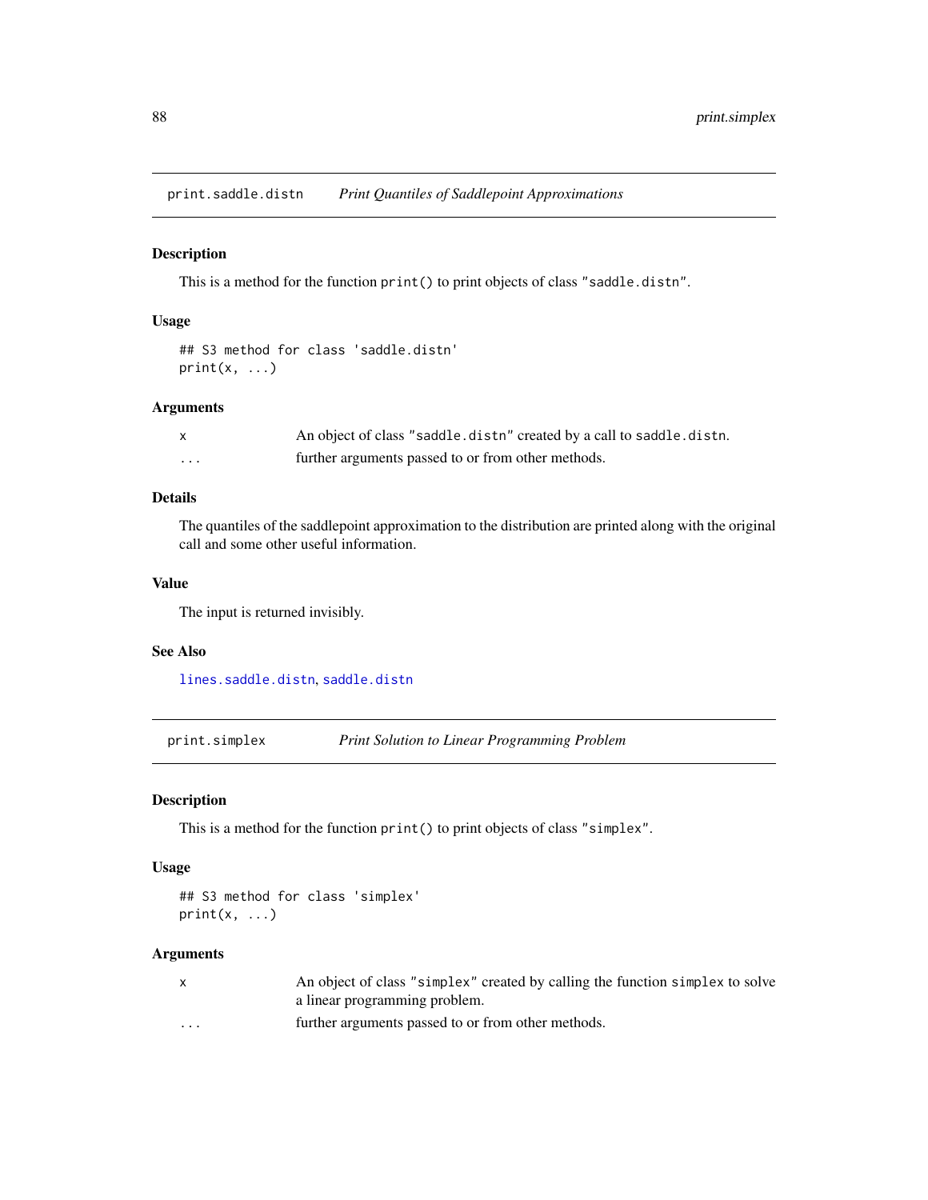## print.saddle.distn *Print Quantiles of Saddlepoint Approximations*

### Description

This is a method for the function `print()` to print objects of class `"saddle.distn"`.

### Usage

```
## S3 method for class 'saddle.distn'
print(x, ...)
```

### Arguments

| | |
|---|---|
| `x` | An object of class `"saddle.distn"` created by a call to `saddle.distn`. |
| `...` | further arguments passed to or from other methods. |

### Details

The quantiles of the saddlepoint approximation to the distribution are printed along with the original call and some other useful information.

### Value

The input is returned invisibly.

### See Also

`lines.saddle.distn`, `saddle.distn`

## print.simplex *Print Solution to Linear Programming Problem*

### Description

This is a method for the function `print()` to print objects of class `"simplex"`.

### Usage

```
## S3 method for class 'simplex'
print(x, ...)
```

### Arguments

| | |
|---|---|
| `x` | An object of class `"simplex"` created by calling the function `simplex` to solve a linear programming problem. |
| `...` | further arguments passed to or from other methods. |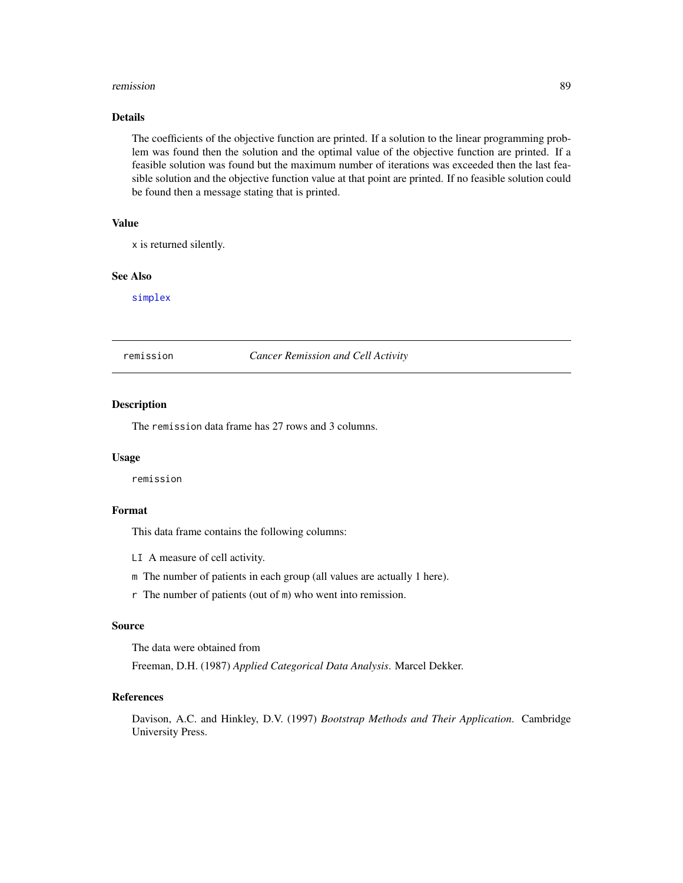## Details

The coefficients of the objective function are printed. If a solution to the linear programming problem was found then the solution and the optimal value of the objective function are printed. If a feasible solution was found but the maximum number of iterations was exceeded then the last feasible solution and the objective function value at that point are printed. If no feasible solution could be found then a message stating that is printed.

## Value

x is returned silently.

## See Also

simplex

---

# remission — *Cancer Remission and Cell Activity*

## Description

The remission data frame has 27 rows and 3 columns.

## Usage

```
remission
```

## Format

This data frame contains the following columns:

- LI A measure of cell activity.
- m The number of patients in each group (all values are actually 1 here).
- r The number of patients (out of m) who went into remission.

## Source

The data were obtained from

Freeman, D.H. (1987) *Applied Categorical Data Analysis*. Marcel Dekker.

## References

Davison, A.C. and Hinkley, D.V. (1997) *Bootstrap Methods and Their Application*. Cambridge University Press.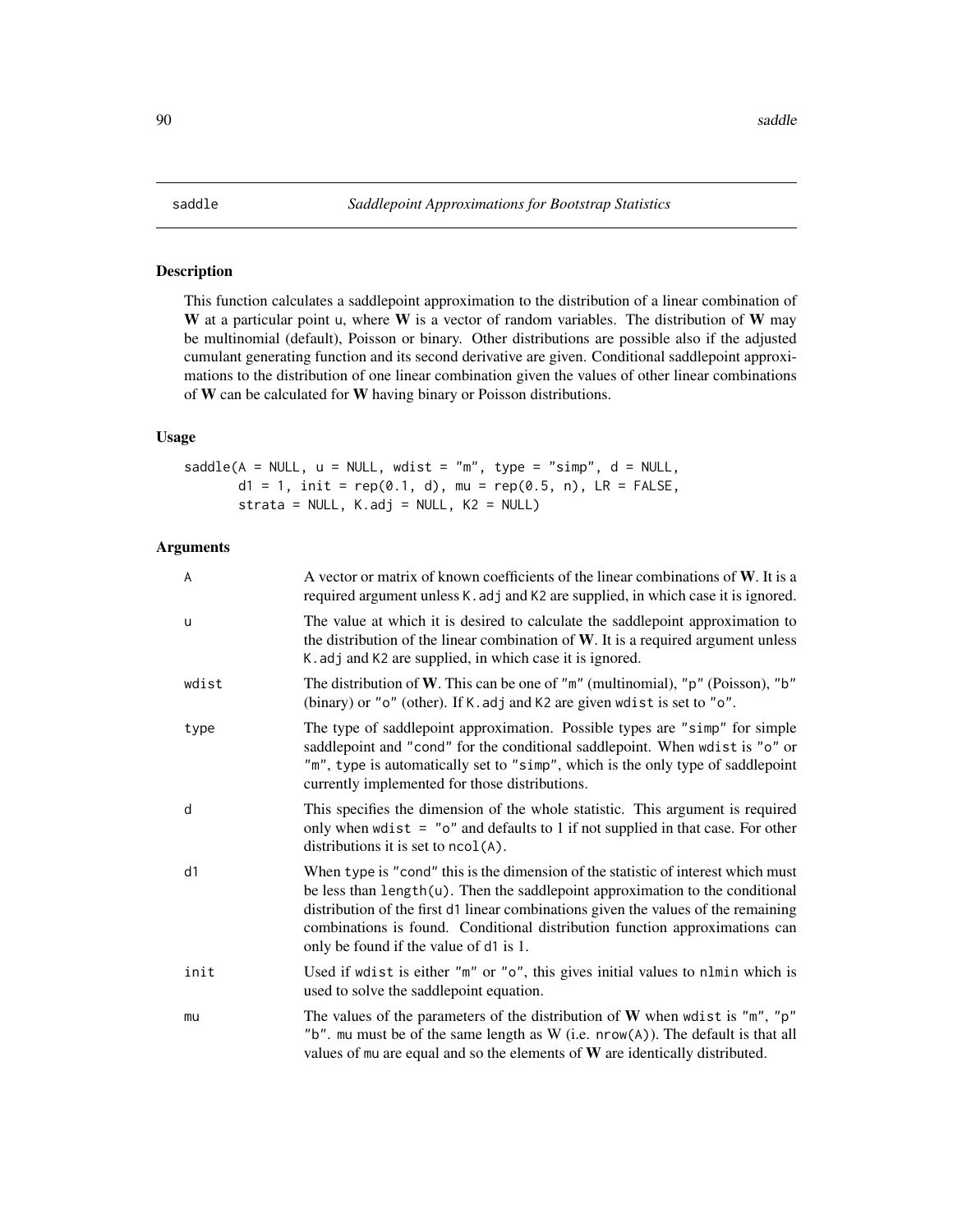saddle *Saddlepoint Approximations for Bootstrap Statistics*

## Description

This function calculates a saddlepoint approximation to the distribution of a linear combination of **W** at a particular point u, where **W** is a vector of random variables. The distribution of **W** may be multinomial (default), Poisson or binary. Other distributions are possible also if the adjusted cumulant generating function and its second derivative are given. Conditional saddlepoint approximations to the distribution of one linear combination given the values of other linear combinations of **W** can be calculated for **W** having binary or Poisson distributions.

## Usage

```
saddle(A = NULL, u = NULL, wdist = "m", type = "simp", d = NULL,
       d1 = 1, init = rep(0.1, d), mu = rep(0.5, n), LR = FALSE,
       strata = NULL, K.adj = NULL, K2 = NULL)
```

## Arguments

| | |
|---|---|
| A | A vector or matrix of known coefficients of the linear combinations of **W**. It is a required argument unless K.adj and K2 are supplied, in which case it is ignored. |
| u | The value at which it is desired to calculate the saddlepoint approximation to the distribution of the linear combination of **W**. It is a required argument unless K.adj and K2 are supplied, in which case it is ignored. |
| wdist | The distribution of **W**. This can be one of "m" (multinomial), "p" (Poisson), "b" (binary) or "o" (other). If K.adj and K2 are given wdist is set to "o". |
| type | The type of saddlepoint approximation. Possible types are "simp" for simple saddlepoint and "cond" for the conditional saddlepoint. When wdist is "o" or "m", type is automatically set to "simp", which is the only type of saddlepoint currently implemented for those distributions. |
| d | This specifies the dimension of the whole statistic. This argument is required only when wdist = "o" and defaults to 1 if not supplied in that case. For other distributions it is set to ncol(A). |
| d1 | When type is "cond" this is the dimension of the statistic of interest which must be less than length(u). Then the saddlepoint approximation to the conditional distribution of the first d1 linear combinations given the values of the remaining combinations is found. Conditional distribution function approximations can only be found if the value of d1 is 1. |
| init | Used if wdist is either "m" or "o", this gives initial values to nlmin which is used to solve the saddlepoint equation. |
| mu | The values of the parameters of the distribution of **W** when wdist is "m", "p" "b". mu must be of the same length as W (i.e. nrow(A)). The default is that all values of mu are equal and so the elements of **W** are identically distributed. |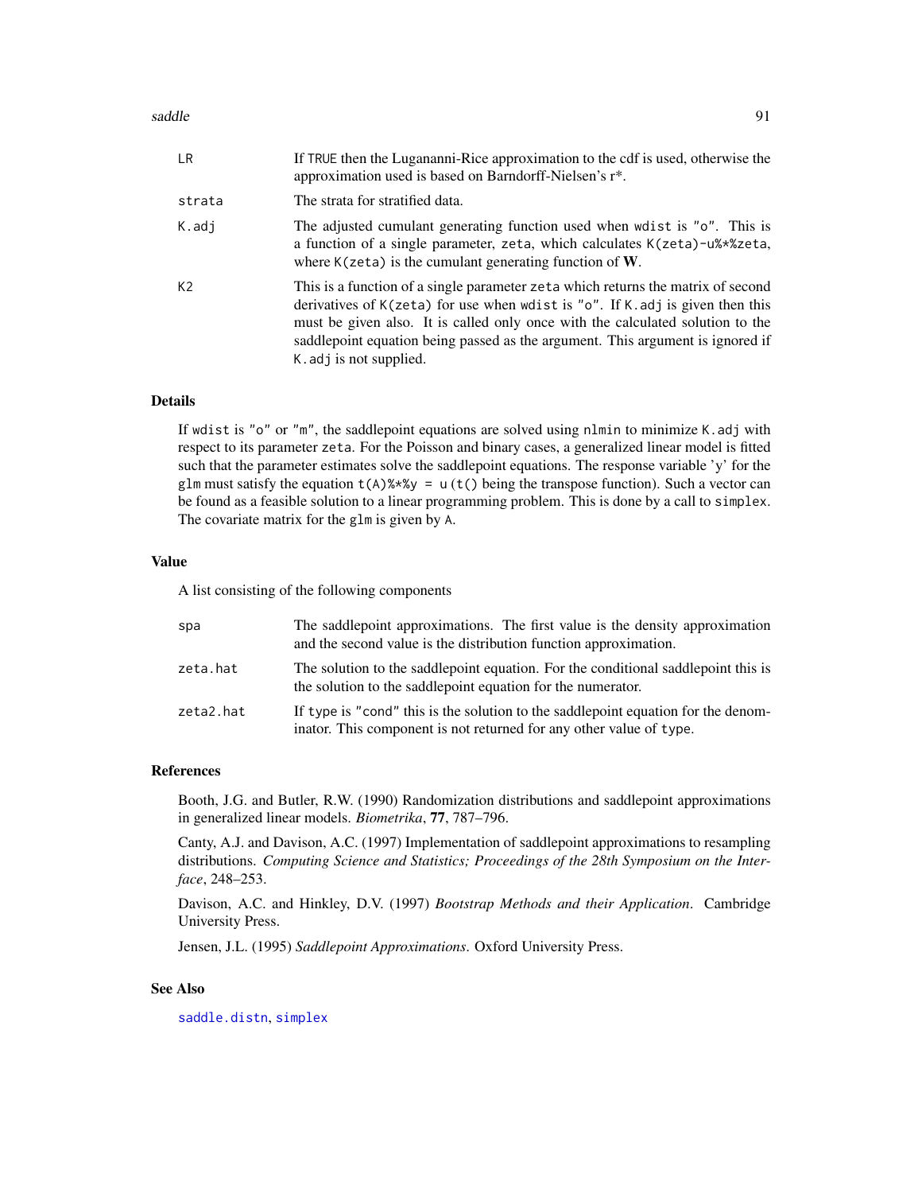| | |
|---|---|
| LR | If TRUE then the Lugananni-Rice approximation to the cdf is used, otherwise the approximation used is based on Barndorff-Nielsen's r*. |
| strata | The strata for stratified data. |
| K.adj | The adjusted cumulant generating function used when wdist is "o". This is a function of a single parameter, zeta, which calculates K(zeta)-u%*%zeta, where K(zeta) is the cumulant generating function of **W**. |
| K2 | This is a function of a single parameter zeta which returns the matrix of second derivatives of K(zeta) for use when wdist is "o". If K.adj is given then this must be given also. It is called only once with the calculated solution to the saddlepoint equation being passed as the argument. This argument is ignored if K.adj is not supplied. |

## Details

If wdist is "o" or "m", the saddlepoint equations are solved using nlmin to minimize K.adj with respect to its parameter zeta. For the Poisson and binary cases, a generalized linear model is fitted such that the parameter estimates solve the saddlepoint equations. The response variable 'y' for the glm must satisfy the equation t(A)%*%y = u (t() being the transpose function). Such a vector can be found as a feasible solution to a linear programming problem. This is done by a call to simplex. The covariate matrix for the glm is given by A.

## Value

A list consisting of the following components

| | |
|---|---|
| spa | The saddlepoint approximations. The first value is the density approximation and the second value is the distribution function approximation. |
| zeta.hat | The solution to the saddlepoint equation. For the conditional saddlepoint this is the solution to the saddlepoint equation for the numerator. |
| zeta2.hat | If type is "cond" this is the solution to the saddlepoint equation for the denominator. This component is not returned for any other value of type. |

## References

Booth, J.G. and Butler, R.W. (1990) Randomization distributions and saddlepoint approximations in generalized linear models. *Biometrika*, **77**, 787–796.

Canty, A.J. and Davison, A.C. (1997) Implementation of saddlepoint approximations to resampling distributions. *Computing Science and Statistics; Proceedings of the 28th Symposium on the Interface*, 248–253.

Davison, A.C. and Hinkley, D.V. (1997) *Bootstrap Methods and their Application*. Cambridge University Press.

Jensen, J.L. (1995) *Saddlepoint Approximations*. Oxford University Press.

## See Also

saddle.distn, simplex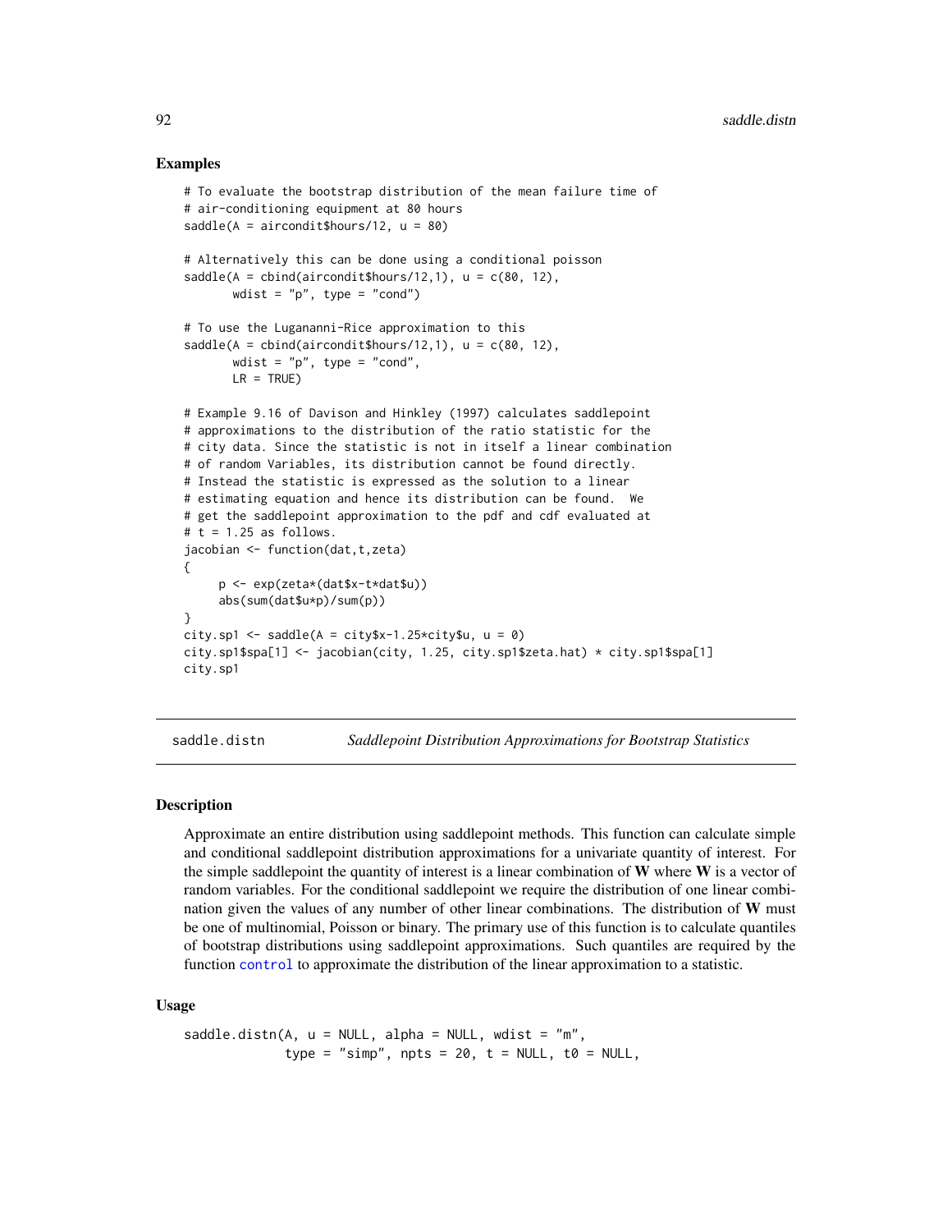### Examples

```
# To evaluate the bootstrap distribution of the mean failure time of
# air-conditioning equipment at 80 hours
saddle(A = aircondit$hours/12, u = 80)

# Alternatively this can be done using a conditional poisson
saddle(A = cbind(aircondit$hours/12,1), u = c(80, 12),
       wdist = "p", type = "cond")

# To use the Lugananni-Rice approximation to this
saddle(A = cbind(aircondit$hours/12,1), u = c(80, 12),
       wdist = "p", type = "cond",
       LR = TRUE)

# Example 9.16 of Davison and Hinkley (1997) calculates saddlepoint
# approximations to the distribution of the ratio statistic for the
# city data. Since the statistic is not in itself a linear combination
# of random Variables, its distribution cannot be found directly.
# Instead the statistic is expressed as the solution to a linear
# estimating equation and hence its distribution can be found.  We
# get the saddlepoint approximation to the pdf and cdf evaluated at
# t = 1.25 as follows.
jacobian <- function(dat,t,zeta)
{
     p <- exp(zeta*(dat$x-t*dat$u))
     abs(sum(dat$u*p)/sum(p))
}
city.sp1 <- saddle(A = city$x-1.25*city$u, u = 0)
city.sp1$spa[1] <- jacobian(city, 1.25, city.sp1$zeta.hat) * city.sp1$spa[1]
city.sp1
```

---

## saddle.distn — *Saddlepoint Distribution Approximations for Bootstrap Statistics*

---

### Description

Approximate an entire distribution using saddlepoint methods. This function can calculate simple and conditional saddlepoint distribution approximations for a univariate quantity of interest. For the simple saddlepoint the quantity of interest is a linear combination of **W** where **W** is a vector of random variables. For the conditional saddlepoint we require the distribution of one linear combination given the values of any number of other linear combinations. The distribution of **W** must be one of multinomial, Poisson or binary. The primary use of this function is to calculate quantiles of bootstrap distributions using saddlepoint approximations. Such quantiles are required by the function `control` to approximate the distribution of the linear approximation to a statistic.

### Usage

```
saddle.distn(A, u = NULL, alpha = NULL, wdist = "m",
             type = "simp", npts = 20, t = NULL, t0 = NULL,
```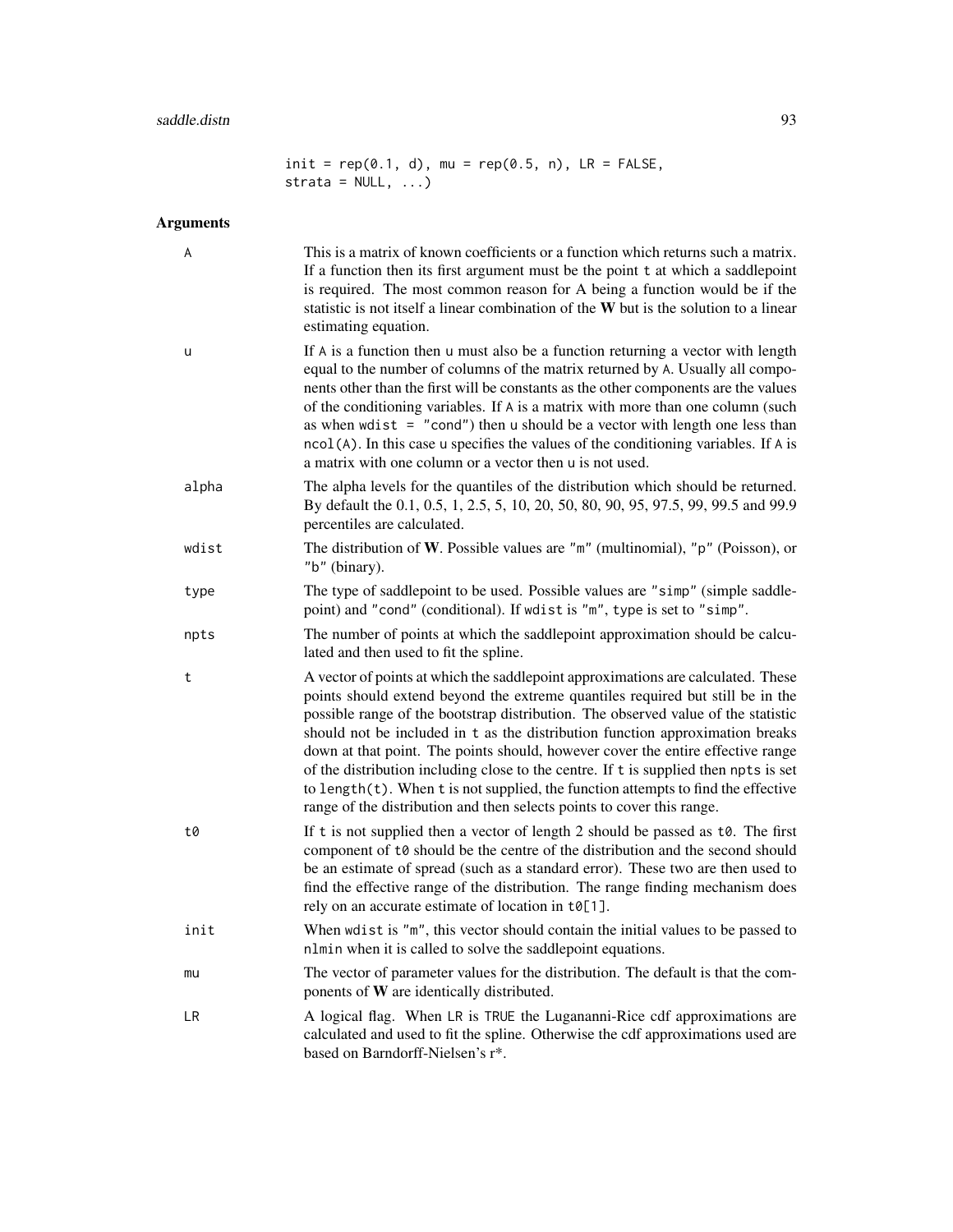```
init = rep(0.1, d), mu = rep(0.5, n), LR = FALSE,
strata = NULL, ...)
```

## Arguments

`A` — This is a matrix of known coefficients or a function which returns such a matrix. If a function then its first argument must be the point `t` at which a saddlepoint is required. The most common reason for A being a function would be if the statistic is not itself a linear combination of the **W** but is the solution to a linear estimating equation.

`u` — If `A` is a function then `u` must also be a function returning a vector with length equal to the number of columns of the matrix returned by `A`. Usually all components other than the first will be constants as the other components are the values of the conditioning variables. If `A` is a matrix with more than one column (such as when `wdist = "cond"`) then `u` should be a vector with length one less than `ncol(A)`. In this case `u` specifies the values of the conditioning variables. If `A` is a matrix with one column or a vector then `u` is not used.

`alpha` — The alpha levels for the quantiles of the distribution which should be returned. By default the 0.1, 0.5, 1, 2.5, 5, 10, 20, 50, 80, 90, 95, 97.5, 99, 99.5 and 99.9 percentiles are calculated.

`wdist` — The distribution of **W**. Possible values are `"m"` (multinomial), `"p"` (Poisson), or `"b"` (binary).

`type` — The type of saddlepoint to be used. Possible values are `"simp"` (simple saddlepoint) and `"cond"` (conditional). If `wdist` is `"m"`, `type` is set to `"simp"`.

`npts` — The number of points at which the saddlepoint approximation should be calculated and then used to fit the spline.

`t` — A vector of points at which the saddlepoint approximations are calculated. These points should extend beyond the extreme quantiles required but still be in the possible range of the bootstrap distribution. The observed value of the statistic should not be included in `t` as the distribution function approximation breaks down at that point. The points should, however cover the entire effective range of the distribution including close to the centre. If `t` is supplied then `npts` is set to `length(t)`. When `t` is not supplied, the function attempts to find the effective range of the distribution and then selects points to cover this range.

`t0` — If `t` is not supplied then a vector of length 2 should be passed as `t0`. The first component of `t0` should be the centre of the distribution and the second should be an estimate of spread (such as a standard error). These two are then used to find the effective range of the distribution. The range finding mechanism does rely on an accurate estimate of location in `t0[1]`.

`init` — When `wdist` is `"m"`, this vector should contain the initial values to be passed to `nlmin` when it is called to solve the saddlepoint equations.

`mu` — The vector of parameter values for the distribution. The default is that the components of **W** are identically distributed.

`LR` — A logical flag. When `LR` is `TRUE` the Lugananni-Rice cdf approximations are calculated and used to fit the spline. Otherwise the cdf approximations used are based on Barndorff-Nielsen's r*.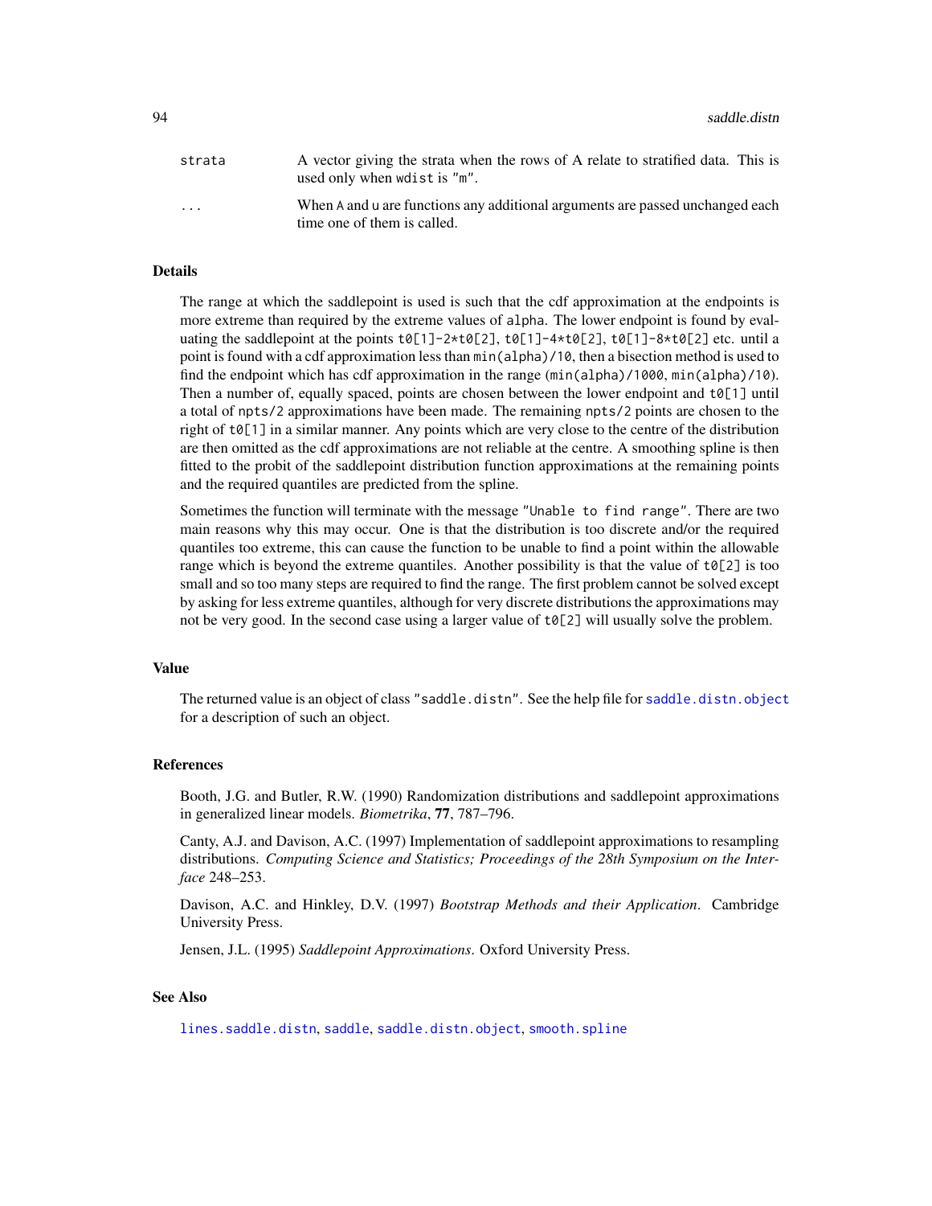| | |
|---|---|
| strata | A vector giving the strata when the rows of A relate to stratified data. This is used only when wdist is "m". |
| ... | When A and u are functions any additional arguments are passed unchanged each time one of them is called. |

## Details

The range at which the saddlepoint is used is such that the cdf approximation at the endpoints is more extreme than required by the extreme values of alpha. The lower endpoint is found by evaluating the saddlepoint at the points t0[1]-2*t0[2], t0[1]-4*t0[2], t0[1]-8*t0[2] etc. until a point is found with a cdf approximation less than min(alpha)/10, then a bisection method is used to find the endpoint which has cdf approximation in the range (min(alpha)/1000, min(alpha)/10). Then a number of, equally spaced, points are chosen between the lower endpoint and t0[1] until a total of npts/2 approximations have been made. The remaining npts/2 points are chosen to the right of t0[1] in a similar manner. Any points which are very close to the centre of the distribution are then omitted as the cdf approximations are not reliable at the centre. A smoothing spline is then fitted to the probit of the saddlepoint distribution function approximations at the remaining points and the required quantiles are predicted from the spline.

Sometimes the function will terminate with the message "Unable to find range". There are two main reasons why this may occur. One is that the distribution is too discrete and/or the required quantiles too extreme, this can cause the function to be unable to find a point within the allowable range which is beyond the extreme quantiles. Another possibility is that the value of t0[2] is too small and so too many steps are required to find the range. The first problem cannot be solved except by asking for less extreme quantiles, although for very discrete distributions the approximations may not be very good. In the second case using a larger value of t0[2] will usually solve the problem.

## Value

The returned value is an object of class "saddle.distn". See the help file for saddle.distn.object for a description of such an object.

## References

Booth, J.G. and Butler, R.W. (1990) Randomization distributions and saddlepoint approximations in generalized linear models. *Biometrika*, **77**, 787–796.

Canty, A.J. and Davison, A.C. (1997) Implementation of saddlepoint approximations to resampling distributions. *Computing Science and Statistics; Proceedings of the 28th Symposium on the Interface* 248–253.

Davison, A.C. and Hinkley, D.V. (1997) *Bootstrap Methods and their Application*. Cambridge University Press.

Jensen, J.L. (1995) *Saddlepoint Approximations*. Oxford University Press.

## See Also

lines.saddle.distn, saddle, saddle.distn.object, smooth.spline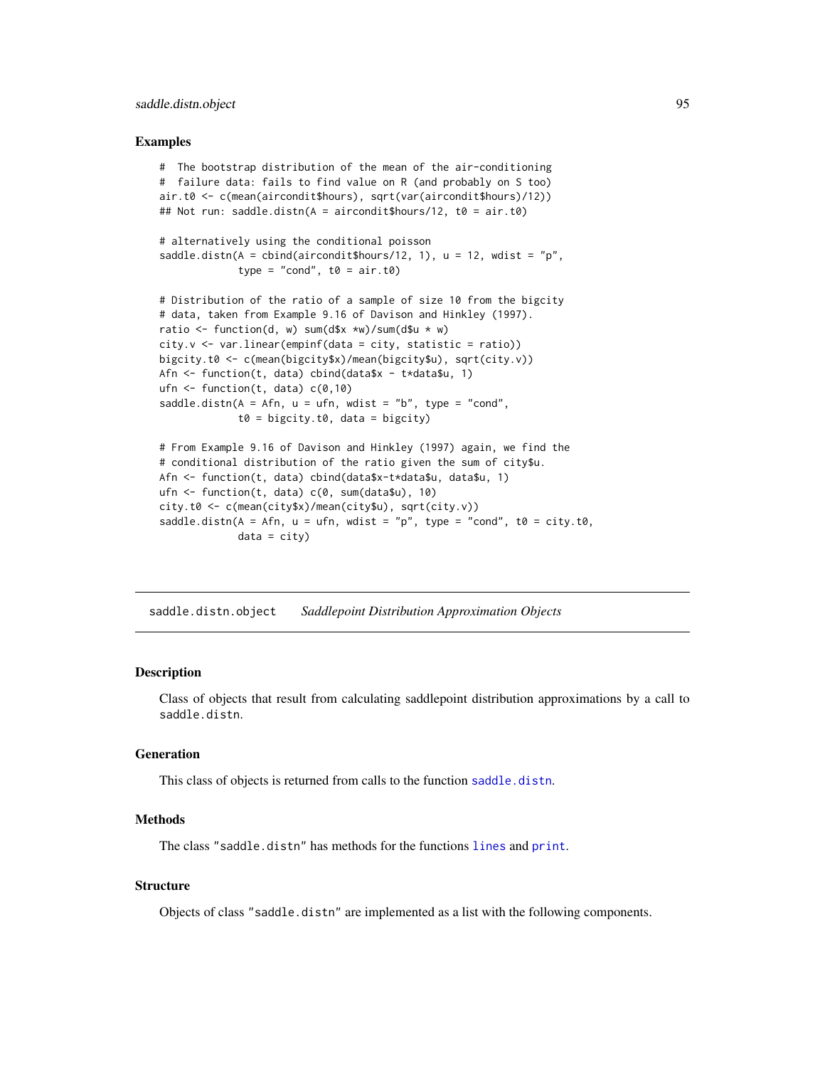### Examples

```
#  The bootstrap distribution of the mean of the air-conditioning
#  failure data: fails to find value on R (and probably on S too)
air.t0 <- c(mean(aircondit$hours), sqrt(var(aircondit$hours)/12))
## Not run: saddle.distn(A = aircondit$hours/12, t0 = air.t0)

# alternatively using the conditional poisson
saddle.distn(A = cbind(aircondit$hours/12, 1), u = 12, wdist = "p",
             type = "cond", t0 = air.t0)

# Distribution of the ratio of a sample of size 10 from the bigcity
# data, taken from Example 9.16 of Davison and Hinkley (1997).
ratio <- function(d, w) sum(d$x *w)/sum(d$u * w)
city.v <- var.linear(empinf(data = city, statistic = ratio))
bigcity.t0 <- c(mean(bigcity$x)/mean(bigcity$u), sqrt(city.v))
Afn <- function(t, data) cbind(data$x - t*data$u, 1)
ufn <- function(t, data) c(0,10)
saddle.distn(A = Afn, u = ufn, wdist = "b", type = "cond",
             t0 = bigcity.t0, data = bigcity)

# From Example 9.16 of Davison and Hinkley (1997) again, we find the
# conditional distribution of the ratio given the sum of city$u.
Afn <- function(t, data) cbind(data$x-t*data$u, data$u, 1)
ufn <- function(t, data) c(0, sum(data$u), 10)
city.t0 <- c(mean(city$x)/mean(city$u), sqrt(city.v))
saddle.distn(A = Afn, u = ufn, wdist = "p", type = "cond", t0 = city.t0,
             data = city)
```

---

## saddle.distn.object    *Saddlepoint Distribution Approximation Objects*

### Description

Class of objects that result from calculating saddlepoint distribution approximations by a call to saddle.distn.

### Generation

This class of objects is returned from calls to the function saddle.distn.

### Methods

The class "saddle.distn" has methods for the functions lines and print.

### Structure

Objects of class "saddle.distn" are implemented as a list with the following components.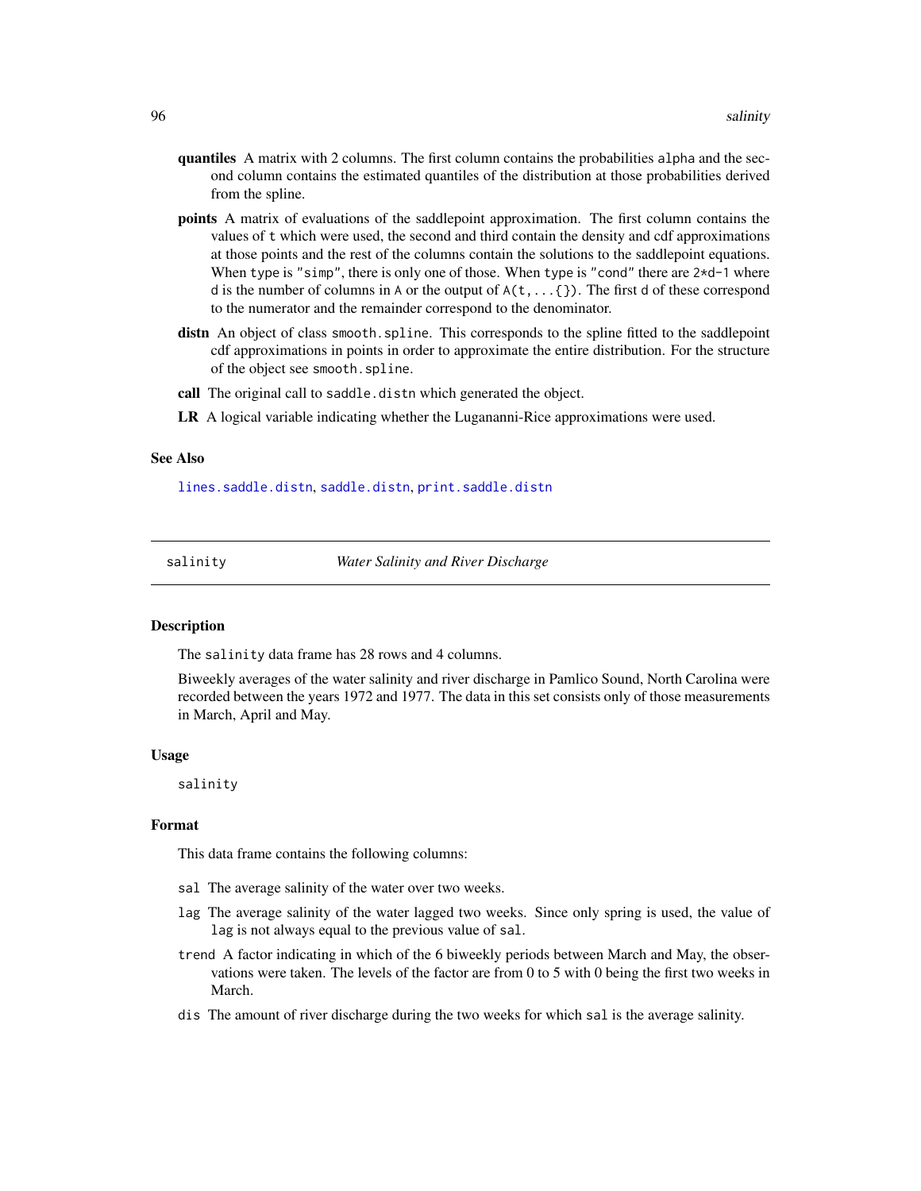**quantiles** A matrix with 2 columns. The first column contains the probabilities `alpha` and the second column contains the estimated quantiles of the distribution at those probabilities derived from the spline.

**points** A matrix of evaluations of the saddlepoint approximation. The first column contains the values of `t` which were used, the second and third contain the density and cdf approximations at those points and the rest of the columns contain the solutions to the saddlepoint equations. When `type` is `"simp"`, there is only one of those. When `type` is `"cond"` there are `2*d-1` where `d` is the number of columns in `A` or the output of `A(t,...{})`. The first `d` of these correspond to the numerator and the remainder correspond to the denominator.

**distn** An object of class `smooth.spline`. This corresponds to the spline fitted to the saddlepoint cdf approximations in points in order to approximate the entire distribution. For the structure of the object see `smooth.spline`.

**call** The original call to `saddle.distn` which generated the object.

**LR** A logical variable indicating whether the Lugananni-Rice approximations were used.

### See Also

`lines.saddle.distn`, `saddle.distn`, `print.saddle.distn`

---

## salinity — *Water Salinity and River Discharge*

---

### Description

The `salinity` data frame has 28 rows and 4 columns.

Biweekly averages of the water salinity and river discharge in Pamlico Sound, North Carolina were recorded between the years 1972 and 1977. The data in this set consists only of those measurements in March, April and May.

### Usage

```
salinity
```

### Format

This data frame contains the following columns:

`sal` The average salinity of the water over two weeks.

`lag` The average salinity of the water lagged two weeks. Since only spring is used, the value of `lag` is not always equal to the previous value of `sal`.

`trend` A factor indicating in which of the 6 biweekly periods between March and May, the observations were taken. The levels of the factor are from 0 to 5 with 0 being the first two weeks in March.

`dis` The amount of river discharge during the two weeks for which `sal` is the average salinity.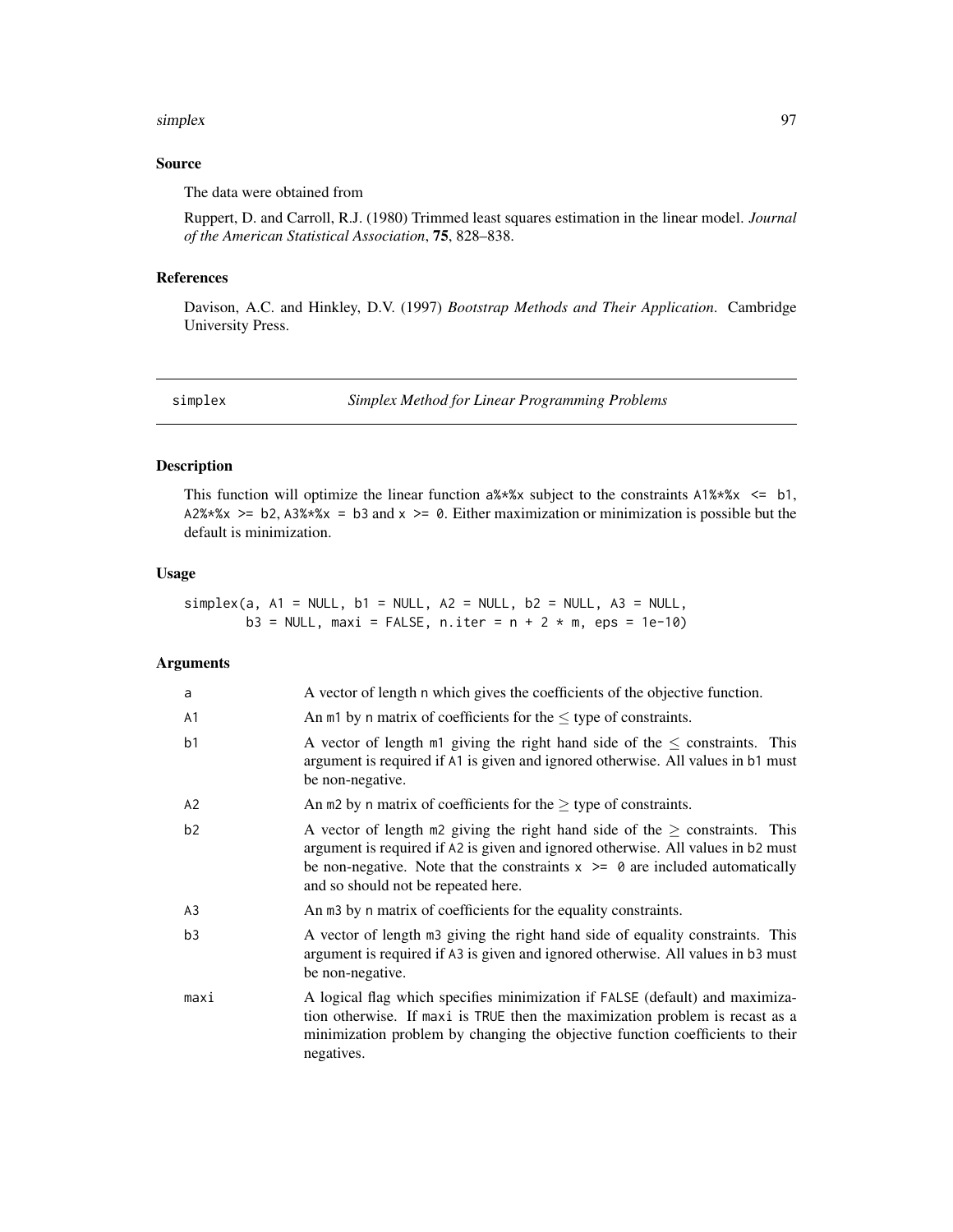### Source

The data were obtained from

Ruppert, D. and Carroll, R.J. (1980) Trimmed least squares estimation in the linear model. *Journal of the American Statistical Association*, **75**, 828–838.

### References

Davison, A.C. and Hinkley, D.V. (1997) *Bootstrap Methods and Their Application*. Cambridge University Press.

---

## simplex — *Simplex Method for Linear Programming Problems*

### Description

This function will optimize the linear function `a%*%x` subject to the constraints `A1%*%x <= b1`, `A2%*%x >= b2`, `A3%*%x = b3` and `x >= 0`. Either maximization or minimization is possible but the default is minimization.

### Usage

```
simplex(a, A1 = NULL, b1 = NULL, A2 = NULL, b2 = NULL, A3 = NULL,
        b3 = NULL, maxi = FALSE, n.iter = n + 2 * m, eps = 1e-10)
```

### Arguments

| | |
|---|---|
| `a` | A vector of length `n` which gives the coefficients of the objective function. |
| `A1` | An `m1` by `n` matrix of coefficients for the $\leq$ type of constraints. |
| `b1` | A vector of length `m1` giving the right hand side of the $\leq$ constraints. This argument is required if `A1` is given and ignored otherwise. All values in `b1` must be non-negative. |
| `A2` | An `m2` by `n` matrix of coefficients for the $\geq$ type of constraints. |
| `b2` | A vector of length `m2` giving the right hand side of the $\geq$ constraints. This argument is required if `A2` is given and ignored otherwise. All values in `b2` must be non-negative. Note that the constraints `x >= 0` are included automatically and so should not be repeated here. |
| `A3` | An `m3` by `n` matrix of coefficients for the equality constraints. |
| `b3` | A vector of length `m3` giving the right hand side of equality constraints. This argument is required if `A3` is given and ignored otherwise. All values in `b3` must be non-negative. |
| `maxi` | A logical flag which specifies minimization if `FALSE` (default) and maximization otherwise. If `maxi` is `TRUE` then the maximization problem is recast as a minimization problem by changing the objective function coefficients to their negatives. |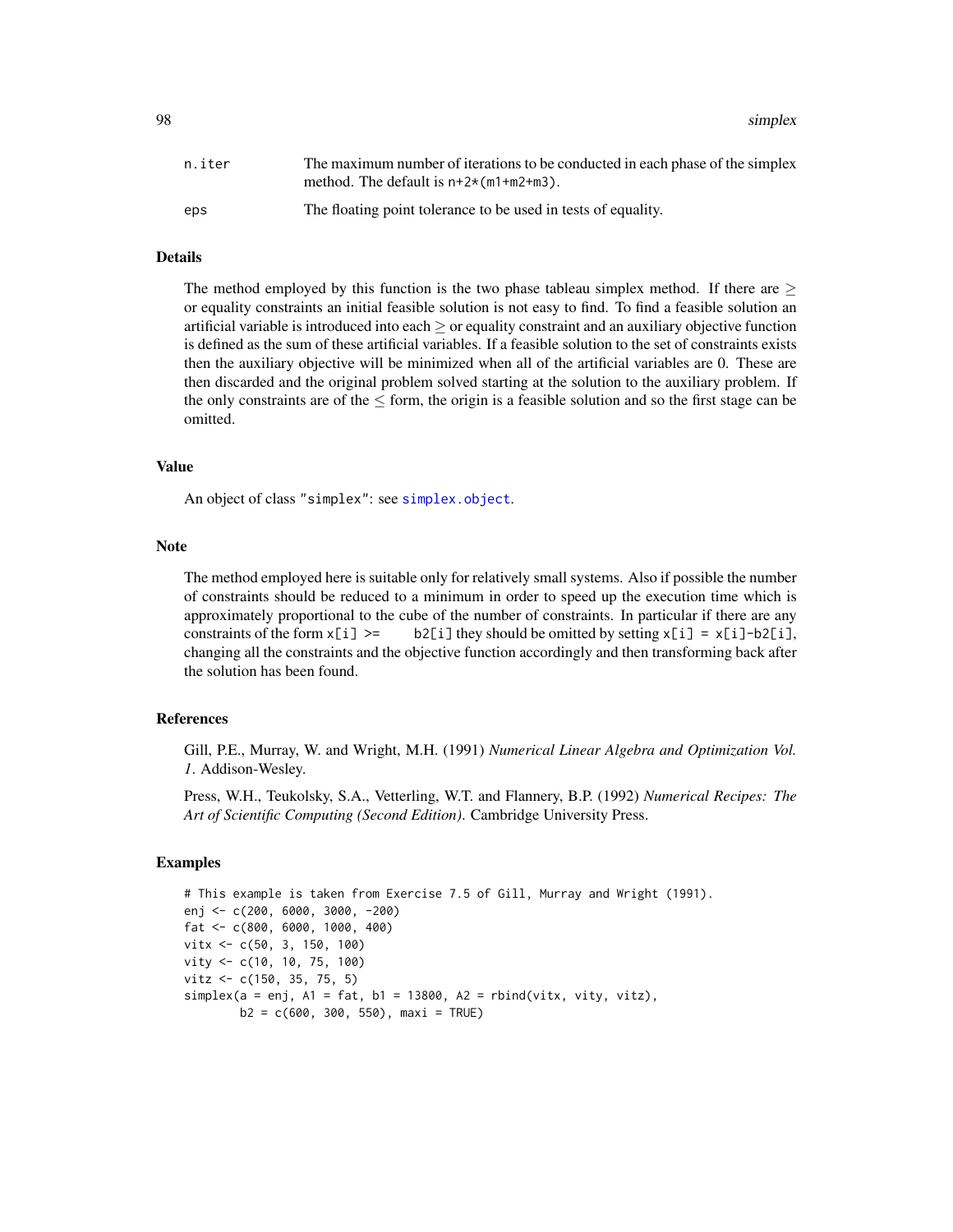| | |
|---|---|
| n.iter | The maximum number of iterations to be conducted in each phase of the simplex method. The default is n+2*(m1+m2+m3). |
| eps | The floating point tolerance to be used in tests of equality. |

## Details

The method employed by this function is the two phase tableau simplex method. If there are $\geq$ or equality constraints an initial feasible solution is not easy to find. To find a feasible solution an artificial variable is introduced into each $\geq$ or equality constraint and an auxiliary objective function is defined as the sum of these artificial variables. If a feasible solution to the set of constraints exists then the auxiliary objective will be minimized when all of the artificial variables are 0. These are then discarded and the original problem solved starting at the solution to the auxiliary problem. If the only constraints are of the $\leq$ form, the origin is a feasible solution and so the first stage can be omitted.

## Value

An object of class "simplex": see simplex.object.

## Note

The method employed here is suitable only for relatively small systems. Also if possible the number of constraints should be reduced to a minimum in order to speed up the execution time which is approximately proportional to the cube of the number of constraints. In particular if there are any constraints of the form x[i] >= b2[i] they should be omitted by setting x[i] = x[i]-b2[i], changing all the constraints and the objective function accordingly and then transforming back after the solution has been found.

## References

Gill, P.E., Murray, W. and Wright, M.H. (1991) *Numerical Linear Algebra and Optimization Vol. 1*. Addison-Wesley.

Press, W.H., Teukolsky, S.A., Vetterling, W.T. and Flannery, B.P. (1992) *Numerical Recipes: The Art of Scientific Computing (Second Edition)*. Cambridge University Press.

## Examples

```
# This example is taken from Exercise 7.5 of Gill, Murray and Wright (1991).
enj <- c(200, 6000, 3000, -200)
fat <- c(800, 6000, 1000, 400)
vitx <- c(50, 3, 150, 100)
vity <- c(10, 10, 75, 100)
vitz <- c(150, 35, 75, 5)
simplex(a = enj, A1 = fat, b1 = 13800, A2 = rbind(vitx, vity, vitz),
        b2 = c(600, 300, 550), maxi = TRUE)
```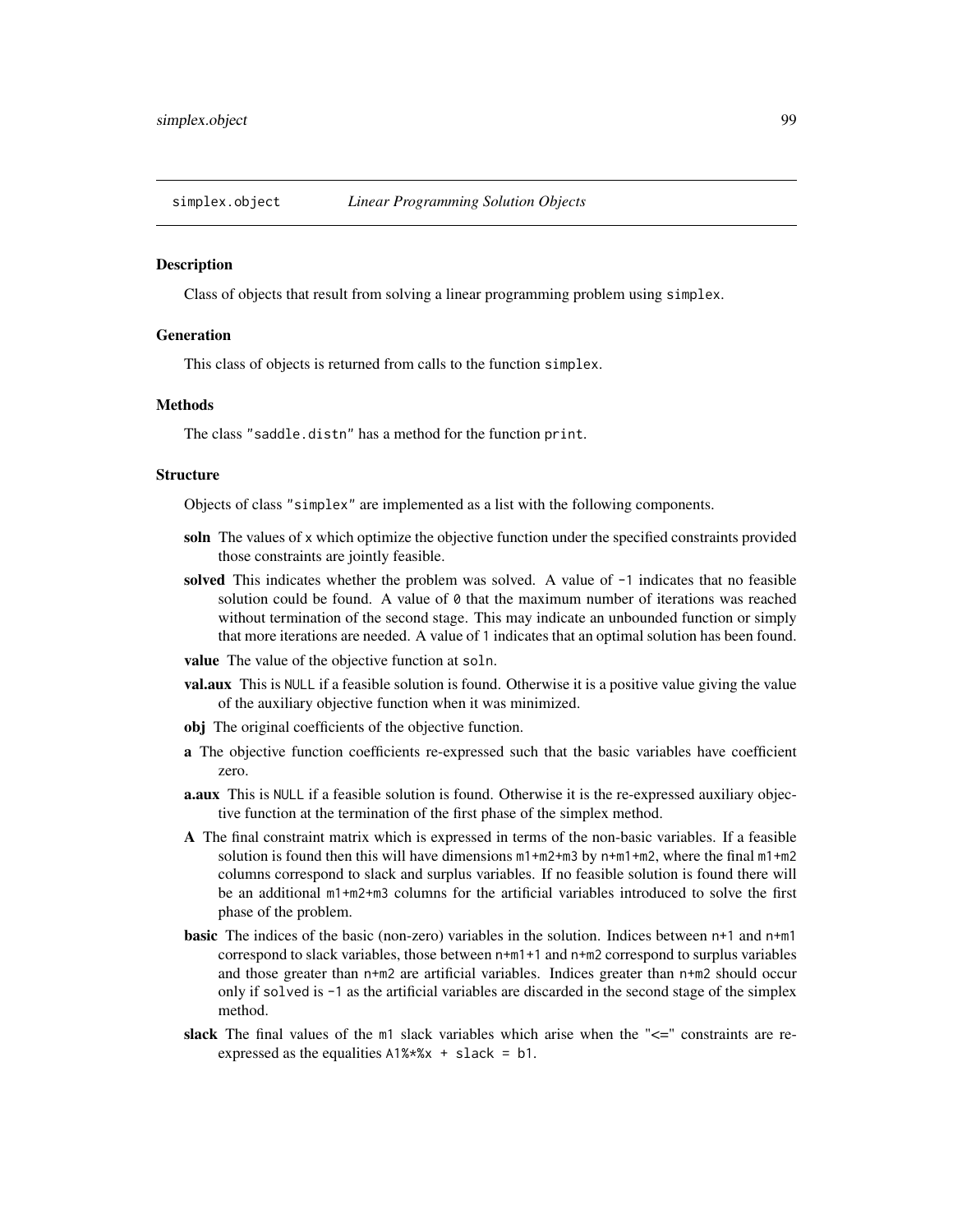simplex.object *Linear Programming Solution Objects*

### Description

Class of objects that result from solving a linear programming problem using `simplex`.

### Generation

This class of objects is returned from calls to the function `simplex`.

### Methods

The class `"saddle.distn"` has a method for the function `print`.

### Structure

Objects of class `"simplex"` are implemented as a list with the following components.

**soln** The values of `x` which optimize the objective function under the specified constraints provided those constraints are jointly feasible.

**solved** This indicates whether the problem was solved. A value of `-1` indicates that no feasible solution could be found. A value of `0` that the maximum number of iterations was reached without termination of the second stage. This may indicate an unbounded function or simply that more iterations are needed. A value of `1` indicates that an optimal solution has been found.

**value** The value of the objective function at `soln`.

**val.aux** This is `NULL` if a feasible solution is found. Otherwise it is a positive value giving the value of the auxiliary objective function when it was minimized.

**obj** The original coefficients of the objective function.

**a** The objective function coefficients re-expressed such that the basic variables have coefficient zero.

**a.aux** This is `NULL` if a feasible solution is found. Otherwise it is the re-expressed auxiliary objective function at the termination of the first phase of the simplex method.

**A** The final constraint matrix which is expressed in terms of the non-basic variables. If a feasible solution is found then this will have dimensions `m1+m2+m3` by `n+m1+m2`, where the final `m1+m2` columns correspond to slack and surplus variables. If no feasible solution is found there will be an additional `m1+m2+m3` columns for the artificial variables introduced to solve the first phase of the problem.

**basic** The indices of the basic (non-zero) variables in the solution. Indices between `n+1` and `n+m1` correspond to slack variables, those between `n+m1+1` and `n+m2` correspond to surplus variables and those greater than `n+m2` are artificial variables. Indices greater than `n+m2` should occur only if `solved` is `-1` as the artificial variables are discarded in the second stage of the simplex method.

**slack** The final values of the `m1` slack variables which arise when the "<=" constraints are re-expressed as the equalities `A1%*%x + slack = b1`.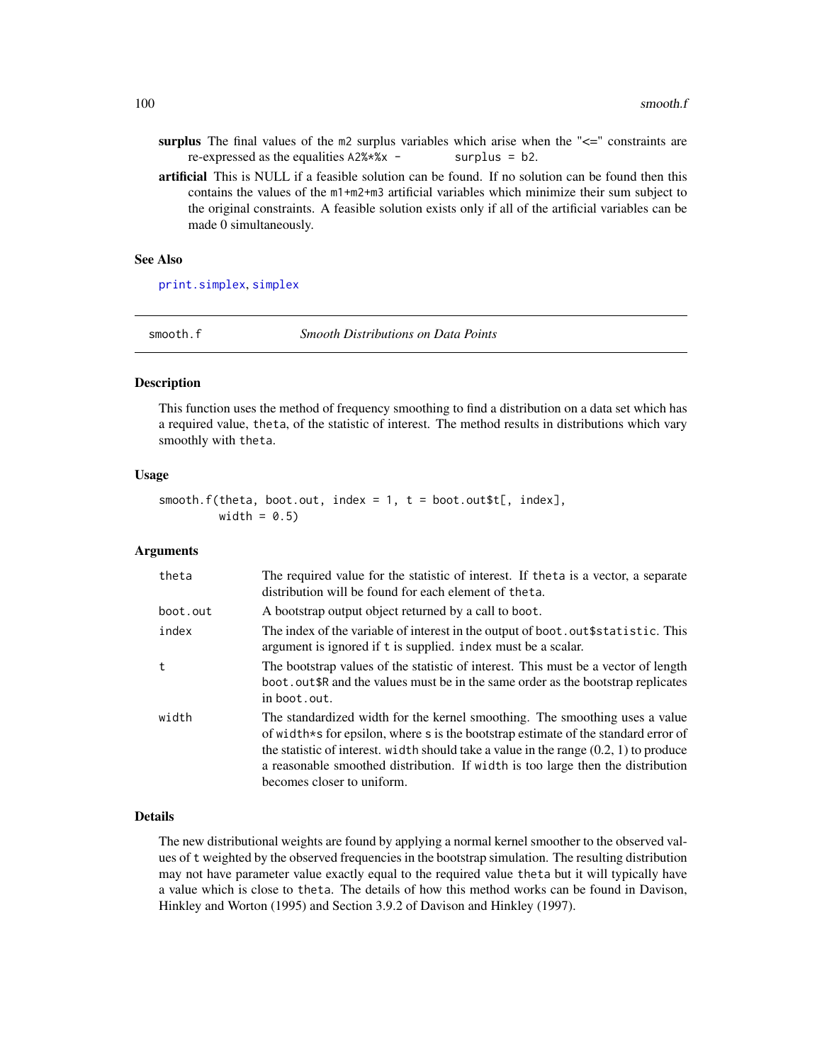**surplus** The final values of the m2 surplus variables which arise when the "<=" constraints are re-expressed as the equalities `A2%*%x - surplus = b2`.

**artificial** This is NULL if a feasible solution can be found. If no solution can be found then this contains the values of the m1+m2+m3 artificial variables which minimize their sum subject to the original constraints. A feasible solution exists only if all of the artificial variables can be made 0 simultaneously.

### See Also

`print.simplex`, `simplex`

---

## smooth.f — *Smooth Distributions on Data Points*

### Description

This function uses the method of frequency smoothing to find a distribution on a data set which has a required value, `theta`, of the statistic of interest. The method results in distributions which vary smoothly with `theta`.

### Usage

```
smooth.f(theta, boot.out, index = 1, t = boot.out$t[, index],
         width = 0.5)
```

### Arguments

| | |
|---|---|
| `theta` | The required value for the statistic of interest. If `theta` is a vector, a separate distribution will be found for each element of `theta`. |
| `boot.out` | A bootstrap output object returned by a call to `boot`. |
| `index` | The index of the variable of interest in the output of `boot.out$statistic`. This argument is ignored if `t` is supplied. `index` must be a scalar. |
| `t` | The bootstrap values of the statistic of interest. This must be a vector of length `boot.out$R` and the values must be in the same order as the bootstrap replicates in `boot.out`. |
| `width` | The standardized width for the kernel smoothing. The smoothing uses a value of `width*s` for epsilon, where `s` is the bootstrap estimate of the standard error of the statistic of interest. `width` should take a value in the range (0.2, 1) to produce a reasonable smoothed distribution. If `width` is too large then the distribution becomes closer to uniform. |

### Details

The new distributional weights are found by applying a normal kernel smoother to the observed values of `t` weighted by the observed frequencies in the bootstrap simulation. The resulting distribution may not have parameter value exactly equal to the required value `theta` but it will typically have a value which is close to `theta`. The details of how this method works can be found in Davison, Hinkley and Worton (1995) and Section 3.9.2 of Davison and Hinkley (1997).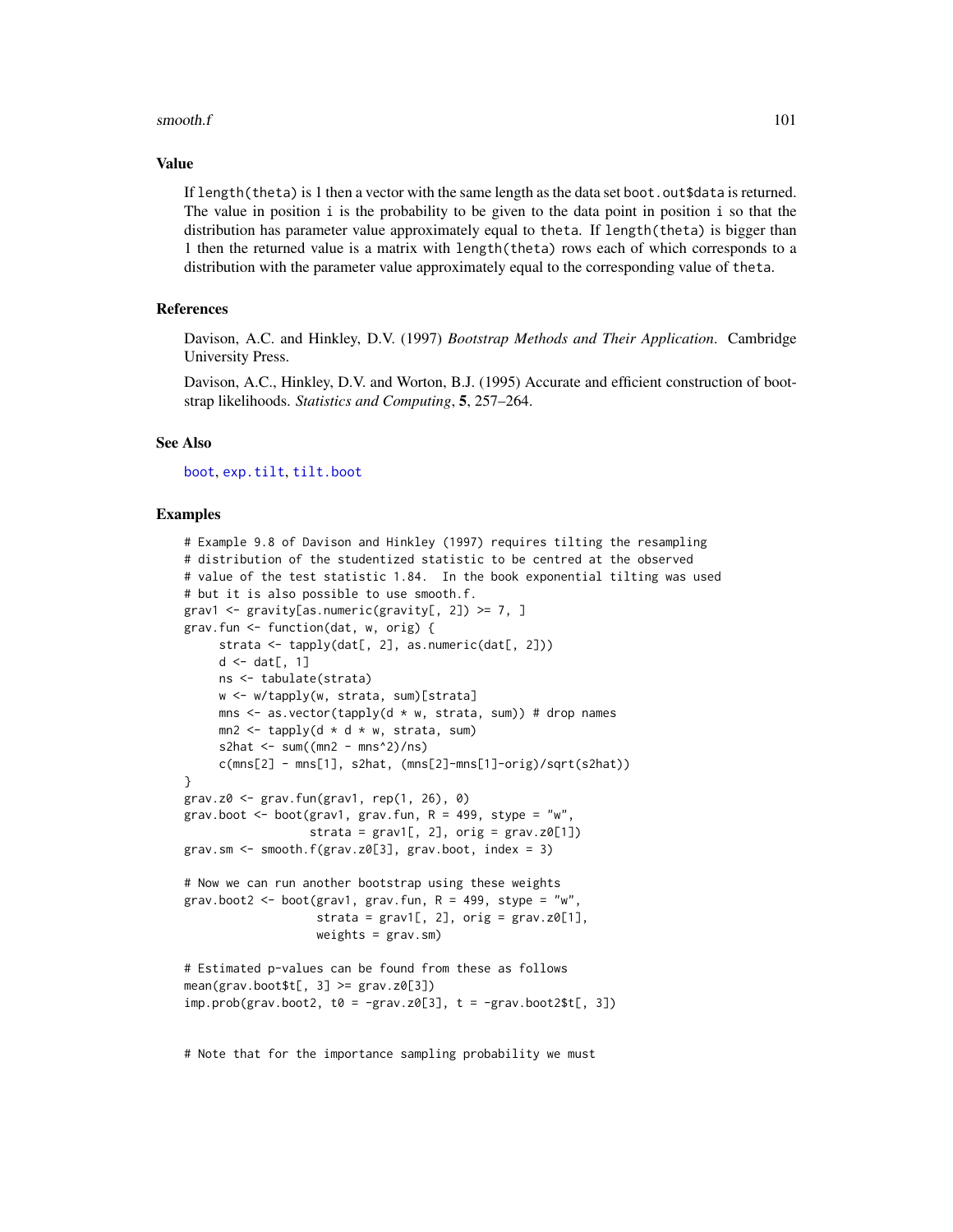## Value

If `length(theta)` is 1 then a vector with the same length as the data set `boot.out$data` is returned. The value in position `i` is the probability to be given to the data point in position `i` so that the distribution has parameter value approximately equal to `theta`. If `length(theta)` is bigger than 1 then the returned value is a matrix with `length(theta)` rows each of which corresponds to a distribution with the parameter value approximately equal to the corresponding value of `theta`.

## References

Davison, A.C. and Hinkley, D.V. (1997) *Bootstrap Methods and Their Application*. Cambridge University Press.

Davison, A.C., Hinkley, D.V. and Worton, B.J. (1995) Accurate and efficient construction of bootstrap likelihoods. *Statistics and Computing*, **5**, 257–264.

## See Also

boot, exp.tilt, tilt.boot

## Examples

```
# Example 9.8 of Davison and Hinkley (1997) requires tilting the resampling
# distribution of the studentized statistic to be centred at the observed
# value of the test statistic 1.84.  In the book exponential tilting was used
# but it is also possible to use smooth.f.
grav1 <- gravity[as.numeric(gravity[, 2]) >= 7, ]
grav.fun <- function(dat, w, orig) {
     strata <- tapply(dat[, 2], as.numeric(dat[, 2]))
     d <- dat[, 1]
     ns <- tabulate(strata)
     w <- w/tapply(w, strata, sum)[strata]
     mns <- as.vector(tapply(d * w, strata, sum)) # drop names
     mn2 <- tapply(d * d * w, strata, sum)
     s2hat <- sum((mn2 - mns^2)/ns)
     c(mns[2] - mns[1], s2hat, (mns[2]-mns[1]-orig)/sqrt(s2hat))
}
grav.z0 <- grav.fun(grav1, rep(1, 26), 0)
grav.boot <- boot(grav1, grav.fun, R = 499, stype = "w",
                  strata = grav1[, 2], orig = grav.z0[1])
grav.sm <- smooth.f(grav.z0[3], grav.boot, index = 3)

# Now we can run another bootstrap using these weights
grav.boot2 <- boot(grav1, grav.fun, R = 499, stype = "w",
                   strata = grav1[, 2], orig = grav.z0[1],
                   weights = grav.sm)

# Estimated p-values can be found from these as follows
mean(grav.boot$t[, 3] >= grav.z0[3])
imp.prob(grav.boot2, t0 = -grav.z0[3], t = -grav.boot2$t[, 3])


# Note that for the importance sampling probability we must
```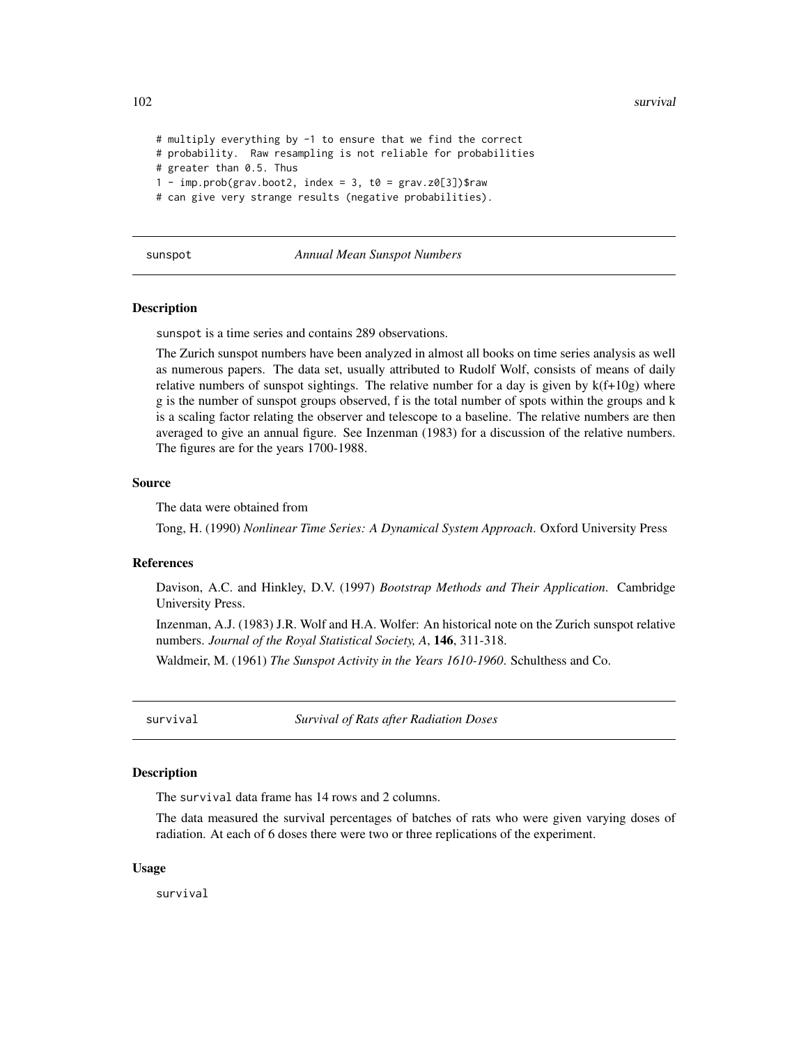```
# multiply everything by -1 to ensure that we find the correct
# probability.  Raw resampling is not reliable for probabilities
# greater than 0.5. Thus
1 - imp.prob(grav.boot2, index = 3, t0 = grav.z0[3])$raw
# can give very strange results (negative probabilities).
```

## sunspot — *Annual Mean Sunspot Numbers*

### Description

sunspot is a time series and contains 289 observations.

The Zurich sunspot numbers have been analyzed in almost all books on time series analysis as well as numerous papers. The data set, usually attributed to Rudolf Wolf, consists of means of daily relative numbers of sunspot sightings. The relative number for a day is given by k(f+10g) where g is the number of sunspot groups observed, f is the total number of spots within the groups and k is a scaling factor relating the observer and telescope to a baseline. The relative numbers are then averaged to give an annual figure. See Inzenman (1983) for a discussion of the relative numbers. The figures are for the years 1700-1988.

### Source

The data were obtained from

Tong, H. (1990) *Nonlinear Time Series: A Dynamical System Approach*. Oxford University Press

### References

Davison, A.C. and Hinkley, D.V. (1997) *Bootstrap Methods and Their Application*. Cambridge University Press.

Inzenman, A.J. (1983) J.R. Wolf and H.A. Wolfer: An historical note on the Zurich sunspot relative numbers. *Journal of the Royal Statistical Society, A*, **146**, 311-318.

Waldmeir, M. (1961) *The Sunspot Activity in the Years 1610-1960*. Schulthess and Co.

## survival — *Survival of Rats after Radiation Doses*

### Description

The survival data frame has 14 rows and 2 columns.

The data measured the survival percentages of batches of rats who were given varying doses of radiation. At each of 6 doses there were two or three replications of the experiment.

### Usage

```
survival
```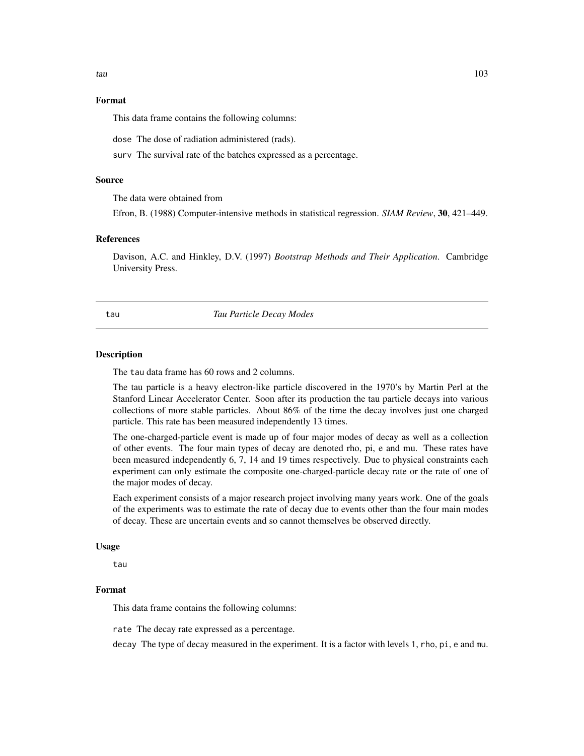## Format

This data frame contains the following columns:

`dose` The dose of radiation administered (rads).

`surv` The survival rate of the batches expressed as a percentage.

## Source

The data were obtained from

Efron, B. (1988) Computer-intensive methods in statistical regression. *SIAM Review*, **30**, 421–449.

## References

Davison, A.C. and Hinkley, D.V. (1997) *Bootstrap Methods and Their Application*. Cambridge University Press.

---

# tau — *Tau Particle Decay Modes*

---

## Description

The `tau` data frame has 60 rows and 2 columns.

The tau particle is a heavy electron-like particle discovered in the 1970's by Martin Perl at the Stanford Linear Accelerator Center. Soon after its production the tau particle decays into various collections of more stable particles. About 86% of the time the decay involves just one charged particle. This rate has been measured independently 13 times.

The one-charged-particle event is made up of four major modes of decay as well as a collection of other events. The four main types of decay are denoted rho, pi, e and mu. These rates have been measured independently 6, 7, 14 and 19 times respectively. Due to physical constraints each experiment can only estimate the composite one-charged-particle decay rate or the rate of one of the major modes of decay.

Each experiment consists of a major research project involving many years work. One of the goals of the experiments was to estimate the rate of decay due to events other than the four main modes of decay. These are uncertain events and so cannot themselves be observed directly.

## Usage

```
tau
```

## Format

This data frame contains the following columns:

`rate` The decay rate expressed as a percentage.

`decay` The type of decay measured in the experiment. It is a factor with levels `1`, `rho`, `pi`, `e` and `mu`.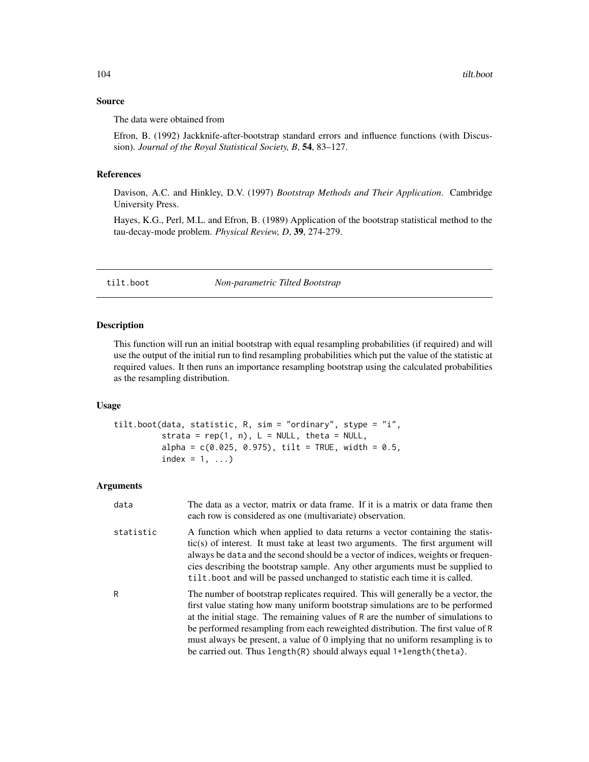## Source

The data were obtained from

Efron, B. (1992) Jackknife-after-bootstrap standard errors and influence functions (with Discussion). *Journal of the Royal Statistical Society, B*, **54**, 83–127.

## References

Davison, A.C. and Hinkley, D.V. (1997) *Bootstrap Methods and Their Application*. Cambridge University Press.

Hayes, K.G., Perl, M.L. and Efron, B. (1989) Application of the bootstrap statistical method to the tau-decay-mode problem. *Physical Review, D*, **39**, 274-279.

---

# tilt.boot — *Non-parametric Tilted Bootstrap*

---

## Description

This function will run an initial bootstrap with equal resampling probabilities (if required) and will use the output of the initial run to find resampling probabilities which put the value of the statistic at required values. It then runs an importance resampling bootstrap using the calculated probabilities as the resampling distribution.

## Usage

```
tilt.boot(data, statistic, R, sim = "ordinary", stype = "i",
          strata = rep(1, n), L = NULL, theta = NULL,
          alpha = c(0.025, 0.975), tilt = TRUE, width = 0.5,
          index = 1, ...)
```

## Arguments

| | |
|---|---|
| `data` | The data as a vector, matrix or data frame. If it is a matrix or data frame then each row is considered as one (multivariate) observation. |
| `statistic` | A function which when applied to data returns a vector containing the statistic(s) of interest. It must take at least two arguments. The first argument will always be `data` and the second should be a vector of indices, weights or frequencies describing the bootstrap sample. Any other arguments must be supplied to `tilt.boot` and will be passed unchanged to statistic each time it is called. |
| `R` | The number of bootstrap replicates required. This will generally be a vector, the first value stating how many uniform bootstrap simulations are to be performed at the initial stage. The remaining values of `R` are the number of simulations to be performed resampling from each reweighted distribution. The first value of `R` must always be present, a value of 0 implying that no uniform resampling is to be carried out. Thus `length(R)` should always equal `1+length(theta)`. |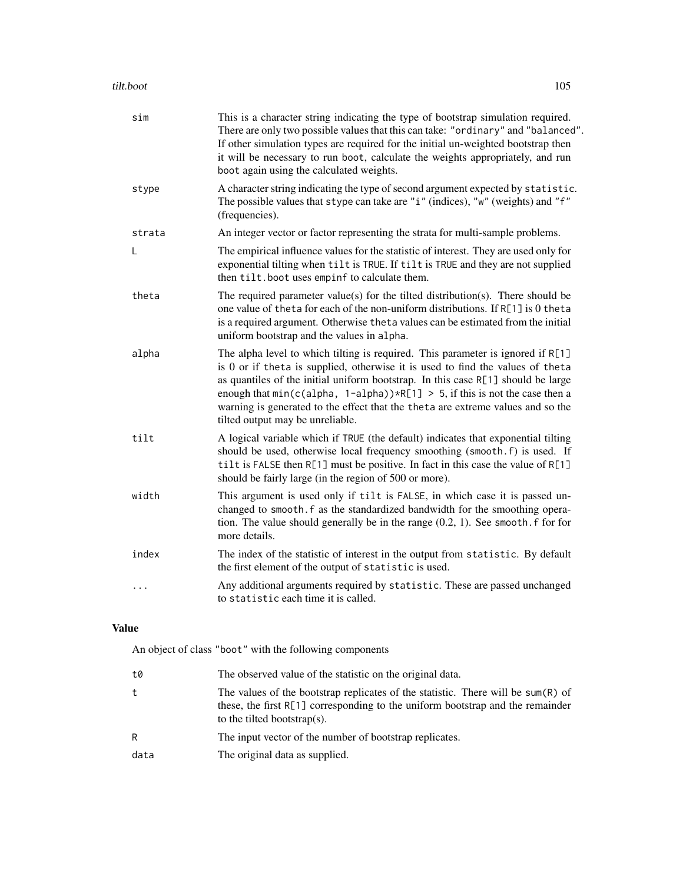| | |
|---|---|
| `sim` | This is a character string indicating the type of bootstrap simulation required. There are only two possible values that this can take: `"ordinary"` and `"balanced"`. If other simulation types are required for the initial un-weighted bootstrap then it will be necessary to run `boot`, calculate the weights appropriately, and run `boot` again using the calculated weights. |
| `stype` | A character string indicating the type of second argument expected by `statistic`. The possible values that `stype` can take are `"i"` (indices), `"w"` (weights) and `"f"` (frequencies). |
| `strata` | An integer vector or factor representing the strata for multi-sample problems. |
| `L` | The empirical influence values for the statistic of interest. They are used only for exponential tilting when `tilt` is `TRUE`. If `tilt` is `TRUE` and they are not supplied then `tilt.boot` uses `empinf` to calculate them. |
| `theta` | The required parameter value(s) for the tilted distribution(s). There should be one value of `theta` for each of the non-uniform distributions. If `R[1]` is 0 `theta` is a required argument. Otherwise `theta` values can be estimated from the initial uniform bootstrap and the values in `alpha`. |
| `alpha` | The alpha level to which tilting is required. This parameter is ignored if `R[1]` is 0 or if `theta` is supplied, otherwise it is used to find the values of `theta` as quantiles of the initial uniform bootstrap. In this case `R[1]` should be large enough that `min(c(alpha, 1-alpha))*R[1] > 5`, if this is not the case then a warning is generated to the effect that the `theta` are extreme values and so the tilted output may be unreliable. |
| `tilt` | A logical variable which if `TRUE` (the default) indicates that exponential tilting should be used, otherwise local frequency smoothing (`smooth.f`) is used. If `tilt` is `FALSE` then `R[1]` must be positive. In fact in this case the value of `R[1]` should be fairly large (in the region of 500 or more). |
| `width` | This argument is used only if `tilt` is `FALSE`, in which case it is passed unchanged to `smooth.f` as the standardized bandwidth for the smoothing operation. The value should generally be in the range (0.2, 1). See `smooth.f` for for more details. |
| `index` | The index of the statistic of interest in the output from `statistic`. By default the first element of the output of `statistic` is used. |
| `...` | Any additional arguments required by `statistic`. These are passed unchanged to `statistic` each time it is called. |

## Value

An object of class `"boot"` with the following components

| | |
|---|---|
| `t0` | The observed value of the statistic on the original data. |
| `t` | The values of the bootstrap replicates of the statistic. There will be `sum(R)` of these, the first `R[1]` corresponding to the uniform bootstrap and the remainder to the tilted bootstrap(s). |
| `R` | The input vector of the number of bootstrap replicates. |
| `data` | The original data as supplied. |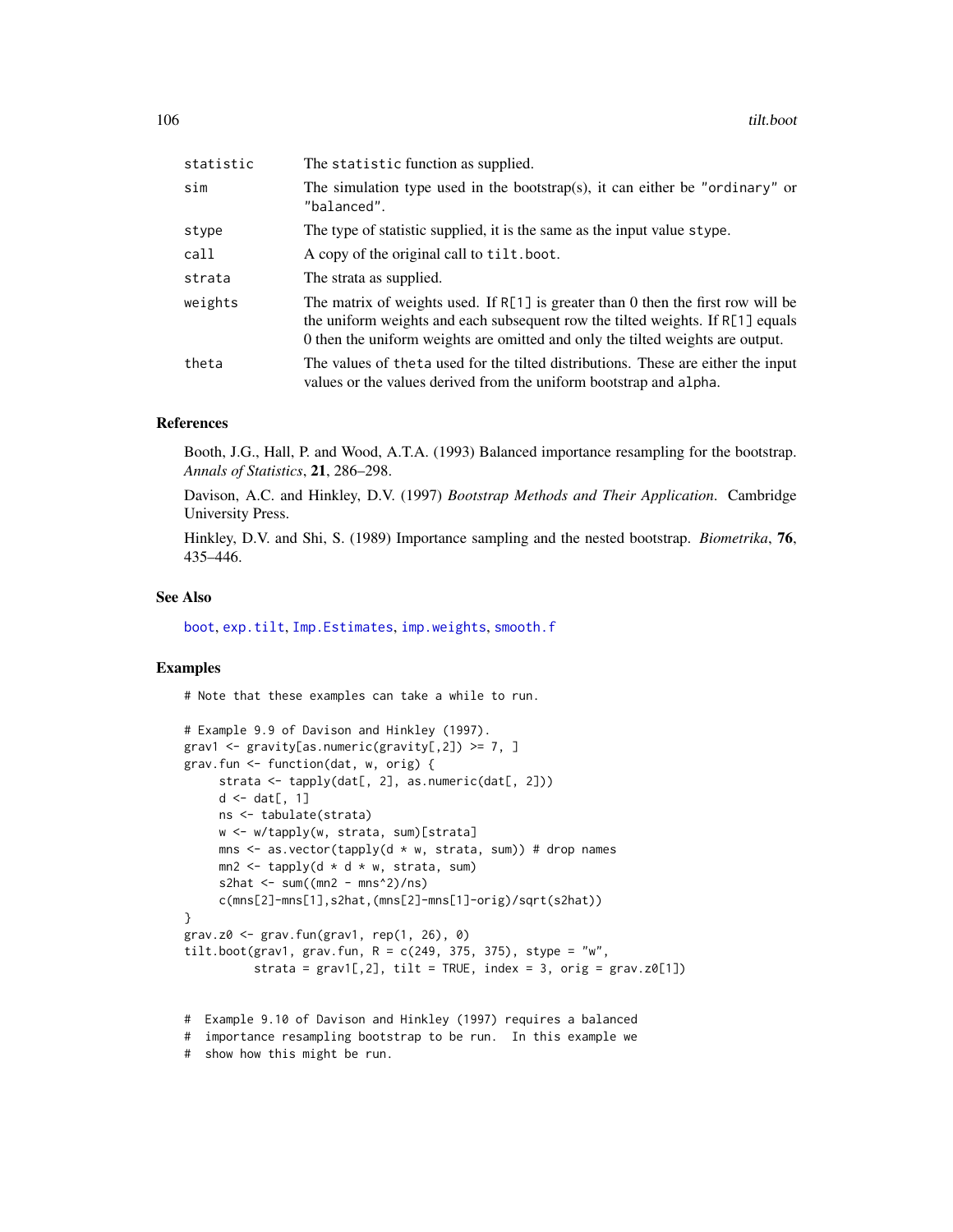| | |
|---|---|
| `statistic` | The `statistic` function as supplied. |
| `sim` | The simulation type used in the bootstrap(s), it can either be `"ordinary"` or `"balanced"`. |
| `stype` | The type of statistic supplied, it is the same as the input value `stype`. |
| `call` | A copy of the original call to `tilt.boot`. |
| `strata` | The strata as supplied. |
| `weights` | The matrix of weights used. If `R[1]` is greater than 0 then the first row will be the uniform weights and each subsequent row the tilted weights. If `R[1]` equals 0 then the uniform weights are omitted and only the tilted weights are output. |
| `theta` | The values of `theta` used for the tilted distributions. These are either the input values or the values derived from the uniform bootstrap and `alpha`. |

## References

Booth, J.G., Hall, P. and Wood, A.T.A. (1993) Balanced importance resampling for the bootstrap. *Annals of Statistics*, **21**, 286–298.

Davison, A.C. and Hinkley, D.V. (1997) *Bootstrap Methods and Their Application*. Cambridge University Press.

Hinkley, D.V. and Shi, S. (1989) Importance sampling and the nested bootstrap. *Biometrika*, **76**, 435–446.

## See Also

`boot`, `exp.tilt`, `Imp.Estimates`, `imp.weights`, `smooth.f`

## Examples

```
# Note that these examples can take a while to run.

# Example 9.9 of Davison and Hinkley (1997).
grav1 <- gravity[as.numeric(gravity[,2]) >= 7, ]
grav.fun <- function(dat, w, orig) {
     strata <- tapply(dat[, 2], as.numeric(dat[, 2]))
     d <- dat[, 1]
     ns <- tabulate(strata)
     w <- w/tapply(w, strata, sum)[strata]
     mns <- as.vector(tapply(d * w, strata, sum)) # drop names
     mn2 <- tapply(d * d * w, strata, sum)
     s2hat <- sum((mn2 - mns^2)/ns)
     c(mns[2]-mns[1],s2hat,(mns[2]-mns[1]-orig)/sqrt(s2hat))
}
grav.z0 <- grav.fun(grav1, rep(1, 26), 0)
tilt.boot(grav1, grav.fun, R = c(249, 375, 375), stype = "w",
          strata = grav1[,2], tilt = TRUE, index = 3, orig = grav.z0[1])


#  Example 9.10 of Davison and Hinkley (1997) requires a balanced
#  importance resampling bootstrap to be run.  In this example we
#  show how this might be run.
```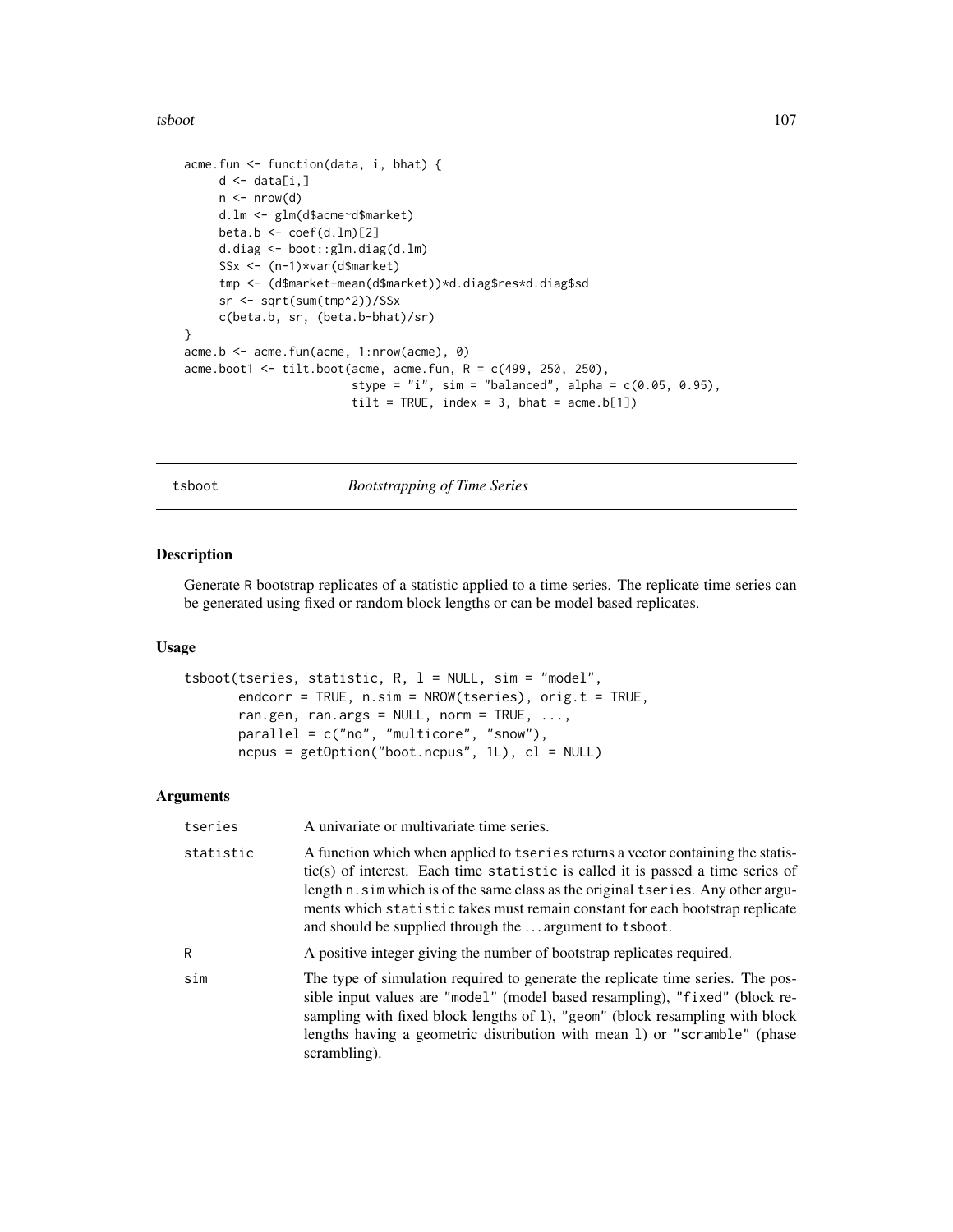```
acme.fun <- function(data, i, bhat) {
     d <- data[i,]
     n <- nrow(d)
     d.lm <- glm(d$acme~d$market)
     beta.b <- coef(d.lm)[2]
     d.diag <- boot::glm.diag(d.lm)
     SSx <- (n-1)*var(d$market)
     tmp <- (d$market-mean(d$market))*d.diag$res*d.diag$sd
     sr <- sqrt(sum(tmp^2))/SSx
     c(beta.b, sr, (beta.b-bhat)/sr)
}
acme.b <- acme.fun(acme, 1:nrow(acme), 0)
acme.boot1 <- tilt.boot(acme, acme.fun, R = c(499, 250, 250),
                        stype = "i", sim = "balanced", alpha = c(0.05, 0.95),
                        tilt = TRUE, index = 3, bhat = acme.b[1])
```

---

## tsboot — *Bootstrapping of Time Series*

### Description

Generate R bootstrap replicates of a statistic applied to a time series. The replicate time series can be generated using fixed or random block lengths or can be model based replicates.

### Usage

```
tsboot(tseries, statistic, R, l = NULL, sim = "model",
       endcorr = TRUE, n.sim = NROW(tseries), orig.t = TRUE,
       ran.gen, ran.args = NULL, norm = TRUE, ...,
       parallel = c("no", "multicore", "snow"),
       ncpus = getOption("boot.ncpus", 1L), cl = NULL)
```

### Arguments

| | |
|---|---|
| `tseries` | A univariate or multivariate time series. |
| `statistic` | A function which when applied to `tseries` returns a vector containing the statistic(s) of interest. Each time `statistic` is called it is passed a time series of length `n.sim` which is of the same class as the original `tseries`. Any other arguments which `statistic` takes must remain constant for each bootstrap replicate and should be supplied through the ... argument to `tsboot`. |
| `R` | A positive integer giving the number of bootstrap replicates required. |
| `sim` | The type of simulation required to generate the replicate time series. The possible input values are `"model"` (model based resampling), `"fixed"` (block resampling with fixed block lengths of `l`), `"geom"` (block resampling with block lengths having a geometric distribution with mean `l`) or `"scramble"` (phase scrambling). |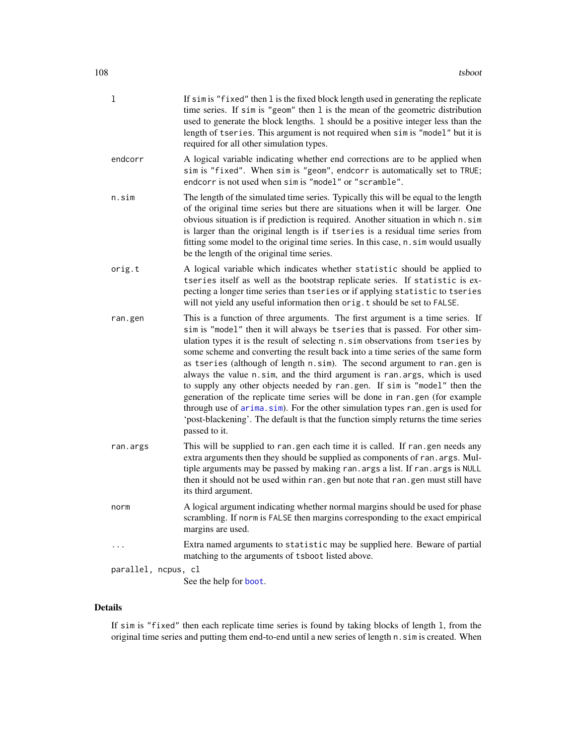`l` If `sim` is `"fixed"` then `l` is the fixed block length used in generating the replicate time series. If `sim` is `"geom"` then `l` is the mean of the geometric distribution used to generate the block lengths. `l` should be a positive integer less than the length of `tseries`. This argument is not required when `sim` is `"model"` but it is required for all other simulation types.

`endcorr` A logical variable indicating whether end corrections are to be applied when `sim` is `"fixed"`. When `sim` is `"geom"`, `endcorr` is automatically set to `TRUE`; `endcorr` is not used when `sim` is `"model"` or `"scramble"`.

`n.sim` The length of the simulated time series. Typically this will be equal to the length of the original time series but there are situations when it will be larger. One obvious situation is if prediction is required. Another situation in which `n.sim` is larger than the original length is if `tseries` is a residual time series from fitting some model to the original time series. In this case, `n.sim` would usually be the length of the original time series.

`orig.t` A logical variable which indicates whether `statistic` should be applied to `tseries` itself as well as the bootstrap replicate series. If `statistic` is expecting a longer time series than `tseries` or if applying `statistic` to `tseries` will not yield any useful information then `orig.t` should be set to `FALSE`.

`ran.gen` This is a function of three arguments. The first argument is a time series. If `sim` is `"model"` then it will always be `tseries` that is passed. For other simulation types it is the result of selecting `n.sim` observations from `tseries` by some scheme and converting the result back into a time series of the same form as `tseries` (although of length `n.sim`). The second argument to `ran.gen` is always the value `n.sim`, and the third argument is `ran.args`, which is used to supply any other objects needed by `ran.gen`. If `sim` is `"model"` then the generation of the replicate time series will be done in `ran.gen` (for example through use of `arima.sim`). For the other simulation types `ran.gen` is used for 'post-blackening'. The default is that the function simply returns the time series passed to it.

`ran.args` This will be supplied to `ran.gen` each time it is called. If `ran.gen` needs any extra arguments then they should be supplied as components of `ran.args`. Multiple arguments may be passed by making `ran.args` a list. If `ran.args` is `NULL` then it should not be used within `ran.gen` but note that `ran.gen` must still have its third argument.

`norm` A logical argument indicating whether normal margins should be used for phase scrambling. If `norm` is `FALSE` then margins corresponding to the exact empirical margins are used.

`...` Extra named arguments to `statistic` may be supplied here. Beware of partial matching to the arguments of `tsboot` listed above.

`parallel, ncpus, cl` See the help for `boot`.

## Details

If `sim` is `"fixed"` then each replicate time series is found by taking blocks of length `l`, from the original time series and putting them end-to-end until a new series of length `n.sim` is created. When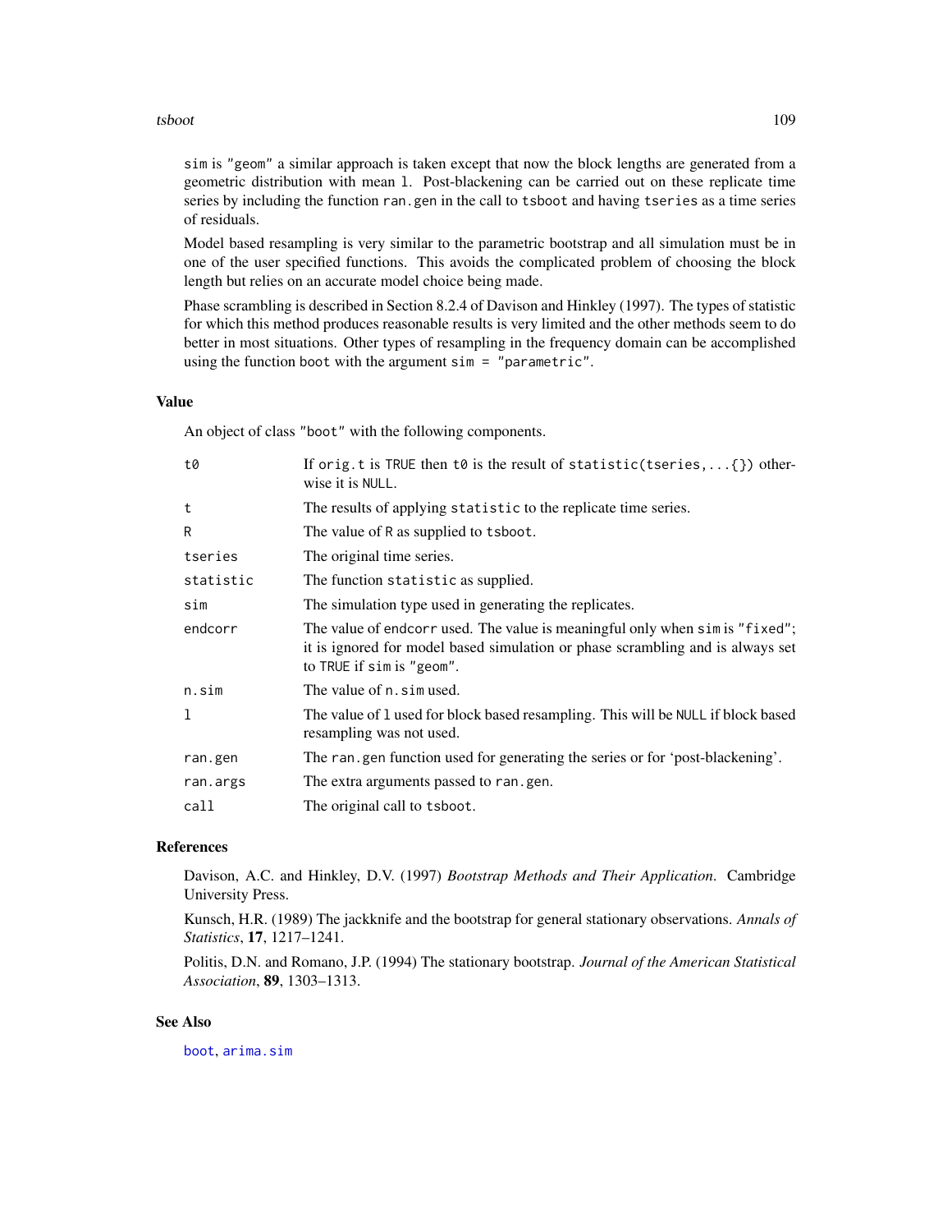sim is "geom" a similar approach is taken except that now the block lengths are generated from a geometric distribution with mean l. Post-blackening can be carried out on these replicate time series by including the function ran.gen in the call to tsboot and having tseries as a time series of residuals.

Model based resampling is very similar to the parametric bootstrap and all simulation must be in one of the user specified functions. This avoids the complicated problem of choosing the block length but relies on an accurate model choice being made.

Phase scrambling is described in Section 8.2.4 of Davison and Hinkley (1997). The types of statistic for which this method produces reasonable results is very limited and the other methods seem to do better in most situations. Other types of resampling in the frequency domain can be accomplished using the function boot with the argument sim = "parametric".

## Value

An object of class "boot" with the following components.

| | |
|---|---|
| t0 | If orig.t is TRUE then t0 is the result of statistic(tseries,...{}) otherwise it is NULL. |
| t | The results of applying statistic to the replicate time series. |
| R | The value of R as supplied to tsboot. |
| tseries | The original time series. |
| statistic | The function statistic as supplied. |
| sim | The simulation type used in generating the replicates. |
| endcorr | The value of endcorr used. The value is meaningful only when sim is "fixed"; it is ignored for model based simulation or phase scrambling and is always set to TRUE if sim is "geom". |
| n.sim | The value of n.sim used. |
| l | The value of l used for block based resampling. This will be NULL if block based resampling was not used. |
| ran.gen | The ran.gen function used for generating the series or for 'post-blackening'. |
| ran.args | The extra arguments passed to ran.gen. |
| call | The original call to tsboot. |

## References

Davison, A.C. and Hinkley, D.V. (1997) *Bootstrap Methods and Their Application*. Cambridge University Press.

Kunsch, H.R. (1989) The jackknife and the bootstrap for general stationary observations. *Annals of Statistics*, **17**, 1217–1241.

Politis, D.N. and Romano, J.P. (1994) The stationary bootstrap. *Journal of the American Statistical Association*, **89**, 1303–1313.

## See Also

boot, arima.sim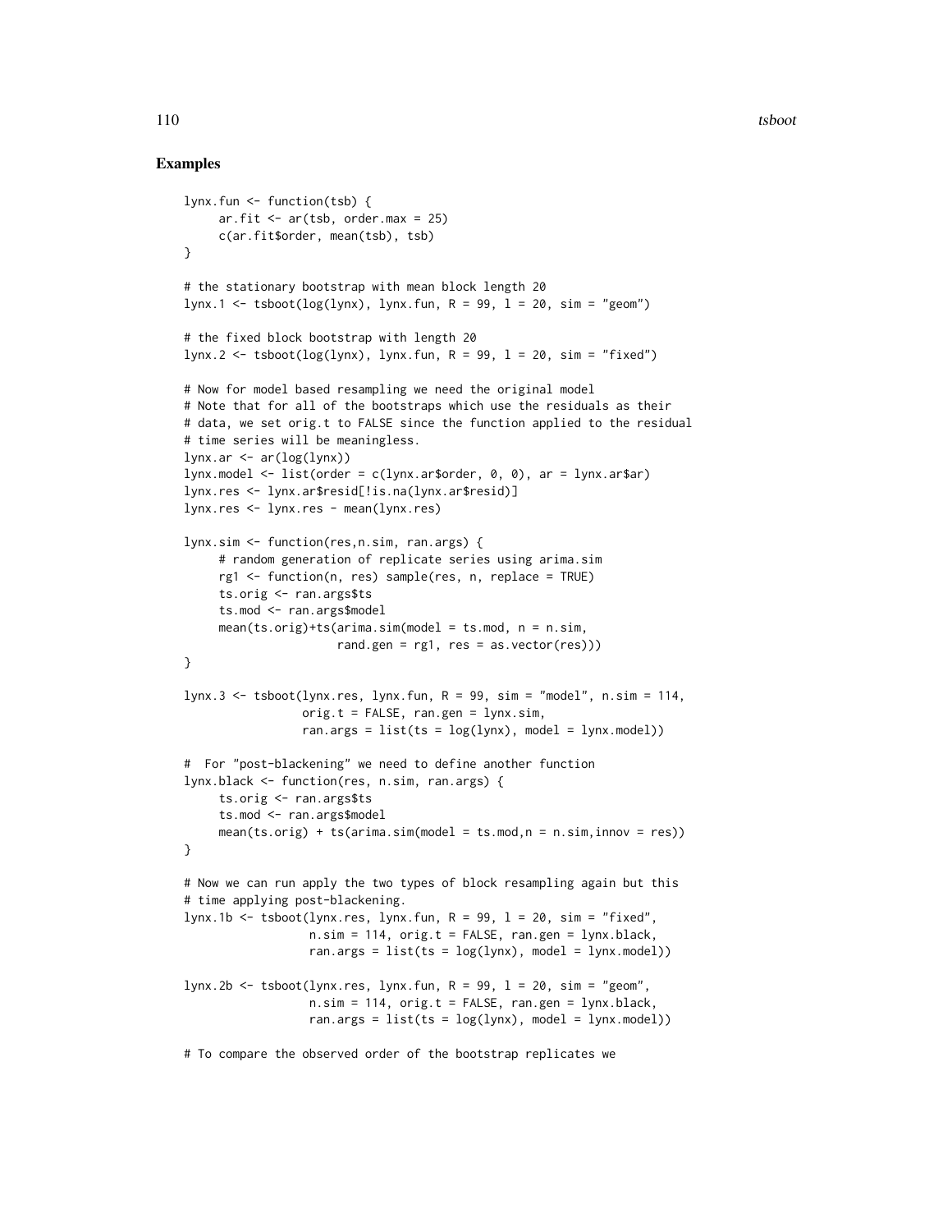## Examples

```
lynx.fun <- function(tsb) {
     ar.fit <- ar(tsb, order.max = 25)
     c(ar.fit$order, mean(tsb), tsb)
}

# the stationary bootstrap with mean block length 20
lynx.1 <- tsboot(log(lynx), lynx.fun, R = 99, l = 20, sim = "geom")

# the fixed block bootstrap with length 20
lynx.2 <- tsboot(log(lynx), lynx.fun, R = 99, l = 20, sim = "fixed")

# Now for model based resampling we need the original model
# Note that for all of the bootstraps which use the residuals as their
# data, we set orig.t to FALSE since the function applied to the residual
# time series will be meaningless.
lynx.ar <- ar(log(lynx))
lynx.model <- list(order = c(lynx.ar$order, 0, 0), ar = lynx.ar$ar)
lynx.res <- lynx.ar$resid[!is.na(lynx.ar$resid)]
lynx.res <- lynx.res - mean(lynx.res)

lynx.sim <- function(res,n.sim, ran.args) {
     # random generation of replicate series using arima.sim
     rg1 <- function(n, res) sample(res, n, replace = TRUE)
     ts.orig <- ran.args$ts
     ts.mod <- ran.args$model
     mean(ts.orig)+ts(arima.sim(model = ts.mod, n = n.sim,
                      rand.gen = rg1, res = as.vector(res)))
}

lynx.3 <- tsboot(lynx.res, lynx.fun, R = 99, sim = "model", n.sim = 114,
                 orig.t = FALSE, ran.gen = lynx.sim,
                 ran.args = list(ts = log(lynx), model = lynx.model))

#  For "post-blackening" we need to define another function
lynx.black <- function(res, n.sim, ran.args) {
     ts.orig <- ran.args$ts
     ts.mod <- ran.args$model
     mean(ts.orig) + ts(arima.sim(model = ts.mod,n = n.sim,innov = res))
}

# Now we can run apply the two types of block resampling again but this
# time applying post-blackening.
lynx.1b <- tsboot(lynx.res, lynx.fun, R = 99, l = 20, sim = "fixed",
                  n.sim = 114, orig.t = FALSE, ran.gen = lynx.black,
                  ran.args = list(ts = log(lynx), model = lynx.model))

lynx.2b <- tsboot(lynx.res, lynx.fun, R = 99, l = 20, sim = "geom",
                  n.sim = 114, orig.t = FALSE, ran.gen = lynx.black,
                  ran.args = list(ts = log(lynx), model = lynx.model))

# To compare the observed order of the bootstrap replicates we
```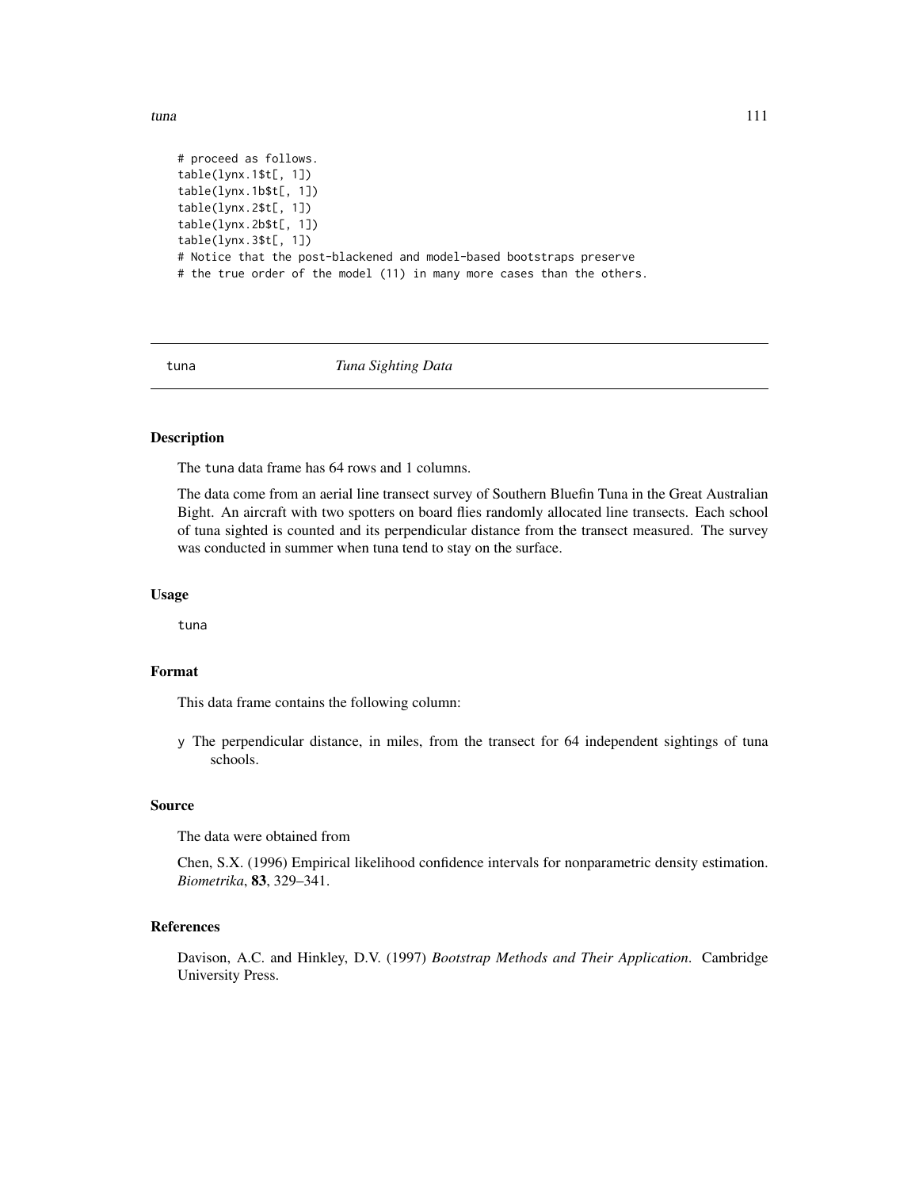```
# proceed as follows.
table(lynx.1$t[, 1])
table(lynx.1b$t[, 1])
table(lynx.2$t[, 1])
table(lynx.2b$t[, 1])
table(lynx.3$t[, 1])
# Notice that the post-blackened and model-based bootstraps preserve
# the true order of the model (11) in many more cases than the others.
```

---

tuna *Tuna Sighting Data*

---

## Description

The tuna data frame has 64 rows and 1 columns.

The data come from an aerial line transect survey of Southern Bluefin Tuna in the Great Australian Bight. An aircraft with two spotters on board flies randomly allocated line transects. Each school of tuna sighted is counted and its perpendicular distance from the transect measured. The survey was conducted in summer when tuna tend to stay on the surface.

## Usage

```
tuna
```

## Format

This data frame contains the following column:

y The perpendicular distance, in miles, from the transect for 64 independent sightings of tuna schools.

## Source

The data were obtained from

Chen, S.X. (1996) Empirical likelihood confidence intervals for nonparametric density estimation. *Biometrika*, **83**, 329–341.

## References

Davison, A.C. and Hinkley, D.V. (1997) *Bootstrap Methods and Their Application*. Cambridge University Press.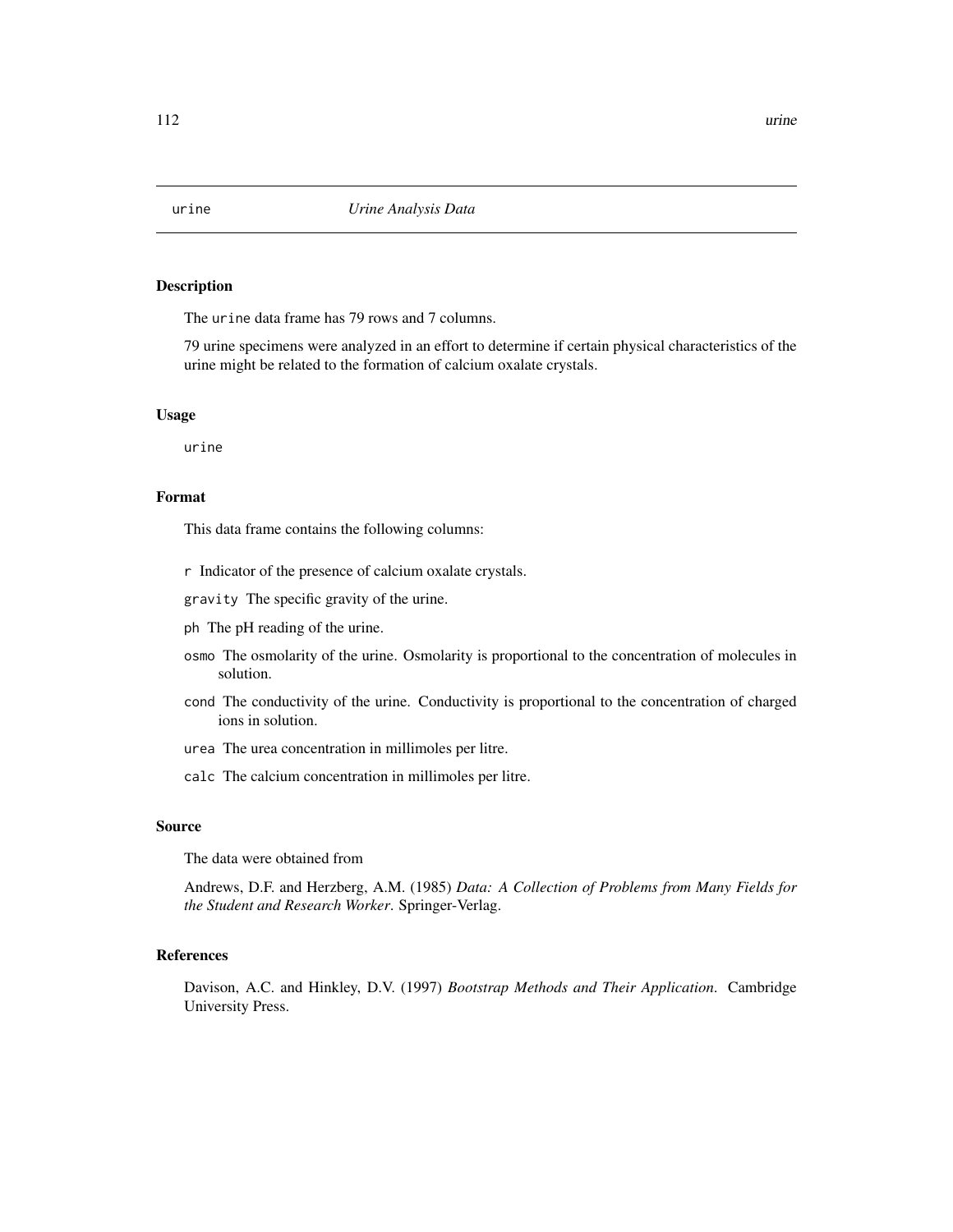# urine *Urine Analysis Data*

## Description

The `urine` data frame has 79 rows and 7 columns.

79 urine specimens were analyzed in an effort to determine if certain physical characteristics of the urine might be related to the formation of calcium oxalate crystals.

## Usage

```
urine
```

## Format

This data frame contains the following columns:

- `r` Indicator of the presence of calcium oxalate crystals.
- `gravity` The specific gravity of the urine.
- `ph` The pH reading of the urine.
- `osmo` The osmolarity of the urine. Osmolarity is proportional to the concentration of molecules in solution.
- `cond` The conductivity of the urine. Conductivity is proportional to the concentration of charged ions in solution.
- `urea` The urea concentration in millimoles per litre.
- `calc` The calcium concentration in millimoles per litre.

## Source

The data were obtained from

Andrews, D.F. and Herzberg, A.M. (1985) *Data: A Collection of Problems from Many Fields for the Student and Research Worker*. Springer-Verlag.

## References

Davison, A.C. and Hinkley, D.V. (1997) *Bootstrap Methods and Their Application*. Cambridge University Press.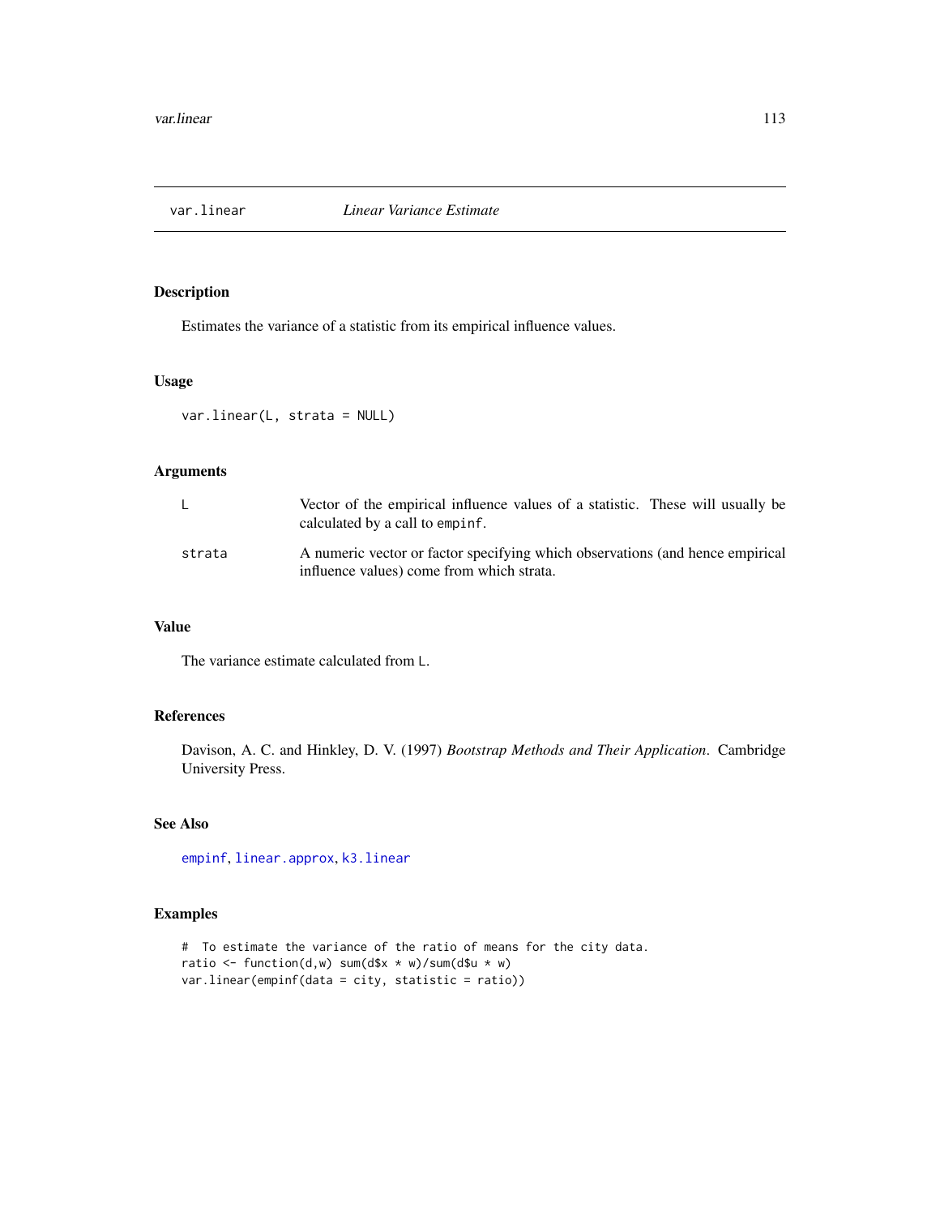## var.linear — *Linear Variance Estimate*

### Description

Estimates the variance of a statistic from its empirical influence values.

### Usage

```
var.linear(L, strata = NULL)
```

### Arguments

| | |
|---|---|
| L | Vector of the empirical influence values of a statistic. These will usually be calculated by a call to empinf. |
| strata | A numeric vector or factor specifying which observations (and hence empirical influence values) come from which strata. |

### Value

The variance estimate calculated from L.

### References

Davison, A. C. and Hinkley, D. V. (1997) *Bootstrap Methods and Their Application*. Cambridge University Press.

### See Also

empinf, linear.approx, k3.linear

### Examples

```
#  To estimate the variance of the ratio of means for the city data.
ratio <- function(d,w) sum(d$x * w)/sum(d$u * w)
var.linear(empinf(data = city, statistic = ratio))
```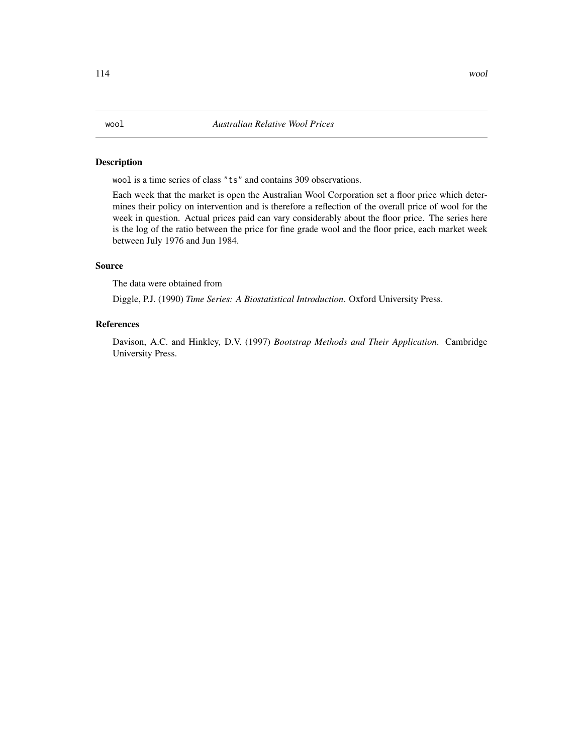# wool — *Australian Relative Wool Prices*

## Description

`wool` is a time series of class `"ts"` and contains 309 observations.

Each week that the market is open the Australian Wool Corporation set a floor price which determines their policy on intervention and is therefore a reflection of the overall price of wool for the week in question. Actual prices paid can vary considerably about the floor price. The series here is the log of the ratio between the price for fine grade wool and the floor price, each market week between July 1976 and Jun 1984.

## Source

The data were obtained from

Diggle, P.J. (1990) *Time Series: A Biostatistical Introduction*. Oxford University Press.

## References

Davison, A.C. and Hinkley, D.V. (1997) *Bootstrap Methods and Their Application*. Cambridge University Press.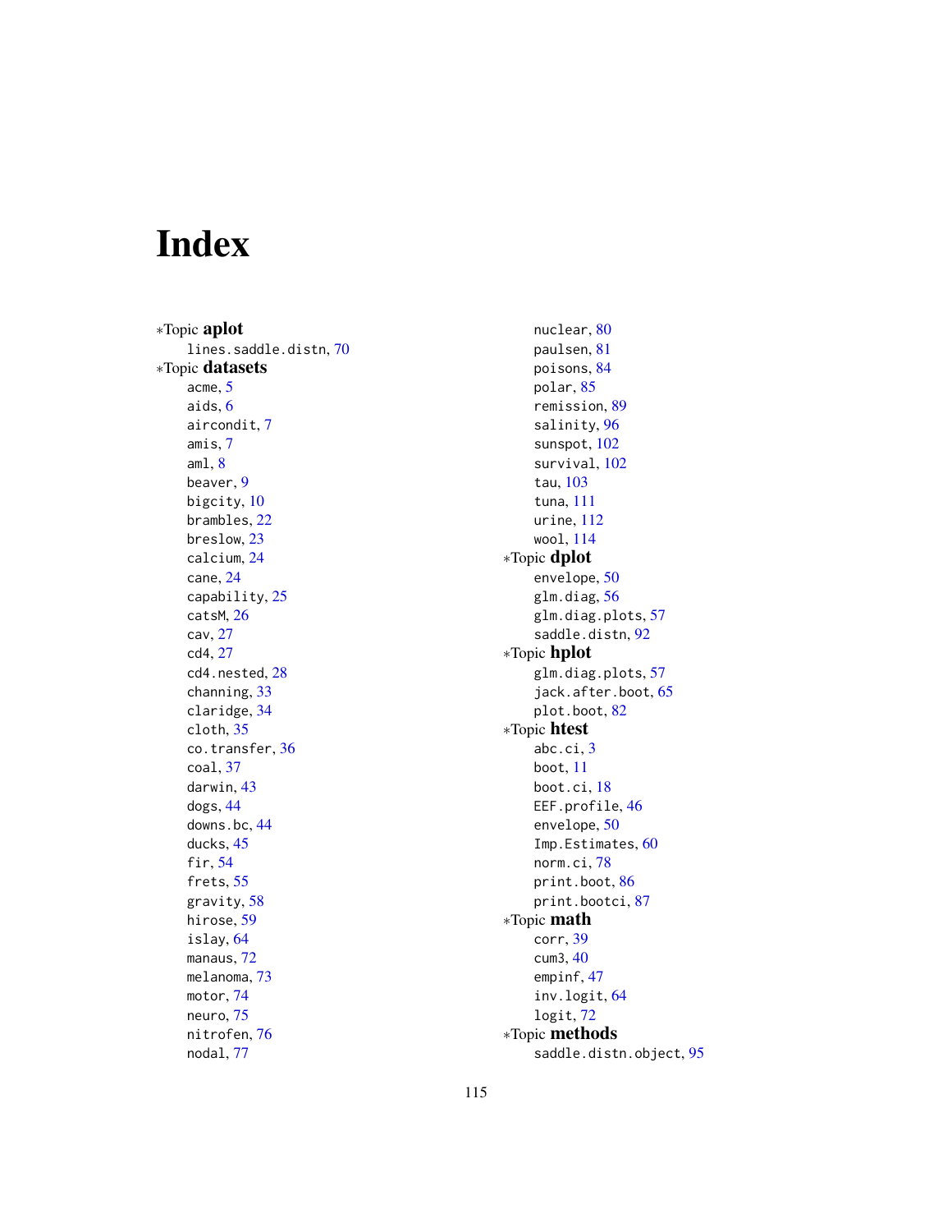# Index

*Topic **aplot**
- lines.saddle.distn, 70

*Topic **datasets**
- acme, 5
- aids, 6
- aircondit, 7
- amis, 7
- aml, 8
- beaver, 9
- bigcity, 10
- brambles, 22
- breslow, 23
- calcium, 24
- cane, 24
- capability, 25
- catsM, 26
- cav, 27
- cd4, 27
- cd4.nested, 28
- channing, 33
- claridge, 34
- cloth, 35
- co.transfer, 36
- coal, 37
- darwin, 43
- dogs, 44
- downs.bc, 44
- ducks, 45
- fir, 54
- frets, 55
- gravity, 58
- hirose, 59
- islay, 64
- manaus, 72
- melanoma, 73
- motor, 74
- neuro, 75
- nitrofen, 76
- nodal, 77
- nuclear, 80
- paulsen, 81
- poisons, 84
- polar, 85
- remission, 89
- salinity, 96
- sunspot, 102
- survival, 102
- tau, 103
- tuna, 111
- urine, 112
- wool, 114

*Topic **dplot**
- envelope, 50
- glm.diag, 56
- glm.diag.plots, 57
- saddle.distn, 92

*Topic **hplot**
- glm.diag.plots, 57
- jack.after.boot, 65
- plot.boot, 82

*Topic **htest**
- abc.ci, 3
- boot, 11
- boot.ci, 18
- EEF.profile, 46
- envelope, 50
- Imp.Estimates, 60
- norm.ci, 78
- print.boot, 86
- print.bootci, 87

*Topic **math**
- corr, 39
- cum3, 40
- empinf, 47
- inv.logit, 64
- logit, 72

*Topic **methods**
- saddle.distn.object, 95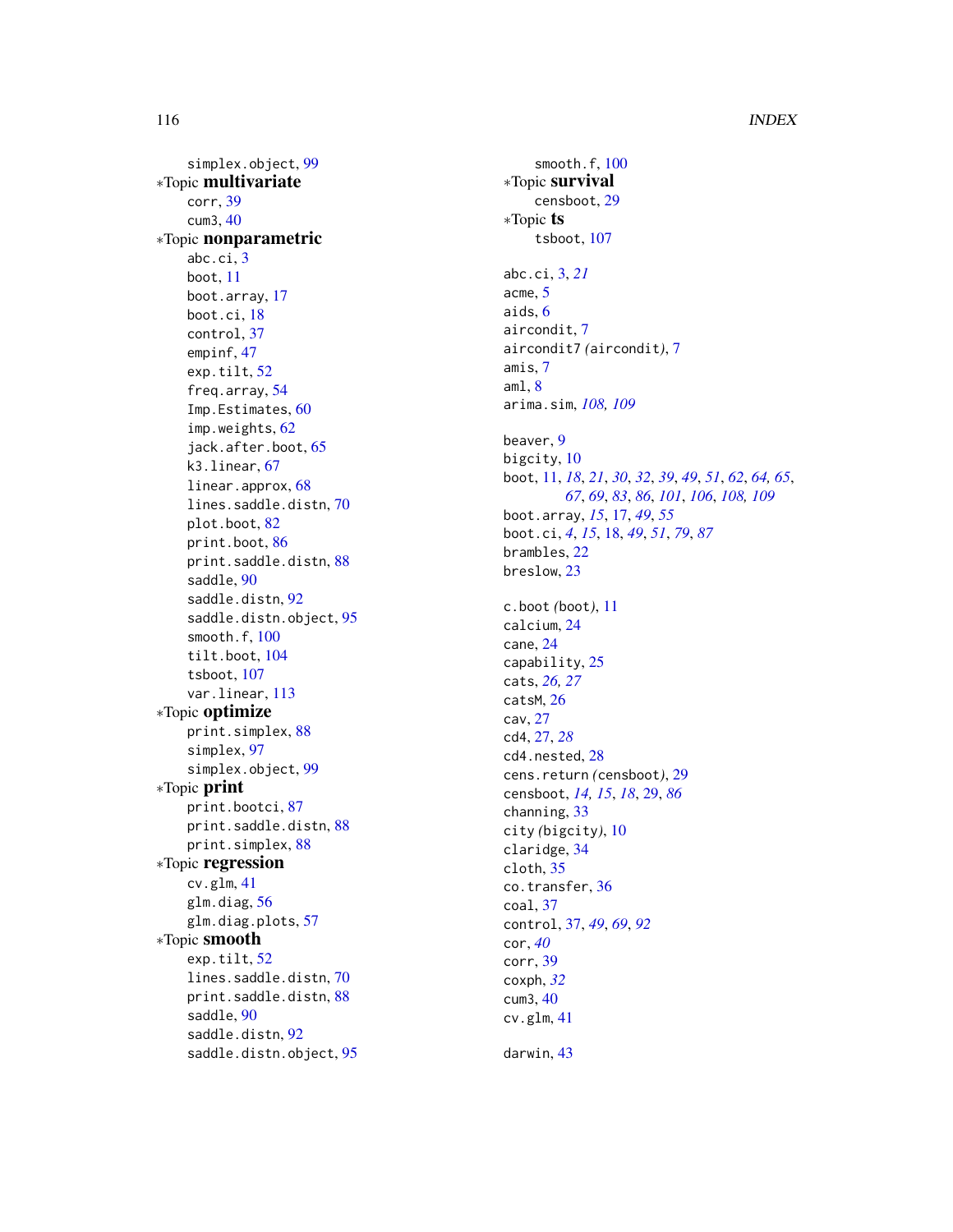simplex.object, 99

∗Topic **multivariate**

corr, 39
cum3, 40

∗Topic **nonparametric**

abc.ci, 3
boot, 11
boot.array, 17
boot.ci, 18
control, 37
empinf, 47
exp.tilt, 52
freq.array, 54
Imp.Estimates, 60
imp.weights, 62
jack.after.boot, 65
k3.linear, 67
linear.approx, 68
lines.saddle.distn, 70
plot.boot, 82
print.boot, 86
print.saddle.distn, 88
saddle, 90
saddle.distn, 92
saddle.distn.object, 95
smooth.f, 100
tilt.boot, 104
tsboot, 107
var.linear, 113

∗Topic **optimize**

print.simplex, 88
simplex, 97
simplex.object, 99

∗Topic **print**

print.bootci, 87
print.saddle.distn, 88
print.simplex, 88

∗Topic **regression**

cv.glm, 41
glm.diag, 56
glm.diag.plots, 57

∗Topic **smooth**

exp.tilt, 52
lines.saddle.distn, 70
print.saddle.distn, 88
saddle, 90
saddle.distn, 92
saddle.distn.object, 95
smooth.f, 100

∗Topic **survival**

censboot, 29

∗Topic **ts**

tsboot, 107

abc.ci, 3, *21*
acme, 5
aids, 6
aircondit, 7
aircondit7 *(*aircondit*)*, 7
amis, 7
aml, 8
arima.sim, *108, 109*

beaver, 9
bigcity, 10
boot, 11, *18*, *21*, *30*, *32*, *39*, *49*, *51*, *62*, *64, 65*, *67*, *69*, *83*, *86*, *101*, *106*, *108, 109*
boot.array, *15*, 17, *49*, *55*
boot.ci, *4*, *15*, 18, *49*, *51*, *79*, *87*
brambles, 22
breslow, 23

c.boot *(*boot*)*, 11
calcium, 24
cane, 24
capability, 25
cats, *26, 27*
catsM, 26
cav, 27
cd4, 27, *28*
cd4.nested, 28
cens.return *(*censboot*)*, 29
censboot, *14, 15*, *18*, 29, *86*
channing, 33
city *(*bigcity*)*, 10
claridge, 34
cloth, 35
co.transfer, 36
coal, 37
control, 37, *49*, *69*, *92*
cor, *40*
corr, 39
coxph, *32*
cum3, 40
cv.glm, 41

darwin, 43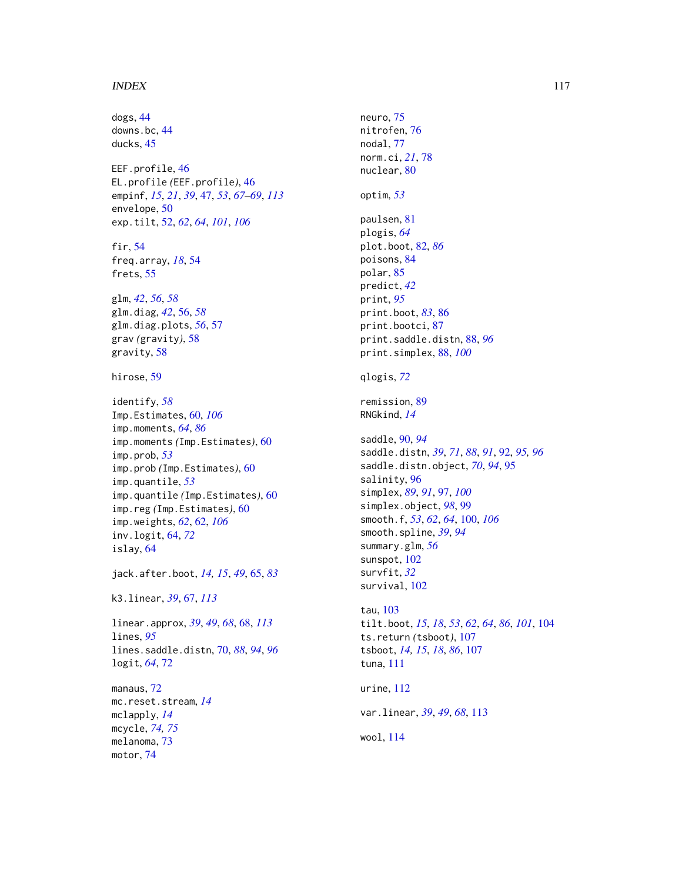dogs, 44
downs.bc, 44
ducks, 45

EEF.profile, 46
EL.profile *(*EEF.profile*)*, 46
empinf, *15*, *21*, *39*, 47, *53*, *67–69*, *113*
envelope, 50
exp.tilt, 52, *62*, *64*, *101*, *106*

fir, 54
freq.array, *18*, 54
frets, 55

glm, *42*, *56*, *58*
glm.diag, *42*, 56, *58*
glm.diag.plots, *56*, 57
grav *(*gravity*)*, 58
gravity, 58

hirose, 59

identify, *58*
Imp.Estimates, 60, *106*
imp.moments, *64*, *86*
imp.moments *(*Imp.Estimates*)*, 60
imp.prob, *53*
imp.prob *(*Imp.Estimates*)*, 60
imp.quantile, *53*
imp.quantile *(*Imp.Estimates*)*, 60
imp.reg *(*Imp.Estimates*)*, 60
imp.weights, *62*, 62, *106*
inv.logit, 64, *72*
islay, 64

jack.after.boot, *14*, *15*, *49*, 65, *83*

k3.linear, *39*, 67, *113*

linear.approx, *39*, *49*, *68*, 68, *113*
lines, *95*
lines.saddle.distn, 70, *88*, *94*, *96*
logit, *64*, 72

manaus, 72
mc.reset.stream, *14*
mclapply, *14*
mcycle, *74*, *75*
melanoma, 73
motor, 74

neuro, 75
nitrofen, 76
nodal, 77
norm.ci, *21*, 78
nuclear, 80

optim, *53*

paulsen, 81
plogis, *64*
plot.boot, 82, *86*
poisons, 84
polar, 85
predict, *42*
print, *95*
print.boot, *83*, 86
print.bootci, 87
print.saddle.distn, 88, *96*
print.simplex, 88, *100*

qlogis, *72*

remission, 89
RNGkind, *14*

saddle, 90, *94*
saddle.distn, *39*, *71*, *88*, *91*, 92, *95*, *96*
saddle.distn.object, *70*, *94*, 95
salinity, 96
simplex, *89*, *91*, 97, *100*
simplex.object, *98*, 99
smooth.f, *53*, *62*, *64*, 100, *106*
smooth.spline, *39*, *94*
summary.glm, *56*
sunspot, 102
survfit, *32*
survival, 102

tau, 103
tilt.boot, *15*, *18*, *53*, *62*, *64*, *86*, *101*, 104
ts.return *(*tsboot*)*, 107
tsboot, *14*, *15*, *18*, *86*, 107
tuna, 111

urine, 112

var.linear, *39*, *49*, *68*, 113

wool, 114